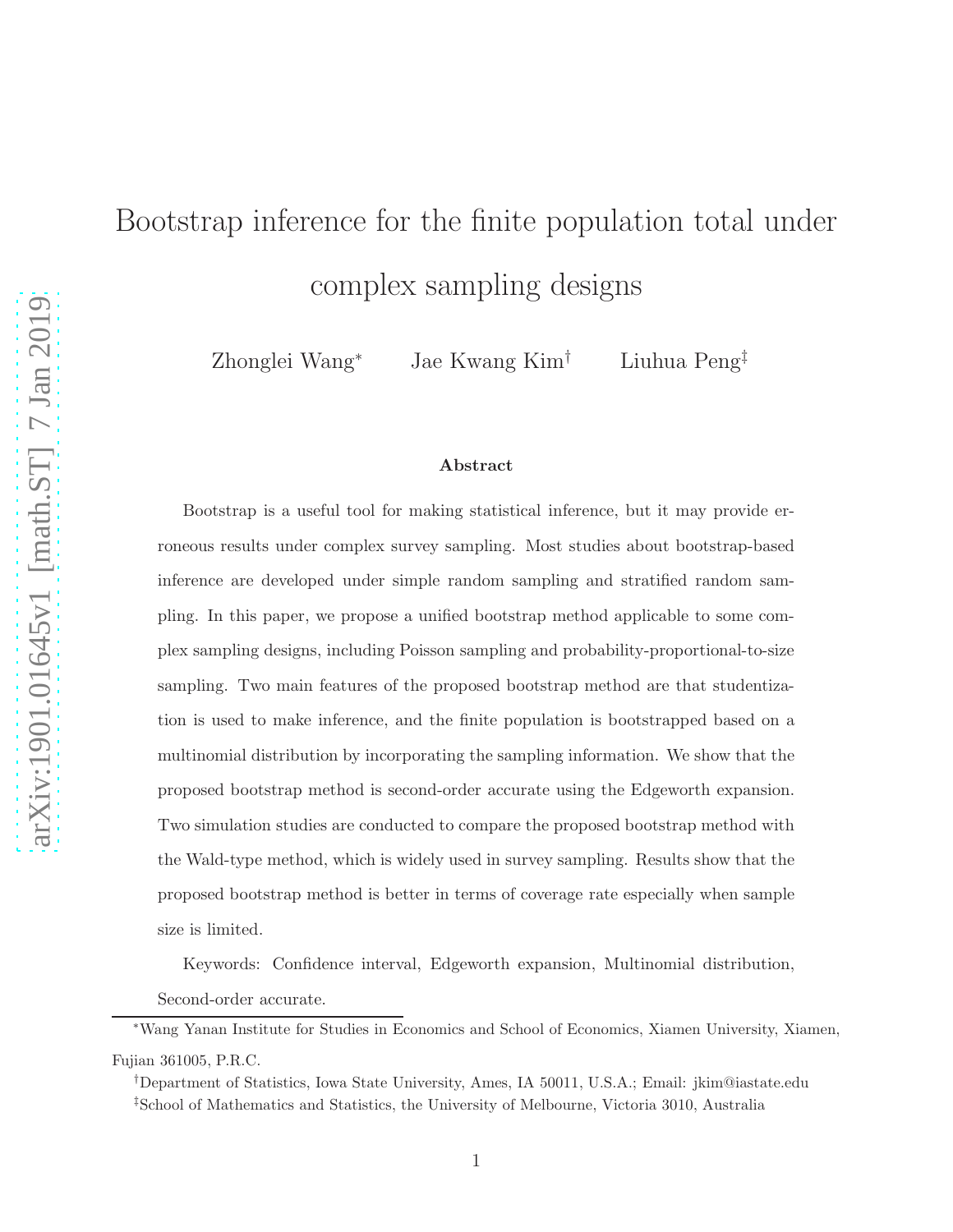# Bootstrap inference for the finite population total under complex sampling designs

Zhonglei Wang[*] Jae Kwang Kim[†] Liuhua Peng[‡]

### Abstract

Bootstrap is a useful tool for making statistical inference, but it may provide erroneous results under complex survey sampling. Most studies about bootstrap-based inference are developed under simple random sampling and stratified random sampling. In this paper, we propose a unified bootstrap method applicable to some complex sampling designs, including Poisson sampling and probability-proportional-to-size sampling. Two main features of the proposed bootstrap method are that studentization is used to make inference, and the finite population is bootstrapped based on a multinomial distribution by incorporating the sampling information. We show that the proposed bootstrap method is second-order accurate using the Edgeworth expansion. Two simulation studies are conducted to compare the proposed bootstrap method with the Wald-type method, which is widely used in survey sampling. Results show that the proposed bootstrap method is better in terms of coverage rate especially when sample size is limited.

Keywords: Confidence interval, Edgeworth expansion, Multinomial distribution, Second-order accurate.

---

[*]Wang Yanan Institute for Studies in Economics and School of Economics, Xiamen University, Xiamen, Fujian 361005, P.R.C.

[†]Department of Statistics, Iowa State University, Ames, IA 50011, U.S.A.; Email: jkim@iastate.edu

[‡]School of Mathematics and Statistics, the University of Melbourne, Victoria 3010, Australia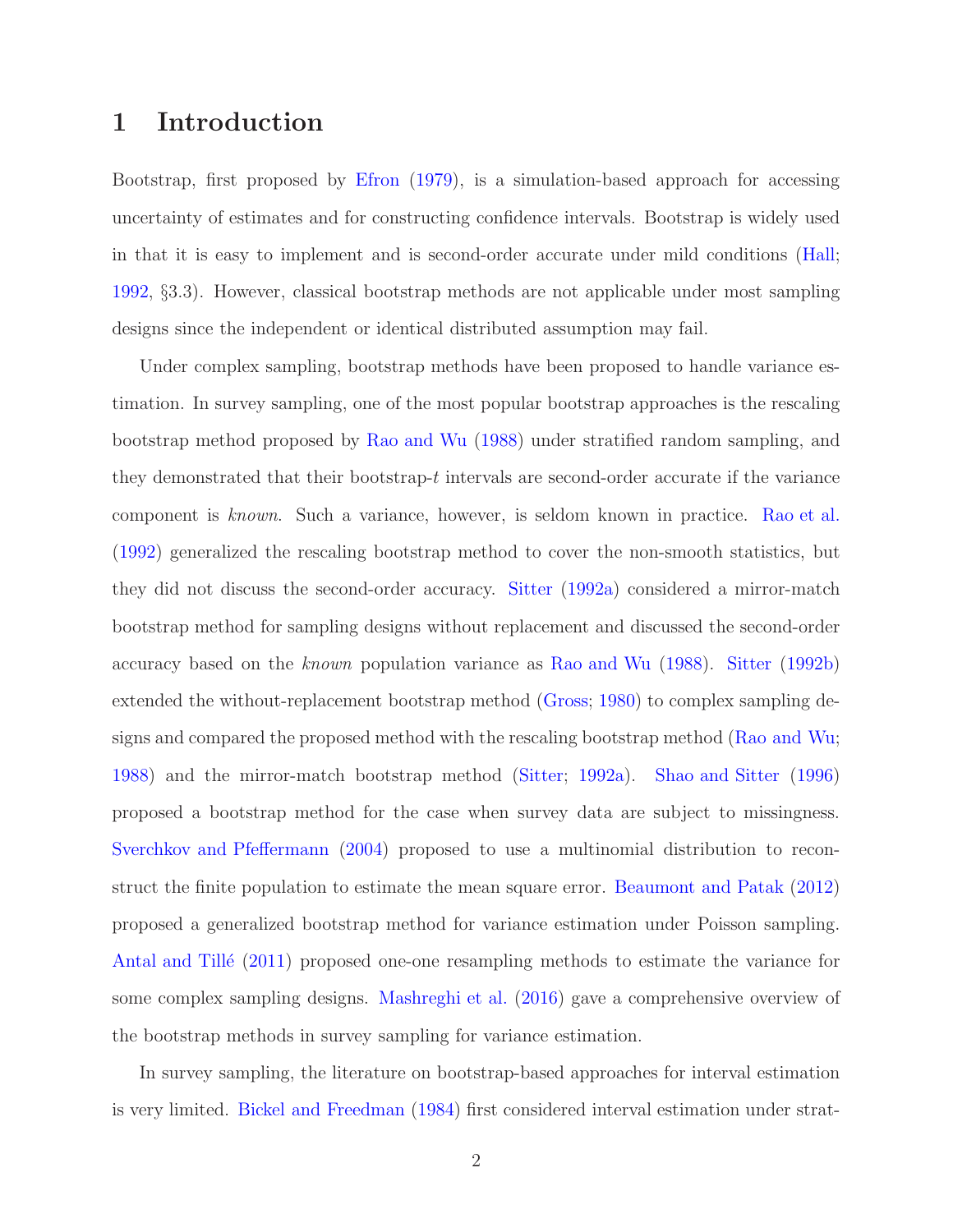# 1 Introduction

Bootstrap, first proposed by Efron (1979), is a simulation-based approach for accessing uncertainty of estimates and for constructing confidence intervals. Bootstrap is widely used in that it is easy to implement and is second-order accurate under mild conditions (Hall; 1992, §3.3). However, classical bootstrap methods are not applicable under most sampling designs since the independent or identical distributed assumption may fail.

Under complex sampling, bootstrap methods have been proposed to handle variance estimation. In survey sampling, one of the most popular bootstrap approaches is the rescaling bootstrap method proposed by Rao and Wu (1988) under stratified random sampling, and they demonstrated that their bootstrap-$t$ intervals are second-order accurate if the variance component is *known*. Such a variance, however, is seldom known in practice. Rao et al. (1992) generalized the rescaling bootstrap method to cover the non-smooth statistics, but they did not discuss the second-order accuracy. Sitter (1992a) considered a mirror-match bootstrap method for sampling designs without replacement and discussed the second-order accuracy based on the *known* population variance as Rao and Wu (1988). Sitter (1992b) extended the without-replacement bootstrap method (Gross; 1980) to complex sampling designs and compared the proposed method with the rescaling bootstrap method (Rao and Wu; 1988) and the mirror-match bootstrap method (Sitter; 1992a). Shao and Sitter (1996) proposed a bootstrap method for the case when survey data are subject to missingness. Sverchkov and Pfeffermann (2004) proposed to use a multinomial distribution to reconstruct the finite population to estimate the mean square error. Beaumont and Patak (2012) proposed a generalized bootstrap method for variance estimation under Poisson sampling. Antal and Tillé (2011) proposed one-one resampling methods to estimate the variance for some complex sampling designs. Mashreghi et al. (2016) gave a comprehensive overview of the bootstrap methods in survey sampling for variance estimation.

In survey sampling, the literature on bootstrap-based approaches for interval estimation is very limited. Bickel and Freedman (1984) first considered interval estimation under strat-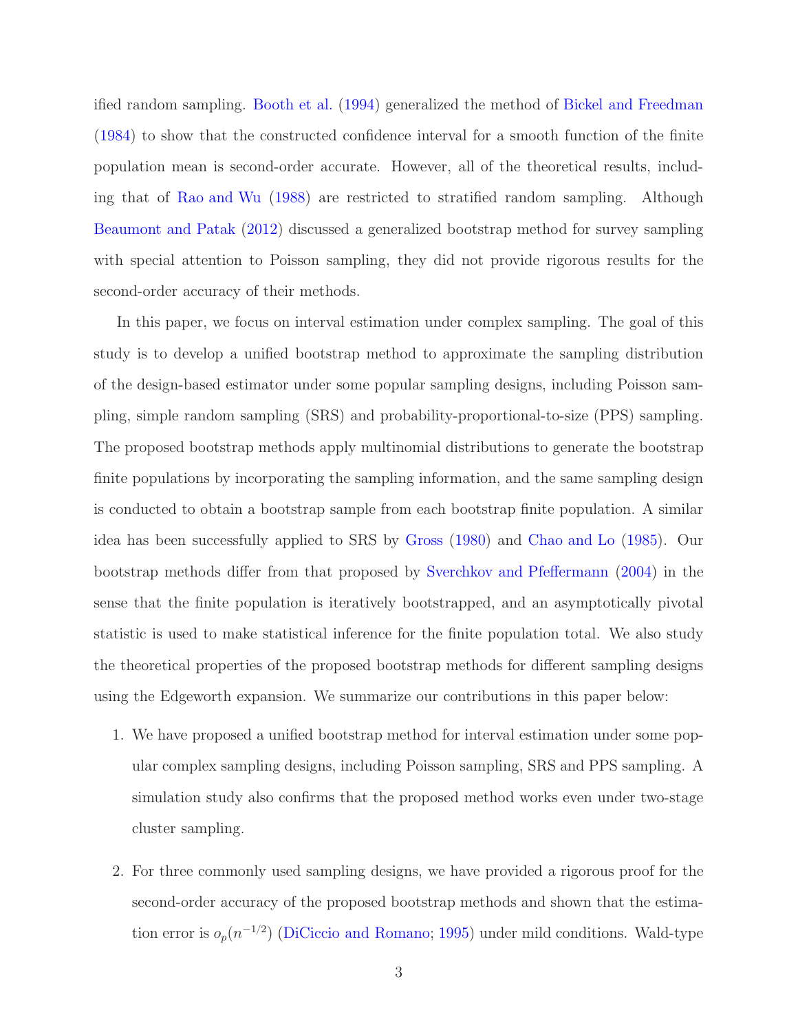ified random sampling. Booth et al. (1994) generalized the method of Bickel and Freedman (1984) to show that the constructed confidence interval for a smooth function of the finite population mean is second-order accurate. However, all of the theoretical results, including that of Rao and Wu (1988) are restricted to stratified random sampling. Although Beaumont and Patak (2012) discussed a generalized bootstrap method for survey sampling with special attention to Poisson sampling, they did not provide rigorous results for the second-order accuracy of their methods.

In this paper, we focus on interval estimation under complex sampling. The goal of this study is to develop a unified bootstrap method to approximate the sampling distribution of the design-based estimator under some popular sampling designs, including Poisson sampling, simple random sampling (SRS) and probability-proportional-to-size (PPS) sampling. The proposed bootstrap methods apply multinomial distributions to generate the bootstrap finite populations by incorporating the sampling information, and the same sampling design is conducted to obtain a bootstrap sample from each bootstrap finite population. A similar idea has been successfully applied to SRS by Gross (1980) and Chao and Lo (1985). Our bootstrap methods differ from that proposed by Sverchkov and Pfeffermann (2004) in the sense that the finite population is iteratively bootstrapped, and an asymptotically pivotal statistic is used to make statistical inference for the finite population total. We also study the theoretical properties of the proposed bootstrap methods for different sampling designs using the Edgeworth expansion. We summarize our contributions in this paper below:

1. We have proposed a unified bootstrap method for interval estimation under some popular complex sampling designs, including Poisson sampling, SRS and PPS sampling. A simulation study also confirms that the proposed method works even under two-stage cluster sampling.

2. For three commonly used sampling designs, we have provided a rigorous proof for the second-order accuracy of the proposed bootstrap methods and shown that the estimation error is $o_p(n^{-1/2})$ (DiCiccio and Romano; 1995) under mild conditions. Wald-type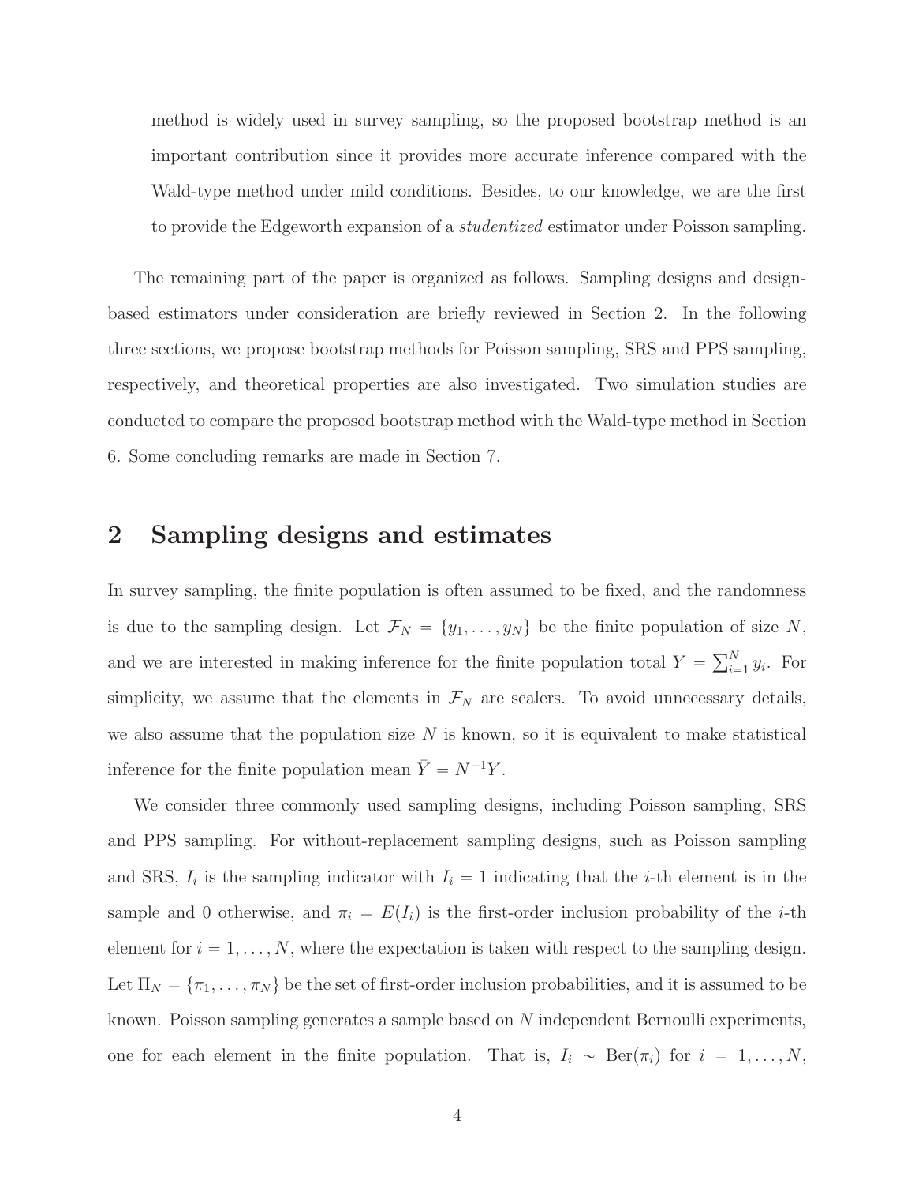method is widely used in survey sampling, so the proposed bootstrap method is an important contribution since it provides more accurate inference compared with the Wald-type method under mild conditions. Besides, to our knowledge, we are the first to provide the Edgeworth expansion of a *studentized* estimator under Poisson sampling.

The remaining part of the paper is organized as follows. Sampling designs and design-based estimators under consideration are briefly reviewed in Section 2. In the following three sections, we propose bootstrap methods for Poisson sampling, SRS and PPS sampling, respectively, and theoretical properties are also investigated. Two simulation studies are conducted to compare the proposed bootstrap method with the Wald-type method in Section 6. Some concluding remarks are made in Section 7.

## 2 Sampling designs and estimates

In survey sampling, the finite population is often assumed to be fixed, and the randomness is due to the sampling design. Let $\mathcal{F}_N = \{y_1, \ldots, y_N\}$ be the finite population of size $N$, and we are interested in making inference for the finite population total $Y = \sum_{i=1}^{N} y_i$. For simplicity, we assume that the elements in $\mathcal{F}_N$ are scalers. To avoid unnecessary details, we also assume that the population size $N$ is known, so it is equivalent to make statistical inference for the finite population mean $\bar{Y} = N^{-1}Y$.

We consider three commonly used sampling designs, including Poisson sampling, SRS and PPS sampling. For without-replacement sampling designs, such as Poisson sampling and SRS, $I_i$ is the sampling indicator with $I_i = 1$ indicating that the $i$-th element is in the sample and 0 otherwise, and $\pi_i = E(I_i)$ is the first-order inclusion probability of the $i$-th element for $i = 1, \ldots, N$, where the expectation is taken with respect to the sampling design. Let $\Pi_N = \{\pi_1, \ldots, \pi_N\}$ be the set of first-order inclusion probabilities, and it is assumed to be known. Poisson sampling generates a sample based on $N$ independent Bernoulli experiments, one for each element in the finite population. That is, $I_i \sim \text{Ber}(\pi_i)$ for $i = 1, \ldots, N$,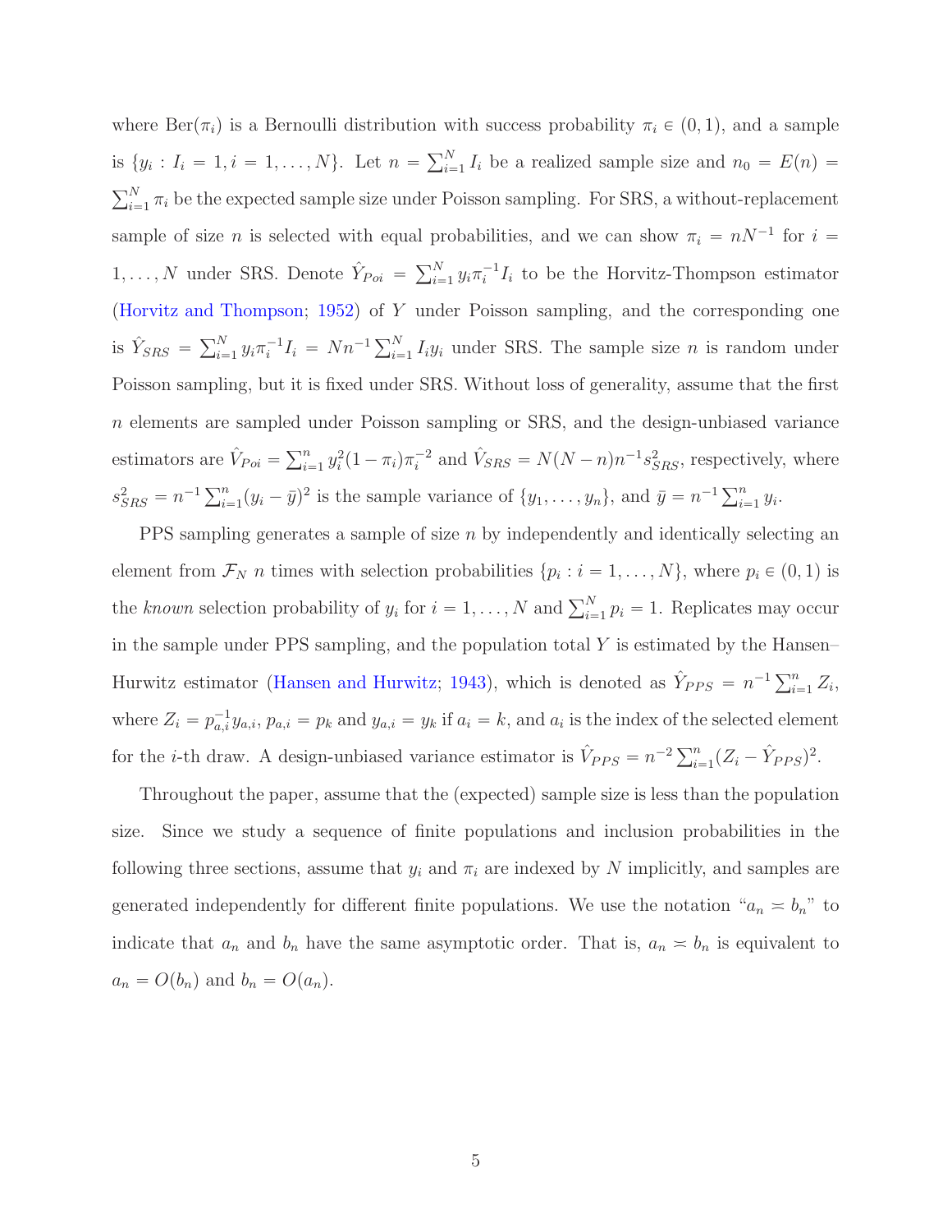where $\text{Ber}(\pi_i)$ is a Bernoulli distribution with success probability $\pi_i \in (0,1)$, and a sample is $\{y_i : I_i = 1, i = 1, \ldots, N\}$. Let $n = \sum_{i=1}^N I_i$ be a realized sample size and $n_0 = E(n) = \sum_{i=1}^N \pi_i$ be the expected sample size under Poisson sampling. For SRS, a without-replacement sample of size $n$ is selected with equal probabilities, and we can show $\pi_i = nN^{-1}$ for $i = 1, \ldots, N$ under SRS. Denote $\hat{Y}_{Poi} = \sum_{i=1}^N y_i \pi_i^{-1} I_i$ to be the Horvitz-Thompson estimator (Horvitz and Thompson; 1952) of $Y$ under Poisson sampling, and the corresponding one is $\hat{Y}_{SRS} = \sum_{i=1}^N y_i \pi_i^{-1} I_i = Nn^{-1} \sum_{i=1}^N I_i y_i$ under SRS. The sample size $n$ is random under Poisson sampling, but it is fixed under SRS. Without loss of generality, assume that the first $n$ elements are sampled under Poisson sampling or SRS, and the design-unbiased variance estimators are $\hat{V}_{Poi} = \sum_{i=1}^n y_i^2 (1-\pi_i)\pi_i^{-2}$ and $\hat{V}_{SRS} = N(N-n)n^{-1} s_{SRS}^2$, respectively, where $s_{SRS}^2 = n^{-1}\sum_{i=1}^n (y_i - \bar{y})^2$ is the sample variance of $\{y_1, \ldots, y_n\}$, and $\bar{y} = n^{-1}\sum_{i=1}^n y_i$.

PPS sampling generates a sample of size $n$ by independently and identically selecting an element from $\mathcal{F}_N$ $n$ times with selection probabilities $\{p_i : i = 1, \ldots, N\}$, where $p_i \in (0,1)$ is the *known* selection probability of $y_i$ for $i = 1, \ldots, N$ and $\sum_{i=1}^N p_i = 1$. Replicates may occur in the sample under PPS sampling, and the population total $Y$ is estimated by the Hansen–Hurwitz estimator (Hansen and Hurwitz; 1943), which is denoted as $\hat{Y}_{PPS} = n^{-1}\sum_{i=1}^n Z_i$, where $Z_i = p_{a,i}^{-1} y_{a,i}$, $p_{a,i} = p_k$ and $y_{a,i} = y_k$ if $a_i = k$, and $a_i$ is the index of the selected element for the $i$-th draw. A design-unbiased variance estimator is $\hat{V}_{PPS} = n^{-2}\sum_{i=1}^n (Z_i - \hat{Y}_{PPS})^2$.

Throughout the paper, assume that the (expected) sample size is less than the population size. Since we study a sequence of finite populations and inclusion probabilities in the following three sections, assume that $y_i$ and $\pi_i$ are indexed by $N$ implicitly, and samples are generated independently for different finite populations. We use the notation "$a_n \asymp b_n$" to indicate that $a_n$ and $b_n$ have the same asymptotic order. That is, $a_n \asymp b_n$ is equivalent to $a_n = O(b_n)$ and $b_n = O(a_n)$.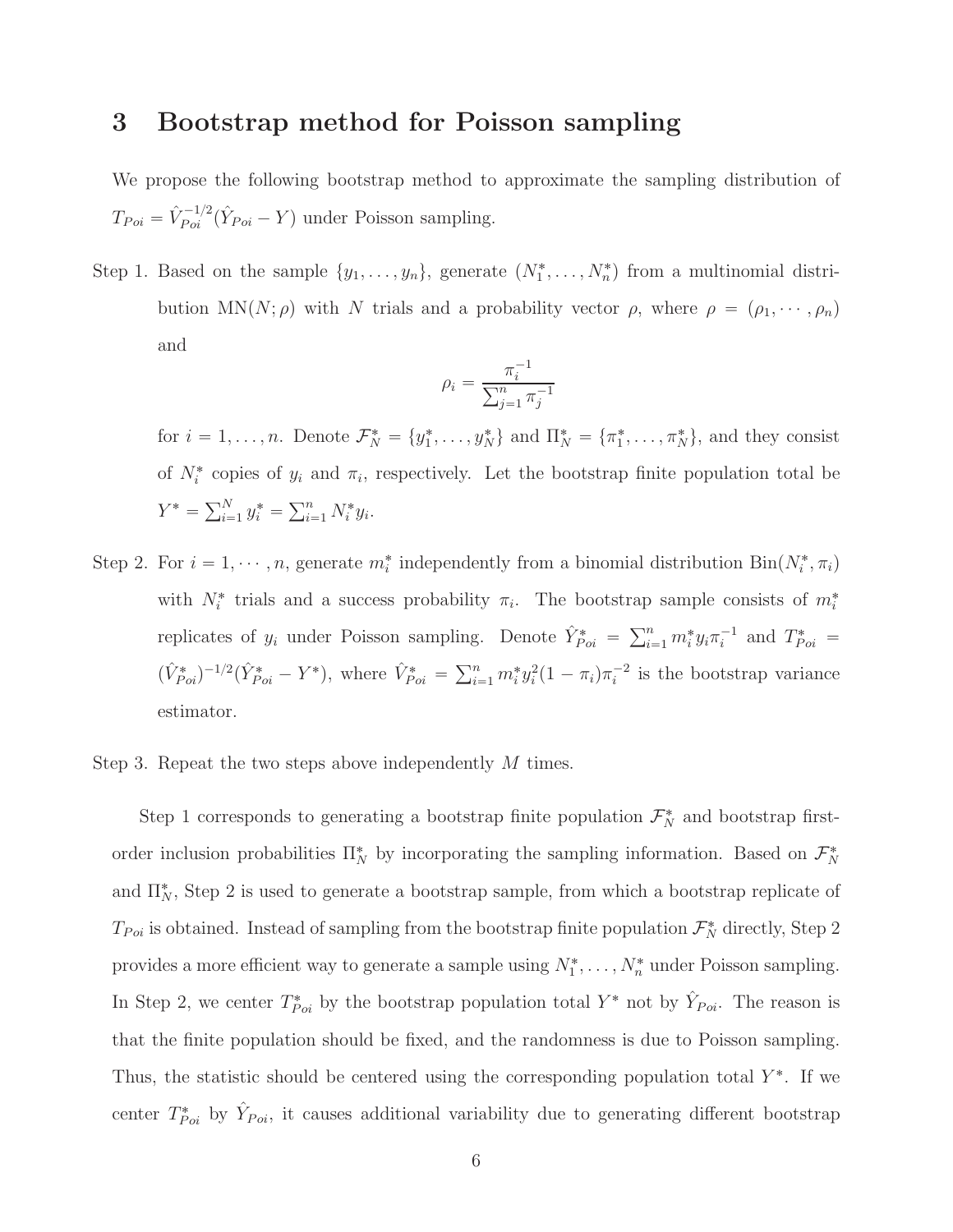## 3 Bootstrap method for Poisson sampling

We propose the following bootstrap method to approximate the sampling distribution of $T_{Poi} = \hat{V}_{Poi}^{-1/2}(\hat{Y}_{Poi} - Y)$ under Poisson sampling.

Step 1. Based on the sample $\{y_1, \ldots, y_n\}$, generate $(N_1^*, \ldots, N_n^*)$ from a multinomial distribution $\text{MN}(N; \rho)$ with $N$ trials and a probability vector $\rho$, where $\rho = (\rho_1, \cdots, \rho_n)$ and

$$\rho_i = \frac{\pi_i^{-1}}{\sum_{j=1}^n \pi_j^{-1}}$$

for $i = 1, \ldots, n$. Denote $\mathcal{F}_N^* = \{y_1^*, \ldots, y_N^*\}$ and $\Pi_N^* = \{\pi_1^*, \ldots, \pi_N^*\}$, and they consist of $N_i^*$ copies of $y_i$ and $\pi_i$, respectively. Let the bootstrap finite population total be $Y^* = \sum_{i=1}^N y_i^* = \sum_{i=1}^n N_i^* y_i$.

Step 2. For $i = 1, \cdots, n$, generate $m_i^*$ independently from a binomial distribution $\text{Bin}(N_i^*, \pi_i)$ with $N_i^*$ trials and a success probability $\pi_i$. The bootstrap sample consists of $m_i^*$ replicates of $y_i$ under Poisson sampling. Denote $\hat{Y}_{Poi}^* = \sum_{i=1}^n m_i^* y_i \pi_i^{-1}$ and $T_{Poi}^* = (\hat{V}_{Poi}^*)^{-1/2}(\hat{Y}_{Poi}^* - Y^*)$, where $\hat{V}_{Poi}^* = \sum_{i=1}^n m_i^* y_i^2 (1 - \pi_i)\pi_i^{-2}$ is the bootstrap variance estimator.

Step 3. Repeat the two steps above independently $M$ times.

Step 1 corresponds to generating a bootstrap finite population $\mathcal{F}_N^*$ and bootstrap first-order inclusion probabilities $\Pi_N^*$ by incorporating the sampling information. Based on $\mathcal{F}_N^*$ and $\Pi_N^*$, Step 2 is used to generate a bootstrap sample, from which a bootstrap replicate of $T_{Poi}$ is obtained. Instead of sampling from the bootstrap finite population $\mathcal{F}_N^*$ directly, Step 2 provides a more efficient way to generate a sample using $N_1^*, \ldots, N_n^*$ under Poisson sampling. In Step 2, we center $T_{Poi}^*$ by the bootstrap population total $Y^*$ not by $\hat{Y}_{Poi}$. The reason is that the finite population should be fixed, and the randomness is due to Poisson sampling. Thus, the statistic should be centered using the corresponding population total $Y^*$. If we center $T_{Poi}^*$ by $\hat{Y}_{Poi}$, it causes additional variability due to generating different bootstrap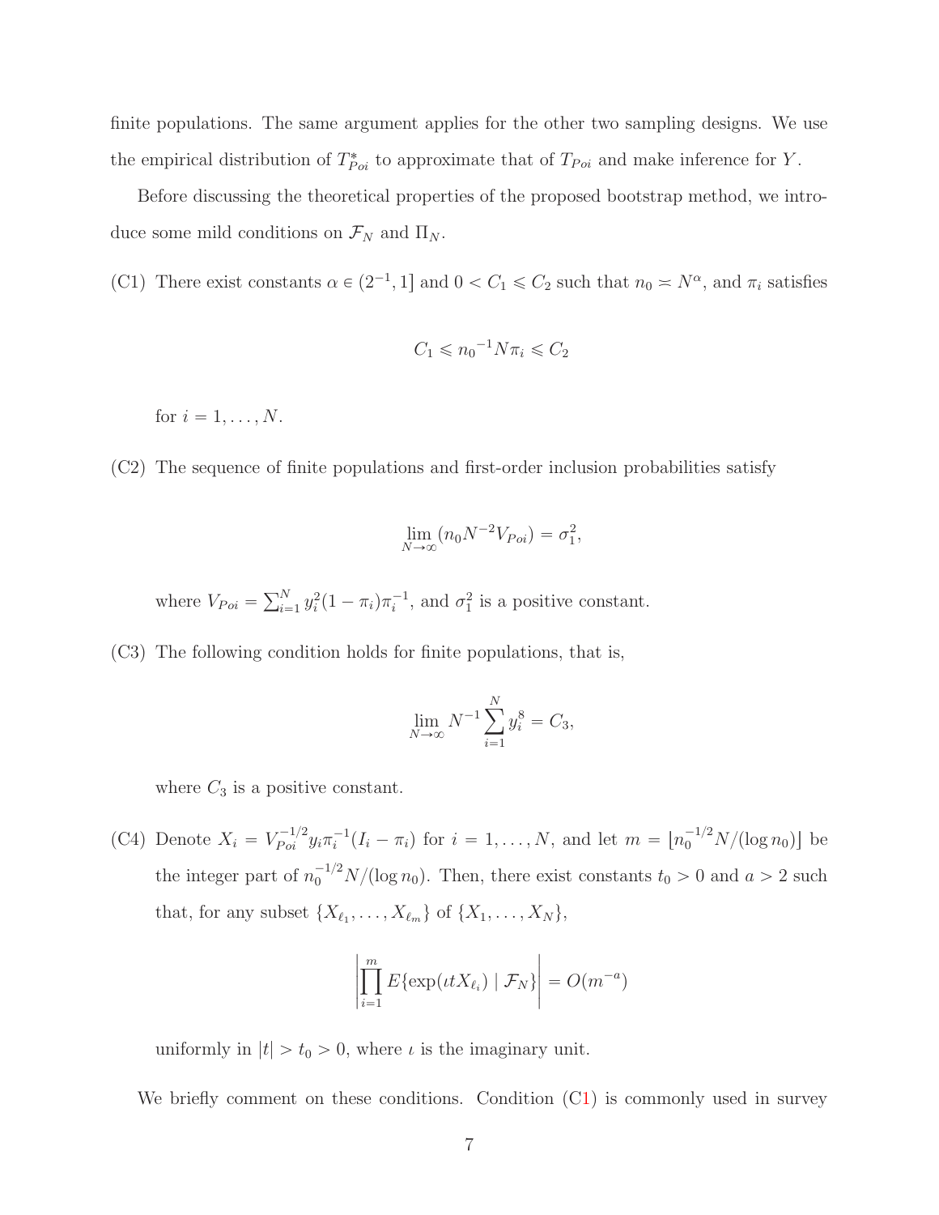finite populations. The same argument applies for the other two sampling designs. We use the empirical distribution of $T^*_{Poi}$ to approximate that of $T_{Poi}$ and make inference for $Y$.

Before discussing the theoretical properties of the proposed bootstrap method, we introduce some mild conditions on $\mathcal{F}_N$ and $\Pi_N$.

(C1) There exist constants $\alpha \in (2^{-1}, 1]$ and $0 < C_1 \leqslant C_2$ such that $n_0 \asymp N^{\alpha}$, and $\pi_i$ satisfies

$$C_1 \leqslant {n_0}^{-1} N \pi_i \leqslant C_2$$

for $i = 1, \ldots, N$.

(C2) The sequence of finite populations and first-order inclusion probabilities satisfy

$$\lim_{N \to \infty} (n_0 N^{-2} V_{Poi}) = \sigma_1^2,$$

where $V_{Poi} = \sum_{i=1}^{N} y_i^2 (1 - \pi_i) \pi_i^{-1}$, and $\sigma_1^2$ is a positive constant.

(C3) The following condition holds for finite populations, that is,

$$\lim_{N \to \infty} N^{-1} \sum_{i=1}^{N} y_i^8 = C_3,$$

where $C_3$ is a positive constant.

(C4) Denote $X_i = V_{Poi}^{-1/2} y_i \pi_i^{-1} (I_i - \pi_i)$ for $i = 1, \ldots, N$, and let $m = \lfloor n_0^{-1/2} N / (\log n_0) \rfloor$ be the integer part of $n_0^{-1/2} N / (\log n_0)$. Then, there exist constants $t_0 > 0$ and $a > 2$ such that, for any subset $\{X_{\ell_1}, \ldots, X_{\ell_m}\}$ of $\{X_1, \ldots, X_N\}$,

$$\left| \prod_{i=1}^{m} E\{\exp(\iota t X_{\ell_i}) \mid \mathcal{F}_N\} \right| = O(m^{-a})$$

uniformly in $|t| > t_0 > 0$, where $\iota$ is the imaginary unit.

We briefly comment on these conditions. Condition (C1) is commonly used in survey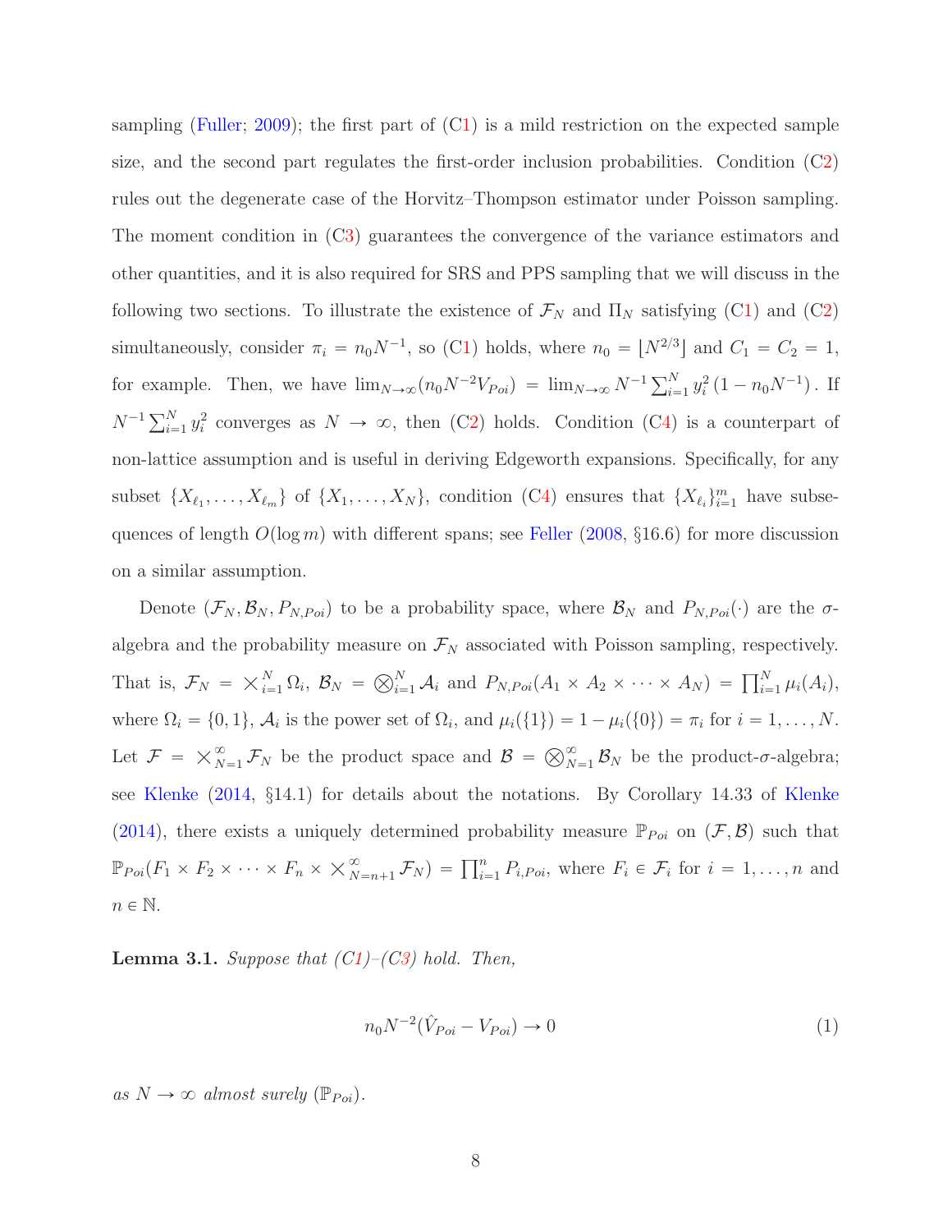sampling (Fuller; 2009); the first part of (C1) is a mild restriction on the expected sample size, and the second part regulates the first-order inclusion probabilities. Condition (C2) rules out the degenerate case of the Horvitz–Thompson estimator under Poisson sampling. The moment condition in (C3) guarantees the convergence of the variance estimators and other quantities, and it is also required for SRS and PPS sampling that we will discuss in the following two sections. To illustrate the existence of $\mathcal{F}_N$ and $\Pi_N$ satisfying (C1) and (C2) simultaneously, consider $\pi_i = n_0 N^{-1}$, so (C1) holds, where $n_0 = \lfloor N^{2/3} \rfloor$ and $C_1 = C_2 = 1$, for example. Then, we have $\lim_{N\to\infty}(n_0 N^{-2} V_{Poi}) = \lim_{N\to\infty} N^{-1}\sum_{i=1}^N y_i^2 (1 - n_0 N^{-1})$. If $N^{-1}\sum_{i=1}^N y_i^2$ converges as $N \to \infty$, then (C2) holds. Condition (C4) is a counterpart of non-lattice assumption and is useful in deriving Edgeworth expansions. Specifically, for any subset $\{X_{\ell_1}, \ldots, X_{\ell_m}\}$ of $\{X_1, \ldots, X_N\}$, condition (C4) ensures that $\{X_{\ell_i}\}_{i=1}^m$ have subsequences of length $O(\log m)$ with different spans; see Feller (2008, §16.6) for more discussion on a similar assumption.

Denote $(\mathcal{F}_N, \mathcal{B}_N, P_{N,Poi})$ to be a probability space, where $\mathcal{B}_N$ and $P_{N,Poi}(\cdot)$ are the $\sigma$-algebra and the probability measure on $\mathcal{F}_N$ associated with Poisson sampling, respectively. That is, $\mathcal{F}_N = \times_{i=1}^N \Omega_i$, $\mathcal{B}_N = \bigotimes_{i=1}^N \mathcal{A}_i$ and $P_{N,Poi}(A_1 \times A_2 \times \cdots \times A_N) = \prod_{i=1}^N \mu_i(A_i)$, where $\Omega_i = \{0, 1\}$, $\mathcal{A}_i$ is the power set of $\Omega_i$, and $\mu_i(\{1\}) = 1 - \mu_i(\{0\}) = \pi_i$ for $i = 1, \ldots, N$. Let $\mathcal{F} = \times_{N=1}^\infty \mathcal{F}_N$ be the product space and $\mathcal{B} = \bigotimes_{N=1}^\infty \mathcal{B}_N$ be the product-$\sigma$-algebra; see Klenke (2014, §14.1) for details about the notations. By Corollary 14.33 of Klenke (2014), there exists a uniquely determined probability measure $\mathbb{P}_{Poi}$ on $(\mathcal{F}, \mathcal{B})$ such that $\mathbb{P}_{Poi}(F_1 \times F_2 \times \cdots \times F_n \times \times_{N=n+1}^\infty \mathcal{F}_N) = \prod_{i=1}^n P_{i,Poi}$, where $F_i \in \mathcal{F}_i$ for $i = 1, \ldots, n$ and $n \in \mathbb{N}$.

**Lemma 3.1.** *Suppose that (C1)–(C3) hold. Then,*

$$n_0 N^{-2}(\hat{V}_{Poi} - V_{Poi}) \to 0 \tag{1}$$

*as $N \to \infty$ almost surely ($\mathbb{P}_{Poi}$).*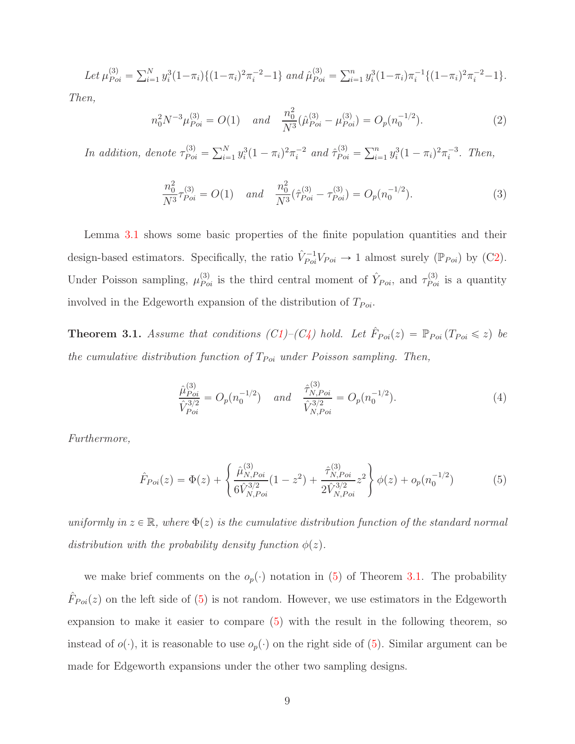*Let* $\mu^{(3)}_{Poi} = \sum_{i=1}^{N} y_i^3(1-\pi_i)\{(1-\pi_i)^2\pi_i^{-2}-1\}$ *and* $\hat{\mu}^{(3)}_{Poi} = \sum_{i=1}^{n} y_i^3(1-\pi_i)\pi_i^{-1}\{(1-\pi_i)^2\pi_i^{-2}-1\}$. *Then,*

$$
n_0^2 N^{-3}\mu^{(3)}_{Poi} = O(1) \quad \textit{and} \quad \frac{n_0^2}{N^3}(\hat{\mu}^{(3)}_{Poi} - \mu^{(3)}_{Poi}) = O_p(n_0^{-1/2}). \tag{2}
$$

*In addition, denote* $\tau^{(3)}_{Poi} = \sum_{i=1}^{N} y_i^3(1-\pi_i)^2\pi_i^{-2}$ *and* $\hat{\tau}^{(3)}_{Poi} = \sum_{i=1}^{n} y_i^3(1-\pi_i)^2\pi_i^{-3}$. *Then,*

$$
\frac{n_0^2}{N^3}\tau^{(3)}_{Poi} = O(1) \quad \textit{and} \quad \frac{n_0^2}{N^3}(\hat{\tau}^{(3)}_{Poi} - \tau^{(3)}_{Poi}) = O_p(n_0^{-1/2}). \tag{3}
$$

Lemma 3.1 shows some basic properties of the finite population quantities and their design-based estimators. Specifically, the ratio $\hat{V}_{Poi}^{-1}V_{Poi} \to 1$ almost surely ($\mathbb{P}_{Poi}$) by (C2). Under Poisson sampling, $\mu^{(3)}_{Poi}$ is the third central moment of $\hat{Y}_{Poi}$, and $\tau^{(3)}_{Poi}$ is a quantity involved in the Edgeworth expansion of the distribution of $T_{Poi}$.

**Theorem 3.1.** *Assume that conditions (C1)–(C4) hold. Let* $\hat{F}_{Poi}(z) = \mathbb{P}_{Poi}(T_{Poi} \leqslant z)$ *be the cumulative distribution function of* $T_{Poi}$ *under Poisson sampling. Then,*

$$
\frac{\hat{\mu}^{(3)}_{Poi}}{\hat{V}_{Poi}^{3/2}} = O_p(n_0^{-1/2}) \quad \textit{and} \quad \frac{\hat{\tau}^{(3)}_{N,Poi}}{\hat{V}_{N,Poi}^{3/2}} = O_p(n_0^{-1/2}). \tag{4}
$$

*Furthermore,*

$$
\hat{F}_{Poi}(z) = \Phi(z) + \left\{ \frac{\hat{\mu}^{(3)}_{N,Poi}}{6\hat{V}_{N,Poi}^{3/2}}(1-z^2) + \frac{\hat{\tau}^{(3)}_{N,Poi}}{2\hat{V}_{N,Poi}^{3/2}}z^2 \right\}\phi(z) + o_p(n_0^{-1/2}) \tag{5}
$$

*uniformly in* $z \in \mathbb{R}$*, where* $\Phi(z)$ *is the cumulative distribution function of the standard normal distribution with the probability density function* $\phi(z)$*.*

we make brief comments on the $o_p(\cdot)$ notation in (5) of Theorem 3.1. The probability $\hat{F}_{Poi}(z)$ on the left side of (5) is not random. However, we use estimators in the Edgeworth expansion to make it easier to compare (5) with the result in the following theorem, so instead of $o(\cdot)$, it is reasonable to use $o_p(\cdot)$ on the right side of (5). Similar argument can be made for Edgeworth expansions under the other two sampling designs.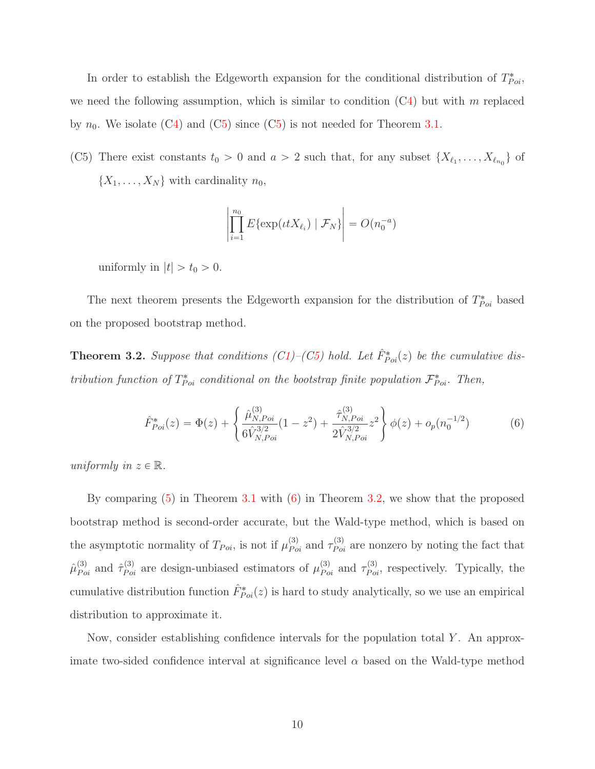In order to establish the Edgeworth expansion for the conditional distribution of $T^*_{Poi}$, we need the following assumption, which is similar to condition (C4) but with $m$ replaced by $n_0$. We isolate (C4) and (C5) since (C5) is not needed for Theorem 3.1.

(C5) There exist constants $t_0 > 0$ and $a > 2$ such that, for any subset $\{X_{\ell_1}, \ldots, X_{\ell_{n_0}}\}$ of $\{X_1, \ldots, X_N\}$ with cardinality $n_0$,

$$\left| \prod_{i=1}^{n_0} E\{\exp(\iota t X_{\ell_i}) \mid \mathcal{F}_N\} \right| = O(n_0^{-a})$$

uniformly in $|t| > t_0 > 0$.

The next theorem presents the Edgeworth expansion for the distribution of $T^*_{Poi}$ based on the proposed bootstrap method.

**Theorem 3.2.** *Suppose that conditions (C1)–(C5) hold. Let $\hat{F}^*_{Poi}(z)$ be the cumulative distribution function of $T^*_{Poi}$ conditional on the bootstrap finite population $\mathcal{F}^*_{Poi}$. Then,*

$$\hat{F}^*_{Poi}(z) = \Phi(z) + \left\{ \frac{\hat{\mu}^{(3)}_{N,Poi}}{6\hat{V}^{3/2}_{N,Poi}}(1 - z^2) + \frac{\hat{\tau}^{(3)}_{N,Poi}}{2\hat{V}^{3/2}_{N,Poi}} z^2 \right\} \phi(z) + o_p(n_0^{-1/2}) \tag{6}$$

*uniformly in $z \in \mathbb{R}$.*

By comparing (5) in Theorem 3.1 with (6) in Theorem 3.2, we show that the proposed bootstrap method is second-order accurate, but the Wald-type method, which is based on the asymptotic normality of $T_{Poi}$, is not if $\mu^{(3)}_{Poi}$ and $\tau^{(3)}_{Poi}$ are nonzero by noting the fact that $\hat{\mu}^{(3)}_{Poi}$ and $\hat{\tau}^{(3)}_{Poi}$ are design-unbiased estimators of $\mu^{(3)}_{Poi}$ and $\tau^{(3)}_{Poi}$, respectively. Typically, the cumulative distribution function $\hat{F}^*_{Poi}(z)$ is hard to study analytically, so we use an empirical distribution to approximate it.

Now, consider establishing confidence intervals for the population total $Y$. An approximate two-sided confidence interval at significance level $\alpha$ based on the Wald-type method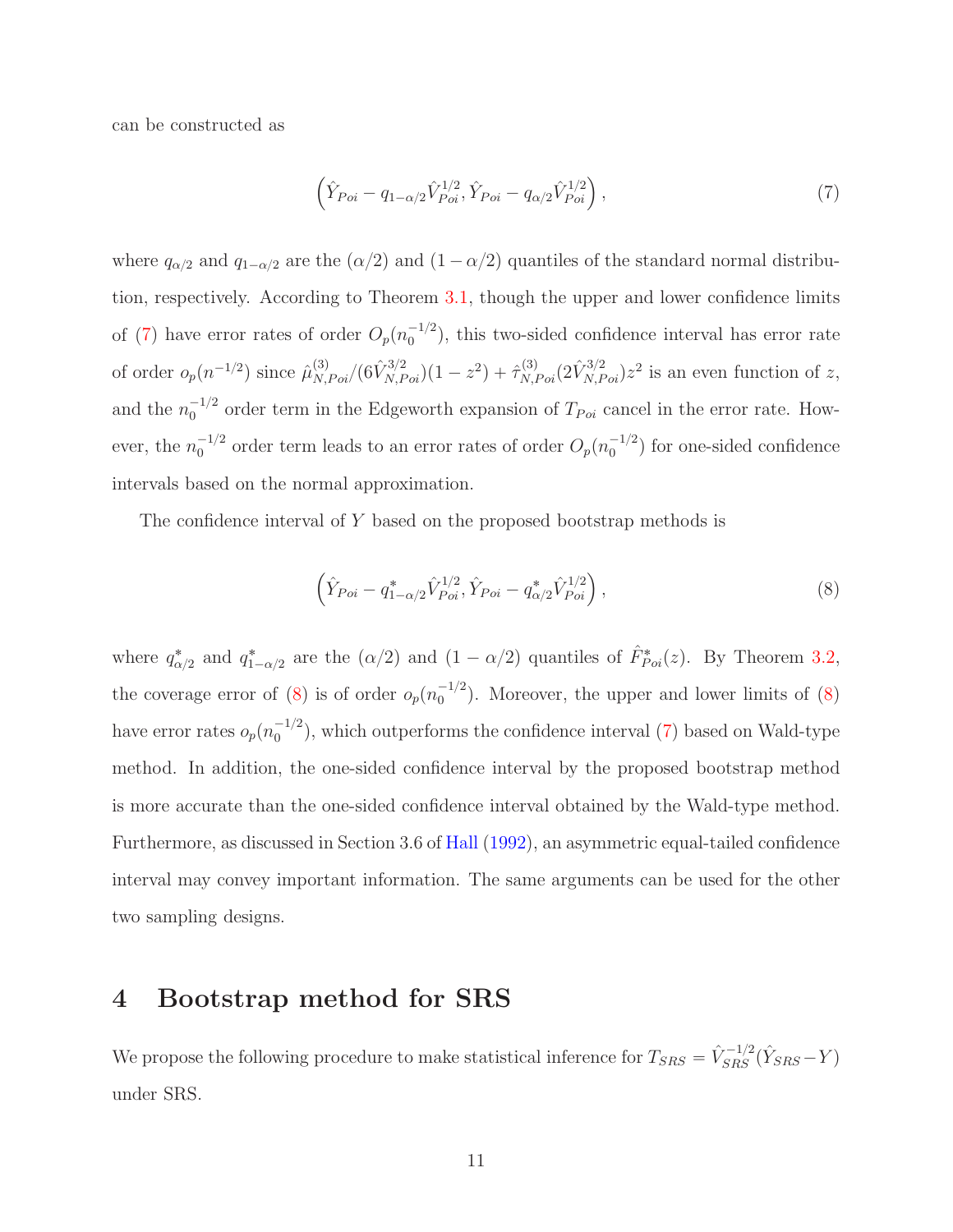can be constructed as

$$\left(\hat{Y}_{Poi} - q_{1-\alpha/2}\hat{V}_{Poi}^{1/2}, \hat{Y}_{Poi} - q_{\alpha/2}\hat{V}_{Poi}^{1/2}\right), \tag{7}$$

where $q_{\alpha/2}$ and $q_{1-\alpha/2}$ are the $(\alpha/2)$ and $(1-\alpha/2)$ quantiles of the standard normal distribution, respectively. According to Theorem 3.1, though the upper and lower confidence limits of (7) have error rates of order $O_p(n_0^{-1/2})$, this two-sided confidence interval has error rate of order $o_p(n^{-1/2})$ since $\hat{\mu}^{(3)}_{N,Poi}/(6\hat{V}^{3/2}_{N,Poi})(1-z^2) + \hat{\tau}^{(3)}_{N,Poi}(2\hat{V}^{3/2}_{N,Poi})z^2$ is an even function of $z$, and the $n_0^{-1/2}$ order term in the Edgeworth expansion of $T_{Poi}$ cancel in the error rate. However, the $n_0^{-1/2}$ order term leads to an error rates of order $O_p(n_0^{-1/2})$ for one-sided confidence intervals based on the normal approximation.

The confidence interval of $Y$ based on the proposed bootstrap methods is

$$\left(\hat{Y}_{Poi} - q^*_{1-\alpha/2}\hat{V}_{Poi}^{1/2}, \hat{Y}_{Poi} - q^*_{\alpha/2}\hat{V}_{Poi}^{1/2}\right), \tag{8}$$

where $q^*_{\alpha/2}$ and $q^*_{1-\alpha/2}$ are the $(\alpha/2)$ and $(1-\alpha/2)$ quantiles of $\hat{F}^*_{Poi}(z)$. By Theorem 3.2, the coverage error of (8) is of order $o_p(n_0^{-1/2})$. Moreover, the upper and lower limits of (8) have error rates $o_p(n_0^{-1/2})$, which outperforms the confidence interval (7) based on Wald-type method. In addition, the one-sided confidence interval by the proposed bootstrap method is more accurate than the one-sided confidence interval obtained by the Wald-type method. Furthermore, as discussed in Section 3.6 of Hall (1992), an asymmetric equal-tailed confidence interval may convey important information. The same arguments can be used for the other two sampling designs.

# 4 Bootstrap method for SRS

We propose the following procedure to make statistical inference for $T_{SRS} = \hat{V}_{SRS}^{-1/2}(\hat{Y}_{SRS} - Y)$ under SRS.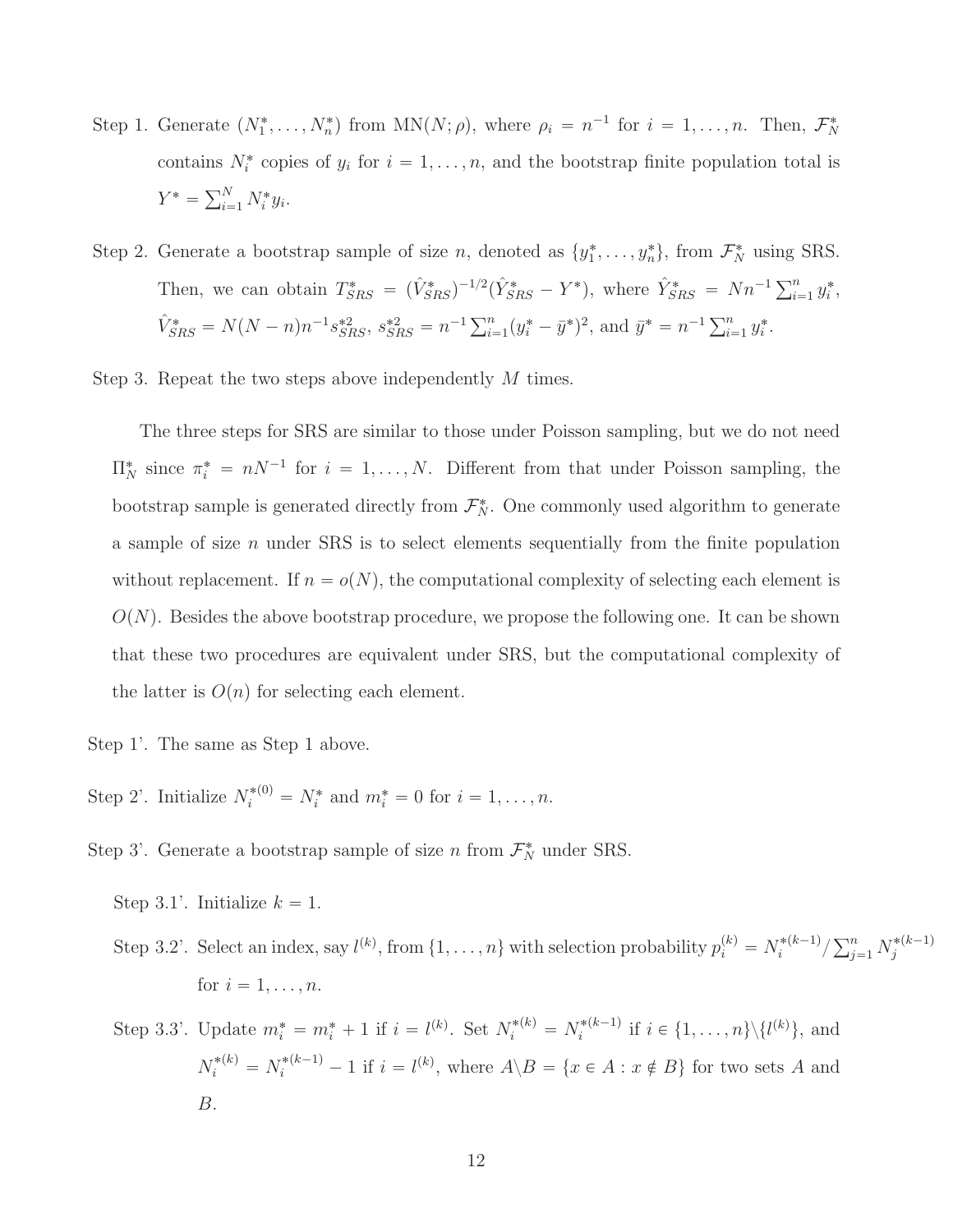Step 1. Generate $(N_1^*, \ldots, N_n^*)$ from $\mathrm{MN}(N; \rho)$, where $\rho_i = n^{-1}$ for $i = 1, \ldots, n$. Then, $\mathcal{F}_N^*$ contains $N_i^*$ copies of $y_i$ for $i = 1, \ldots, n$, and the bootstrap finite population total is $Y^* = \sum_{i=1}^{N} N_i^* y_i$.

Step 2. Generate a bootstrap sample of size $n$, denoted as $\{y_1^*, \ldots, y_n^*\}$, from $\mathcal{F}_N^*$ using SRS. Then, we can obtain $T_{SRS}^* = (\hat{V}_{SRS}^*)^{-1/2}(\hat{Y}_{SRS}^* - Y^*)$, where $\hat{Y}_{SRS}^* = Nn^{-1}\sum_{i=1}^{n} y_i^*$, $\hat{V}_{SRS}^* = N(N-n)n^{-1}s_{SRS}^{*2}$, $s_{SRS}^{*2} = n^{-1}\sum_{i=1}^{n}(y_i^* - \bar{y}^*)^2$, and $\bar{y}^* = n^{-1}\sum_{i=1}^{n} y_i^*$.

Step 3. Repeat the two steps above independently $M$ times.

The three steps for SRS are similar to those under Poisson sampling, but we do not need $\Pi_N^*$ since $\pi_i^* = nN^{-1}$ for $i = 1, \ldots, N$. Different from that under Poisson sampling, the bootstrap sample is generated directly from $\mathcal{F}_N^*$. One commonly used algorithm to generate a sample of size $n$ under SRS is to select elements sequentially from the finite population without replacement. If $n = o(N)$, the computational complexity of selecting each element is $O(N)$. Besides the above bootstrap procedure, we propose the following one. It can be shown that these two procedures are equivalent under SRS, but the computational complexity of the latter is $O(n)$ for selecting each element.

Step 1'. The same as Step 1 above.

Step 2'. Initialize $N_i^{*(0)} = N_i^*$ and $m_i^* = 0$ for $i = 1, \ldots, n$.

Step 3'. Generate a bootstrap sample of size $n$ from $\mathcal{F}_N^*$ under SRS.

Step 3.1'. Initialize $k = 1$.

Step 3.2'. Select an index, say $l^{(k)}$, from $\{1, \ldots, n\}$ with selection probability $p_i^{(k)} = N_i^{*(k-1)} / \sum_{j=1}^{n} N_j^{*(k-1)}$ for $i = 1, \ldots, n$.

Step 3.3'. Update $m_i^* = m_i^* + 1$ if $i = l^{(k)}$. Set $N_i^{*(k)} = N_i^{*(k-1)}$ if $i \in \{1, \ldots, n\} \backslash \{l^{(k)}\}$, and $N_i^{*(k)} = N_i^{*(k-1)} - 1$ if $i = l^{(k)}$, where $A \backslash B = \{x \in A : x \notin B\}$ for two sets $A$ and $B$.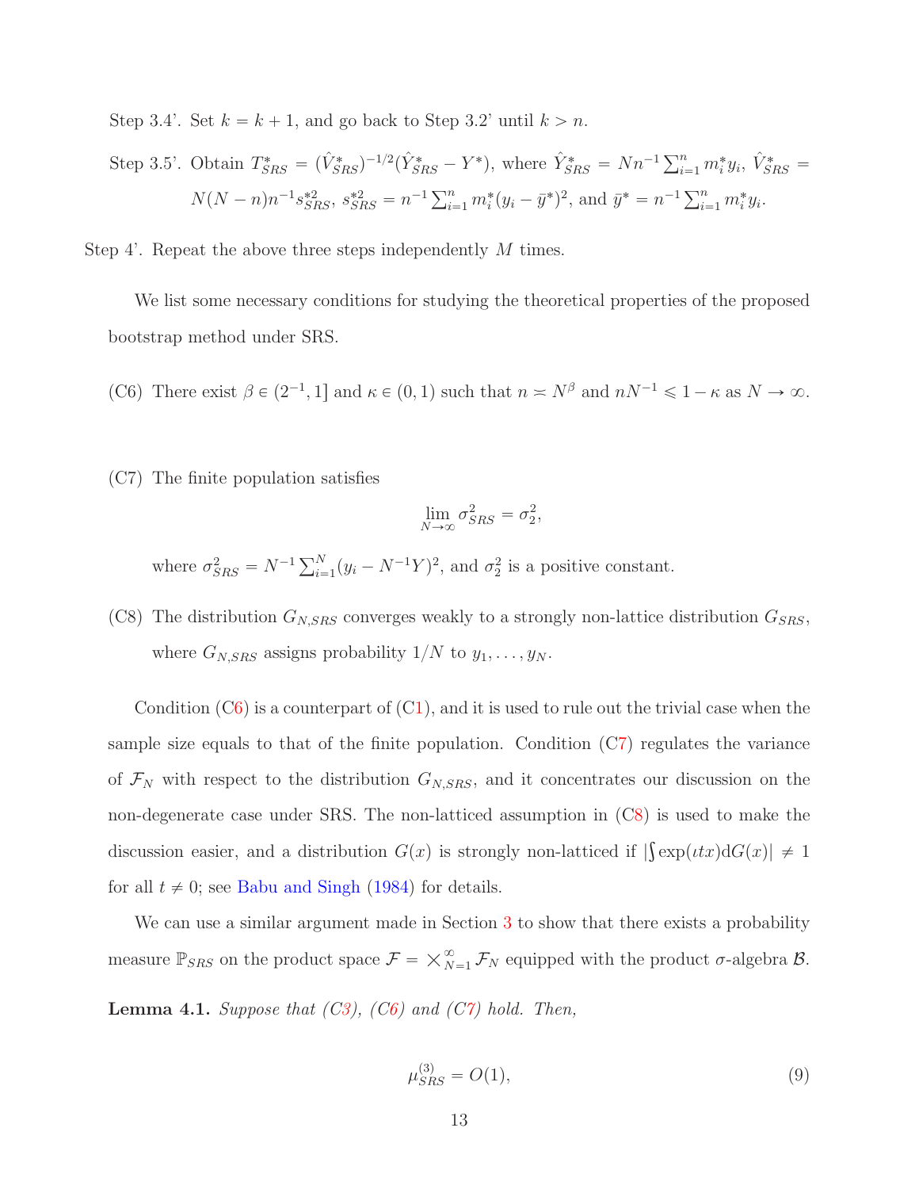Step 3.4'. Set $k = k + 1$, and go back to Step 3.2' until $k > n$.

Step 3.5'. Obtain $T^*_{SRS} = (\hat{V}^*_{SRS})^{-1/2}(\hat{Y}^*_{SRS} - Y^*)$, where $\hat{Y}^*_{SRS} = Nn^{-1}\sum_{i=1}^n m_i^* y_i$, $\hat{V}^*_{SRS} = N(N-n)n^{-1}s^{*2}_{SRS}$, $s^{*2}_{SRS} = n^{-1}\sum_{i=1}^n m_i^*(y_i - \bar{y}^*)^2$, and $\bar{y}^* = n^{-1}\sum_{i=1}^n m_i^* y_i$.

Step 4'. Repeat the above three steps independently $M$ times.

We list some necessary conditions for studying the theoretical properties of the proposed bootstrap method under SRS.

(C6) There exist $\beta \in (2^{-1}, 1]$ and $\kappa \in (0, 1)$ such that $n \asymp N^\beta$ and $nN^{-1} \leqslant 1 - \kappa$ as $N \to \infty$.

(C7) The finite population satisfies

$$\lim_{N\to\infty} \sigma^2_{SRS} = \sigma^2_2,$$

where $\sigma^2_{SRS} = N^{-1}\sum_{i=1}^N (y_i - N^{-1}Y)^2$, and $\sigma^2_2$ is a positive constant.

(C8) The distribution $G_{N,SRS}$ converges weakly to a strongly non-lattice distribution $G_{SRS}$, where $G_{N,SRS}$ assigns probability $1/N$ to $y_1, \ldots, y_N$.

Condition (C6) is a counterpart of (C1), and it is used to rule out the trivial case when the sample size equals to that of the finite population. Condition (C7) regulates the variance of $\mathcal{F}_N$ with respect to the distribution $G_{N,SRS}$, and it concentrates our discussion on the non-degenerate case under SRS. The non-latticed assumption in (C8) is used to make the discussion easier, and a distribution $G(x)$ is strongly non-latticed if $|\int \exp(\iota tx)\mathrm{d}G(x)| \neq 1$ for all $t \neq 0$; see Babu and Singh (1984) for details.

We can use a similar argument made in Section 3 to show that there exists a probability measure $\mathbb{P}_{SRS}$ on the product space $\mathcal{F} = \times_{N=1}^\infty \mathcal{F}_N$ equipped with the product $\sigma$-algebra $\mathcal{B}$.

**Lemma 4.1.** *Suppose that (C3), (C6) and (C7) hold. Then,*

$$\mu^{(3)}_{SRS} = O(1), \tag{9}$$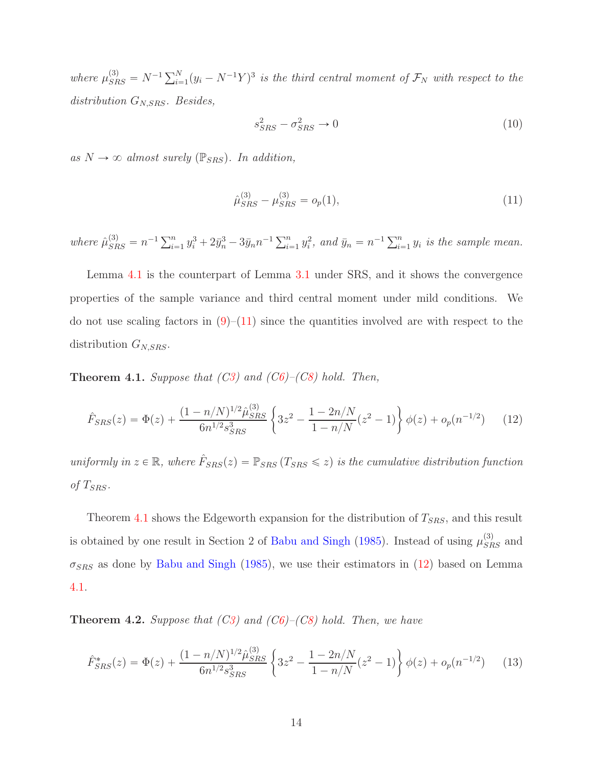*where* $\mu^{(3)}_{SRS} = N^{-1}\sum_{i=1}^{N}(y_i - N^{-1}Y)^3$ *is the third central moment of* $\mathcal{F}_N$ *with respect to the distribution* $G_{N,SRS}$*. Besides,*

$$s^2_{SRS} - \sigma^2_{SRS} \to 0 \tag{10}$$

*as* $N \to \infty$ *almost surely* ($\mathbb{P}_{SRS}$)*. In addition,*

$$\hat{\mu}^{(3)}_{SRS} - \mu^{(3)}_{SRS} = o_p(1), \tag{11}$$

*where* $\hat{\mu}^{(3)}_{SRS} = n^{-1}\sum_{i=1}^{n} y_i^3 + 2\bar{y}_n^3 - 3\bar{y}_n n^{-1}\sum_{i=1}^{n} y_i^2$*, and* $\bar{y}_n = n^{-1}\sum_{i=1}^{n} y_i$ *is the sample mean.*

Lemma 4.1 is the counterpart of Lemma 3.1 under SRS, and it shows the convergence properties of the sample variance and third central moment under mild conditions. We do not use scaling factors in (9)–(11) since the quantities involved are with respect to the distribution $G_{N,SRS}$.

**Theorem 4.1.** *Suppose that (C3) and (C6)–(C8) hold. Then,*

$$\hat{F}_{SRS}(z) = \Phi(z) + \frac{(1-n/N)^{1/2}\hat{\mu}^{(3)}_{SRS}}{6n^{1/2}s^3_{SRS}}\left\{3z^2 - \frac{1-2n/N}{1-n/N}(z^2-1)\right\}\phi(z) + o_p(n^{-1/2}) \tag{12}$$

*uniformly in* $z \in \mathbb{R}$*, where* $\hat{F}_{SRS}(z) = \mathbb{P}_{SRS}(T_{SRS} \leqslant z)$ *is the cumulative distribution function of* $T_{SRS}$*.*

Theorem 4.1 shows the Edgeworth expansion for the distribution of $T_{SRS}$, and this result is obtained by one result in Section 2 of Babu and Singh (1985). Instead of using $\mu^{(3)}_{SRS}$ and $\sigma_{SRS}$ as done by Babu and Singh (1985), we use their estimators in (12) based on Lemma 4.1.

**Theorem 4.2.** *Suppose that (C3) and (C6)–(C8) hold. Then, we have*

$$\hat{F}^*_{SRS}(z) = \Phi(z) + \frac{(1-n/N)^{1/2}\hat{\mu}^{(3)}_{SRS}}{6n^{1/2}s^3_{SRS}}\left\{3z^2 - \frac{1-2n/N}{1-n/N}(z^2-1)\right\}\phi(z) + o_p(n^{-1/2}) \tag{13}$$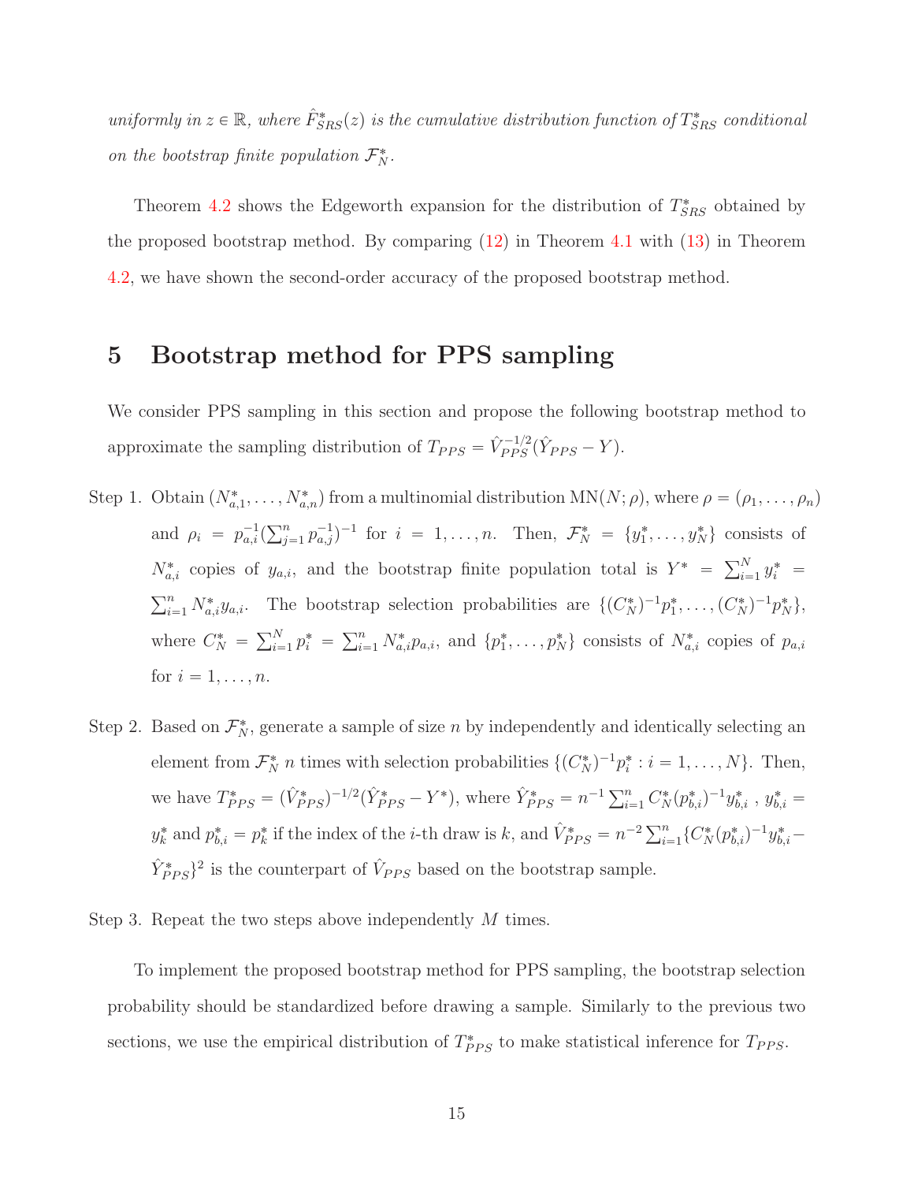*uniformly in $z \in \mathbb{R}$, where $\hat{F}^*_{SRS}(z)$ is the cumulative distribution function of $T^*_{SRS}$ conditional on the bootstrap finite population $\mathcal{F}^*_N$.*

Theorem 4.2 shows the Edgeworth expansion for the distribution of $T^*_{SRS}$ obtained by the proposed bootstrap method. By comparing (12) in Theorem 4.1 with (13) in Theorem 4.2, we have shown the second-order accuracy of the proposed bootstrap method.

# 5 Bootstrap method for PPS sampling

We consider PPS sampling in this section and propose the following bootstrap method to approximate the sampling distribution of $T_{PPS} = \hat{V}_{PPS}^{-1/2}(\hat{Y}_{PPS} - Y)$.

Step 1. Obtain $(N^*_{a,1}, \ldots, N^*_{a,n})$ from a multinomial distribution $\mathrm{MN}(N; \rho)$, where $\rho = (\rho_1, \ldots, \rho_n)$ and $\rho_i = p_{a,i}^{-1}(\sum_{j=1}^n p_{a,j}^{-1})^{-1}$ for $i = 1, \ldots, n$. Then, $\mathcal{F}^*_N = \{y^*_1, \ldots, y^*_N\}$ consists of $N^*_{a,i}$ copies of $y_{a,i}$, and the bootstrap finite population total is $Y^* = \sum_{i=1}^N y^*_i = \sum_{i=1}^n N^*_{a,i} y_{a,i}$. The bootstrap selection probabilities are $\{(C^*_N)^{-1}p^*_1, \ldots, (C^*_N)^{-1}p^*_N\}$, where $C^*_N = \sum_{i=1}^N p^*_i = \sum_{i=1}^n N^*_{a,i} p_{a,i}$, and $\{p^*_1, \ldots, p^*_N\}$ consists of $N^*_{a,i}$ copies of $p_{a,i}$ for $i = 1, \ldots, n$.

Step 2. Based on $\mathcal{F}^*_N$, generate a sample of size $n$ by independently and identically selecting an element from $\mathcal{F}^*_N$ $n$ times with selection probabilities $\{(C^*_N)^{-1}p^*_i : i = 1, \ldots, N\}$. Then, we have $T^*_{PPS} = (\hat{V}^*_{PPS})^{-1/2}(\hat{Y}^*_{PPS} - Y^*)$, where $\hat{Y}^*_{PPS} = n^{-1}\sum_{i=1}^n C^*_N (p^*_{b,i})^{-1} y^*_{b,i}$ , $y^*_{b,i} = y^*_k$ and $p^*_{b,i} = p^*_k$ if the index of the $i$-th draw is $k$, and $\hat{V}^*_{PPS} = n^{-2}\sum_{i=1}^n \{C^*_N (p^*_{b,i})^{-1} y^*_{b,i} - \hat{Y}^*_{PPS}\}^2$ is the counterpart of $\hat{V}_{PPS}$ based on the bootstrap sample.

Step 3. Repeat the two steps above independently $M$ times.

To implement the proposed bootstrap method for PPS sampling, the bootstrap selection probability should be standardized before drawing a sample. Similarly to the previous two sections, we use the empirical distribution of $T^*_{PPS}$ to make statistical inference for $T_{PPS}$.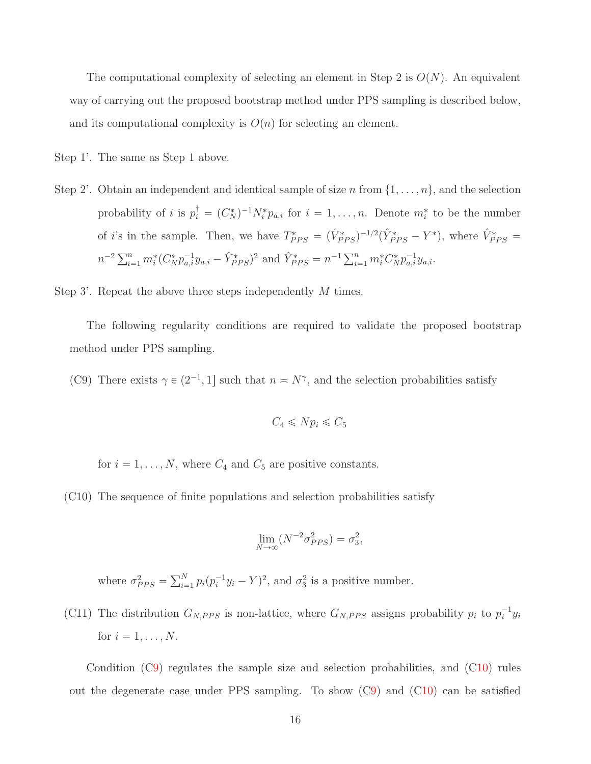The computational complexity of selecting an element in Step 2 is $O(N)$. An equivalent way of carrying out the proposed bootstrap method under PPS sampling is described below, and its computational complexity is $O(n)$ for selecting an element.

Step 1'. The same as Step 1 above.

Step 2'. Obtain an independent and identical sample of size $n$ from $\{1,\ldots,n\}$, and the selection probability of $i$ is $p_i^\dagger = (C_N^*)^{-1}N_i^* p_{a,i}$ for $i=1,\ldots,n$. Denote $m_i^*$ to be the number of $i$'s in the sample. Then, we have $T_{PPS}^* = (\hat{V}_{PPS}^*)^{-1/2}(\hat{Y}_{PPS}^* - Y^*)$, where $\hat{V}_{PPS}^* = n^{-2}\sum_{i=1}^n m_i^*(C_N^* p_{a,i}^{-1} y_{a,i} - \hat{Y}_{PPS}^*)^2$ and $\hat{Y}_{PPS}^* = n^{-1}\sum_{i=1}^n m_i^* C_N^* p_{a,i}^{-1} y_{a,i}$.

Step 3'. Repeat the above three steps independently $M$ times.

The following regularity conditions are required to validate the proposed bootstrap method under PPS sampling.

(C9) There exists $\gamma \in (2^{-1}, 1]$ such that $n \asymp N^\gamma$, and the selection probabilities satisfy

$$C_4 \leqslant Np_i \leqslant C_5$$

for $i = 1,\ldots,N$, where $C_4$ and $C_5$ are positive constants.

(C10) The sequence of finite populations and selection probabilities satisfy

$$\lim_{N\to\infty}(N^{-2}\sigma_{PPS}^2) = \sigma_3^2,$$

where $\sigma_{PPS}^2 = \sum_{i=1}^N p_i(p_i^{-1}y_i - Y)^2$, and $\sigma_3^2$ is a positive number.

(C11) The distribution $G_{N,PPS}$ is non-lattice, where $G_{N,PPS}$ assigns probability $p_i$ to $p_i^{-1}y_i$ for $i=1,\ldots,N$.

Condition (C9) regulates the sample size and selection probabilities, and (C10) rules out the degenerate case under PPS sampling. To show (C9) and (C10) can be satisfied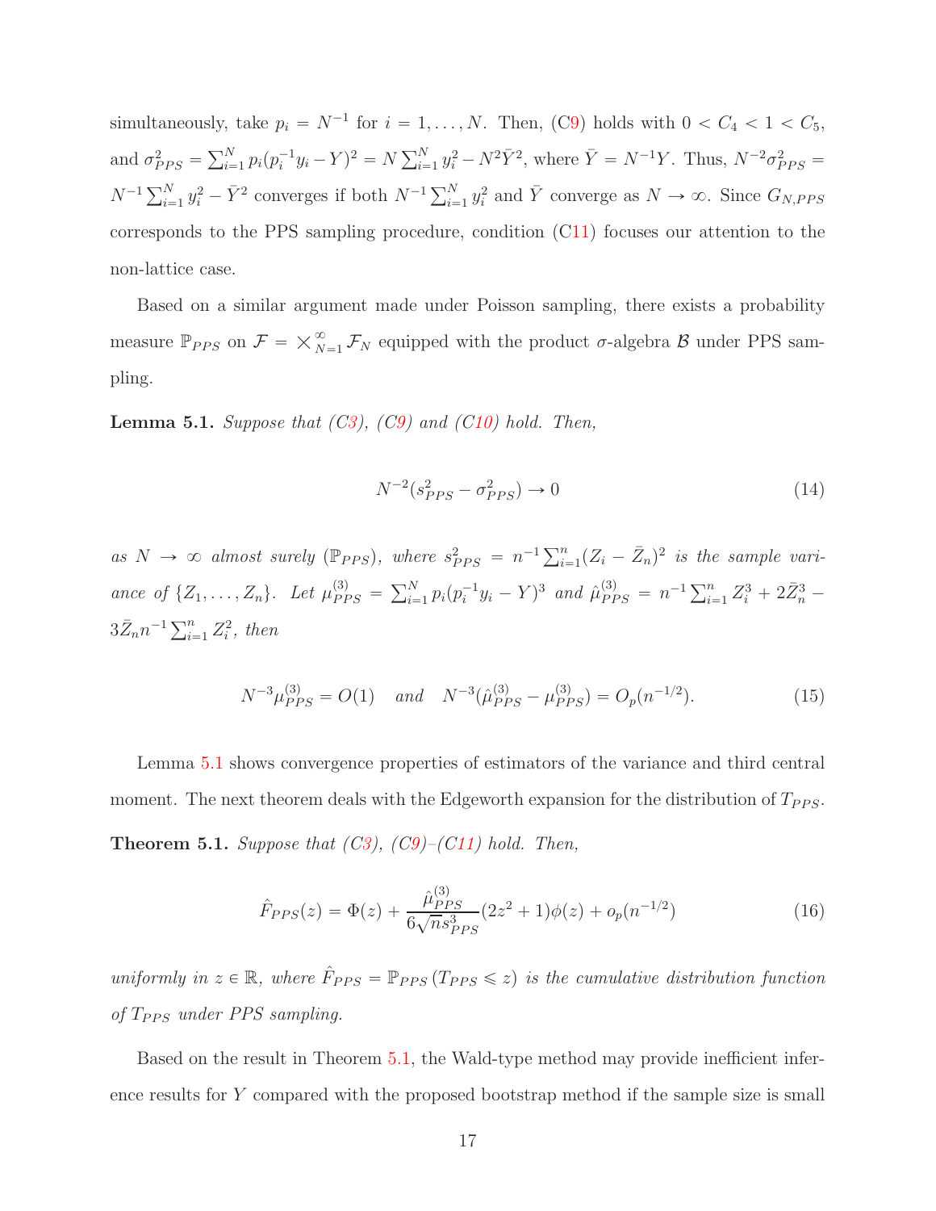simultaneously, take $p_i = N^{-1}$ for $i = 1, \ldots, N$. Then, (C9) holds with $0 < C_4 < 1 < C_5$, and $\sigma_{PPS}^2 = \sum_{i=1}^N p_i(p_i^{-1}y_i - Y)^2 = N\sum_{i=1}^N y_i^2 - N^2\bar{Y}^2$, where $\bar{Y} = N^{-1}Y$. Thus, $N^{-2}\sigma_{PPS}^2 = N^{-1}\sum_{i=1}^N y_i^2 - \bar{Y}^2$ converges if both $N^{-1}\sum_{i=1}^N y_i^2$ and $\bar{Y}$ converge as $N \to \infty$. Since $G_{N,PPS}$ corresponds to the PPS sampling procedure, condition (C11) focuses our attention to the non-lattice case.

Based on a similar argument made under Poisson sampling, there exists a probability measure $\mathbb{P}_{PPS}$ on $\mathcal{F} = \times_{N=1}^{\infty} \mathcal{F}_N$ equipped with the product $\sigma$-algebra $\mathcal{B}$ under PPS sampling.

**Lemma 5.1.** *Suppose that (C3), (C9) and (C10) hold. Then,*

$$N^{-2}(s_{PPS}^2 - \sigma_{PPS}^2) \to 0 \tag{14}$$

*as $N \to \infty$ almost surely ($\mathbb{P}_{PPS}$), where $s_{PPS}^2 = n^{-1}\sum_{i=1}^n (Z_i - \bar{Z}_n)^2$ is the sample variance of $\{Z_1, \ldots, Z_n\}$. Let $\mu_{PPS}^{(3)} = \sum_{i=1}^N p_i(p_i^{-1}y_i - Y)^3$ and $\hat{\mu}_{PPS}^{(3)} = n^{-1}\sum_{i=1}^n Z_i^3 + 2\bar{Z}_n^3 - 3\bar{Z}_n n^{-1}\sum_{i=1}^n Z_i^2$, then*

$$N^{-3}\mu_{PPS}^{(3)} = O(1) \quad \text{and} \quad N^{-3}(\hat{\mu}_{PPS}^{(3)} - \mu_{PPS}^{(3)}) = O_p(n^{-1/2}). \tag{15}$$

Lemma 5.1 shows convergence properties of estimators of the variance and third central moment. The next theorem deals with the Edgeworth expansion for the distribution of $T_{PPS}$.

**Theorem 5.1.** *Suppose that (C3), (C9)–(C11) hold. Then,*

$$\hat{F}_{PPS}(z) = \Phi(z) + \frac{\hat{\mu}_{PPS}^{(3)}}{6\sqrt{n}s_{PPS}^3}(2z^2 + 1)\phi(z) + o_p(n^{-1/2}) \tag{16}$$

*uniformly in $z \in \mathbb{R}$, where $\hat{F}_{PPS} = \mathbb{P}_{PPS}(T_{PPS} \leqslant z)$ is the cumulative distribution function of $T_{PPS}$ under PPS sampling.*

Based on the result in Theorem 5.1, the Wald-type method may provide inefficient inference results for $Y$ compared with the proposed bootstrap method if the sample size is small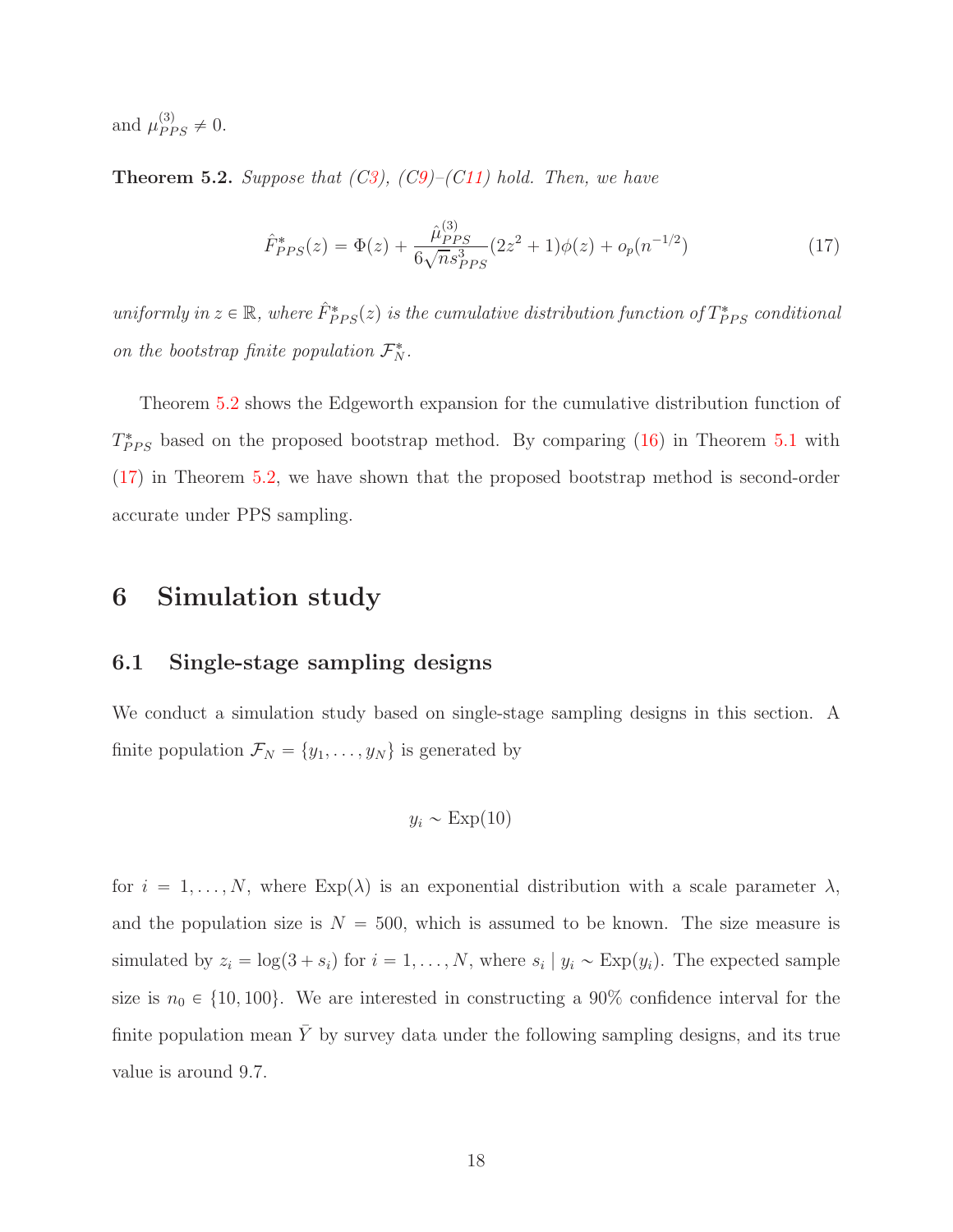and $\mu^{(3)}_{PPS} \neq 0$.

**Theorem 5.2.** *Suppose that (C3), (C9)–(C11) hold. Then, we have*

$$\hat{F}^*_{PPS}(z) = \Phi(z) + \frac{\hat{\mu}^{(3)}_{PPS}}{6\sqrt{n}s^3_{PPS}}(2z^2+1)\phi(z) + o_p(n^{-1/2}) \tag{17}$$

*uniformly in $z \in \mathbb{R}$, where $\hat{F}^*_{PPS}(z)$ is the cumulative distribution function of $T^*_{PPS}$ conditional on the bootstrap finite population $\mathcal{F}^*_N$.*

Theorem 5.2 shows the Edgeworth expansion for the cumulative distribution function of $T^*_{PPS}$ based on the proposed bootstrap method. By comparing (16) in Theorem 5.1 with (17) in Theorem 5.2, we have shown that the proposed bootstrap method is second-order accurate under PPS sampling.

# 6 Simulation study

## 6.1 Single-stage sampling designs

We conduct a simulation study based on single-stage sampling designs in this section. A finite population $\mathcal{F}_N = \{y_1, \ldots, y_N\}$ is generated by

$$y_i \sim \text{Exp}(10)$$

for $i = 1, \ldots, N$, where $\text{Exp}(\lambda)$ is an exponential distribution with a scale parameter $\lambda$, and the population size is $N = 500$, which is assumed to be known. The size measure is simulated by $z_i = \log(3 + s_i)$ for $i = 1, \ldots, N$, where $s_i \mid y_i \sim \text{Exp}(y_i)$. The expected sample size is $n_0 \in \{10, 100\}$. We are interested in constructing a 90% confidence interval for the finite population mean $\bar{Y}$ by survey data under the following sampling designs, and its true value is around 9.7.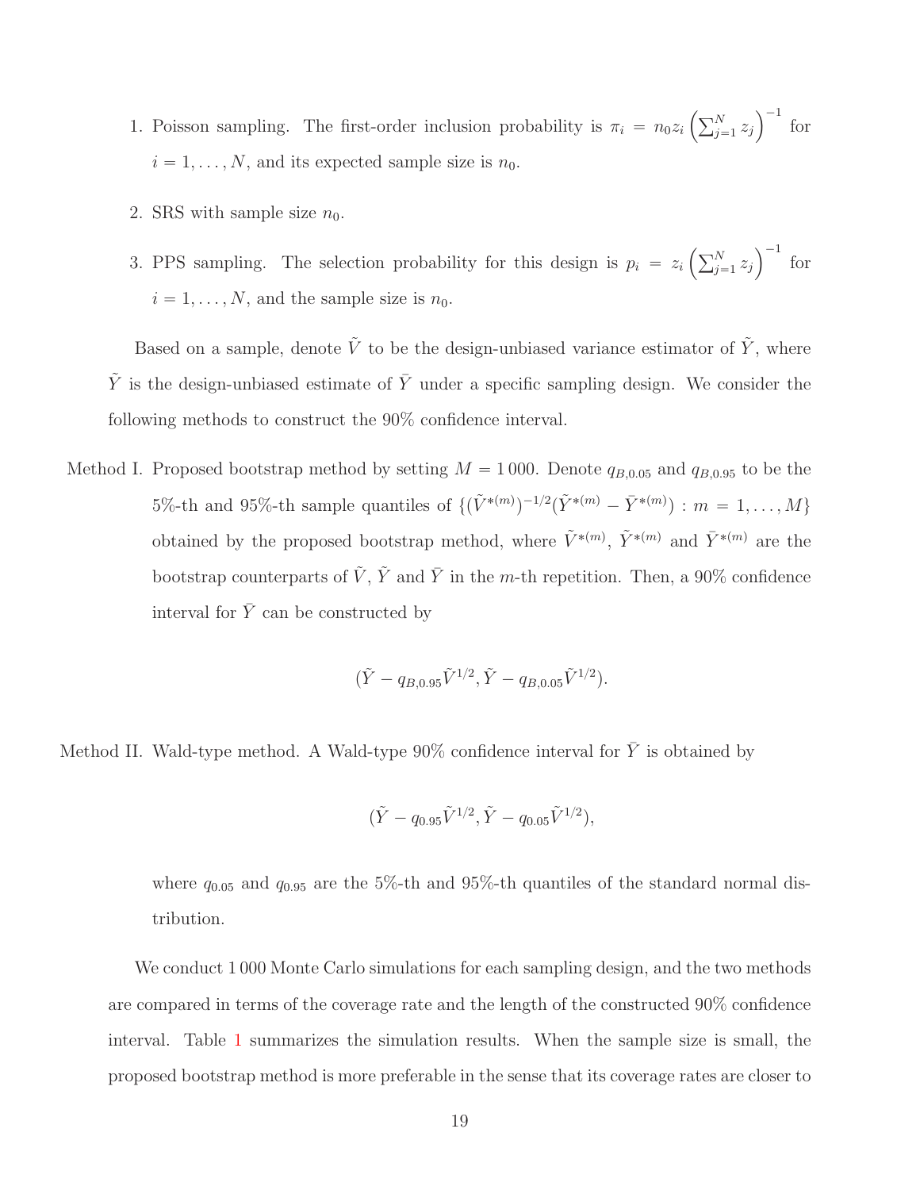1. Poisson sampling. The first-order inclusion probability is $\pi_i = n_0 z_i \left(\sum_{j=1}^N z_j\right)^{-1}$ for $i = 1, \ldots, N$, and its expected sample size is $n_0$.

2. SRS with sample size $n_0$.

3. PPS sampling. The selection probability for this design is $p_i = z_i \left(\sum_{j=1}^N z_j\right)^{-1}$ for $i = 1, \ldots, N$, and the sample size is $n_0$.

Based on a sample, denote $\tilde{V}$ to be the design-unbiased variance estimator of $\tilde{Y}$, where $\tilde{Y}$ is the design-unbiased estimate of $\bar{Y}$ under a specific sampling design. We consider the following methods to construct the 90% confidence interval.

Method I. Proposed bootstrap method by setting $M = 1\,000$. Denote $q_{B,0.05}$ and $q_{B,0.95}$ to be the 5%-th and 95%-th sample quantiles of $\{(\tilde{V}^{*(m)})^{-1/2}(\tilde{Y}^{*(m)} - \bar{Y}^{*(m)}) : m = 1, \ldots, M\}$ obtained by the proposed bootstrap method, where $\tilde{V}^{*(m)}$, $\tilde{Y}^{*(m)}$ and $\bar{Y}^{*(m)}$ are the bootstrap counterparts of $\tilde{V}$, $\tilde{Y}$ and $\bar{Y}$ in the $m$-th repetition. Then, a 90% confidence interval for $\bar{Y}$ can be constructed by

$$(\tilde{Y} - q_{B,0.95}\tilde{V}^{1/2}, \tilde{Y} - q_{B,0.05}\tilde{V}^{1/2}).$$

Method II. Wald-type method. A Wald-type 90% confidence interval for $\bar{Y}$ is obtained by

$$(\tilde{Y} - q_{0.95}\tilde{V}^{1/2}, \tilde{Y} - q_{0.05}\tilde{V}^{1/2}),$$

where $q_{0.05}$ and $q_{0.95}$ are the 5%-th and 95%-th quantiles of the standard normal distribution.

We conduct 1 000 Monte Carlo simulations for each sampling design, and the two methods are compared in terms of the coverage rate and the length of the constructed 90% confidence interval. Table 1 summarizes the simulation results. When the sample size is small, the proposed bootstrap method is more preferable in the sense that its coverage rates are closer to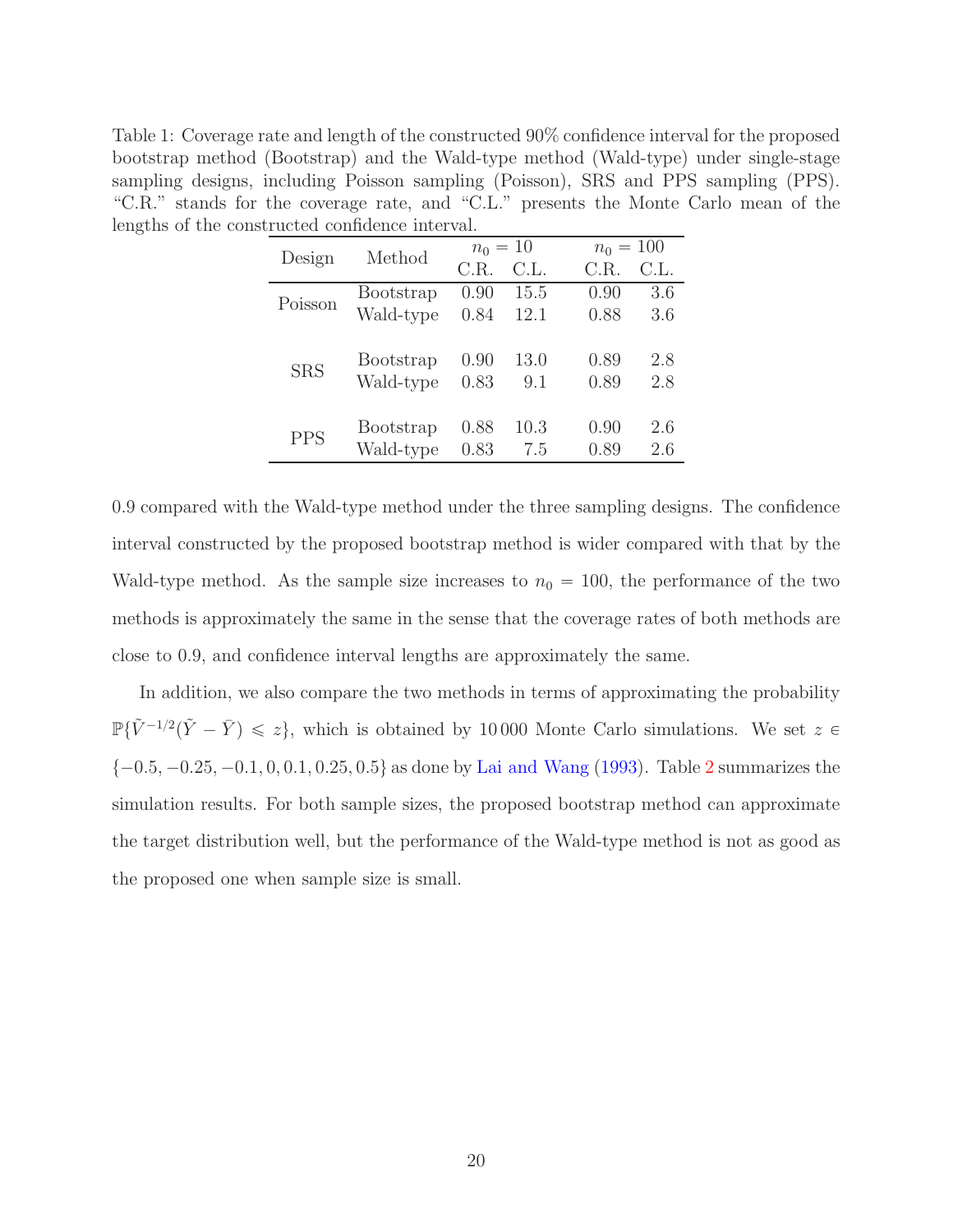Table 1: Coverage rate and length of the constructed 90% confidence interval for the proposed bootstrap method (Bootstrap) and the Wald-type method (Wald-type) under single-stage sampling designs, including Poisson sampling (Poisson), SRS and PPS sampling (PPS). "C.R." stands for the coverage rate, and "C.L." presents the Monte Carlo mean of the lengths of the constructed confidence interval.

| Design | Method | $n_0 = 10$ | | $n_0 = 100$ | |
|---|---|---|---|---|---|
| | | C.R. | C.L. | C.R. | C.L. |
| Poisson | Bootstrap | 0.90 | 15.5 | 0.90 | 3.6 |
| | Wald-type | 0.84 | 12.1 | 0.88 | 3.6 |
| SRS | Bootstrap | 0.90 | 13.0 | 0.89 | 2.8 |
| | Wald-type | 0.83 | 9.1 | 0.89 | 2.8 |
| PPS | Bootstrap | 0.88 | 10.3 | 0.90 | 2.6 |
| | Wald-type | 0.83 | 7.5 | 0.89 | 2.6 |

0.9 compared with the Wald-type method under the three sampling designs. The confidence interval constructed by the proposed bootstrap method is wider compared with that by the Wald-type method. As the sample size increases to $n_0 = 100$, the performance of the two methods is approximately the same in the sense that the coverage rates of both methods are close to 0.9, and confidence interval lengths are approximately the same.

In addition, we also compare the two methods in terms of approximating the probability $\mathbb{P}\{\tilde{V}^{-1/2}(\tilde{Y} - \bar{Y}) \leqslant z\}$, which is obtained by 10 000 Monte Carlo simulations. We set $z \in \{-0.5, -0.25, -0.1, 0, 0.1, 0.25, 0.5\}$ as done by Lai and Wang (1993). Table 2 summarizes the simulation results. For both sample sizes, the proposed bootstrap method can approximate the target distribution well, but the performance of the Wald-type method is not as good as the proposed one when sample size is small.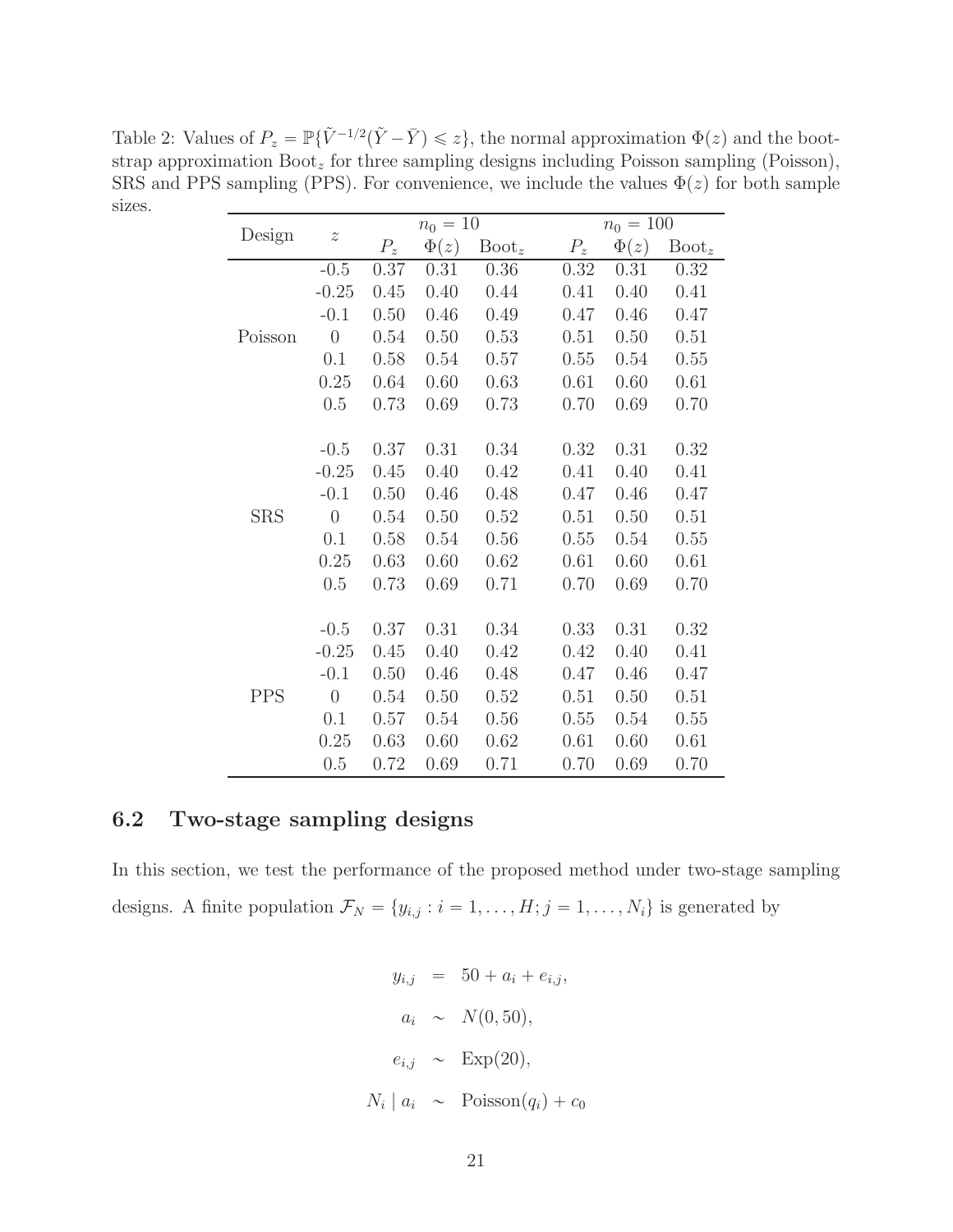Table 2: Values of $P_z = \mathbb{P}\{\tilde{V}^{-1/2}(\tilde{Y} - \bar{Y}) \leqslant z\}$, the normal approximation $\Phi(z)$ and the bootstrap approximation $\text{Boot}_z$ for three sampling designs including Poisson sampling (Poisson), SRS and PPS sampling (PPS). For convenience, we include the values $\Phi(z)$ for both sample sizes.

| Design | $z$ | $n_0 = 10$ | | | $n_0 = 100$ | | |
|---|---|---|---|---|---|---|---|
| | | $P_z$ | $\Phi(z)$ | $\text{Boot}_z$ | $P_z$ | $\Phi(z)$ | $\text{Boot}_z$ |
| Poisson | -0.5 | 0.37 | 0.31 | 0.36 | 0.32 | 0.31 | 0.32 |
| | -0.25 | 0.45 | 0.40 | 0.44 | 0.41 | 0.40 | 0.41 |
| | -0.1 | 0.50 | 0.46 | 0.49 | 0.47 | 0.46 | 0.47 |
| | 0 | 0.54 | 0.50 | 0.53 | 0.51 | 0.50 | 0.51 |
| | 0.1 | 0.58 | 0.54 | 0.57 | 0.55 | 0.54 | 0.55 |
| | 0.25 | 0.64 | 0.60 | 0.63 | 0.61 | 0.60 | 0.61 |
| | 0.5 | 0.73 | 0.69 | 0.73 | 0.70 | 0.69 | 0.70 |
| SRS | -0.5 | 0.37 | 0.31 | 0.34 | 0.32 | 0.31 | 0.32 |
| | -0.25 | 0.45 | 0.40 | 0.42 | 0.41 | 0.40 | 0.41 |
| | -0.1 | 0.50 | 0.46 | 0.48 | 0.47 | 0.46 | 0.47 |
| | 0 | 0.54 | 0.50 | 0.52 | 0.51 | 0.50 | 0.51 |
| | 0.1 | 0.58 | 0.54 | 0.56 | 0.55 | 0.54 | 0.55 |
| | 0.25 | 0.63 | 0.60 | 0.62 | 0.61 | 0.60 | 0.61 |
| | 0.5 | 0.73 | 0.69 | 0.71 | 0.70 | 0.69 | 0.70 |
| PPS | -0.5 | 0.37 | 0.31 | 0.34 | 0.33 | 0.31 | 0.32 |
| | -0.25 | 0.45 | 0.40 | 0.42 | 0.42 | 0.40 | 0.41 |
| | -0.1 | 0.50 | 0.46 | 0.48 | 0.47 | 0.46 | 0.47 |
| | 0 | 0.54 | 0.50 | 0.52 | 0.51 | 0.50 | 0.51 |
| | 0.1 | 0.57 | 0.54 | 0.56 | 0.55 | 0.54 | 0.55 |
| | 0.25 | 0.63 | 0.60 | 0.62 | 0.61 | 0.60 | 0.61 |
| | 0.5 | 0.72 | 0.69 | 0.71 | 0.70 | 0.69 | 0.70 |

## 6.2 Two-stage sampling designs

In this section, we test the performance of the proposed method under two-stage sampling designs. A finite population $\mathcal{F}_N = \{y_{i,j} : i = 1, \ldots, H; j = 1, \ldots, N_i\}$ is generated by

$$
\begin{aligned}
y_{i,j} &= 50 + a_i + e_{i,j}, \\
a_i &\sim N(0, 50), \\
e_{i,j} &\sim \text{Exp}(20), \\
N_i \mid a_i &\sim \text{Poisson}(q_i) + c_0
\end{aligned}
$$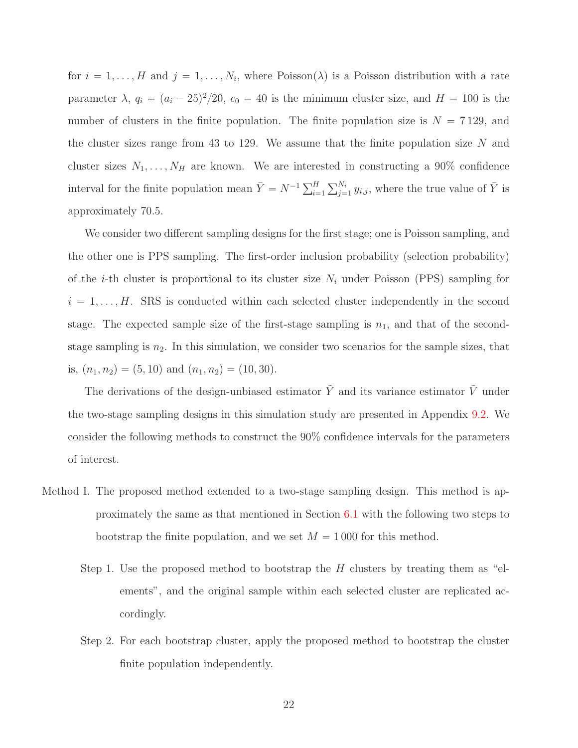for $i = 1, \ldots, H$ and $j = 1, \ldots, N_i$, where Poisson($\lambda$) is a Poisson distribution with a rate parameter $\lambda$, $q_i = (a_i - 25)^2/20$, $c_0 = 40$ is the minimum cluster size, and $H = 100$ is the number of clusters in the finite population. The finite population size is $N = 7\,129$, and the cluster sizes range from 43 to 129. We assume that the finite population size $N$ and cluster sizes $N_1, \ldots, N_H$ are known. We are interested in constructing a 90% confidence interval for the finite population mean $\bar{Y} = N^{-1} \sum_{i=1}^{H} \sum_{j=1}^{N_i} y_{i,j}$, where the true value of $\bar{Y}$ is approximately 70.5.

We consider two different sampling designs for the first stage; one is Poisson sampling, and the other one is PPS sampling. The first-order inclusion probability (selection probability) of the $i$-th cluster is proportional to its cluster size $N_i$ under Poisson (PPS) sampling for $i = 1, \ldots, H$. SRS is conducted within each selected cluster independently in the second stage. The expected sample size of the first-stage sampling is $n_1$, and that of the second-stage sampling is $n_2$. In this simulation, we consider two scenarios for the sample sizes, that is, $(n_1, n_2) = (5, 10)$ and $(n_1, n_2) = (10, 30)$.

The derivations of the design-unbiased estimator $\tilde{Y}$ and its variance estimator $\tilde{V}$ under the two-stage sampling designs in this simulation study are presented in Appendix 9.2. We consider the following methods to construct the 90% confidence intervals for the parameters of interest.

Method I. The proposed method extended to a two-stage sampling design. This method is approximately the same as that mentioned in Section 6.1 with the following two steps to bootstrap the finite population, and we set $M = 1\,000$ for this method.

- Step 1. Use the proposed method to bootstrap the $H$ clusters by treating them as "elements", and the original sample within each selected cluster are replicated accordingly.
- Step 2. For each bootstrap cluster, apply the proposed method to bootstrap the cluster finite population independently.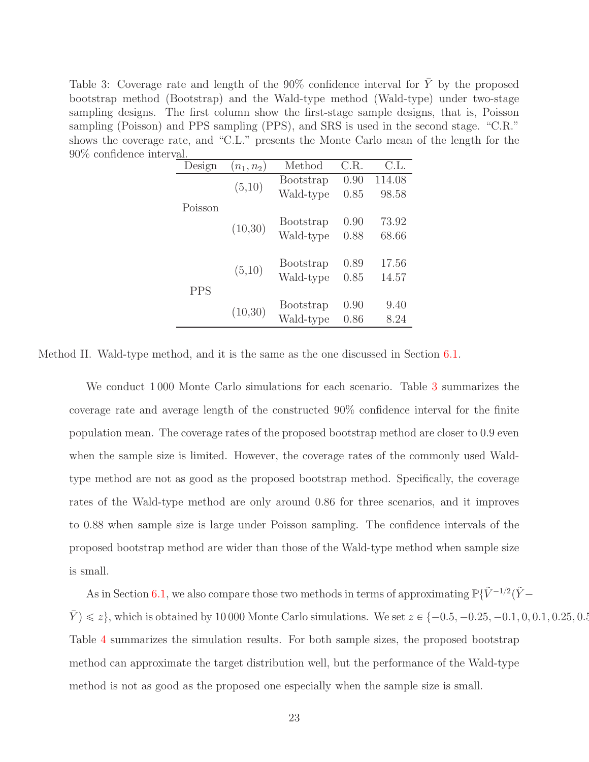Table 3: Coverage rate and length of the 90% confidence interval for $\bar{Y}$ by the proposed bootstrap method (Bootstrap) and the Wald-type method (Wald-type) under two-stage sampling designs. The first column show the first-stage sample designs, that is, Poisson sampling (Poisson) and PPS sampling (PPS), and SRS is used in the second stage. "C.R." shows the coverage rate, and "C.L." presents the Monte Carlo mean of the length for the 90% confidence interval.

| Design | $(n_1, n_2)$ | Method | C.R. | C.L. |
|---|---|---|---|---|
| Poisson | (5,10) | Bootstrap | 0.90 | 114.08 |
| | | Wald-type | 0.85 | 98.58 |
| | (10,30) | Bootstrap | 0.90 | 73.92 |
| | | Wald-type | 0.88 | 68.66 |
| PPS | (5,10) | Bootstrap | 0.89 | 17.56 |
| | | Wald-type | 0.85 | 14.57 |
| | (10,30) | Bootstrap | 0.90 | 9.40 |
| | | Wald-type | 0.86 | 8.24 |

Method II. Wald-type method, and it is the same as the one discussed in Section 6.1.

We conduct 1 000 Monte Carlo simulations for each scenario. Table 3 summarizes the coverage rate and average length of the constructed 90% confidence interval for the finite population mean. The coverage rates of the proposed bootstrap method are closer to 0.9 even when the sample size is limited. However, the coverage rates of the commonly used Wald-type method are not as good as the proposed bootstrap method. Specifically, the coverage rates of the Wald-type method are only around 0.86 for three scenarios, and it improves to 0.88 when sample size is large under Poisson sampling. The confidence intervals of the proposed bootstrap method are wider than those of the Wald-type method when sample size is small.

As in Section 6.1, we also compare those two methods in terms of approximating $\mathbb{P}\{\tilde{V}^{-1/2}(\tilde{Y}-\bar{Y}) \leqslant z\}$, which is obtained by 10 000 Monte Carlo simulations. We set $z \in \{-0.5, -0.25, -0.1, 0, 0.1, 0.25, 0.5$ Table 4 summarizes the simulation results. For both sample sizes, the proposed bootstrap method can approximate the target distribution well, but the performance of the Wald-type method is not as good as the proposed one especially when the sample size is small.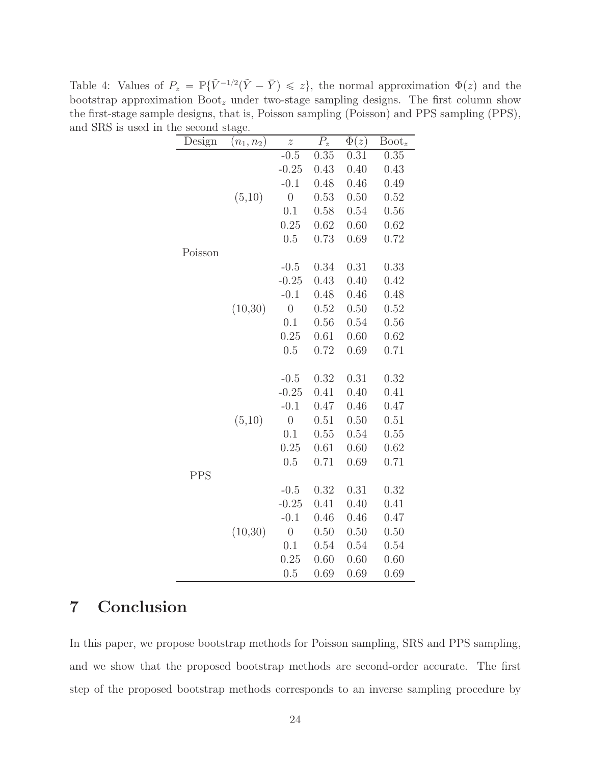Table 4: Values of $P_z = \mathbb{P}\{\tilde{V}^{-1/2}(\tilde{Y} - \bar{Y}) \leqslant z\}$, the normal approximation $\Phi(z)$ and the bootstrap approximation $\text{Boot}_z$ under two-stage sampling designs. The first column show the first-stage sample designs, that is, Poisson sampling (Poisson) and PPS sampling (PPS), and SRS is used in the second stage.

| Design | $(n_1, n_2)$ | $z$ | $P_z$ | $\Phi(z)$ | $\text{Boot}_z$ |
|---|---|---|---|---|---|
| Poisson | (5,10) | -0.5 | 0.35 | 0.31 | 0.35 |
| | | -0.25 | 0.43 | 0.40 | 0.43 |
| | | -0.1 | 0.48 | 0.46 | 0.49 |
| | | 0 | 0.53 | 0.50 | 0.52 |
| | | 0.1 | 0.58 | 0.54 | 0.56 |
| | | 0.25 | 0.62 | 0.60 | 0.62 |
| | | 0.5 | 0.73 | 0.69 | 0.72 |
| | (10,30) | -0.5 | 0.34 | 0.31 | 0.33 |
| | | -0.25 | 0.43 | 0.40 | 0.42 |
| | | -0.1 | 0.48 | 0.46 | 0.48 |
| | | 0 | 0.52 | 0.50 | 0.52 |
| | | 0.1 | 0.56 | 0.54 | 0.56 |
| | | 0.25 | 0.61 | 0.60 | 0.62 |
| | | 0.5 | 0.72 | 0.69 | 0.71 |
| PPS | (5,10) | -0.5 | 0.32 | 0.31 | 0.32 |
| | | -0.25 | 0.41 | 0.40 | 0.41 |
| | | -0.1 | 0.47 | 0.46 | 0.47 |
| | | 0 | 0.51 | 0.50 | 0.51 |
| | | 0.1 | 0.55 | 0.54 | 0.55 |
| | | 0.25 | 0.61 | 0.60 | 0.62 |
| | | 0.5 | 0.71 | 0.69 | 0.71 |
| | (10,30) | -0.5 | 0.32 | 0.31 | 0.32 |
| | | -0.25 | 0.41 | 0.40 | 0.41 |
| | | -0.1 | 0.46 | 0.46 | 0.47 |
| | | 0 | 0.50 | 0.50 | 0.50 |
| | | 0.1 | 0.54 | 0.54 | 0.54 |
| | | 0.25 | 0.60 | 0.60 | 0.60 |
| | | 0.5 | 0.69 | 0.69 | 0.69 |

# 7 Conclusion

In this paper, we propose bootstrap methods for Poisson sampling, SRS and PPS sampling, and we show that the proposed bootstrap methods are second-order accurate. The first step of the proposed bootstrap methods corresponds to an inverse sampling procedure by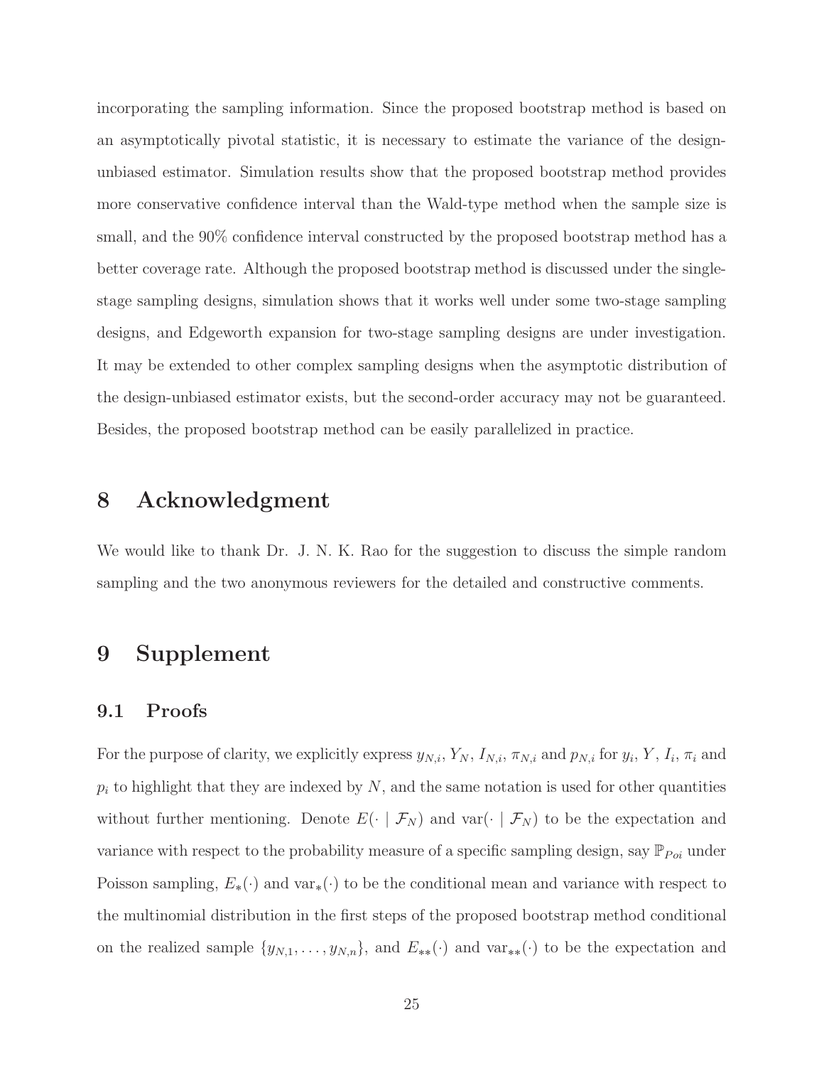incorporating the sampling information. Since the proposed bootstrap method is based on an asymptotically pivotal statistic, it is necessary to estimate the variance of the design-unbiased estimator. Simulation results show that the proposed bootstrap method provides more conservative confidence interval than the Wald-type method when the sample size is small, and the 90% confidence interval constructed by the proposed bootstrap method has a better coverage rate. Although the proposed bootstrap method is discussed under the single-stage sampling designs, simulation shows that it works well under some two-stage sampling designs, and Edgeworth expansion for two-stage sampling designs are under investigation. It may be extended to other complex sampling designs when the asymptotic distribution of the design-unbiased estimator exists, but the second-order accuracy may not be guaranteed. Besides, the proposed bootstrap method can be easily parallelized in practice.

# 8 Acknowledgment

We would like to thank Dr. J. N. K. Rao for the suggestion to discuss the simple random sampling and the two anonymous reviewers for the detailed and constructive comments.

# 9 Supplement

## 9.1 Proofs

For the purpose of clarity, we explicitly express $y_{N,i}$, $Y_N$, $I_{N,i}$, $\pi_{N,i}$ and $p_{N,i}$ for $y_i$, $Y$, $I_i$, $\pi_i$ and $p_i$ to highlight that they are indexed by $N$, and the same notation is used for other quantities without further mentioning. Denote $E(\cdot \mid \mathcal{F}_N)$ and $\text{var}(\cdot \mid \mathcal{F}_N)$ to be the expectation and variance with respect to the probability measure of a specific sampling design, say $\mathbb{P}_{Poi}$ under Poisson sampling, $E_*(\cdot)$ and $\text{var}_*(\cdot)$ to be the conditional mean and variance with respect to the multinomial distribution in the first steps of the proposed bootstrap method conditional on the realized sample $\{y_{N,1}, \ldots, y_{N,n}\}$, and $E_{**}(\cdot)$ and $\text{var}_{**}(\cdot)$ to be the expectation and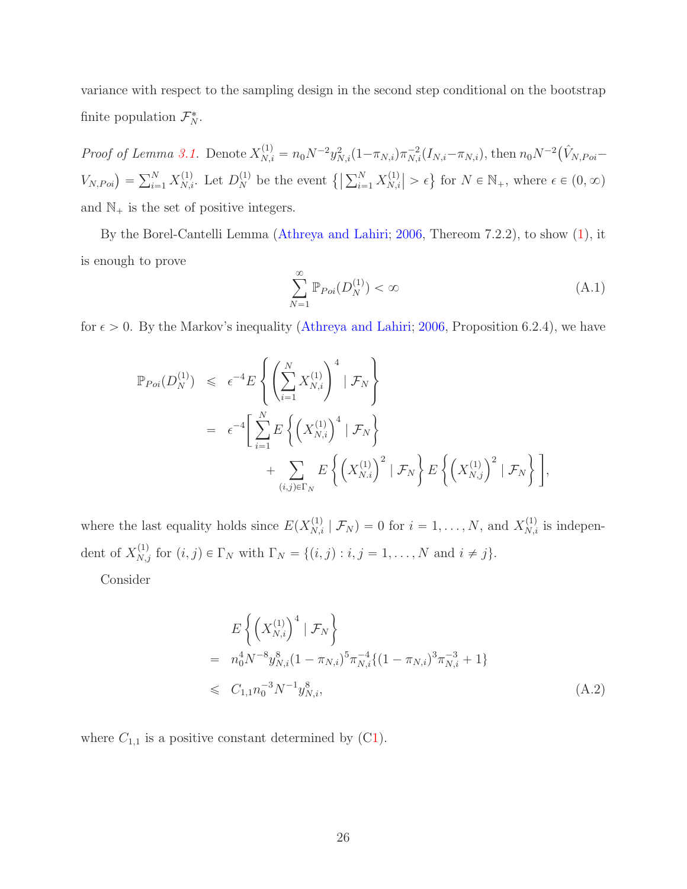variance with respect to the sampling design in the second step conditional on the bootstrap finite population $\mathcal{F}_N^*$.

*Proof of Lemma 3.1.* Denote $X_{N,i}^{(1)} = n_0 N^{-2} y_{N,i}^2 (1-\pi_{N,i}) \pi_{N,i}^{-2} (I_{N,i} - \pi_{N,i})$, then $n_0 N^{-2}\big(\hat{V}_{N,Poi} - V_{N,Poi}\big) = \sum_{i=1}^N X_{N,i}^{(1)}$. Let $D_N^{(1)}$ be the event $\big\{\big|\sum_{i=1}^N X_{N,i}^{(1)}\big| > \epsilon\big\}$ for $N \in \mathbb{N}_+$, where $\epsilon \in (0,\infty)$ and $\mathbb{N}_+$ is the set of positive integers.

By the Borel-Cantelli Lemma (Athreya and Lahiri; 2006, Thereom 7.2.2), to show (1), it is enough to prove

$$\sum_{N=1}^{\infty} \mathbb{P}_{Poi}(D_N^{(1)}) < \infty \tag{A.1}$$

for $\epsilon > 0$. By the Markov's inequality (Athreya and Lahiri; 2006, Proposition 6.2.4), we have

$$\begin{aligned}
\mathbb{P}_{Poi}(D_N^{(1)}) &\leqslant \epsilon^{-4} E\left\{\left(\sum_{i=1}^N X_{N,i}^{(1)}\right)^4 \mid \mathcal{F}_N\right\} \\
&= \epsilon^{-4}\Bigg[\sum_{i=1}^N E\left\{\left(X_{N,i}^{(1)}\right)^4 \mid \mathcal{F}_N\right\} \\
&\qquad + \sum_{(i,j)\in\Gamma_N} E\left\{\left(X_{N.i}^{(1)}\right)^2 \mid \mathcal{F}_N\right\} E\left\{\left(X_{N,j}^{(1)}\right)^2 \mid \mathcal{F}_N\right\}\Bigg],
\end{aligned}$$

where the last equality holds since $E(X_{N,i}^{(1)} \mid \mathcal{F}_N) = 0$ for $i = 1,\ldots,N$, and $X_{N,i}^{(1)}$ is independent of $X_{N,j}^{(1)}$ for $(i,j) \in \Gamma_N$ with $\Gamma_N = \{(i,j) : i,j = 1,\ldots,N \text{ and } i \neq j\}$.

Consider

$$\begin{aligned}
& E\left\{\left(X_{N,i}^{(1)}\right)^4 \mid \mathcal{F}_N\right\} \\
=\ & n_0^4 N^{-8} y_{N,i}^8 (1-\pi_{N,i})^5 \pi_{N,i}^{-4} \{(1-\pi_{N,i})^3 \pi_{N,i}^{-3} + 1\} \\
\leqslant\ & C_{1,1} n_0^{-3} N^{-1} y_{N,i}^8,
\end{aligned} \tag{A.2}$$

where $C_{1,1}$ is a positive constant determined by (C1).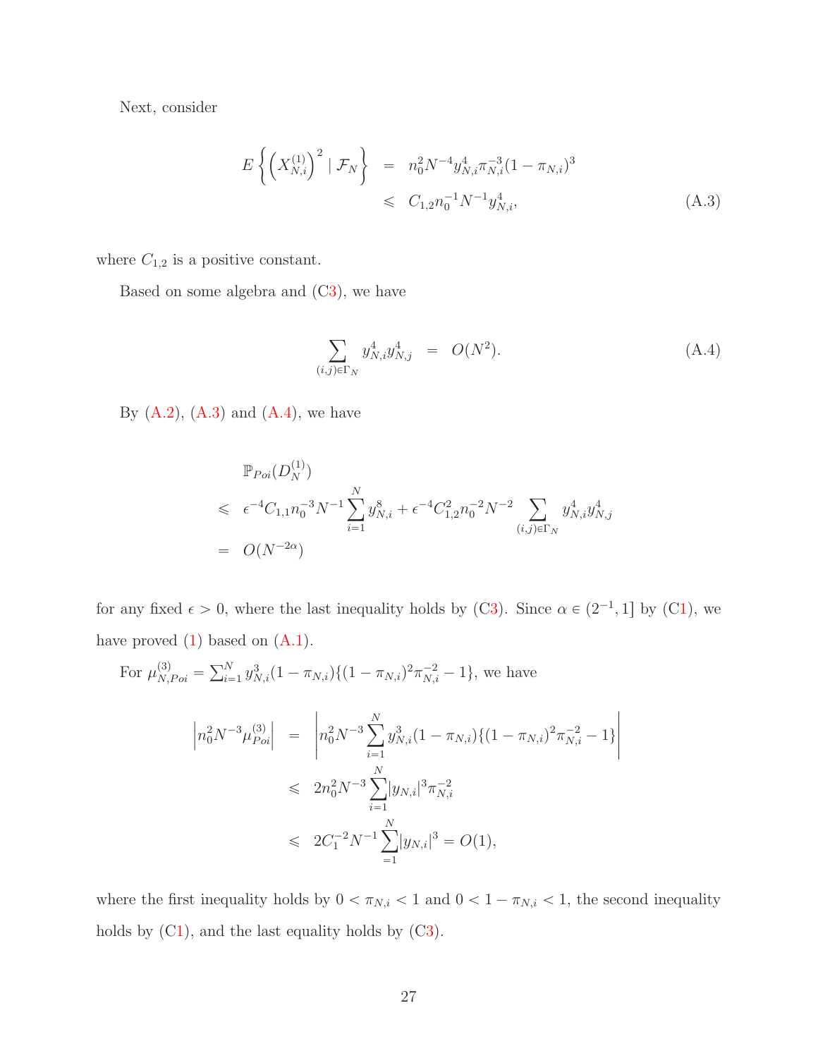Next, consider

$$
\begin{aligned}
E\left\{\left(X_{N,i}^{(1)}\right)^2 \mid \mathcal{F}_N\right\} &= n_0^2 N^{-4} y_{N,i}^4 \pi_{N,i}^{-3}(1-\pi_{N,i})^3 \\
&\leqslant C_{1,2} n_0^{-1} N^{-1} y_{N,i}^4, \qquad\qquad (A.3)
\end{aligned}
$$

where $C_{1,2}$ is a positive constant.

Based on some algebra and (C3), we have

$$
\sum_{(i,j)\in\Gamma_N} y_{N,i}^4 y_{N,j}^4 = O(N^2). \qquad\qquad (A.4)
$$

By (A.2), (A.3) and (A.4), we have

$$
\begin{aligned}
& \mathbb{P}_{Poi}(D_N^{(1)}) \\
\leqslant\ & \epsilon^{-4} C_{1,1} n_0^{-3} N^{-1} \sum_{i=1}^N y_{N,i}^8 + \epsilon^{-4} C_{1,2}^2 n_0^{-2} N^{-2} \sum_{(i,j)\in\Gamma_N} y_{N,i}^4 y_{N,j}^4 \\
=\ & O(N^{-2\alpha})
\end{aligned}
$$

for any fixed $\epsilon > 0$, where the last inequality holds by (C3). Since $\alpha \in (2^{-1}, 1]$ by (C1), we have proved (1) based on (A.1).

For $\mu_{N,Poi}^{(3)} = \sum_{i=1}^N y_{N,i}^3 (1-\pi_{N,i})\{(1-\pi_{N,i})^2 \pi_{N,i}^{-2} - 1\}$, we have

$$
\begin{aligned}
\left| n_0^2 N^{-3} \mu_{Poi}^{(3)} \right| &= \left| n_0^2 N^{-3} \sum_{i=1}^N y_{N,i}^3 (1-\pi_{N,i})\{(1-\pi_{N,i})^2 \pi_{N,i}^{-2} - 1\} \right| \\
&\leqslant 2 n_0^2 N^{-3} \sum_{i=1}^N |y_{N,i}|^3 \pi_{N,i}^{-2} \\
&\leqslant 2 C_1^{-2} N^{-1} \sum_{=1}^N |y_{N,i}|^3 = O(1),
\end{aligned}
$$

where the first inequality holds by $0 < \pi_{N,i} < 1$ and $0 < 1 - \pi_{N,i} < 1$, the second inequality holds by (C1), and the last equality holds by (C3).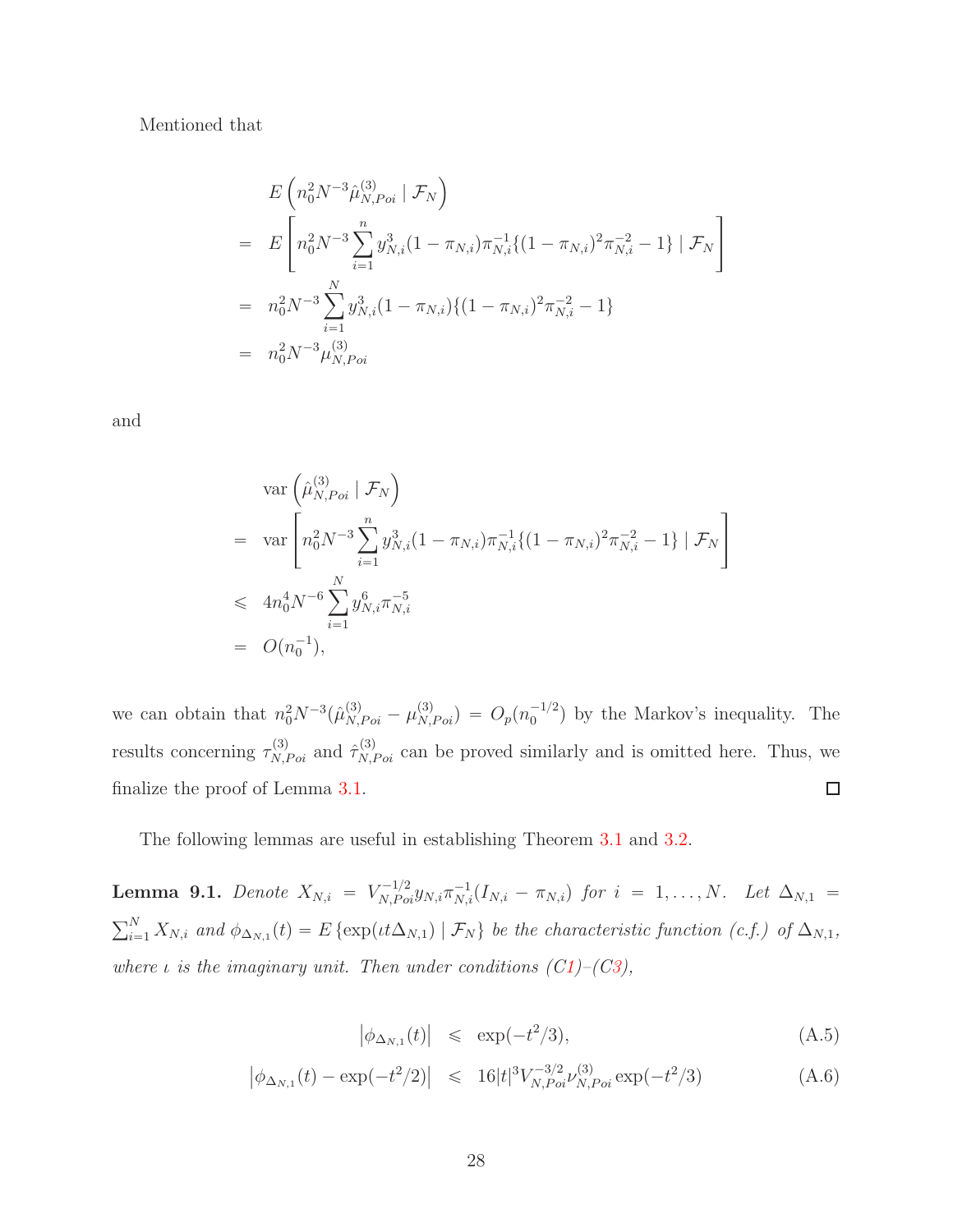Mentioned that

$$
\begin{aligned}
& E\left(n_0^2 N^{-3}\hat{\mu}^{(3)}_{N,Poi} \mid \mathcal{F}_N\right) \\
= \;& E\left[n_0^2 N^{-3}\sum_{i=1}^{n} y_{N,i}^3(1-\pi_{N,i})\pi_{N,i}^{-1}\{(1-\pi_{N,i})^2\pi_{N,i}^{-2}-1\} \mid \mathcal{F}_N\right] \\
= \;& n_0^2 N^{-3}\sum_{i=1}^{N} y_{N,i}^3(1-\pi_{N,i})\{(1-\pi_{N,i})^2\pi_{N,i}^{-2}-1\} \\
= \;& n_0^2 N^{-3}\mu^{(3)}_{N,Poi}
\end{aligned}
$$

and

$$
\begin{aligned}
& \operatorname{var}\left(\hat{\mu}^{(3)}_{N,Poi} \mid \mathcal{F}_N\right) \\
= \;& \operatorname{var}\left[n_0^2 N^{-3}\sum_{i=1}^{n} y_{N,i}^3(1-\pi_{N,i})\pi_{N,i}^{-1}\{(1-\pi_{N,i})^2\pi_{N,i}^{-2}-1\} \mid \mathcal{F}_N\right] \\
\leqslant \;& 4n_0^4 N^{-6}\sum_{i=1}^{N} y_{N,i}^6\pi_{N,i}^{-5} \\
= \;& O(n_0^{-1}),
\end{aligned}
$$

we can obtain that $n_0^2 N^{-3}(\hat{\mu}^{(3)}_{N,Poi}-\mu^{(3)}_{N,Poi}) = O_p(n_0^{-1/2})$ by the Markov's inequality. The results concerning $\tau^{(3)}_{N,Poi}$ and $\hat{\tau}^{(3)}_{N,Poi}$ can be proved similarly and is omitted here. Thus, we finalize the proof of Lemma 3.1. □

The following lemmas are useful in establishing Theorem 3.1 and 3.2.

**Lemma 9.1.** *Denote $X_{N,i} = V_{N,Poi}^{-1/2} y_{N,i}\pi_{N,i}^{-1}(I_{N,i}-\pi_{N,i})$ for $i = 1,\dots,N$. Let $\Delta_{N,1} = \sum_{i=1}^N X_{N,i}$ and $\phi_{\Delta_{N,1}}(t) = E\{\exp(\iota t\Delta_{N,1}) \mid \mathcal{F}_N\}$ be the characteristic function (c.f.) of $\Delta_{N,1}$, where $\iota$ is the imaginary unit. Then under conditions (C1)–(C3),*

$$
\left|\phi_{\Delta_{N,1}}(t)\right| \leqslant \exp(-t^2/3), \tag{A.5}
$$

$$
\left|\phi_{\Delta_{N,1}}(t)-\exp(-t^2/2)\right| \leqslant 16|t|^3 V_{N,Poi}^{-3/2}\nu^{(3)}_{N,Poi}\exp(-t^2/3) \tag{A.6}
$$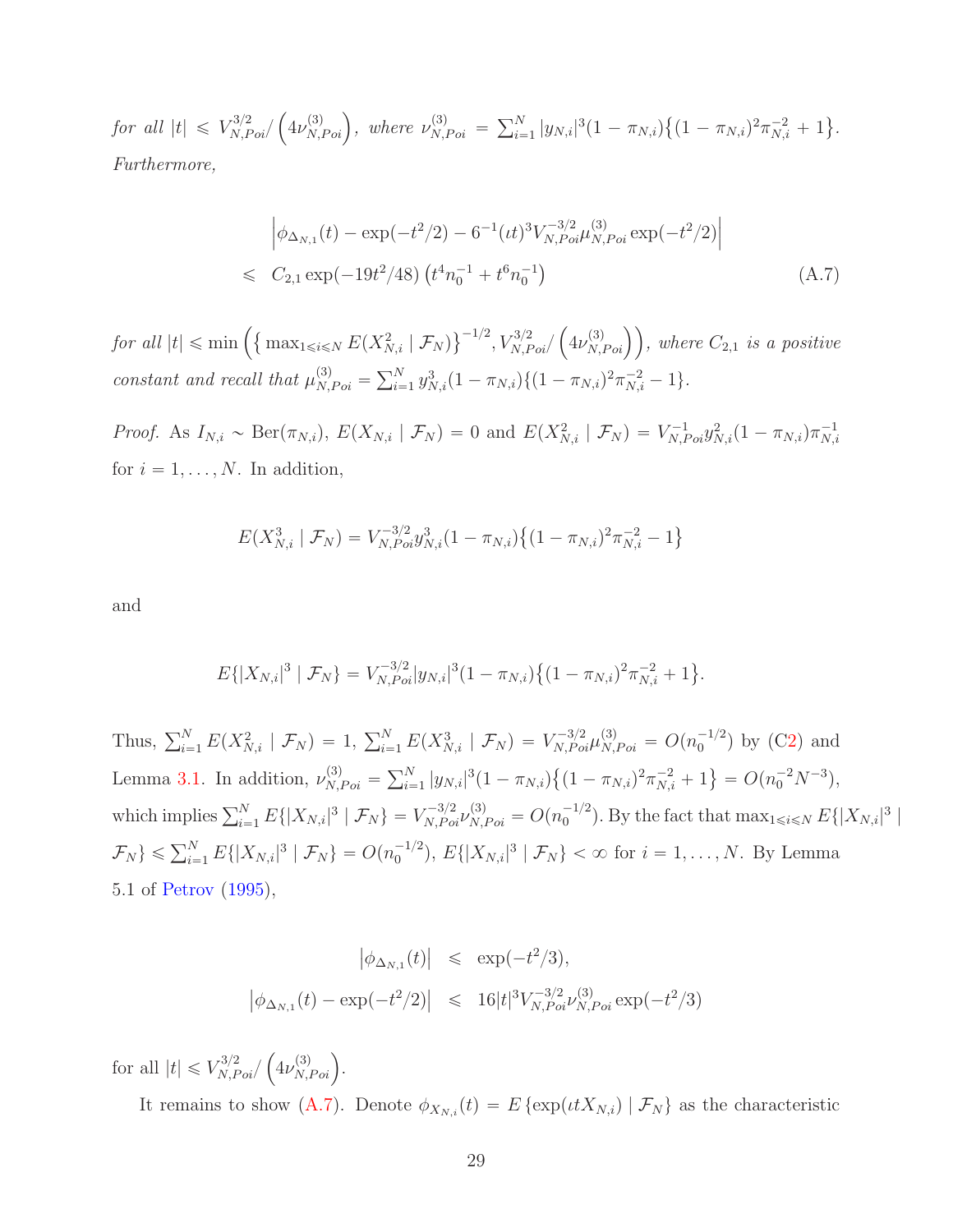*for all* $|t| \leqslant V_{N,Poi}^{3/2} / \left(4\nu_{N,Poi}^{(3)}\right)$*, where* $\nu_{N,Poi}^{(3)} = \sum_{i=1}^{N} |y_{N,i}|^3 (1-\pi_{N,i})\big\{(1-\pi_{N,i})^2 \pi_{N,i}^{-2} + 1\big\}$*. Furthermore,*

$$
\begin{aligned}
&\left|\phi_{\Delta_{N,1}}(t) - \exp(-t^2/2) - 6^{-1}(\iota t)^3 V_{N,Poi}^{-3/2} \mu_{N,Poi}^{(3)} \exp(-t^2/2)\right| \\
\leqslant\ & C_{2,1} \exp(-19t^2/48) \left(t^4 n_0^{-1} + t^6 n_0^{-1}\right)
\end{aligned}
\tag{A.7}
$$

*for all* $|t| \leqslant \min\left(\big\{\max_{1\leqslant i\leqslant N} E(X_{N,i}^2 \mid \mathcal{F}_N)\big\}^{-1/2}, V_{N,Poi}^{3/2} / \left(4\nu_{N,Poi}^{(3)}\right)\right)$*, where* $C_{2,1}$ *is a positive constant and recall that* $\mu_{N,Poi}^{(3)} = \sum_{i=1}^{N} y_{N,i}^3 (1-\pi_{N,i})\{(1-\pi_{N,i})^2 \pi_{N,i}^{-2} - 1\}$*.*

*Proof.* As $I_{N,i} \sim \mathrm{Ber}(\pi_{N,i})$, $E(X_{N,i} \mid \mathcal{F}_N) = 0$ and $E(X_{N,i}^2 \mid \mathcal{F}_N) = V_{N,Poi}^{-1} y_{N,i}^2 (1-\pi_{N,i})\pi_{N,i}^{-1}$ for $i = 1, \ldots, N$. In addition,

$$
E(X_{N,i}^3 \mid \mathcal{F}_N) = V_{N,Poi}^{-3/2} y_{N,i}^3 (1-\pi_{N,i})\big\{(1-\pi_{N,i})^2 \pi_{N,i}^{-2} - 1\big\}
$$

and

$$
E\{|X_{N,i}|^3 \mid \mathcal{F}_N\} = V_{N,Poi}^{-3/2} |y_{N,i}|^3 (1-\pi_{N,i})\big\{(1-\pi_{N,i})^2 \pi_{N,i}^{-2} + 1\big\}.
$$

Thus, $\sum_{i=1}^{N} E(X_{N,i}^2 \mid \mathcal{F}_N) = 1$, $\sum_{i=1}^{N} E(X_{N,i}^3 \mid \mathcal{F}_N) = V_{N,Poi}^{-3/2} \mu_{N,Poi}^{(3)} = O(n_0^{-1/2})$ by (C2) and Lemma 3.1. In addition, $\nu_{N,Poi}^{(3)} = \sum_{i=1}^{N} |y_{N,i}|^3 (1-\pi_{N,i})\big\{(1-\pi_{N,i})^2 \pi_{N,i}^{-2} + 1\big\} = O(n_0^{-2} N^{-3})$, which implies $\sum_{i=1}^{N} E\{|X_{N,i}|^3 \mid \mathcal{F}_N\} = V_{N,Poi}^{-3/2} \nu_{N,Poi}^{(3)} = O(n_0^{-1/2})$. By the fact that $\max_{1\leqslant i\leqslant N} E\{|X_{N,i}|^3 \mid \mathcal{F}_N\} \leqslant \sum_{i=1}^{N} E\{|X_{N,i}|^3 \mid \mathcal{F}_N\} = O(n_0^{-1/2})$, $E\{|X_{N,i}|^3 \mid \mathcal{F}_N\} < \infty$ for $i = 1, \ldots, N$. By Lemma 5.1 of Petrov (1995),

$$
\begin{aligned}
\left|\phi_{\Delta_{N,1}}(t)\right| &\leqslant \exp(-t^2/3), \\
\left|\phi_{\Delta_{N,1}}(t) - \exp(-t^2/2)\right| &\leqslant 16|t|^3 V_{N,Poi}^{-3/2} \nu_{N,Poi}^{(3)} \exp(-t^2/3)
\end{aligned}
$$

for all $|t| \leqslant V_{N,Poi}^{3/2} / \left(4\nu_{N,Poi}^{(3)}\right)$.

It remains to show (A.7). Denote $\phi_{X_{N,i}}(t) = E\{\exp(\iota t X_{N,i}) \mid \mathcal{F}_N\}$ as the characteristic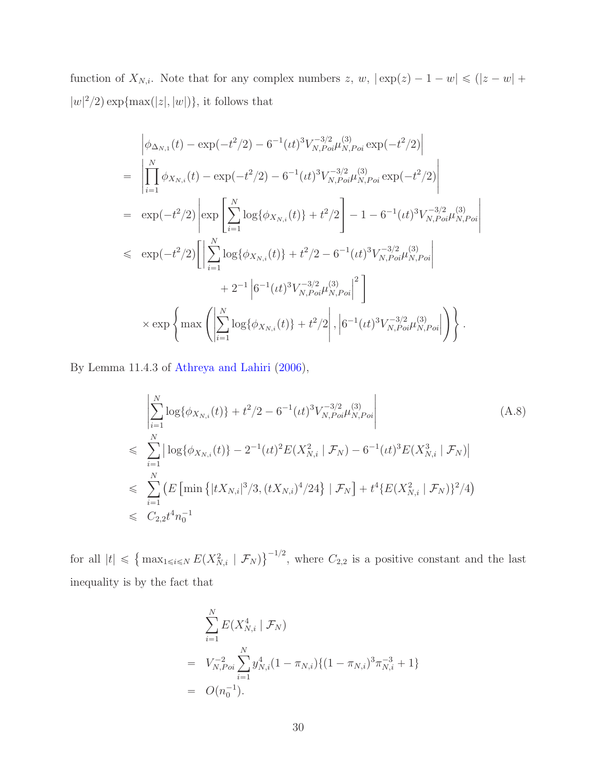function of $X_{N,i}$. Note that for any complex numbers $z$, $w$, $|\exp(z) - 1 - w| \leqslant (|z-w| + |w|^2/2)\exp\{\max(|z|,|w|)\}$, it follows that

$$
\begin{aligned}
& \left|\phi_{\Delta_{N,1}}(t) - \exp(-t^2/2) - 6^{-1}(\iota t)^3 V_{N,Poi}^{-3/2}\mu_{N,Poi}^{(3)}\exp(-t^2/2)\right| \\
= & \left|\prod_{i=1}^{N}\phi_{X_{N,i}}(t) - \exp(-t^2/2) - 6^{-1}(\iota t)^3 V_{N,Poi}^{-3/2}\mu_{N,Poi}^{(3)}\exp(-t^2/2)\right| \\
= & \exp(-t^2/2)\left|\exp\left[\sum_{i=1}^{N}\log\{\phi_{X_{N,i}}(t)\} + t^2/2\right] - 1 - 6^{-1}(\iota t)^3 V_{N,Poi}^{-3/2}\mu_{N,Poi}^{(3)}\right| \\
\leqslant & \exp(-t^2/2)\Bigg[\left|\sum_{i=1}^{N}\log\{\phi_{X_{N,i}}(t)\} + t^2/2 - 6^{-1}(\iota t)^3 V_{N,Poi}^{-3/2}\mu_{N,Poi}^{(3)}\right| \\
& \qquad + 2^{-1}\left|6^{-1}(\iota t)^3 V_{N,Poi}^{-3/2}\mu_{N,Poi}^{(3)}\right|^2\Bigg] \\
& \times \exp\left\{\max\left(\left|\sum_{i=1}^{N}\log\{\phi_{X_{N,i}}(t)\} + t^2/2\right|, \left|6^{-1}(\iota t)^3 V_{N,Poi}^{-3/2}\mu_{N,Poi}^{(3)}\right|\right)\right\}.
\end{aligned}
$$

By Lemma 11.4.3 of Athreya and Lahiri (2006),

$$
\begin{aligned}
& \left|\sum_{i=1}^{N}\log\{\phi_{X_{N,i}}(t)\} + t^2/2 - 6^{-1}(\iota t)^3 V_{N,Poi}^{-3/2}\mu_{N,Poi}^{(3)}\right| \\
\leqslant & \sum_{i=1}^{N}\left|\log\{\phi_{X_{N,i}}(t)\} - 2^{-1}(\iota t)^2 E(X_{N,i}^2 \mid \mathcal{F}_N) - 6^{-1}(\iota t)^3 E(X_{N,i}^3 \mid \mathcal{F}_N)\right| \\
\leqslant & \sum_{i=1}^{N}\left(E\left[\min\left\{|tX_{N,i}|^3/3, (tX_{N,i})^4/24\right\} \mid \mathcal{F}_N\right] + t^4\{E(X_{N,i}^2 \mid \mathcal{F}_N)\}^2/4\right) \\
\leqslant & C_{2,2}t^4 n_0^{-1}
\end{aligned}
\tag{A.8}
$$

for all $|t| \leqslant \left\{\max_{1\leqslant i\leqslant N} E(X_{N,i}^2 \mid \mathcal{F}_N)\right\}^{-1/2}$, where $C_{2,2}$ is a positive constant and the last inequality is by the fact that

$$
\begin{aligned}
& \sum_{i=1}^{N} E(X_{N,i}^4 \mid \mathcal{F}_N) \\
= & V_{N,Poi}^{-2}\sum_{i=1}^{N} y_{N,i}^4(1-\pi_{N,i})\{(1-\pi_{N,i})^3\pi_{N,i}^{-3} + 1\} \\
= & O(n_0^{-1}).
\end{aligned}
$$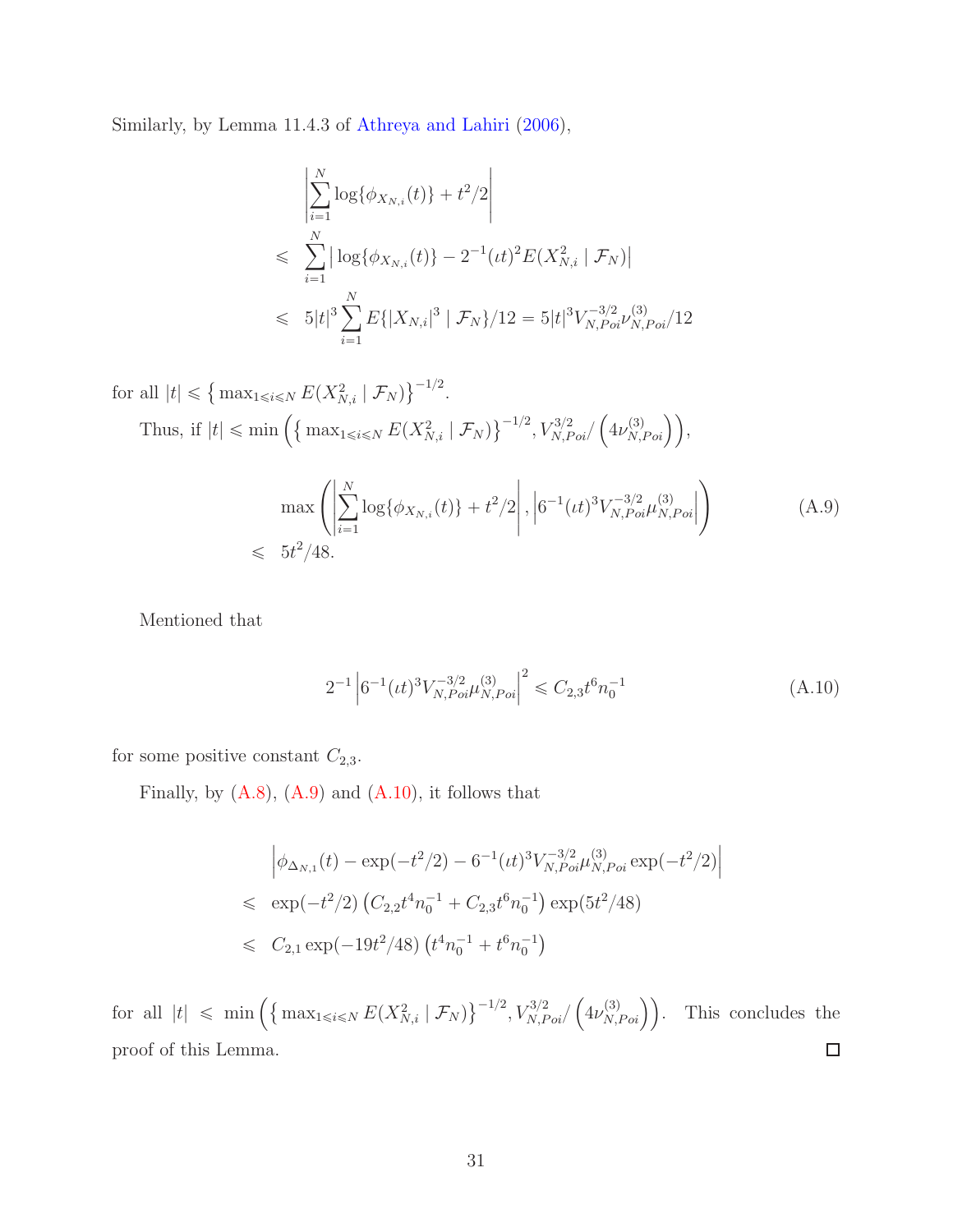Similarly, by Lemma 11.4.3 of Athreya and Lahiri (2006),

$$
\begin{aligned}
& \left| \sum_{i=1}^{N} \log\{\phi_{X_{N,i}}(t)\} + t^2/2 \right| \\
\leqslant\ & \sum_{i=1}^{N} \left| \log\{\phi_{X_{N,i}}(t)\} - 2^{-1}(\iota t)^2 E(X_{N,i}^2 \mid \mathcal{F}_N) \right| \\
\leqslant\ & 5|t|^3 \sum_{i=1}^{N} E\{|X_{N,i}|^3 \mid \mathcal{F}_N\}/12 = 5|t|^3 V_{N,Poi}^{-3/2} \nu_{N,Poi}^{(3)}/12
\end{aligned}
$$

for all $|t| \leqslant \left\{ \max_{1\leqslant i\leqslant N} E(X_{N,i}^2 \mid \mathcal{F}_N) \right\}^{-1/2}$.

Thus, if $|t| \leqslant \min\left( \left\{ \max_{1\leqslant i\leqslant N} E(X_{N,i}^2 \mid \mathcal{F}_N) \right\}^{-1/2}, V_{N,Poi}^{3/2} / \left( 4\nu_{N,Poi}^{(3)} \right) \right)$,

$$
\begin{aligned}
& \max\left( \left| \sum_{i=1}^{N} \log\{\phi_{X_{N,i}}(t)\} + t^2/2 \right|, \left| 6^{-1}(\iota t)^3 V_{N,Poi}^{-3/2} \mu_{N,Poi}^{(3)} \right| \right) \\
\leqslant\ & 5t^2/48.
\end{aligned} \tag{A.9}
$$

Mentioned that

$$
2^{-1} \left| 6^{-1}(\iota t)^3 V_{N,Poi}^{-3/2} \mu_{N,Poi}^{(3)} \right|^2 \leqslant C_{2,3} t^6 n_0^{-1} \tag{A.10}
$$

for some positive constant $C_{2,3}$.

Finally, by (A.8), (A.9) and (A.10), it follows that

$$
\begin{aligned}
& \left| \phi_{\Delta_{N,1}}(t) - \exp(-t^2/2) - 6^{-1}(\iota t)^3 V_{N,Poi}^{-3/2} \mu_{N,Poi}^{(3)} \exp(-t^2/2) \right| \\
\leqslant\ & \exp(-t^2/2) \left( C_{2,2} t^4 n_0^{-1} + C_{2,3} t^6 n_0^{-1} \right) \exp(5t^2/48) \\
\leqslant\ & C_{2,1} \exp(-19t^2/48) \left( t^4 n_0^{-1} + t^6 n_0^{-1} \right)
\end{aligned}
$$

for all $|t| \leqslant \min\left( \left\{ \max_{1\leqslant i\leqslant N} E(X_{N,i}^2 \mid \mathcal{F}_N) \right\}^{-1/2}, V_{N,Poi}^{3/2} / \left( 4\nu_{N,Poi}^{(3)} \right) \right)$. This concludes the proof of this Lemma. □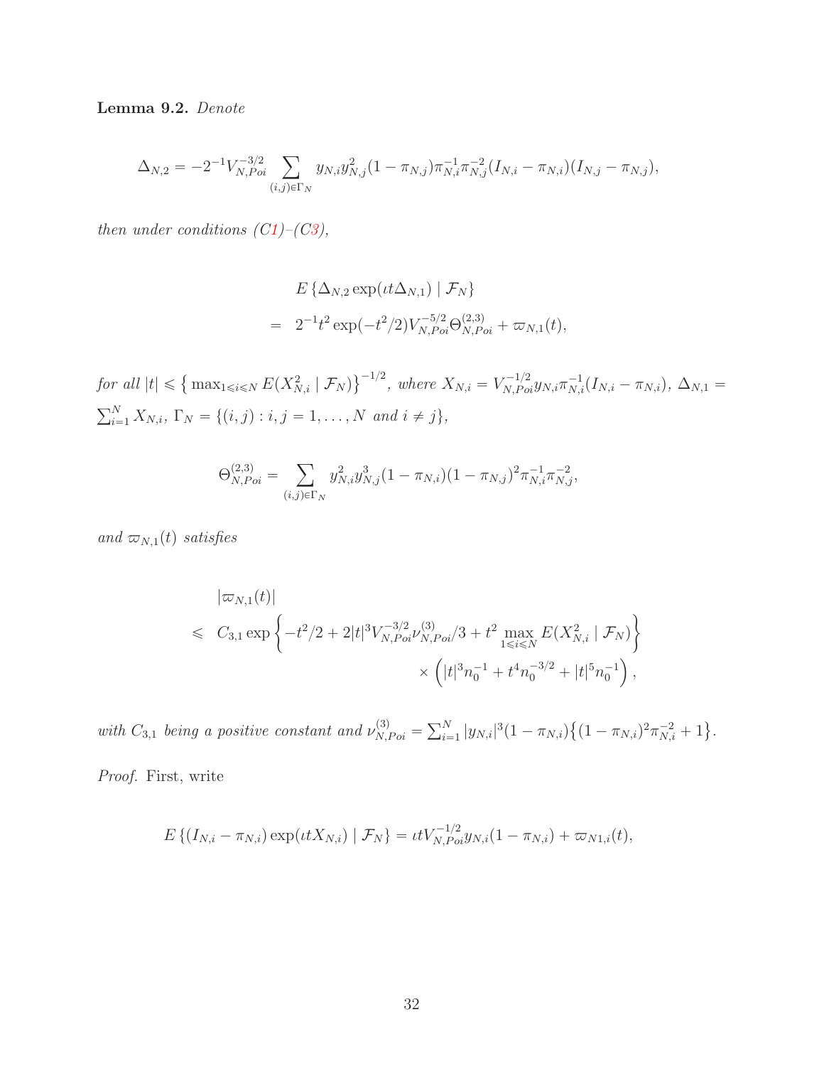**Lemma 9.2.** *Denote*

$$\Delta_{N,2} = -2^{-1} V_{N,Poi}^{-3/2} \sum_{(i,j)\in\Gamma_N} y_{N,i} y_{N,j}^2 (1-\pi_{N,j}) \pi_{N,i}^{-1} \pi_{N,j}^{-2} (I_{N,i} - \pi_{N,i})(I_{N,j} - \pi_{N,j}),$$

*then under conditions (C1)–(C3),*

$$\begin{aligned} & E\left\{\Delta_{N,2} \exp(\iota t \Delta_{N,1}) \mid \mathcal{F}_N\right\} \\ = \;& 2^{-1} t^2 \exp(-t^2/2) V_{N,Poi}^{-5/2} \Theta_{N,Poi}^{(2,3)} + \varpi_{N,1}(t), \end{aligned}$$

*for all* $|t| \leqslant \left\{\max_{1\leqslant i\leqslant N} E(X_{N,i}^2 \mid \mathcal{F}_N)\right\}^{-1/2}$, *where* $X_{N,i} = V_{N,Poi}^{-1/2} y_{N,i} \pi_{N,i}^{-1}(I_{N,i} - \pi_{N,i})$, $\Delta_{N,1} = \sum_{i=1}^N X_{N,i}$, $\Gamma_N = \{(i,j) : i,j = 1,\ldots,N \text{ and } i \neq j\}$,

$$\Theta_{N,Poi}^{(2,3)} = \sum_{(i,j)\in\Gamma_N} y_{N,i}^2 y_{N,j}^3 (1-\pi_{N,i})(1-\pi_{N,j})^2 \pi_{N,i}^{-1} \pi_{N,j}^{-2},$$

*and* $\varpi_{N,1}(t)$ *satisfies*

$$\begin{aligned} & |\varpi_{N,1}(t)| \\ \leqslant \;& C_{3,1} \exp\left\{-t^2/2 + 2|t|^3 V_{N,Poi}^{-3/2} \nu_{N,Poi}^{(3)}/3 + t^2 \max_{1\leqslant i\leqslant N} E(X_{N,i}^2 \mid \mathcal{F}_N)\right\} \\ & \qquad \times \left(|t|^3 n_0^{-1} + t^4 n_0^{-3/2} + |t|^5 n_0^{-1}\right), \end{aligned}$$

*with* $C_{3,1}$ *being a positive constant and* $\nu_{N,Poi}^{(3)} = \sum_{i=1}^N |y_{N,i}|^3 (1-\pi_{N,i})\left\{(1-\pi_{N,i})^2 \pi_{N,i}^{-2} + 1\right\}$.

*Proof.* First, write

$$E\left\{(I_{N,i} - \pi_{N,i}) \exp(\iota t X_{N,i}) \mid \mathcal{F}_N\right\} = \iota t V_{N,Poi}^{-1/2} y_{N,i}(1-\pi_{N,i}) + \varpi_{N1,i}(t),$$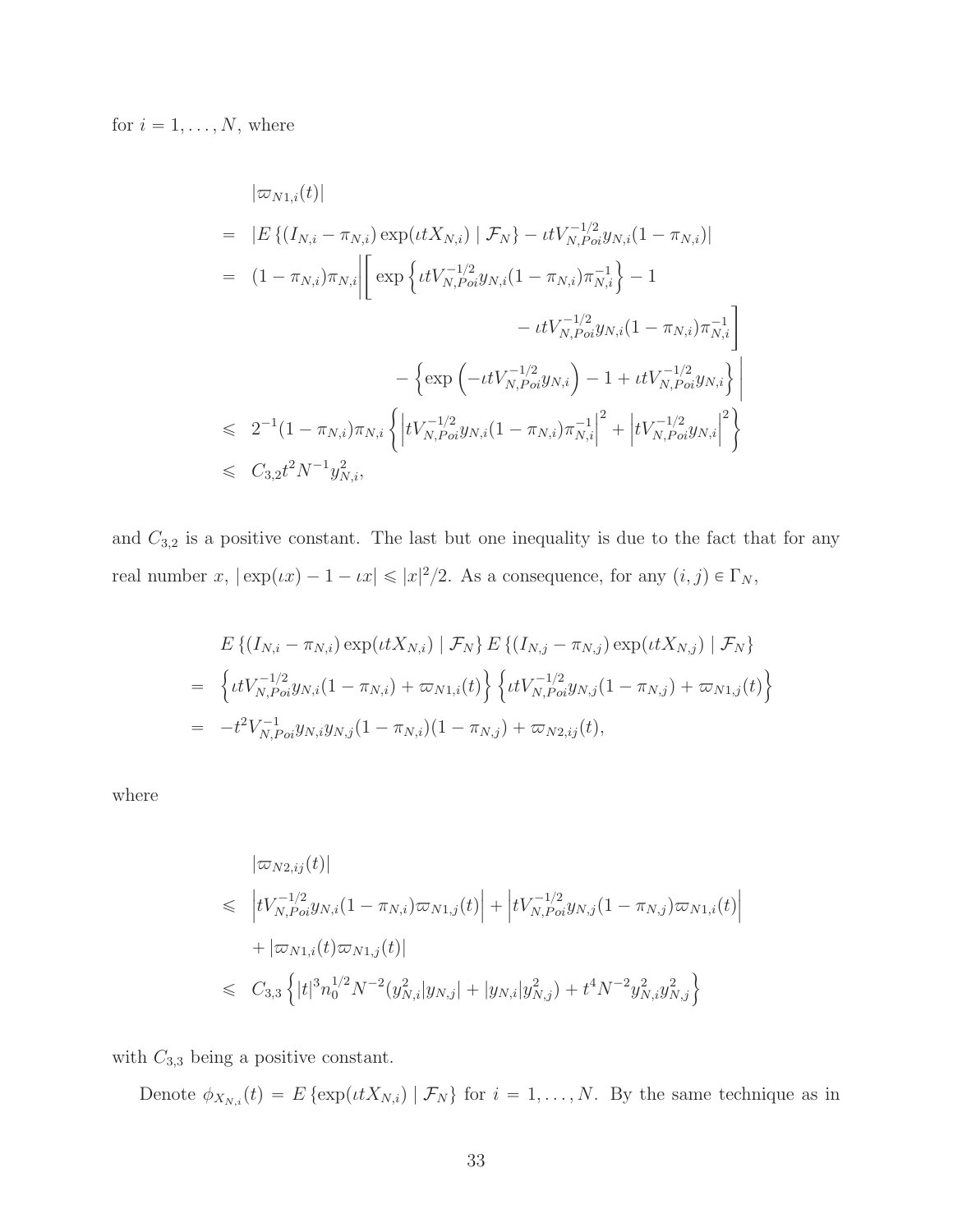for $i = 1, \ldots, N$, where

$$
\begin{aligned}
& |\varpi_{N1,i}(t)| \\
= \;& \left| E\left\{ (I_{N,i} - \pi_{N,i}) \exp(\iota t X_{N,i}) \mid \mathcal{F}_N \right\} - \iota t V_{N,Poi}^{-1/2} y_{N,i}(1-\pi_{N,i}) \right| \\
= \;& (1-\pi_{N,i})\pi_{N,i} \Bigg| \Bigg[ \exp\left\{ \iota t V_{N,Poi}^{-1/2} y_{N,i}(1-\pi_{N,i})\pi_{N,i}^{-1} \right\} - 1 \\
& \qquad\qquad\qquad\qquad\qquad - \iota t V_{N,Poi}^{-1/2} y_{N,i}(1-\pi_{N,i})\pi_{N,i}^{-1} \Bigg] \\
& \qquad\qquad - \left\{ \exp\left( -\iota t V_{N,Poi}^{-1/2} y_{N,i} \right) - 1 + \iota t V_{N,Poi}^{-1/2} y_{N,i} \right\} \Bigg| \\
\leqslant \;& 2^{-1}(1-\pi_{N,i})\pi_{N,i} \left\{ \left| t V_{N,Poi}^{-1/2} y_{N,i}(1-\pi_{N,i})\pi_{N,i}^{-1} \right|^2 + \left| t V_{N,Poi}^{-1/2} y_{N,i} \right|^2 \right\} \\
\leqslant \;& C_{3,2} t^2 N^{-1} y_{N,i}^2,
\end{aligned}
$$

and $C_{3,2}$ is a positive constant. The last but one inequality is due to the fact that for any real number $x$, $|\exp(\iota x) - 1 - \iota x| \leqslant |x|^2/2$. As a consequence, for any $(i,j) \in \Gamma_N$,

$$
\begin{aligned}
& E\left\{ (I_{N,i} - \pi_{N,i}) \exp(\iota t X_{N,i}) \mid \mathcal{F}_N \right\} E\left\{ (I_{N,j} - \pi_{N,j}) \exp(\iota t X_{N,j}) \mid \mathcal{F}_N \right\} \\
= \;& \left\{ \iota t V_{N,Poi}^{-1/2} y_{N,i}(1-\pi_{N,i}) + \varpi_{N1,i}(t) \right\} \left\{ \iota t V_{N,Poi}^{-1/2} y_{N,j}(1-\pi_{N,j}) + \varpi_{N1,j}(t) \right\} \\
= \;& -t^2 V_{N,Poi}^{-1} y_{N,i} y_{N,j} (1-\pi_{N,i})(1-\pi_{N,j}) + \varpi_{N2,ij}(t),
\end{aligned}
$$

where

$$
\begin{aligned}
& |\varpi_{N2,ij}(t)| \\
\leqslant \;& \left| t V_{N,Poi}^{-1/2} y_{N,i}(1-\pi_{N,i}) \varpi_{N1,j}(t) \right| + \left| t V_{N,Poi}^{-1/2} y_{N,j}(1-\pi_{N,j}) \varpi_{N1,i}(t) \right| \\
& + |\varpi_{N1,i}(t) \varpi_{N1,j}(t)| \\
\leqslant \;& C_{3,3} \left\{ |t|^3 n_0^{1/2} N^{-2} (y_{N,i}^2 |y_{N,j}| + |y_{N,i}| y_{N,j}^2) + t^4 N^{-2} y_{N,i}^2 y_{N,j}^2 \right\}
\end{aligned}
$$

with $C_{3,3}$ being a positive constant.

Denote $\phi_{X_{N,i}}(t) = E\left\{ \exp(\iota t X_{N,i}) \mid \mathcal{F}_N \right\}$ for $i = 1, \ldots, N$. By the same technique as in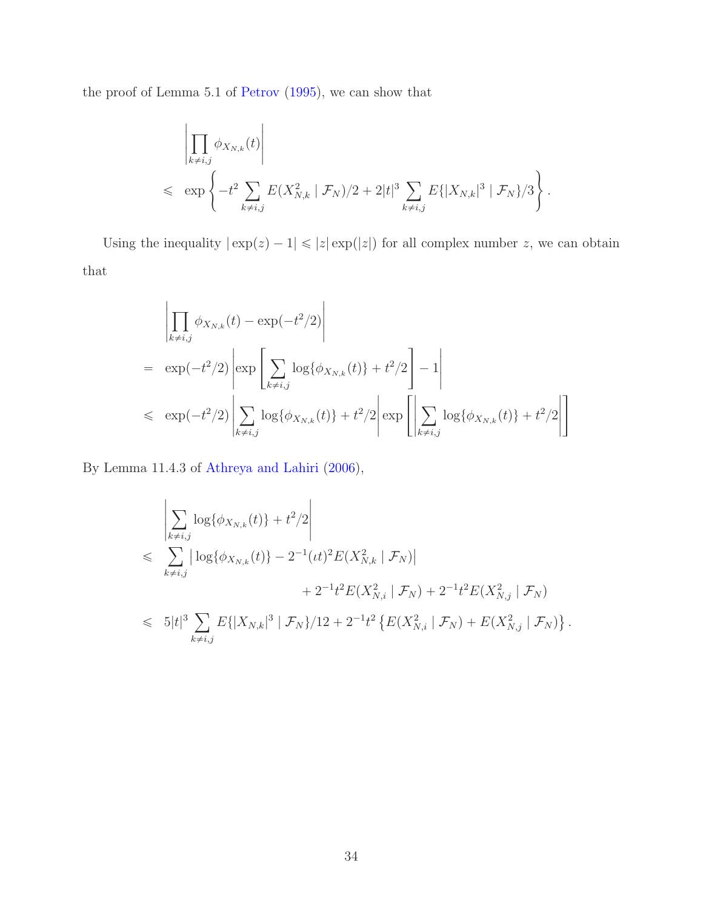the proof of Lemma 5.1 of Petrov (1995), we can show that

$$
\begin{aligned}
& \left| \prod_{k \neq i,j} \phi_{X_{N,k}}(t) \right| \\
\leqslant \; & \exp\left\{ -t^2 \sum_{k \neq i,j} E(X_{N,k}^2 \mid \mathcal{F}_N)/2 + 2|t|^3 \sum_{k \neq i,j} E\{|X_{N,k}|^3 \mid \mathcal{F}_N\}/3 \right\}.
\end{aligned}
$$

Using the inequality $|\exp(z) - 1| \leqslant |z| \exp(|z|)$ for all complex number $z$, we can obtain that

$$
\begin{aligned}
& \left| \prod_{k \neq i,j} \phi_{X_{N,k}}(t) - \exp(-t^2/2) \right| \\
= \; & \exp(-t^2/2) \left| \exp\left[ \sum_{k \neq i,j} \log\{\phi_{X_{N,k}}(t)\} + t^2/2 \right] - 1 \right| \\
\leqslant \; & \exp(-t^2/2) \left| \sum_{k \neq i,j} \log\{\phi_{X_{N,k}}(t)\} + t^2/2 \right| \exp\left[ \left| \sum_{k \neq i,j} \log\{\phi_{X_{N,k}}(t)\} + t^2/2 \right| \right]
\end{aligned}
$$

By Lemma 11.4.3 of Athreya and Lahiri (2006),

$$
\begin{aligned}
& \left| \sum_{k \neq i,j} \log\{\phi_{X_{N,k}}(t)\} + t^2/2 \right| \\
\leqslant \; & \sum_{k \neq i,j} \left| \log\{\phi_{X_{N,k}}(t)\} - 2^{-1}(\iota t)^2 E(X_{N,k}^2 \mid \mathcal{F}_N) \right| \\
& \qquad\qquad + 2^{-1}t^2 E(X_{N,i}^2 \mid \mathcal{F}_N) + 2^{-1}t^2 E(X_{N,j}^2 \mid \mathcal{F}_N) \\
\leqslant \; & 5|t|^3 \sum_{k \neq i,j} E\{|X_{N,k}|^3 \mid \mathcal{F}_N\}/12 + 2^{-1}t^2 \left\{ E(X_{N,i}^2 \mid \mathcal{F}_N) + E(X_{N,j}^2 \mid \mathcal{F}_N) \right\}.
\end{aligned}
$$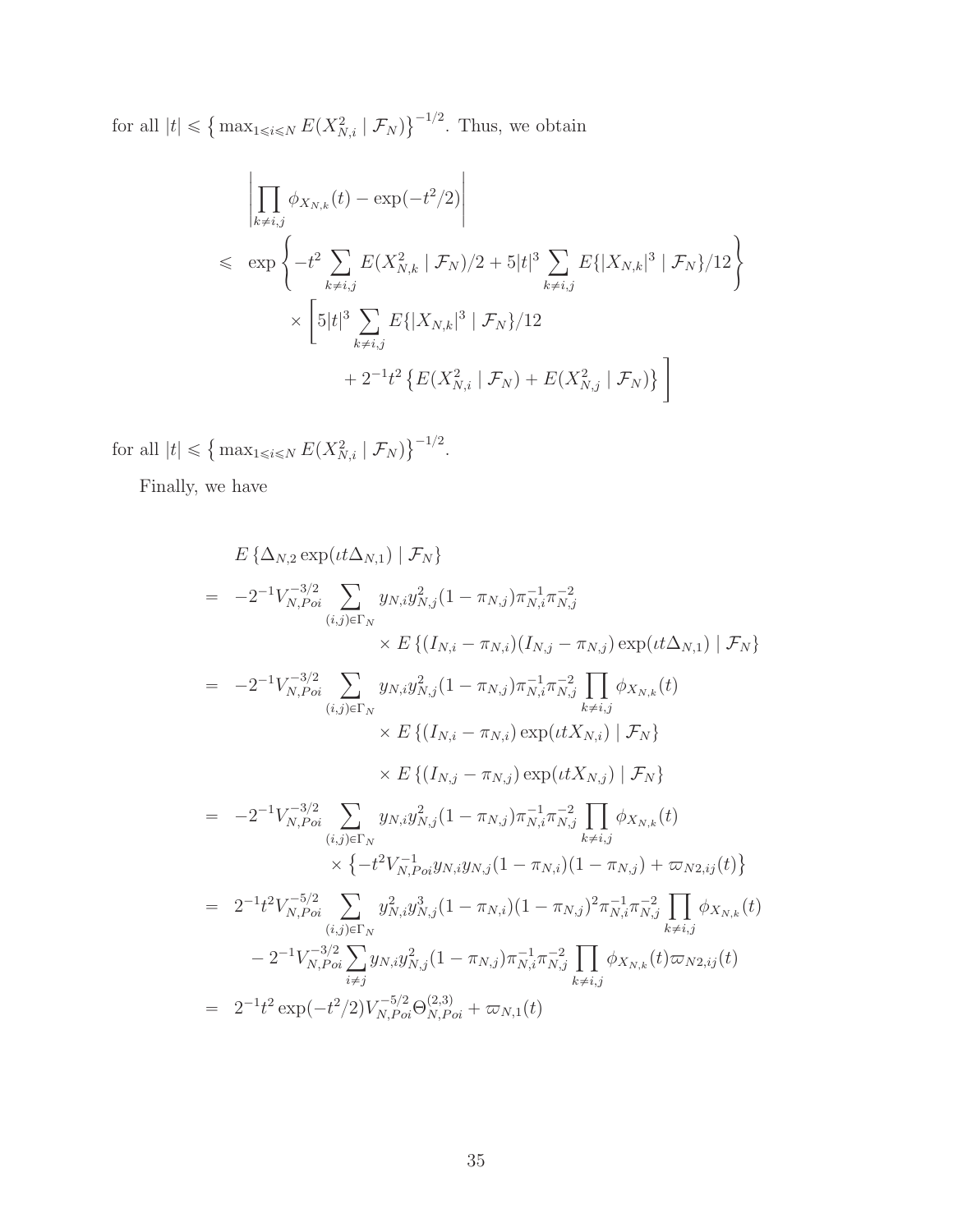for all $|t| \leqslant \left\{\max_{1\leqslant i\leqslant N} E(X_{N,i}^2 \mid \mathcal{F}_N)\right\}^{-1/2}$. Thus, we obtain

$$
\begin{aligned}
&\left|\prod_{k\neq i,j}\phi_{X_{N,k}}(t)-\exp(-t^2/2)\right| \\
\leqslant\ & \exp\left\{-t^2\sum_{k\neq i,j}E(X_{N,k}^2\mid\mathcal{F}_N)/2+5|t|^3\sum_{k\neq i,j}E\{|X_{N,k}|^3\mid\mathcal{F}_N\}/12\right\} \\
&\times\left[5|t|^3\sum_{k\neq i,j}E\{|X_{N,k}|^3\mid\mathcal{F}_N\}/12\right. \\
&\left.\qquad+2^{-1}t^2\left\{E(X_{N,i}^2\mid\mathcal{F}_N)+E(X_{N,j}^2\mid\mathcal{F}_N)\right\}\right]
\end{aligned}
$$

for all $|t| \leqslant \left\{\max_{1\leqslant i\leqslant N} E(X_{N,i}^2 \mid \mathcal{F}_N)\right\}^{-1/2}$.

Finally, we have

$$
\begin{aligned}
&E\left\{\Delta_{N,2}\exp(\iota t\Delta_{N,1})\mid\mathcal{F}_N\right\} \\
=\ & -2^{-1}V_{N,Poi}^{-3/2}\sum_{(i,j)\in\Gamma_N}y_{N,i}y_{N,j}^2(1-\pi_{N,j})\pi_{N,i}^{-1}\pi_{N,j}^{-2} \\
&\qquad\times E\left\{(I_{N,i}-\pi_{N,i})(I_{N,j}-\pi_{N,j})\exp(\iota t\Delta_{N,1})\mid\mathcal{F}_N\right\} \\
=\ & -2^{-1}V_{N,Poi}^{-3/2}\sum_{(i,j)\in\Gamma_N}y_{N,i}y_{N,j}^2(1-\pi_{N,j})\pi_{N,i}^{-1}\pi_{N,j}^{-2}\prod_{k\neq i,j}\phi_{X_{N,k}}(t) \\
&\qquad\times E\left\{(I_{N,i}-\pi_{N,i})\exp(\iota tX_{N,i})\mid\mathcal{F}_N\right\} \\
&\qquad\times E\left\{(I_{N,j}-\pi_{N,j})\exp(\iota tX_{N,j})\mid\mathcal{F}_N\right\} \\
=\ & -2^{-1}V_{N,Poi}^{-3/2}\sum_{(i,j)\in\Gamma_N}y_{N,i}y_{N,j}^2(1-\pi_{N,j})\pi_{N,i}^{-1}\pi_{N,j}^{-2}\prod_{k\neq i,j}\phi_{X_{N,k}}(t) \\
&\qquad\times\left\{-t^2V_{N,Poi}^{-1}y_{N,i}y_{N,j}(1-\pi_{N,i})(1-\pi_{N,j})+\varpi_{N2,ij}(t)\right\} \\
=\ & 2^{-1}t^2V_{N,Poi}^{-5/2}\sum_{(i,j)\in\Gamma_N}y_{N,i}^2y_{N,j}^3(1-\pi_{N,i})(1-\pi_{N,j})^2\pi_{N,i}^{-1}\pi_{N,j}^{-2}\prod_{k\neq i,j}\phi_{X_{N,k}}(t) \\
&-2^{-1}V_{N,Poi}^{-3/2}\sum_{i\neq j}y_{N,i}y_{N,j}^2(1-\pi_{N,j})\pi_{N,i}^{-1}\pi_{N,j}^{-2}\prod_{k\neq i,j}\phi_{X_{N,k}}(t)\varpi_{N2,ij}(t) \\
=\ & 2^{-1}t^2\exp(-t^2/2)V_{N,Poi}^{-5/2}\Theta_{N,Poi}^{(2,3)}+\varpi_{N,1}(t)
\end{aligned}
$$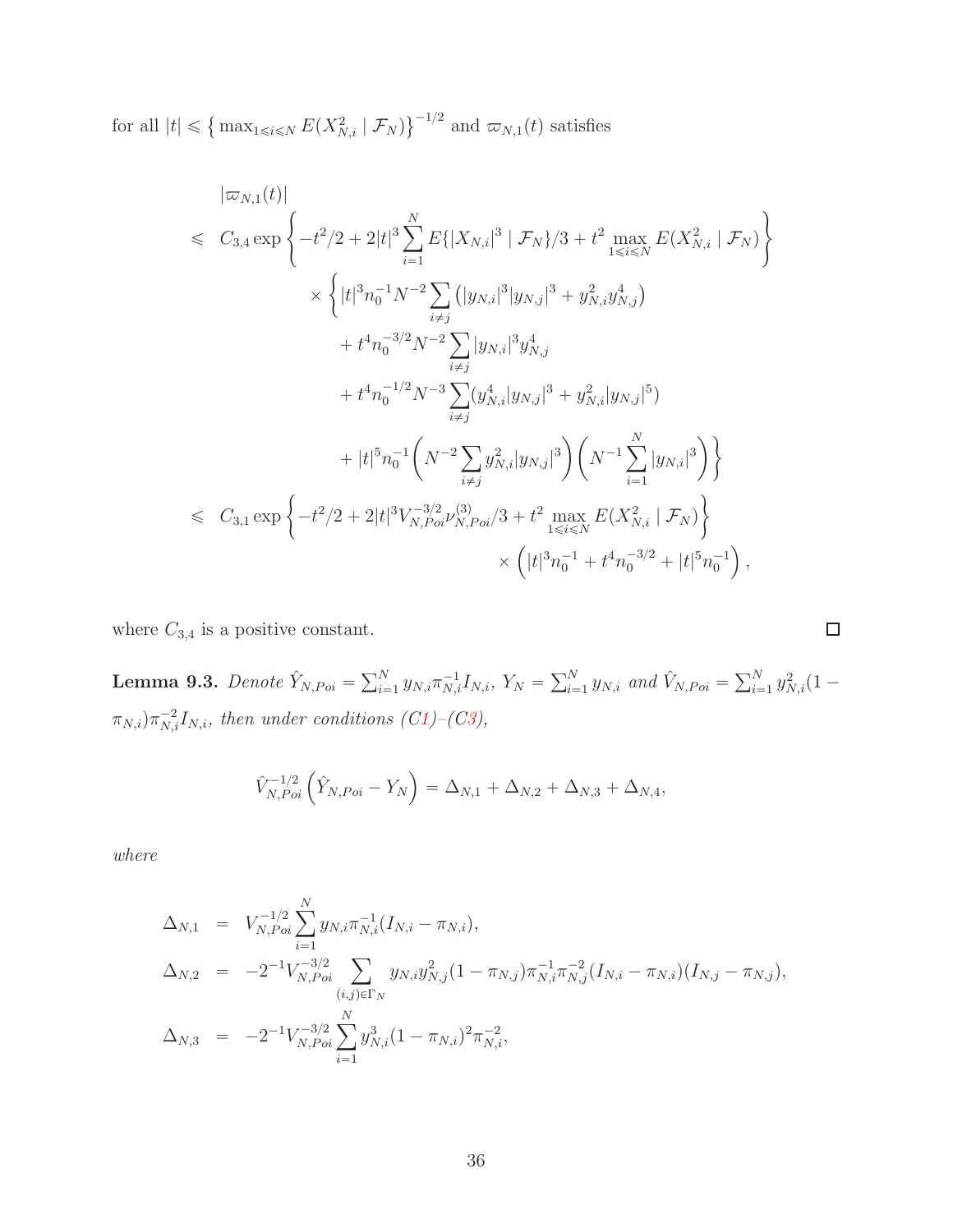for all $|t| \leqslant \left\{ \max_{1\leqslant i\leqslant N} E(X_{N,i}^2 \mid \mathcal{F}_N)\right\}^{-1/2}$ and $\varpi_{N,1}(t)$ satisfies

$$
\begin{aligned}
& |\varpi_{N,1}(t)| \\
\leqslant\ & C_{3,4} \exp\left\{ -t^2/2 + 2|t|^3 \sum_{i=1}^N E\{|X_{N,i}|^3 \mid \mathcal{F}_N\}/3 + t^2 \max_{1\leqslant i\leqslant N} E(X_{N,i}^2 \mid \mathcal{F}_N) \right\} \\
& \qquad \times \left\{ |t|^3 n_0^{-1} N^{-2} \sum_{i\neq j} \left( |y_{N,i}|^3 |y_{N,j}|^3 + y_{N,i}^2 y_{N,j}^4 \right) \right. \\
& \qquad\quad + t^4 n_0^{-3/2} N^{-2} \sum_{i\neq j} |y_{N,i}|^3 y_{N,j}^4 \\
& \qquad\quad + t^4 n_0^{-1/2} N^{-3} \sum_{i\neq j} (y_{N,i}^4 |y_{N,j}|^3 + y_{N,i}^2 |y_{N,j}|^5) \\
& \qquad\quad \left. + |t|^5 n_0^{-1} \left( N^{-2} \sum_{i\neq j} y_{N,i}^2 |y_{N,j}|^3 \right) \left( N^{-1} \sum_{i=1}^N |y_{N,i}|^3 \right) \right\} \\
\leqslant\ & C_{3,1} \exp\left\{ -t^2/2 + 2|t|^3 V_{N,Poi}^{-3/2} \nu_{N,Poi}^{(3)}/3 + t^2 \max_{1\leqslant i\leqslant N} E(X_{N,i}^2 \mid \mathcal{F}_N) \right\} \\
& \qquad\qquad\qquad\qquad\qquad\qquad \times \left( |t|^3 n_0^{-1} + t^4 n_0^{-3/2} + |t|^5 n_0^{-1} \right),
\end{aligned}
$$

where $C_{3,4}$ is a positive constant. $\square$

**Lemma 9.3.** *Denote $\hat{Y}_{N,Poi} = \sum_{i=1}^N y_{N,i}\pi_{N,i}^{-1} I_{N,i}$, $Y_N = \sum_{i=1}^N y_{N,i}$ and $\hat{V}_{N,Poi} = \sum_{i=1}^N y_{N,i}^2 (1 - \pi_{N,i})\pi_{N,i}^{-2} I_{N,i}$, then under conditions (C1)–(C3),*

$$
\hat{V}_{N,Poi}^{-1/2} \left( \hat{Y}_{N,Poi} - Y_N \right) = \Delta_{N,1} + \Delta_{N,2} + \Delta_{N,3} + \Delta_{N,4},
$$

*where*

$$
\begin{aligned}
\Delta_{N,1} &= V_{N,Poi}^{-1/2} \sum_{i=1}^N y_{N,i}\pi_{N,i}^{-1}(I_{N,i} - \pi_{N,i}), \\
\Delta_{N,2} &= -2^{-1} V_{N,Poi}^{-3/2} \sum_{(i,j)\in\Gamma_N} y_{N,i} y_{N,j}^2 (1-\pi_{N,j}) \pi_{N,i}^{-1} \pi_{N,j}^{-2} (I_{N,i} - \pi_{N,i})(I_{N,j} - \pi_{N,j}), \\
\Delta_{N,3} &= -2^{-1} V_{N,Poi}^{-3/2} \sum_{i=1}^N y_{N,i}^3 (1-\pi_{N,i})^2 \pi_{N,i}^{-2},
\end{aligned}
$$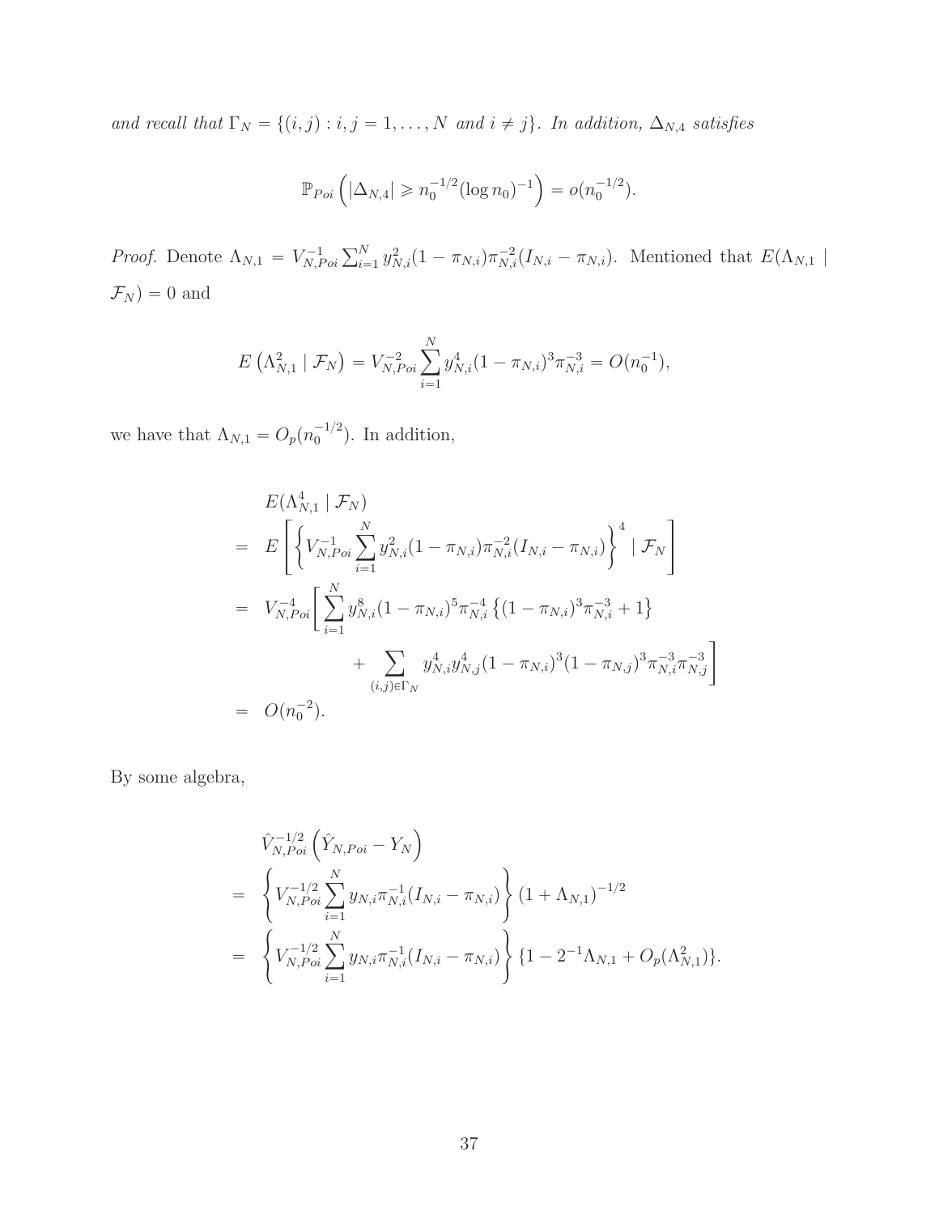*and recall that $\Gamma_N = \{(i,j) : i,j = 1,\ldots,N$ and $i \neq j\}$. In addition, $\Delta_{N,4}$ satisfies*

$$\mathbb{P}_{Poi}\left(|\Delta_{N,4}| \geqslant n_0^{-1/2}(\log n_0)^{-1}\right) = o(n_0^{-1/2}).$$

*Proof.* Denote $\Lambda_{N,1} = V_{N,Poi}^{-1}\sum_{i=1}^N y_{N,i}^2(1-\pi_{N,i})\pi_{N,i}^{-2}(I_{N,i}-\pi_{N,i})$. Mentioned that $E(\Lambda_{N,1} \mid \mathcal{F}_N) = 0$ and

$$E\left(\Lambda_{N,1}^2 \mid \mathcal{F}_N\right) = V_{N,Poi}^{-2}\sum_{i=1}^N y_{N,i}^4(1-\pi_{N,i})^3\pi_{N,i}^{-3} = O(n_0^{-1}),$$

we have that $\Lambda_{N,1} = O_p(n_0^{-1/2})$. In addition,

$$\begin{aligned}
& E(\Lambda_{N,1}^4 \mid \mathcal{F}_N) \\
= \; & E\left[\left\{V_{N,Poi}^{-1}\sum_{i=1}^N y_{N,i}^2(1-\pi_{N,i})\pi_{N,i}^{-2}(I_{N,i}-\pi_{N,i})\right\}^4 \mid \mathcal{F}_N\right] \\
= \; & V_{N,Poi}^{-4}\Bigg[\sum_{i=1}^N y_{N,i}^8(1-\pi_{N,i})^5\pi_{N,i}^{-4}\left\{(1-\pi_{N,i})^3\pi_{N,i}^{-3}+1\right\} \\
& \qquad + \sum_{(i,j)\in\Gamma_N} y_{N,i}^4 y_{N,j}^4(1-\pi_{N,i})^3(1-\pi_{N,j})^3\pi_{N,i}^{-3}\pi_{N,j}^{-3}\Bigg] \\
= \; & O(n_0^{-2}).
\end{aligned}$$

By some algebra,

$$\begin{aligned}
& \hat{V}_{N,Poi}^{-1/2}\left(\hat{Y}_{N,Poi} - Y_N\right) \\
= \; & \left\{V_{N,Poi}^{-1/2}\sum_{i=1}^N y_{N,i}\pi_{N,i}^{-1}(I_{N,i}-\pi_{N,i})\right\}(1+\Lambda_{N,1})^{-1/2} \\
= \; & \left\{V_{N,Poi}^{-1/2}\sum_{i=1}^N y_{N,i}\pi_{N,i}^{-1}(I_{N,i}-\pi_{N,i})\right\}\{1 - 2^{-1}\Lambda_{N,1} + O_p(\Lambda_{N,1}^2)\}.
\end{aligned}$$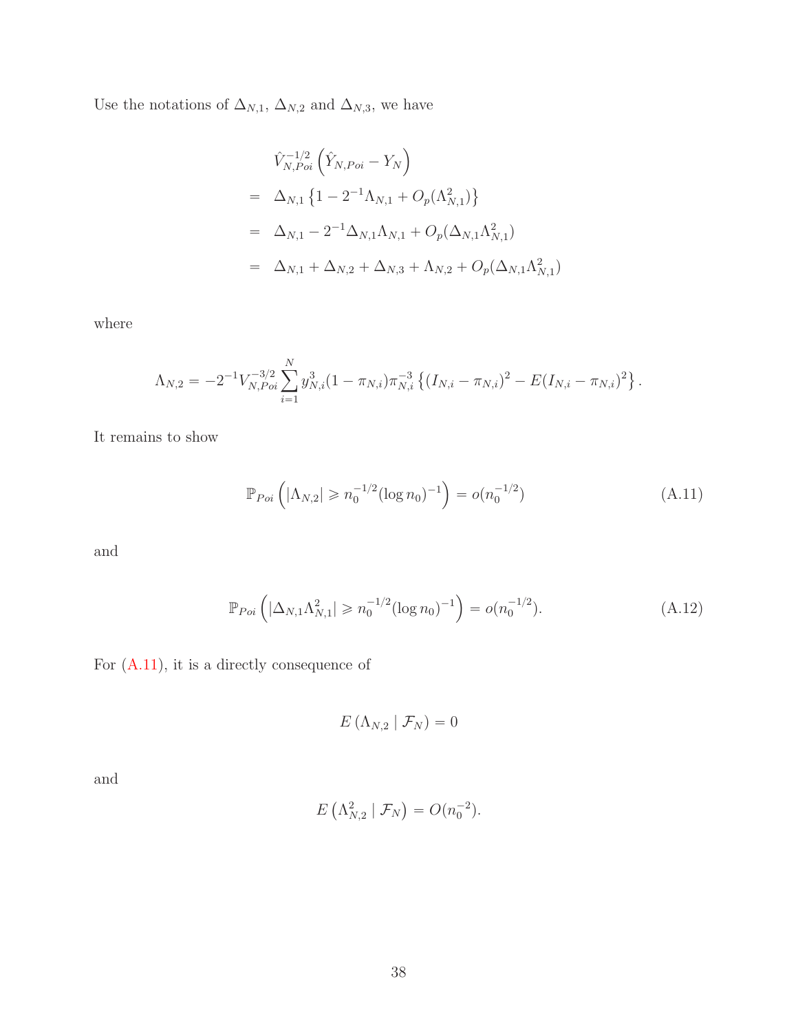Use the notations of $\Delta_{N,1}$, $\Delta_{N,2}$ and $\Delta_{N,3}$, we have

$$
\begin{aligned}
& \hat{V}_{N,Poi}^{-1/2}\left(\hat{Y}_{N,Poi} - Y_N\right) \\
= \;& \Delta_{N,1}\left\{1 - 2^{-1}\Lambda_{N,1} + O_p(\Lambda_{N,1}^2)\right\} \\
= \;& \Delta_{N,1} - 2^{-1}\Delta_{N,1}\Lambda_{N,1} + O_p(\Delta_{N,1}\Lambda_{N,1}^2) \\
= \;& \Delta_{N,1} + \Delta_{N,2} + \Delta_{N,3} + \Lambda_{N,2} + O_p(\Delta_{N,1}\Lambda_{N,1}^2)
\end{aligned}
$$

where

$$
\Lambda_{N,2} = -2^{-1}V_{N,Poi}^{-3/2}\sum_{i=1}^{N} y_{N,i}^3(1-\pi_{N,i})\pi_{N,i}^{-3}\left\{(I_{N,i}-\pi_{N,i})^2 - E(I_{N,i}-\pi_{N,i})^2\right\}.
$$

It remains to show

$$
\mathbb{P}_{Poi}\left(|\Lambda_{N,2}| \geqslant n_0^{-1/2}(\log n_0)^{-1}\right) = o(n_0^{-1/2}) \tag{A.11}
$$

and

$$
\mathbb{P}_{Poi}\left(|\Delta_{N,1}\Lambda_{N,1}^2| \geqslant n_0^{-1/2}(\log n_0)^{-1}\right) = o(n_0^{-1/2}). \tag{A.12}
$$

For (A.11), it is a directly consequence of

$$
E\left(\Lambda_{N,2} \mid \mathcal{F}_N\right) = 0
$$

and

$$
E\left(\Lambda_{N,2}^2 \mid \mathcal{F}_N\right) = O(n_0^{-2}).
$$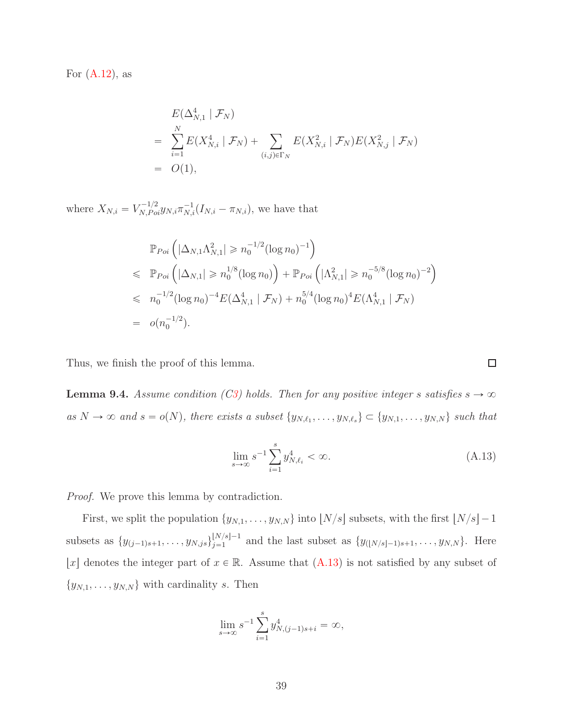For (A.12), as

$$
\begin{aligned}
& E(\Delta_{N,1}^4 \mid \mathcal{F}_N) \\
= & \sum_{i=1}^{N} E(X_{N,i}^4 \mid \mathcal{F}_N) + \sum_{(i,j)\in\Gamma_N} E(X_{N,i}^2 \mid \mathcal{F}_N) E(X_{N,j}^2 \mid \mathcal{F}_N) \\
= & O(1),
\end{aligned}
$$

where $X_{N,i} = V_{N,Poi}^{-1/2} y_{N,i} \pi_{N,i}^{-1}(I_{N,i} - \pi_{N,i})$, we have that

$$
\begin{aligned}
& \mathbb{P}_{Poi}\left( |\Delta_{N,1}\Lambda_{N,1}^2| \geqslant n_0^{-1/2}(\log n_0)^{-1} \right) \\
\leqslant & \mathbb{P}_{Poi}\left( |\Delta_{N,1}| \geqslant n_0^{1/8}(\log n_0) \right) + \mathbb{P}_{Poi}\left( |\Lambda_{N,1}^2| \geqslant n_0^{-5/8}(\log n_0)^{-2} \right) \\
\leqslant & n_0^{-1/2}(\log n_0)^{-4} E(\Delta_{N,1}^4 \mid \mathcal{F}_N) + n_0^{5/4}(\log n_0)^4 E(\Lambda_{N,1}^4 \mid \mathcal{F}_N) \\
= & o(n_0^{-1/2}).
\end{aligned}
$$

Thus, we finish the proof of this lemma. □

**Lemma 9.4.** *Assume condition (C3) holds. Then for any positive integer $s$ satisfies $s \to \infty$ as $N \to \infty$ and $s = o(N)$, there exists a subset $\{y_{N,\ell_1}, \ldots, y_{N,\ell_s}\} \subset \{y_{N,1}, \ldots, y_{N,N}\}$ such that*

$$
\lim_{s\to\infty} s^{-1} \sum_{i=1}^{s} y_{N,\ell_i}^4 < \infty. \tag{A.13}
$$

*Proof.* We prove this lemma by contradiction.

First, we split the population $\{y_{N,1}, \ldots, y_{N,N}\}$ into $\lfloor N/s \rfloor$ subsets, with the first $\lfloor N/s \rfloor - 1$ subsets as $\{y_{(j-1)s+1}, \ldots, y_{N,js}\}_{j=1}^{\lfloor N/s \rfloor - 1}$ and the last subset as $\{y_{(\lfloor N/s \rfloor - 1)s+1}, \ldots, y_{N,N}\}$. Here $\lfloor x \rfloor$ denotes the integer part of $x \in \mathbb{R}$. Assume that (A.13) is not satisfied by any subset of $\{y_{N,1}, \ldots, y_{N,N}\}$ with cardinality $s$. Then

$$
\lim_{s\to\infty} s^{-1} \sum_{i=1}^{s} y_{N,(j-1)s+i}^4 = \infty,
$$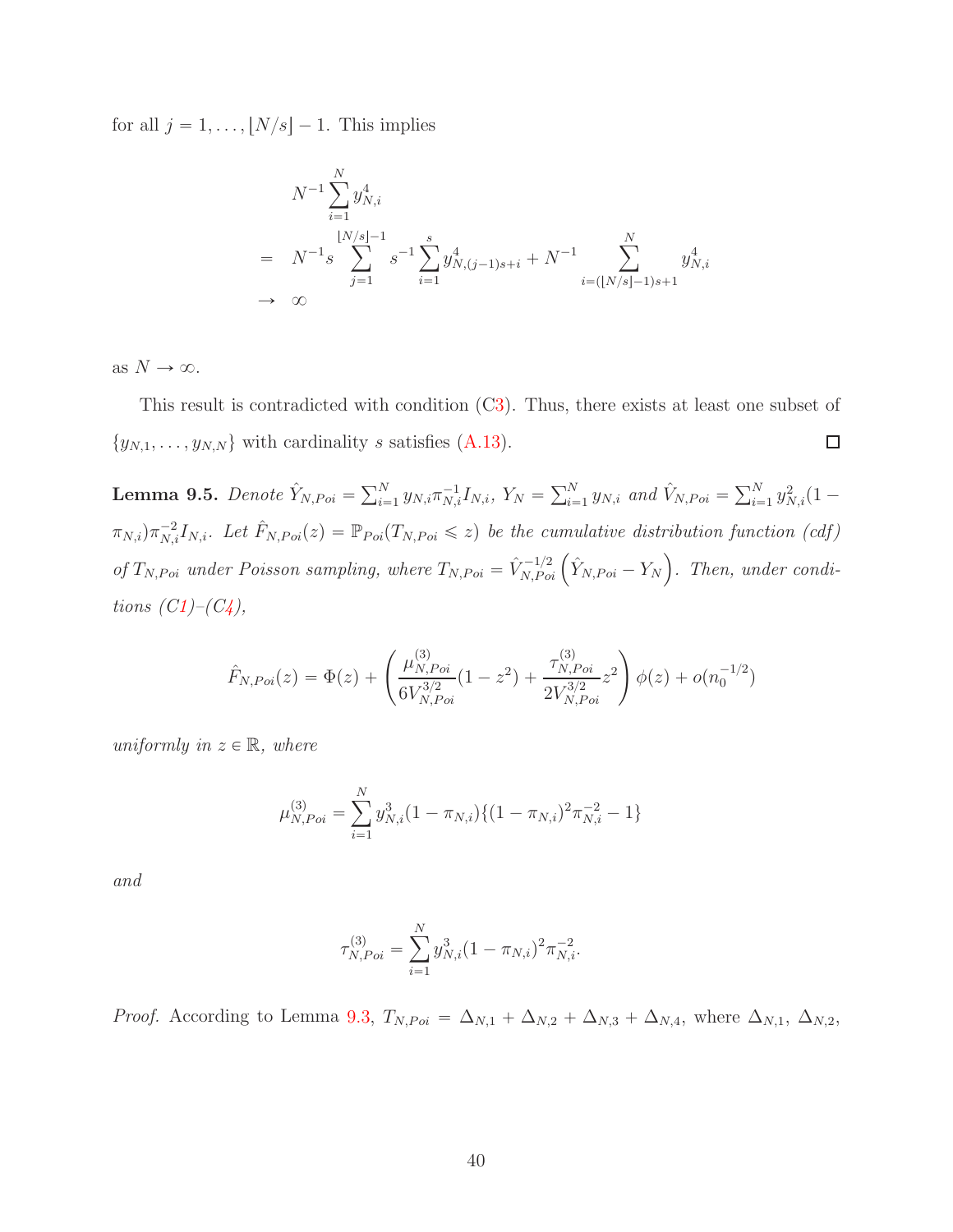for all $j = 1, \ldots, \lfloor N/s \rfloor - 1$. This implies

$$
\begin{aligned}
& N^{-1} \sum_{i=1}^{N} y_{N,i}^4 \\
= \quad & N^{-1} s \sum_{j=1}^{\lfloor N/s \rfloor - 1} s^{-1} \sum_{i=1}^{s} y_{N,(j-1)s+i}^4 + N^{-1} \sum_{i=(\lfloor N/s \rfloor - 1)s+1}^{N} y_{N,i}^4 \\
\to \quad & \infty
\end{aligned}
$$

as $N \to \infty$.

This result is contradicted with condition (C3). Thus, there exists at least one subset of $\{y_{N,1}, \ldots, y_{N,N}\}$ with cardinality $s$ satisfies (A.13). $\square$

**Lemma 9.5.** *Denote $\hat{Y}_{N,Poi} = \sum_{i=1}^{N} y_{N,i} \pi_{N,i}^{-1} I_{N,i}$, $Y_N = \sum_{i=1}^{N} y_{N,i}$ and $\hat{V}_{N,Poi} = \sum_{i=1}^{N} y_{N,i}^2 (1 - \pi_{N,i}) \pi_{N,i}^{-2} I_{N,i}$. Let $\hat{F}_{N,Poi}(z) = \mathbb{P}_{Poi}(T_{N,Poi} \leqslant z)$ be the cumulative distribution function (cdf) of $T_{N,Poi}$ under Poisson sampling, where $T_{N,Poi} = \hat{V}_{N,Poi}^{-1/2} \left( \hat{Y}_{N,Poi} - Y_N \right)$. Then, under conditions (C1)–(C4),*

$$
\hat{F}_{N,Poi}(z) = \Phi(z) + \left( \frac{\mu_{N,Poi}^{(3)}}{6 V_{N,Poi}^{3/2}} (1 - z^2) + \frac{\tau_{N,Poi}^{(3)}}{2 V_{N,Poi}^{3/2}} z^2 \right) \phi(z) + o(n_0^{-1/2})
$$

*uniformly in $z \in \mathbb{R}$, where*

$$
\mu_{N,Poi}^{(3)} = \sum_{i=1}^{N} y_{N,i}^3 (1 - \pi_{N,i}) \{ (1 - \pi_{N,i})^2 \pi_{N,i}^{-2} - 1 \}
$$

*and*

$$
\tau_{N,Poi}^{(3)} = \sum_{i=1}^{N} y_{N,i}^3 (1 - \pi_{N,i})^2 \pi_{N,i}^{-2}.
$$

*Proof.* According to Lemma 9.3, $T_{N,Poi} = \Delta_{N,1} + \Delta_{N,2} + \Delta_{N,3} + \Delta_{N,4}$, where $\Delta_{N,1}$, $\Delta_{N,2}$,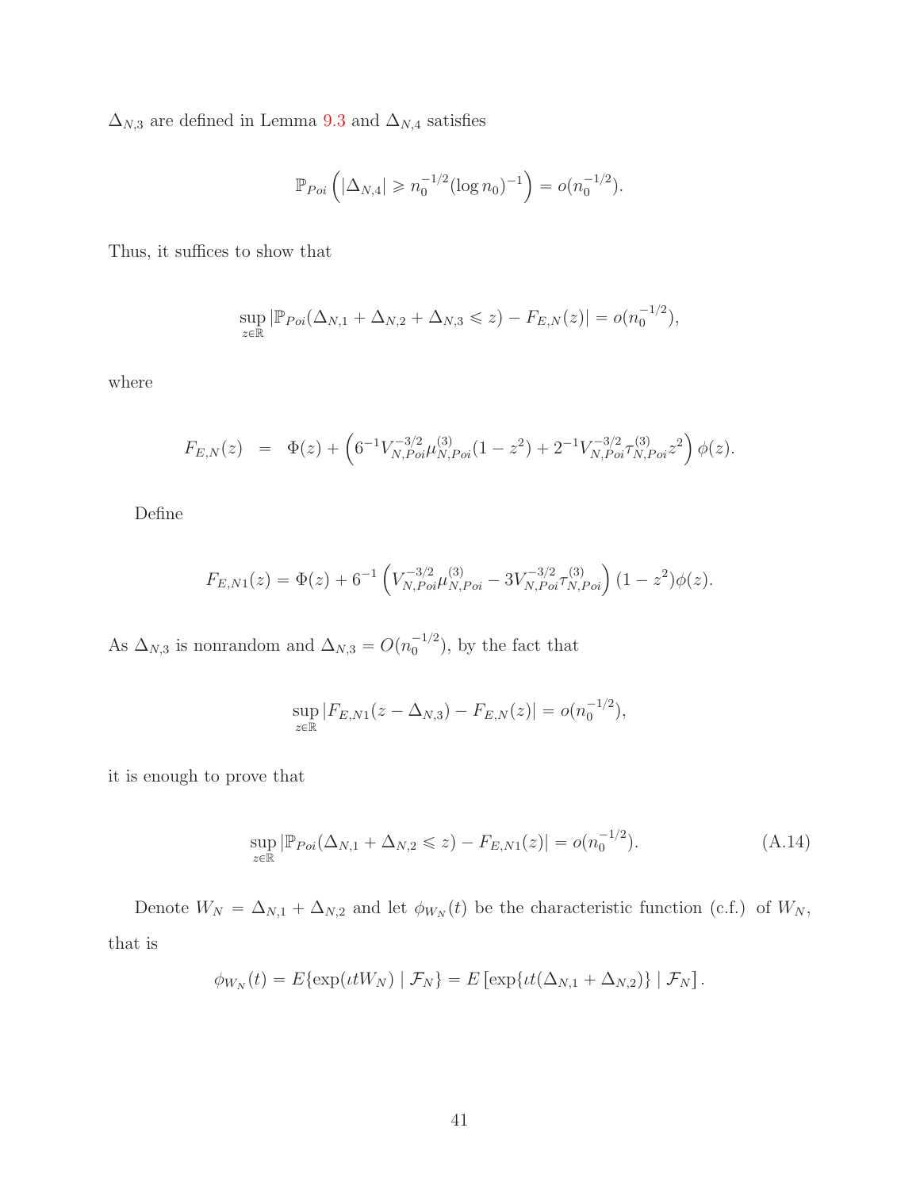$\Delta_{N,3}$ are defined in Lemma 9.3 and $\Delta_{N,4}$ satisfies

$$\mathbb{P}_{Poi}\left(|\Delta_{N,4}| \geqslant n_0^{-1/2}(\log n_0)^{-1}\right) = o(n_0^{-1/2}).$$

Thus, it suffices to show that

$$\sup_{z\in\mathbb{R}} |\mathbb{P}_{Poi}(\Delta_{N,1} + \Delta_{N,2} + \Delta_{N,3} \leqslant z) - F_{E,N}(z)| = o(n_0^{-1/2}),$$

where

$$F_{E,N}(z) \;\; = \;\; \Phi(z) + \left(6^{-1}V_{N,Poi}^{-3/2}\mu_{N,Poi}^{(3)}(1-z^2) + 2^{-1}V_{N,Poi}^{-3/2}\tau_{N,Poi}^{(3)}z^2\right)\phi(z).$$

Define

$$F_{E,N1}(z) = \Phi(z) + 6^{-1}\left(V_{N,Poi}^{-3/2}\mu_{N,Poi}^{(3)} - 3V_{N,Poi}^{-3/2}\tau_{N,Poi}^{(3)}\right)(1-z^2)\phi(z).$$

As $\Delta_{N,3}$ is nonrandom and $\Delta_{N,3} = O(n_0^{-1/2})$, by the fact that

$$\sup_{z\in\mathbb{R}} |F_{E,N1}(z - \Delta_{N,3}) - F_{E,N}(z)| = o(n_0^{-1/2}),$$

it is enough to prove that

$$\sup_{z\in\mathbb{R}} |\mathbb{P}_{Poi}(\Delta_{N,1} + \Delta_{N,2} \leqslant z) - F_{E,N1}(z)| = o(n_0^{-1/2}). \tag{A.14}$$

Denote $W_N = \Delta_{N,1} + \Delta_{N,2}$ and let $\phi_{W_N}(t)$ be the characteristic function (c.f.) of $W_N$, that is

$$\phi_{W_N}(t) = E\{\exp(\iota t W_N) \mid \mathcal{F}_N\} = E\left[\exp\{\iota t(\Delta_{N,1} + \Delta_{N,2})\} \mid \mathcal{F}_N\right].$$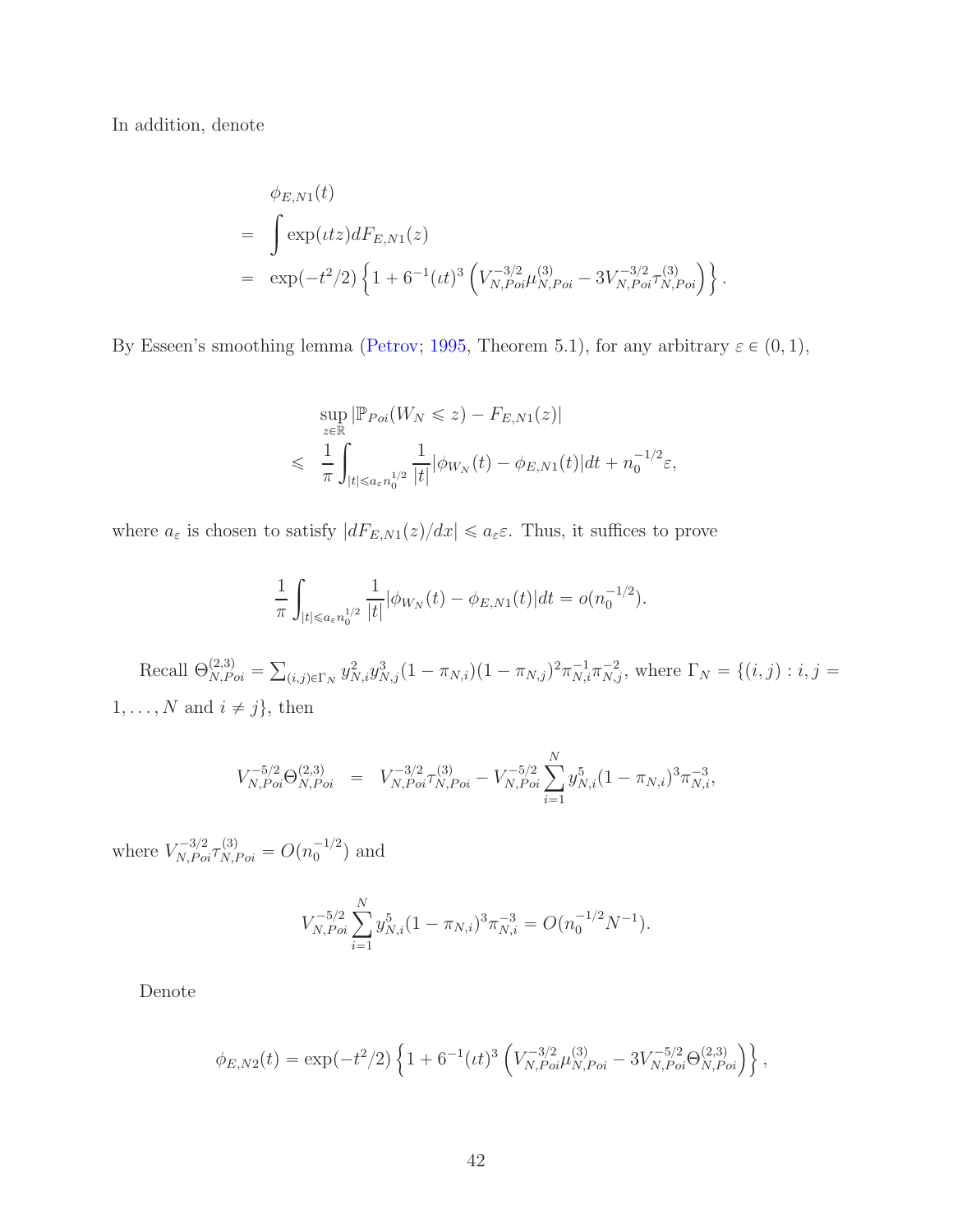In addition, denote

$$
\begin{aligned}
& \phi_{E,N1}(t) \\
= \; & \int \exp(\iota t z) dF_{E,N1}(z) \\
= \; & \exp(-t^2/2) \left\{ 1 + 6^{-1}(\iota t)^3 \left( V_{N,Poi}^{-3/2} \mu_{N,Poi}^{(3)} - 3 V_{N,Poi}^{-3/2} \tau_{N,Poi}^{(3)} \right) \right\}.
\end{aligned}
$$

By Esseen's smoothing lemma (Petrov; 1995, Theorem 5.1), for any arbitrary $\varepsilon \in (0,1)$,

$$
\begin{aligned}
& \sup_{z \in \mathbb{R}} |\mathbb{P}_{Poi}(W_N \leqslant z) - F_{E,N1}(z)| \\
\leqslant \; & \frac{1}{\pi} \int_{|t| \leqslant a_\varepsilon n_0^{1/2}} \frac{1}{|t|} |\phi_{W_N}(t) - \phi_{E,N1}(t)| dt + n_0^{-1/2} \varepsilon,
\end{aligned}
$$

where $a_\varepsilon$ is chosen to satisfy $|dF_{E,N1}(z)/dx| \leqslant a_\varepsilon \varepsilon$. Thus, it suffices to prove

$$
\frac{1}{\pi} \int_{|t| \leqslant a_\varepsilon n_0^{1/2}} \frac{1}{|t|} |\phi_{W_N}(t) - \phi_{E,N1}(t)| dt = o(n_0^{-1/2}).
$$

Recall $\Theta_{N,Poi}^{(2,3)} = \sum_{(i,j) \in \Gamma_N} y_{N,i}^2 y_{N,j}^3 (1 - \pi_{N,i})(1 - \pi_{N,j})^2 \pi_{N,i}^{-1} \pi_{N,j}^{-2}$, where $\Gamma_N = \{(i,j) : i, j = 1, \ldots, N \text{ and } i \neq j\}$, then

$$
V_{N,Poi}^{-5/2} \Theta_{N,Poi}^{(2,3)} = V_{N,Poi}^{-3/2} \tau_{N,Poi}^{(3)} - V_{N,Poi}^{-5/2} \sum_{i=1}^N y_{N,i}^5 (1 - \pi_{N,i})^3 \pi_{N,i}^{-3},
$$

where $V_{N,Poi}^{-3/2} \tau_{N,Poi}^{(3)} = O(n_0^{-1/2})$ and

$$
V_{N,Poi}^{-5/2} \sum_{i=1}^N y_{N,i}^5 (1 - \pi_{N,i})^3 \pi_{N,i}^{-3} = O(n_0^{-1/2} N^{-1}).
$$

Denote

$$
\phi_{E,N2}(t) = \exp(-t^2/2) \left\{ 1 + 6^{-1}(\iota t)^3 \left( V_{N,Poi}^{-3/2} \mu_{N,Poi}^{(3)} - 3 V_{N,Poi}^{-5/2} \Theta_{N,Poi}^{(2,3)} \right) \right\},
$$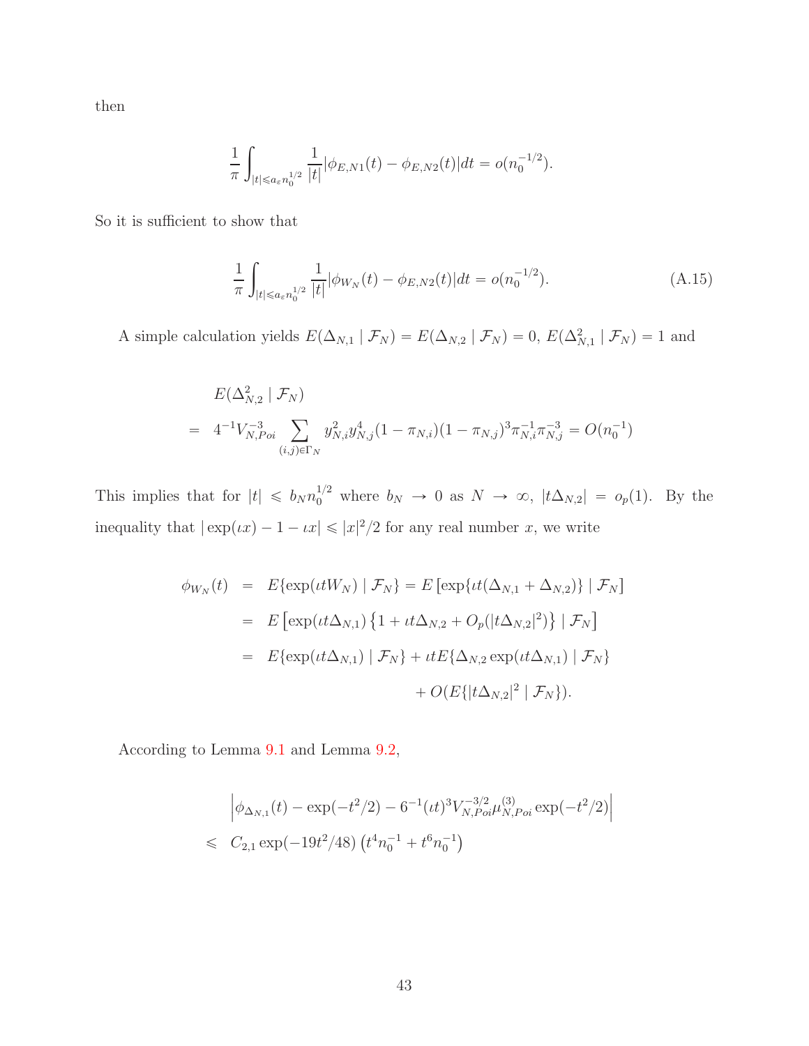then

$$\frac{1}{\pi}\int_{|t|\leqslant a_\varepsilon n_0^{1/2}} \frac{1}{|t|}|\phi_{E,N1}(t) - \phi_{E,N2}(t)|dt = o(n_0^{-1/2}).$$

So it is sufficient to show that

$$\frac{1}{\pi}\int_{|t|\leqslant a_\varepsilon n_0^{1/2}} \frac{1}{|t|}|\phi_{W_N}(t) - \phi_{E,N2}(t)|dt = o(n_0^{-1/2}). \tag{A.15}$$

A simple calculation yields $E(\Delta_{N,1} \mid \mathcal{F}_N) = E(\Delta_{N,2} \mid \mathcal{F}_N) = 0$, $E(\Delta_{N,1}^2 \mid \mathcal{F}_N) = 1$ and

$$\begin{aligned} & E(\Delta_{N,2}^2 \mid \mathcal{F}_N) \\ = \;& 4^{-1}V_{N,Poi}^{-3}\sum_{(i,j)\in\Gamma_N} y_{N,i}^2 y_{N,j}^4 (1-\pi_{N,i})(1-\pi_{N,j})^3 \pi_{N,i}^{-1}\pi_{N,j}^{-3} = O(n_0^{-1}) \end{aligned}$$

This implies that for $|t| \leqslant b_N n_0^{1/2}$ where $b_N \to 0$ as $N \to \infty$, $|t\Delta_{N,2}| = o_p(1)$. By the inequality that $|\exp(\iota x) - 1 - \iota x| \leqslant |x|^2/2$ for any real number $x$, we write

$$\begin{aligned} \phi_{W_N}(t) &= E\{\exp(\iota t W_N) \mid \mathcal{F}_N\} = E\left[\exp\{\iota t(\Delta_{N,1} + \Delta_{N,2})\} \mid \mathcal{F}_N\right] \\ &= E\left[\exp(\iota t \Delta_{N,1})\left\{1 + \iota t\Delta_{N,2} + O_p(|t\Delta_{N,2}|^2)\right\} \mid \mathcal{F}_N\right] \\ &= E\{\exp(\iota t\Delta_{N,1}) \mid \mathcal{F}_N\} + \iota t E\{\Delta_{N,2}\exp(\iota t\Delta_{N,1}) \mid \mathcal{F}_N\} \\ &\qquad + O(E\{|t\Delta_{N,2}|^2 \mid \mathcal{F}_N\}). \end{aligned}$$

According to Lemma 9.1 and Lemma 9.2,

$$\begin{aligned} & \left|\phi_{\Delta_{N,1}}(t) - \exp(-t^2/2) - 6^{-1}(\iota t)^3 V_{N,Poi}^{-3/2}\mu_{N,Poi}^{(3)}\exp(-t^2/2)\right| \\ \leqslant \;& C_{2,1}\exp(-19t^2/48)\left(t^4 n_0^{-1} + t^6 n_0^{-1}\right) \end{aligned}$$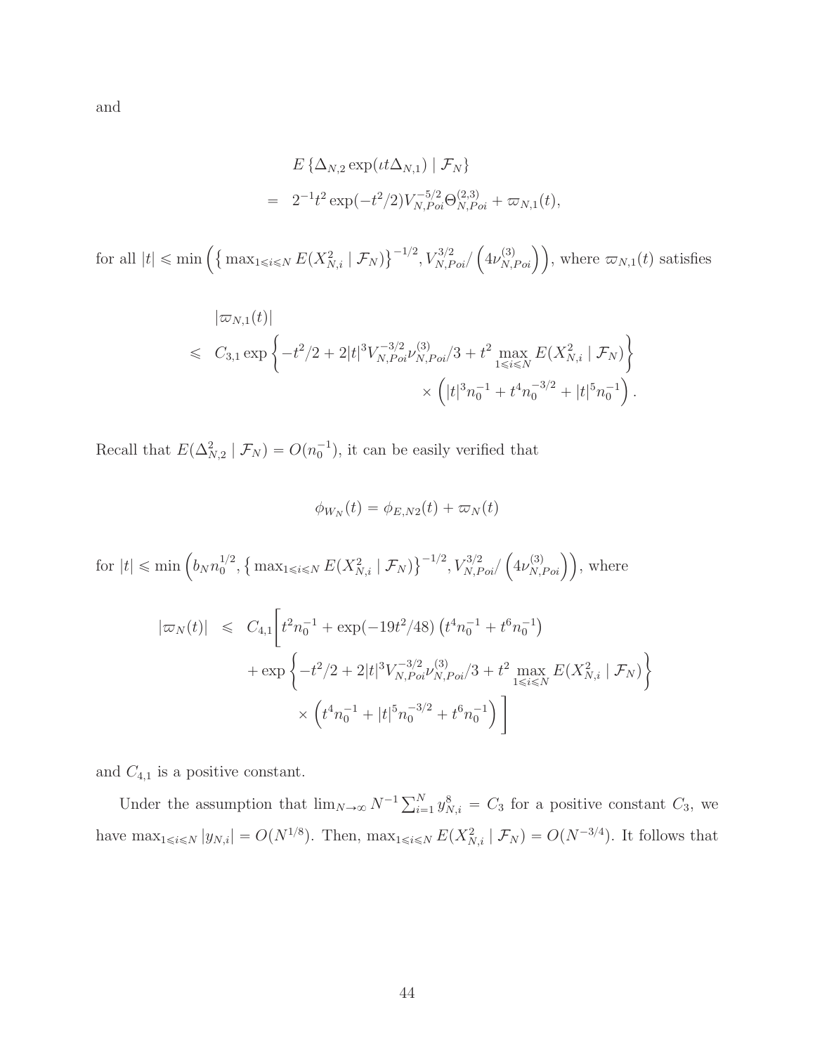and

$$
\begin{aligned}
& E\left\{\Delta_{N,2}\exp(\iota t\Delta_{N,1}) \mid \mathcal{F}_N\right\} \\
= \;& 2^{-1}t^2\exp(-t^2/2)V_{N,Poi}^{-5/2}\Theta_{N,Poi}^{(2,3)} + \varpi_{N,1}(t),
\end{aligned}
$$

for all $|t| \leqslant \min\left(\left\{\max_{1\leqslant i\leqslant N} E(X_{N,i}^2 \mid \mathcal{F}_N)\right\}^{-1/2}, V_{N,Poi}^{3/2}/\left(4\nu_{N,Poi}^{(3)}\right)\right)$, where $\varpi_{N,1}(t)$ satisfies

$$
\begin{aligned}
& |\varpi_{N,1}(t)| \\
\leqslant \;& C_{3,1}\exp\left\{-t^2/2 + 2|t|^3V_{N,Poi}^{-3/2}\nu_{N,Poi}^{(3)}/3 + t^2\max_{1\leqslant i\leqslant N} E(X_{N,i}^2 \mid \mathcal{F}_N)\right\} \\
& \times\left(|t|^3 n_0^{-1} + t^4 n_0^{-3/2} + |t|^5 n_0^{-1}\right).
\end{aligned}
$$

Recall that $E(\Delta_{N,2}^2 \mid \mathcal{F}_N) = O(n_0^{-1})$, it can be easily verified that

$$
\phi_{W_N}(t) = \phi_{E,N2}(t) + \varpi_N(t)
$$

for $|t| \leqslant \min\left(b_N n_0^{1/2}, \left\{\max_{1\leqslant i\leqslant N} E(X_{N,i}^2 \mid \mathcal{F}_N)\right\}^{-1/2}, V_{N,Poi}^{3/2}/\left(4\nu_{N,Poi}^{(3)}\right)\right)$, where

$$
\begin{aligned}
|\varpi_N(t)| \;\leqslant\; & C_{4,1}\Bigg[t^2 n_0^{-1} + \exp(-19t^2/48)\left(t^4 n_0^{-1} + t^6 n_0^{-1}\right) \\
& + \exp\left\{-t^2/2 + 2|t|^3V_{N,Poi}^{-3/2}\nu_{N,Poi}^{(3)}/3 + t^2\max_{1\leqslant i\leqslant N} E(X_{N,i}^2 \mid \mathcal{F}_N)\right\} \\
& \times\left(t^4 n_0^{-1} + |t|^5 n_0^{-3/2} + t^6 n_0^{-1}\right)\Bigg]
\end{aligned}
$$

and $C_{4,1}$ is a positive constant.

Under the assumption that $\lim_{N\to\infty} N^{-1}\sum_{i=1}^N y_{N,i}^8 = C_3$ for a positive constant $C_3$, we have $\max_{1\leqslant i\leqslant N}|y_{N,i}| = O(N^{1/8})$. Then, $\max_{1\leqslant i\leqslant N} E(X_{N,i}^2 \mid \mathcal{F}_N) = O(N^{-3/4})$. It follows that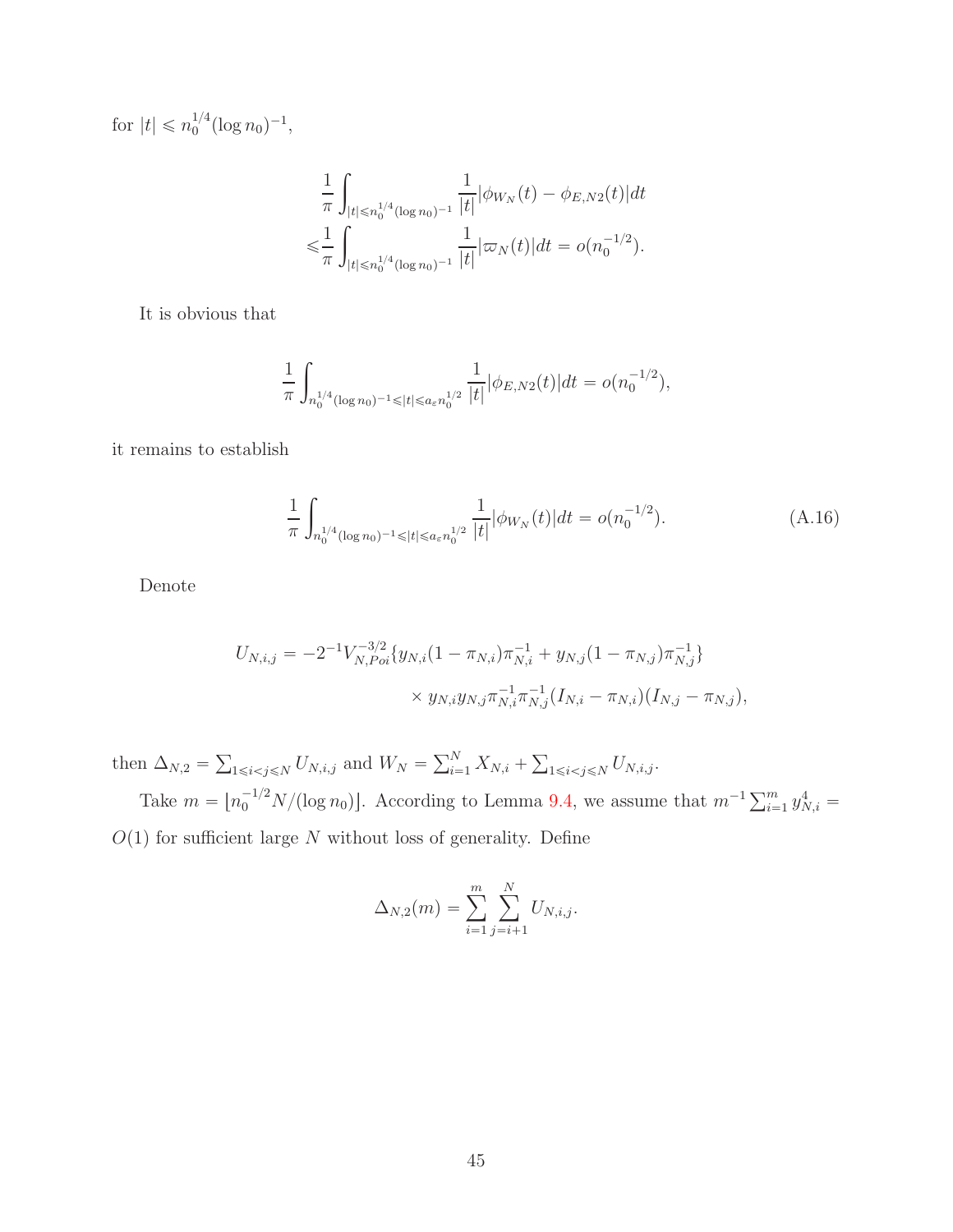for $|t| \leqslant n_0^{1/4}(\log n_0)^{-1}$,

$$
\begin{aligned}
&\frac{1}{\pi}\int_{|t|\leqslant n_0^{1/4}(\log n_0)^{-1}} \frac{1}{|t|}|\phi_{W_N}(t) - \phi_{E,N2}(t)|dt \\
\leqslant &\frac{1}{\pi}\int_{|t|\leqslant n_0^{1/4}(\log n_0)^{-1}} \frac{1}{|t|}|\varpi_N(t)|dt = o(n_0^{-1/2}).
\end{aligned}
$$

It is obvious that

$$
\frac{1}{\pi}\int_{n_0^{1/4}(\log n_0)^{-1}\leqslant|t|\leqslant a_\varepsilon n_0^{1/2}} \frac{1}{|t|}|\phi_{E,N2}(t)|dt = o(n_0^{-1/2}),
$$

it remains to establish

$$
\frac{1}{\pi}\int_{n_0^{1/4}(\log n_0)^{-1}\leqslant|t|\leqslant a_\varepsilon n_0^{1/2}} \frac{1}{|t|}|\phi_{W_N}(t)|dt = o(n_0^{-1/2}). \tag{A.16}
$$

Denote

$$
\begin{aligned}
U_{N,i,j} = -2^{-1}V_{N,Poi}^{-3/2}\{&y_{N,i}(1-\pi_{N,i})\pi_{N,i}^{-1} + y_{N,j}(1-\pi_{N,j})\pi_{N,j}^{-1}\} \\
&\times y_{N,i}y_{N,j}\pi_{N,i}^{-1}\pi_{N,j}^{-1}(I_{N,i}-\pi_{N,i})(I_{N,j}-\pi_{N,j}),
\end{aligned}
$$

then $\Delta_{N,2} = \sum_{1\leqslant i<j\leqslant N} U_{N,i,j}$ and $W_N = \sum_{i=1}^N X_{N,i} + \sum_{1\leqslant i<j\leqslant N} U_{N,i,j}$.

Take $m = \lfloor n_0^{-1/2}N/(\log n_0)\rfloor$. According to Lemma 9.4, we assume that $m^{-1}\sum_{i=1}^m y_{N,i}^4 = O(1)$ for sufficient large $N$ without loss of generality. Define

$$
\Delta_{N,2}(m) = \sum_{i=1}^m \sum_{j=i+1}^N U_{N,i,j}.
$$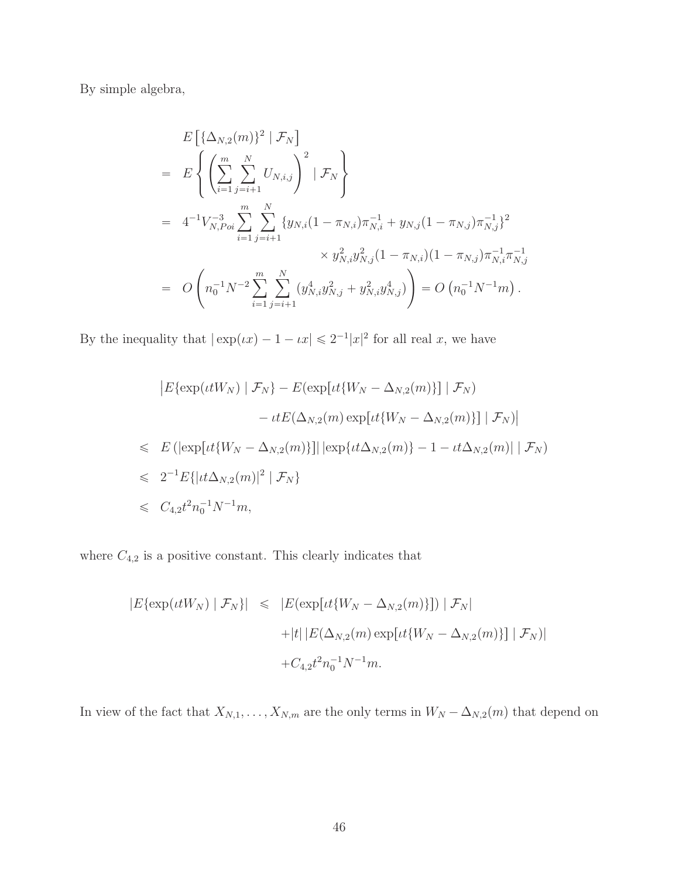By simple algebra,

$$
\begin{aligned}
& E\left[\{\Delta_{N,2}(m)\}^2 \mid \mathcal{F}_N\right] \\
= \;& E\left\{\left(\sum_{i=1}^{m}\sum_{j=i+1}^{N} U_{N,i,j}\right)^2 \mid \mathcal{F}_N\right\} \\
= \;& 4^{-1}V_{N,Poi}^{-3}\sum_{i=1}^{m}\sum_{j=i+1}^{N}\{y_{N,i}(1-\pi_{N,i})\pi_{N,i}^{-1}+y_{N,j}(1-\pi_{N,j})\pi_{N,j}^{-1}\}^2 \\
& \qquad\qquad\qquad\qquad \times y_{N,i}^2 y_{N,j}^2(1-\pi_{N,i})(1-\pi_{N,j})\pi_{N,i}^{-1}\pi_{N,j}^{-1} \\
= \;& O\left(n_0^{-1}N^{-2}\sum_{i=1}^{m}\sum_{j=i+1}^{N}(y_{N,i}^4 y_{N,j}^2+y_{N,i}^2 y_{N,j}^4)\right) = O\left(n_0^{-1}N^{-1}m\right).
\end{aligned}
$$

By the inequality that $|\exp(\iota x)-1-\iota x| \leqslant 2^{-1}|x|^2$ for all real $x$, we have

$$
\begin{aligned}
& \big|E\{\exp(\iota t W_N) \mid \mathcal{F}_N\} - E(\exp[\iota t\{W_N-\Delta_{N,2}(m)\}] \mid \mathcal{F}_N) \\
& \qquad - \iota t E(\Delta_{N,2}(m)\exp[\iota t\{W_N-\Delta_{N,2}(m)\}] \mid \mathcal{F}_N)\big| \\
\leqslant \;& E\left(|\exp[\iota t\{W_N-\Delta_{N,2}(m)\}]|\,|\exp\{\iota t\Delta_{N,2}(m)\}-1-\iota t\Delta_{N,2}(m)| \mid \mathcal{F}_N\right) \\
\leqslant \;& 2^{-1}E\{|\iota t\Delta_{N,2}(m)|^2 \mid \mathcal{F}_N\} \\
\leqslant \;& C_{4,2}t^2 n_0^{-1}N^{-1}m,
\end{aligned}
$$

where $C_{4,2}$ is a positive constant. This clearly indicates that

$$
\begin{aligned}
|E\{\exp(\iota t W_N) \mid \mathcal{F}_N\}| \;\leqslant\; & |E(\exp[\iota t\{W_N-\Delta_{N,2}(m)\}]) \mid \mathcal{F}_N| \\
& + |t|\,|E(\Delta_{N,2}(m)\exp[\iota t\{W_N-\Delta_{N,2}(m)\}] \mid \mathcal{F}_N)| \\
& + C_{4,2}t^2 n_0^{-1}N^{-1}m.
\end{aligned}
$$

In view of the fact that $X_{N,1},\ldots,X_{N,m}$ are the only terms in $W_N-\Delta_{N,2}(m)$ that depend on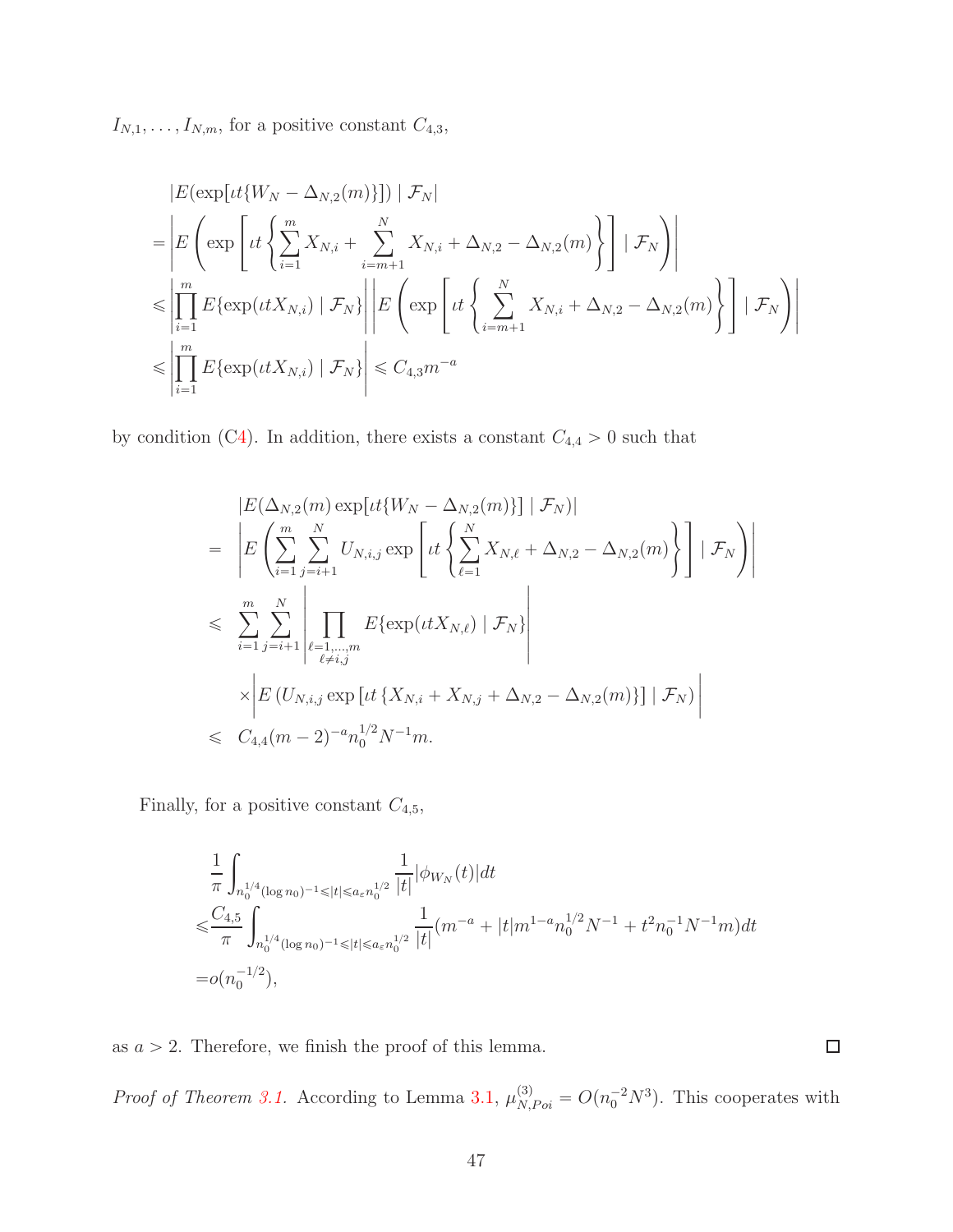$I_{N,1}, \ldots, I_{N,m}$, for a positive constant $C_{4,3}$,

$$
\begin{aligned}
&|E(\exp[\iota t\{W_N - \Delta_{N,2}(m)\}]) \mid \mathcal{F}_N| \\
=&\left| E\left( \exp\left[ \iota t \left\{ \sum_{i=1}^{m} X_{N,i} + \sum_{i=m+1}^{N} X_{N,i} + \Delta_{N,2} - \Delta_{N,2}(m) \right\} \right] \mid \mathcal{F}_N \right) \right| \\
\leqslant&\left| \prod_{i=1}^{m} E\{\exp(\iota t X_{N,i}) \mid \mathcal{F}_N\} \right| \left| E\left( \exp\left[ \iota t \left\{ \sum_{i=m+1}^{N} X_{N,i} + \Delta_{N,2} - \Delta_{N,2}(m) \right\} \right] \mid \mathcal{F}_N \right) \right| \\
\leqslant&\left| \prod_{i=1}^{m} E\{\exp(\iota t X_{N,i}) \mid \mathcal{F}_N\} \right| \leqslant C_{4,3} m^{-a}
\end{aligned}
$$

by condition (C4). In addition, there exists a constant $C_{4,4} > 0$ such that

$$
\begin{aligned}
&|E(\Delta_{N,2}(m) \exp[\iota t\{W_N - \Delta_{N,2}(m)\}] \mid \mathcal{F}_N)| \\
=\;& \left| E\left( \sum_{i=1}^{m} \sum_{j=i+1}^{N} U_{N,i,j} \exp\left[ \iota t \left\{ \sum_{\ell=1}^{N} X_{N,\ell} + \Delta_{N,2} - \Delta_{N,2}(m) \right\} \right] \mid \mathcal{F}_N \right) \right| \\
\leqslant\;& \sum_{i=1}^{m} \sum_{j=i+1}^{N} \left| \prod_{\substack{\ell=1,\ldots,m \\ \ell \neq i,j}} E\{\exp(\iota t X_{N,\ell}) \mid \mathcal{F}_N\} \right| \\
&\times \left| E\left( U_{N,i,j} \exp\left[ \iota t \left\{ X_{N,i} + X_{N,j} + \Delta_{N,2} - \Delta_{N,2}(m) \right\} \right] \mid \mathcal{F}_N \right) \right| \\
\leqslant\;& C_{4,4} (m-2)^{-a} n_0^{1/2} N^{-1} m.
\end{aligned}
$$

Finally, for a positive constant $C_{4,5}$,

$$
\begin{aligned}
&\frac{1}{\pi} \int_{n_0^{1/4}(\log n_0)^{-1} \leqslant |t| \leqslant a_\varepsilon n_0^{1/2}} \frac{1}{|t|} |\phi_{W_N}(t)| dt \\
\leqslant&\frac{C_{4,5}}{\pi} \int_{n_0^{1/4}(\log n_0)^{-1} \leqslant |t| \leqslant a_\varepsilon n_0^{1/2}} \frac{1}{|t|} (m^{-a} + |t| m^{1-a} n_0^{1/2} N^{-1} + t^2 n_0^{-1} N^{-1} m) dt \\
=&o(n_0^{-1/2}),
\end{aligned}
$$

as $a > 2$. Therefore, we finish the proof of this lemma. □

*Proof of Theorem 3.1.* According to Lemma 3.1, $\mu_{N,Poi}^{(3)} = O(n_0^{-2} N^3)$. This cooperates with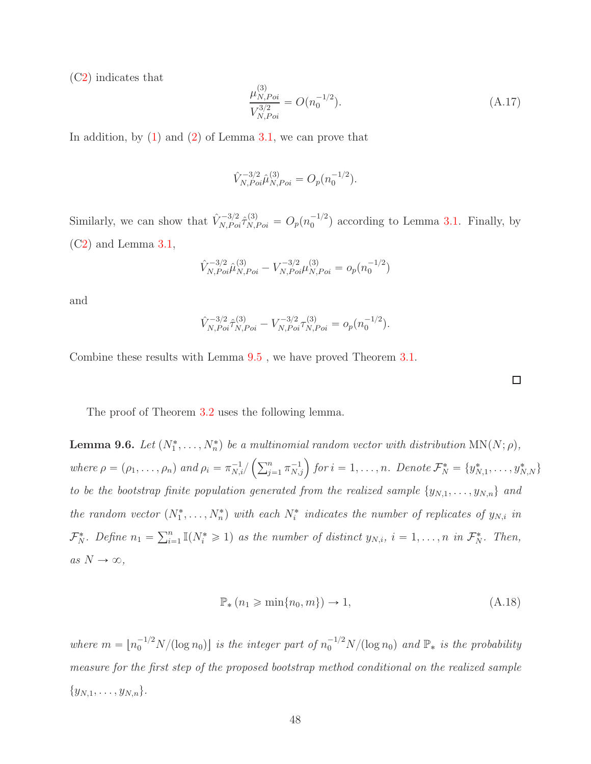(C2) indicates that

$$\frac{\mu^{(3)}_{N,Poi}}{V^{3/2}_{N,Poi}} = O(n_0^{-1/2}). \tag{A.17}$$

In addition, by (1) and (2) of Lemma 3.1, we can prove that

$$\hat{V}^{-3/2}_{N,Poi}\hat{\mu}^{(3)}_{N,Poi} = O_p(n_0^{-1/2}).$$

Similarly, we can show that $\hat{V}^{-3/2}_{N,Poi}\hat{\tau}^{(3)}_{N,Poi} = O_p(n_0^{-1/2})$ according to Lemma 3.1. Finally, by (C2) and Lemma 3.1,

$$\hat{V}^{-3/2}_{N,Poi}\hat{\mu}^{(3)}_{N,Poi} - V^{-3/2}_{N,Poi}\mu^{(3)}_{N,Poi} = o_p(n_0^{-1/2})$$

and

$$\hat{V}^{-3/2}_{N,Poi}\hat{\tau}^{(3)}_{N,Poi} - V^{-3/2}_{N,Poi}\tau^{(3)}_{N,Poi} = o_p(n_0^{-1/2}).$$

Combine these results with Lemma 9.5 , we have proved Theorem 3.1.

□

The proof of Theorem 3.2 uses the following lemma.

**Lemma 9.6.** *Let $(N_1^*, \ldots, N_n^*)$ be a multinomial random vector with distribution $\mathrm{MN}(N;\rho)$, where $\rho = (\rho_1, \ldots, \rho_n)$ and $\rho_i = \pi_{N,i}^{-1}/\left(\sum_{j=1}^n \pi_{N,j}^{-1}\right)$ for $i = 1, \ldots, n$. Denote $\mathcal{F}_N^* = \{y^*_{N,1}, \ldots, y^*_{N,N}\}$ to be the bootstrap finite population generated from the realized sample $\{y_{N,1}, \ldots, y_{N,n}\}$ and the random vector $(N_1^*, \ldots, N_n^*)$ with each $N_i^*$ indicates the number of replicates of $y_{N,i}$ in $\mathcal{F}_N^*$. Define $n_1 = \sum_{i=1}^n \mathbb{I}(N_i^* \geqslant 1)$ as the number of distinct $y_{N,i}$, $i = 1, \ldots, n$ in $\mathcal{F}_N^*$. Then, as $N \to \infty$,*

$$\mathbb{P}_*\left(n_1 \geqslant \min\{n_0, m\}\right) \to 1, \tag{A.18}$$

*where $m = \lfloor n_0^{-1/2} N/(\log n_0) \rfloor$ is the integer part of $n_0^{-1/2}N/(\log n_0)$ and $\mathbb{P}_*$ is the probability measure for the first step of the proposed bootstrap method conditional on the realized sample $\{y_{N,1}, \ldots, y_{N,n}\}$.*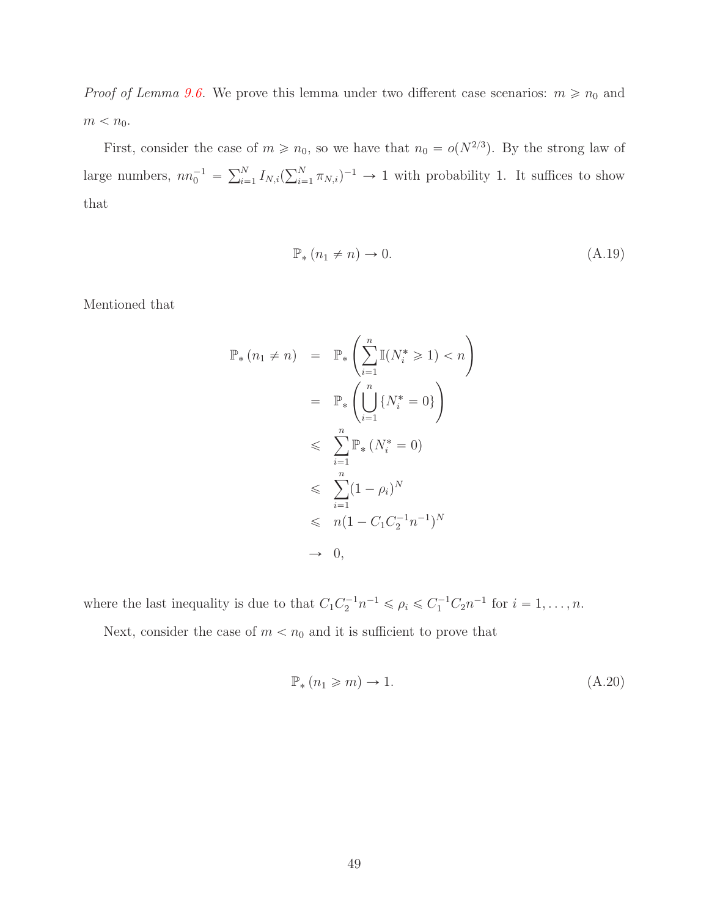*Proof of Lemma 9.6*. We prove this lemma under two different case scenarios: $m \geqslant n_0$ and $m < n_0$.

First, consider the case of $m \geqslant n_0$, so we have that $n_0 = o(N^{2/3})$. By the strong law of large numbers, $nn_0^{-1} = \sum_{i=1}^{N} I_{N,i} (\sum_{i=1}^{N} \pi_{N,i})^{-1} \to 1$ with probability 1. It suffices to show that

$$\mathbb{P}_* (n_1 \neq n) \to 0. \tag{A.19}$$

Mentioned that

$$\begin{aligned}
\mathbb{P}_* (n_1 \neq n) &= \mathbb{P}_* \left( \sum_{i=1}^{n} \mathbb{I}(N_i^* \geqslant 1) < n \right) \\
&= \mathbb{P}_* \left( \bigcup_{i=1}^{n} \{N_i^* = 0\} \right) \\
&\leqslant \sum_{i=1}^{n} \mathbb{P}_* (N_i^* = 0) \\
&\leqslant \sum_{i=1}^{n} (1 - \rho_i)^N \\
&\leqslant n(1 - C_1 C_2^{-1} n^{-1})^N \\
&\to 0,
\end{aligned}$$

where the last inequality is due to that $C_1 C_2^{-1} n^{-1} \leqslant \rho_i \leqslant C_1^{-1} C_2 n^{-1}$ for $i = 1, \ldots, n$.

Next, consider the case of $m < n_0$ and it is sufficient to prove that

$$\mathbb{P}_* (n_1 \geqslant m) \to 1. \tag{A.20}$$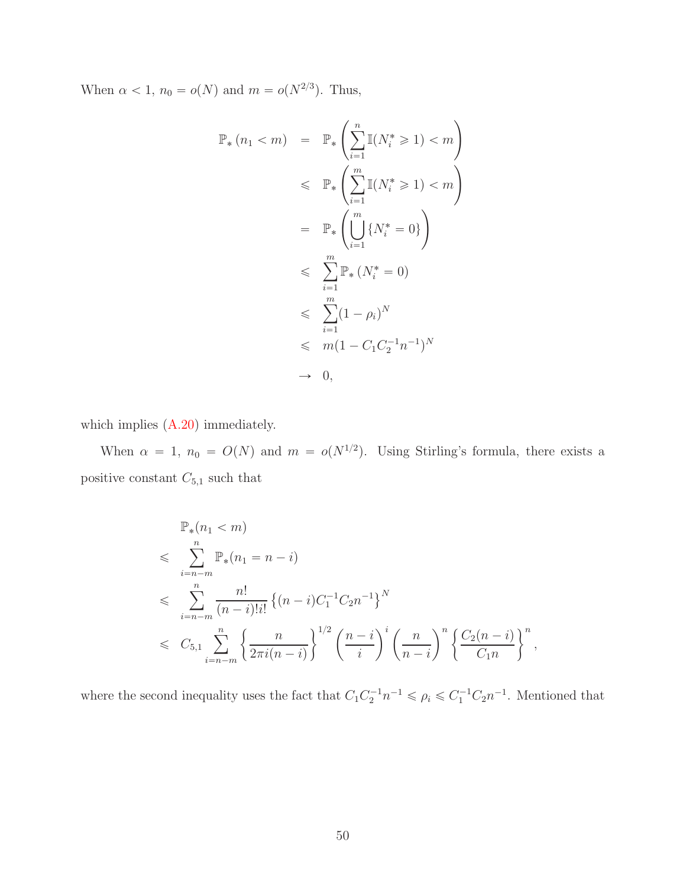When $\alpha < 1$, $n_0 = o(N)$ and $m = o(N^{2/3})$. Thus,

$$
\begin{aligned}
\mathbb{P}_* (n_1 < m) &= \mathbb{P}_* \left( \sum_{i=1}^{n} \mathbb{I}(N_i^* \geqslant 1) < m \right) \\
&\leqslant \mathbb{P}_* \left( \sum_{i=1}^{m} \mathbb{I}(N_i^* \geqslant 1) < m \right) \\
&= \mathbb{P}_* \left( \bigcup_{i=1}^{m} \{N_i^* = 0\} \right) \\
&\leqslant \sum_{i=1}^{m} \mathbb{P}_* (N_i^* = 0) \\
&\leqslant \sum_{i=1}^{m} (1 - \rho_i)^N \\
&\leqslant m(1 - C_1 C_2^{-1} n^{-1})^N \\
&\to 0,
\end{aligned}
$$

which implies (A.20) immediately.

When $\alpha = 1$, $n_0 = O(N)$ and $m = o(N^{1/2})$. Using Stirling's formula, there exists a positive constant $C_{5,1}$ such that

$$
\begin{aligned}
&\mathbb{P}_*(n_1 < m) \\
\leqslant\ & \sum_{i=n-m}^{n} \mathbb{P}_*(n_1 = n - i) \\
\leqslant\ & \sum_{i=n-m}^{n} \frac{n!}{(n-i)!i!} \left\{ (n-i) C_1^{-1} C_2 n^{-1} \right\}^N \\
\leqslant\ & C_{5,1} \sum_{i=n-m}^{n} \left\{ \frac{n}{2\pi i (n-i)} \right\}^{1/2} \left( \frac{n-i}{i} \right)^i \left( \frac{n}{n-i} \right)^n \left\{ \frac{C_2 (n-i)}{C_1 n} \right\}^n,
\end{aligned}
$$

where the second inequality uses the fact that $C_1 C_2^{-1} n^{-1} \leqslant \rho_i \leqslant C_1^{-1} C_2 n^{-1}$. Mentioned that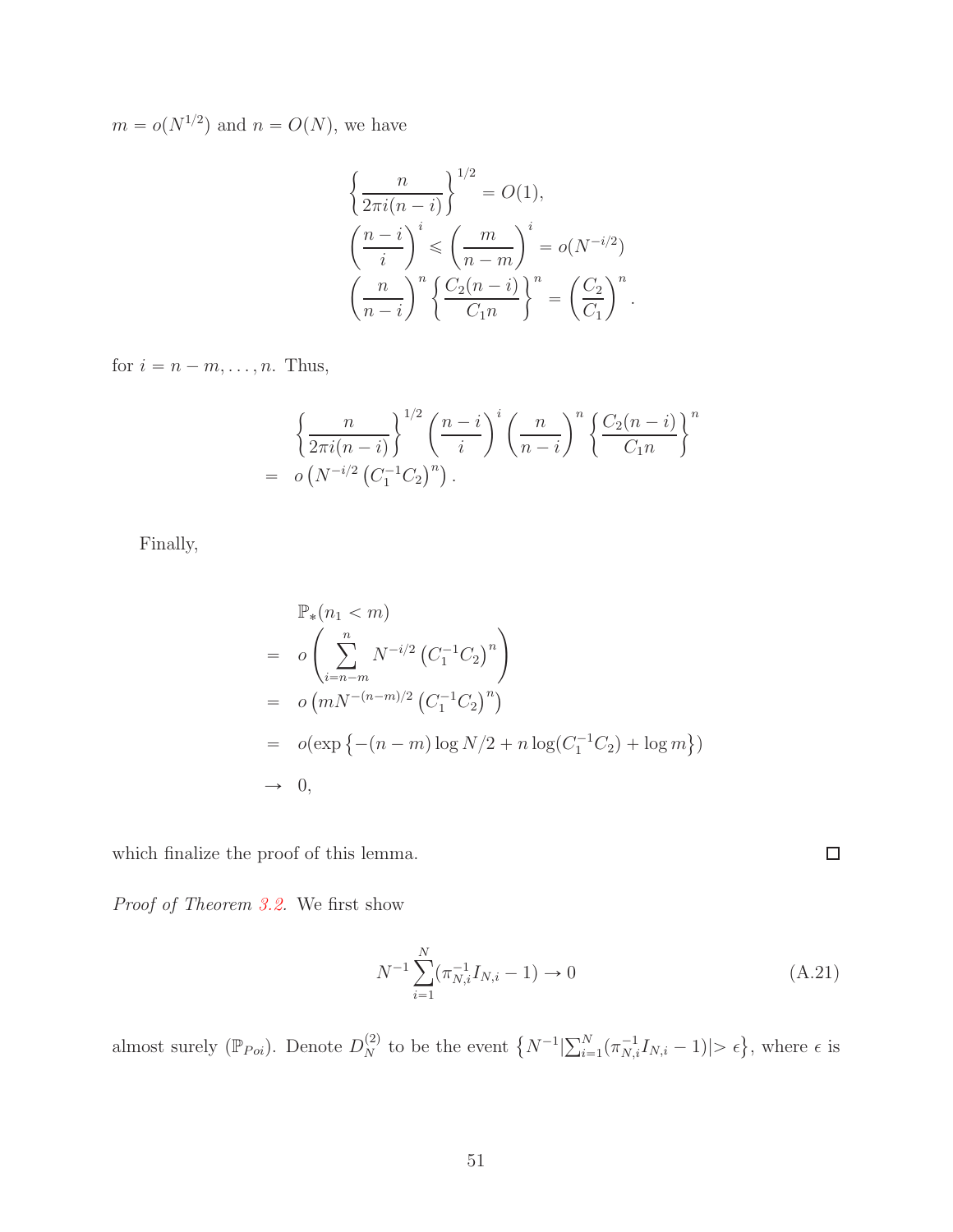$m = o(N^{1/2})$ and $n = O(N)$, we have

$$
\begin{aligned}
\left\{ \frac{n}{2\pi i(n-i)} \right\}^{1/2} &= O(1), \\
\left( \frac{n-i}{i} \right)^{i} \leqslant \left( \frac{m}{n-m} \right)^{i} &= o(N^{-i/2}) \\
\left( \frac{n}{n-i} \right)^{n} \left\{ \frac{C_2(n-i)}{C_1 n} \right\}^{n} &= \left( \frac{C_2}{C_1} \right)^{n}.
\end{aligned}
$$

for $i = n-m, \ldots, n$. Thus,

$$
\begin{aligned}
& \left\{ \frac{n}{2\pi i(n-i)} \right\}^{1/2} \left( \frac{n-i}{i} \right)^{i} \left( \frac{n}{n-i} \right)^{n} \left\{ \frac{C_2(n-i)}{C_1 n} \right\}^{n} \\
= \; & o\left( N^{-i/2} \left( C_1^{-1} C_2 \right)^{n} \right).
\end{aligned}
$$

Finally,

$$
\begin{aligned}
& \mathbb{P}_*(n_1 < m) \\
= \; & o\left( \sum_{i=n-m}^{n} N^{-i/2} \left( C_1^{-1} C_2 \right)^{n} \right) \\
= \; & o\left( m N^{-(n-m)/2} \left( C_1^{-1} C_2 \right)^{n} \right) \\
= \; & o(\exp\left\{ -(n-m)\log N/2 + n\log(C_1^{-1} C_2) + \log m \right\}) \\
\to \; & 0,
\end{aligned}
$$

which finalize the proof of this lemma. □

*Proof of Theorem 3.2.* We first show

$$
N^{-1} \sum_{i=1}^{N} (\pi_{N,i}^{-1} I_{N,i} - 1) \to 0 \tag{A.21}
$$

almost surely ($\mathbb{P}_{Poi}$). Denote $D_N^{(2)}$ to be the event $\left\{ N^{-1} \left| \sum_{i=1}^{N} (\pi_{N,i}^{-1} I_{N,i} - 1) \right| > \epsilon \right\}$, where $\epsilon$ is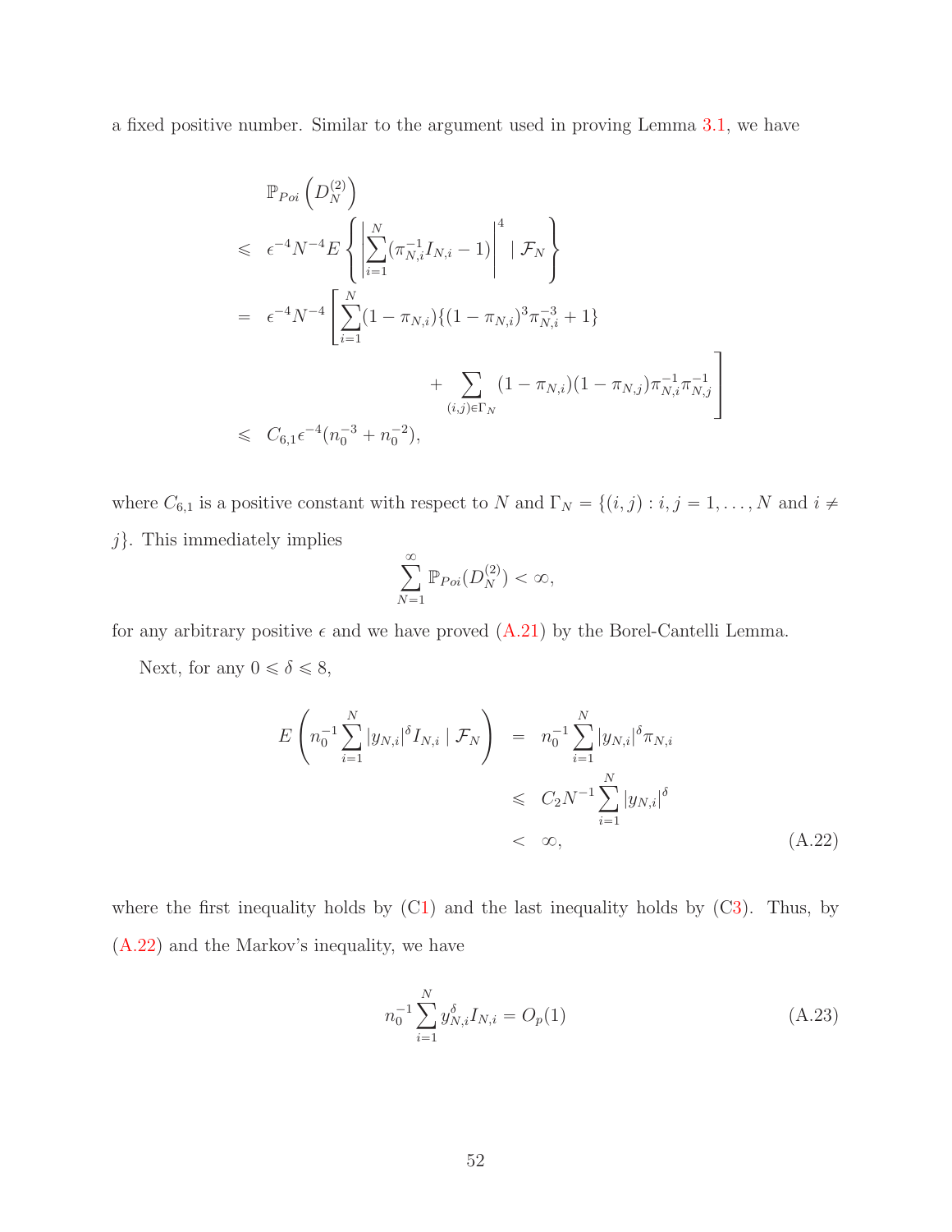a fixed positive number. Similar to the argument used in proving Lemma 3.1, we have

$$
\begin{aligned}
& \mathbb{P}_{Poi}\left(D_N^{(2)}\right) \\
\leqslant\ & \epsilon^{-4} N^{-4} E\left\{\left|\sum_{i=1}^{N}(\pi_{N,i}^{-1} I_{N,i} - 1)\right|^4 \mid \mathcal{F}_N\right\} \\
=\ & \epsilon^{-4} N^{-4}\left[\sum_{i=1}^{N}(1-\pi_{N,i})\{(1-\pi_{N,i})^3 \pi_{N,i}^{-3} + 1\}\right. \\
& \qquad\qquad \left. + \sum_{(i,j)\in\Gamma_N}(1-\pi_{N,i})(1-\pi_{N,j})\pi_{N,i}^{-1}\pi_{N,j}^{-1}\right] \\
\leqslant\ & C_{6,1}\epsilon^{-4}(n_0^{-3} + n_0^{-2}),
\end{aligned}
$$

where $C_{6,1}$ is a positive constant with respect to $N$ and $\Gamma_N = \{(i,j) : i, j = 1, \ldots, N \text{ and } i \neq j\}$. This immediately implies

$$
\sum_{N=1}^{\infty} \mathbb{P}_{Poi}(D_N^{(2)}) < \infty,
$$

for any arbitrary positive $\epsilon$ and we have proved (A.21) by the Borel-Cantelli Lemma.

Next, for any $0 \leqslant \delta \leqslant 8$,

$$
\begin{aligned}
E\left(n_0^{-1}\sum_{i=1}^{N}|y_{N,i}|^{\delta} I_{N,i} \mid \mathcal{F}_N\right) &= n_0^{-1}\sum_{i=1}^{N}|y_{N,i}|^{\delta}\pi_{N,i} \\
&\leqslant C_2 N^{-1}\sum_{i=1}^{N}|y_{N,i}|^{\delta} \\
&< \infty,
\end{aligned}
\tag{A.22}
$$

where the first inequality holds by (C1) and the last inequality holds by (C3). Thus, by (A.22) and the Markov's inequality, we have

$$
n_0^{-1}\sum_{i=1}^{N} y_{N,i}^{\delta} I_{N,i} = O_p(1) \tag{A.23}
$$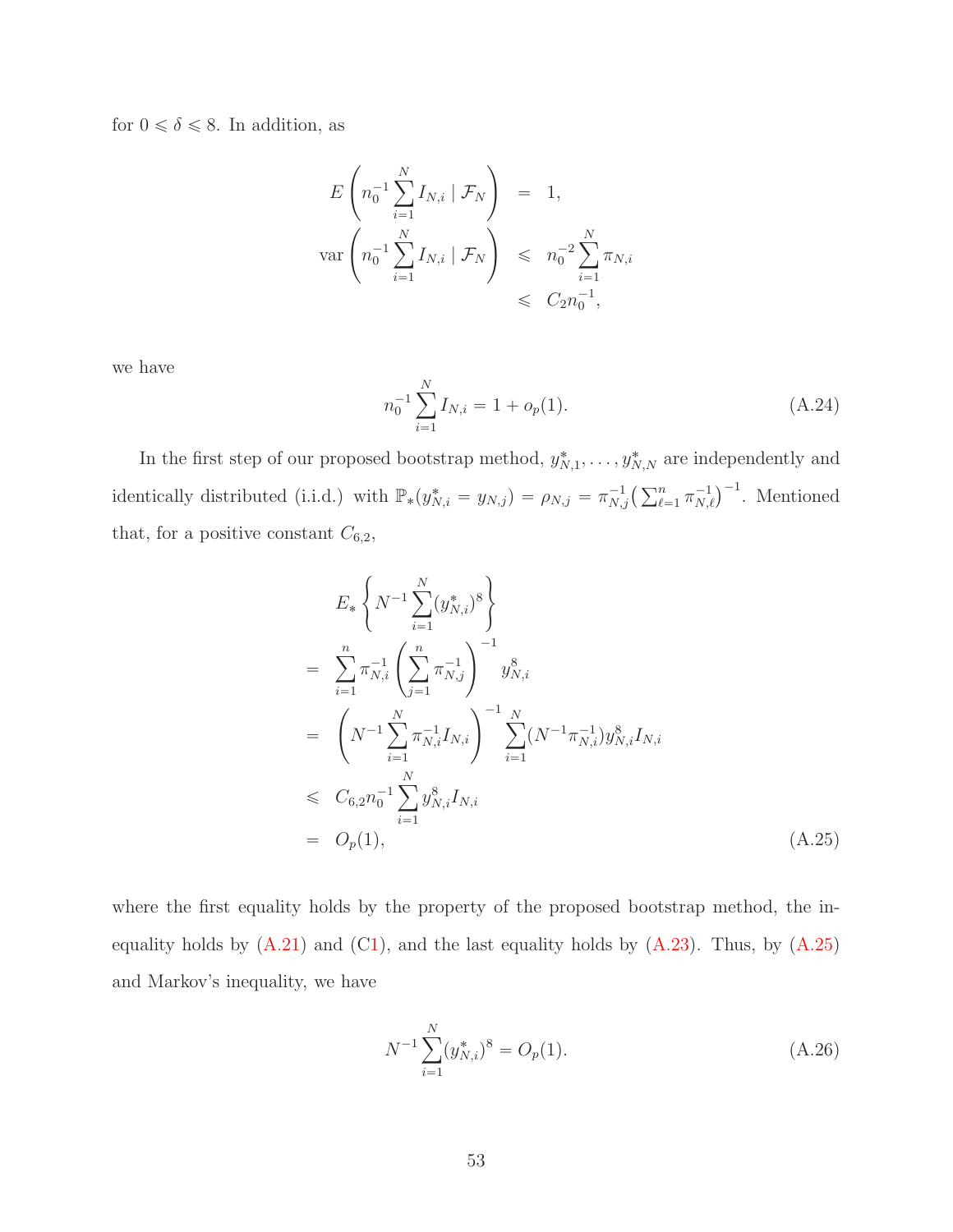for $0 \leqslant \delta \leqslant 8$. In addition, as

$$
\begin{aligned}
E\left(n_0^{-1}\sum_{i=1}^{N} I_{N,i} \mid \mathcal{F}_N\right) &= 1, \\
\operatorname{var}\left(n_0^{-1}\sum_{i=1}^{N} I_{N,i} \mid \mathcal{F}_N\right) &\leqslant n_0^{-2}\sum_{i=1}^{N}\pi_{N,i} \\
&\leqslant C_2 n_0^{-1},
\end{aligned}
$$

we have

$$
n_0^{-1}\sum_{i=1}^{N} I_{N,i} = 1 + o_p(1). \tag{A.24}
$$

In the first step of our proposed bootstrap method, $y_{N,1}^*, \ldots, y_{N,N}^*$ are independently and identically distributed (i.i.d.) with $\mathbb{P}_*(y_{N,i}^* = y_{N,j}) = \rho_{N,j} = \pi_{N,j}^{-1}\big(\sum_{\ell=1}^{n}\pi_{N,\ell}^{-1}\big)^{-1}$. Mentioned that, for a positive constant $C_{6,2}$,

$$
\begin{aligned}
& E_*\left\{N^{-1}\sum_{i=1}^{N}(y_{N,i}^*)^8\right\} \\
=\ & \sum_{i=1}^{n}\pi_{N,i}^{-1}\left(\sum_{j=1}^{n}\pi_{N,j}^{-1}\right)^{-1} y_{N,i}^8 \\
=\ & \left(N^{-1}\sum_{i=1}^{N}\pi_{N,i}^{-1}I_{N,i}\right)^{-1}\sum_{i=1}^{N}(N^{-1}\pi_{N,i}^{-1})y_{N,i}^8 I_{N,i} \\
\leqslant\ & C_{6,2}n_0^{-1}\sum_{i=1}^{N} y_{N,i}^8 I_{N,i} \\
=\ & O_p(1),
\end{aligned} \tag{A.25}
$$

where the first equality holds by the property of the proposed bootstrap method, the inequality holds by (A.21) and (C1), and the last equality holds by (A.23). Thus, by (A.25) and Markov's inequality, we have

$$
N^{-1}\sum_{i=1}^{N}(y_{N,i}^*)^8 = O_p(1). \tag{A.26}
$$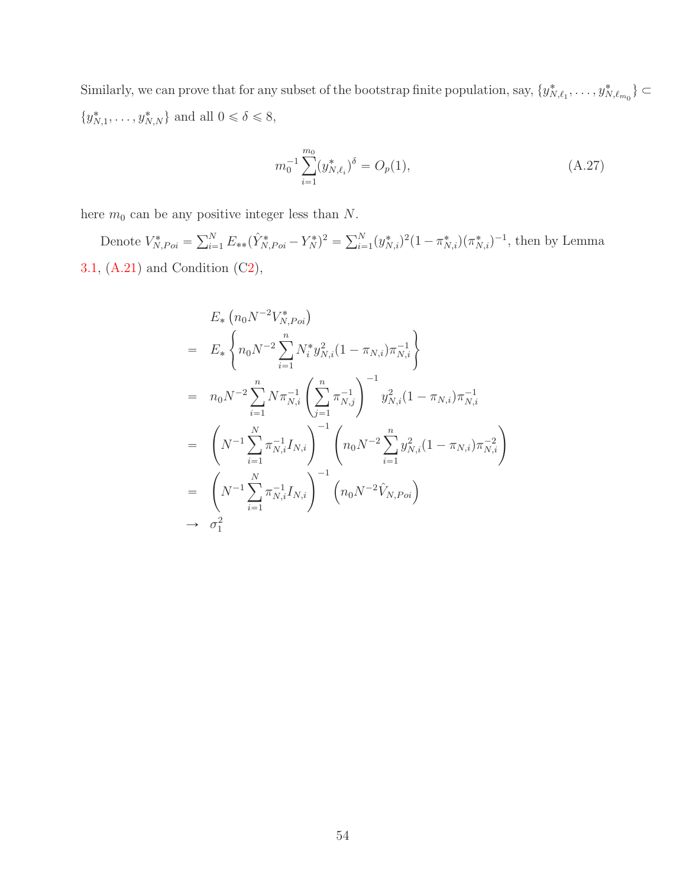Similarly, we can prove that for any subset of the bootstrap finite population, say, $\{y^*_{N,\ell_1}, \ldots, y^*_{N,\ell_{m_0}}\} \subset \{y^*_{N,1}, \ldots, y^*_{N,N}\}$ and all $0 \leqslant \delta \leqslant 8$,

$$
m_0^{-1} \sum_{i=1}^{m_0} (y^*_{N,\ell_i})^\delta = O_p(1), \tag{A.27}
$$

here $m_0$ can be any positive integer less than $N$.

Denote $V^*_{N,Poi} = \sum_{i=1}^N E_{**}(\hat{Y}^*_{N,Poi} - Y^*_N)^2 = \sum_{i=1}^N (y^*_{N,i})^2 (1 - \pi^*_{N,i})(\pi^*_{N,i})^{-1}$, then by Lemma 3.1, (A.21) and Condition (C2),

$$
\begin{aligned}
& E_* \left( n_0 N^{-2} V^*_{N,Poi} \right) \\
= \;& E_* \left\{ n_0 N^{-2} \sum_{i=1}^n N_i^* y^2_{N,i} (1 - \pi_{N,i}) \pi^{-1}_{N,i} \right\} \\
= \;& n_0 N^{-2} \sum_{i=1}^n N \pi^{-1}_{N,i} \left( \sum_{j=1}^n \pi^{-1}_{N,j} \right)^{-1} y^2_{N,i} (1 - \pi_{N,i}) \pi^{-1}_{N,i} \\
= \;& \left( N^{-1} \sum_{i=1}^N \pi^{-1}_{N,i} I_{N,i} \right)^{-1} \left( n_0 N^{-2} \sum_{i=1}^n y^2_{N,i} (1 - \pi_{N,i}) \pi^{-2}_{N,i} \right) \\
= \;& \left( N^{-1} \sum_{i=1}^N \pi^{-1}_{N,i} I_{N,i} \right)^{-1} \left( n_0 N^{-2} \hat{V}_{N,Poi} \right) \\
\to \;& \sigma_1^2
\end{aligned}
$$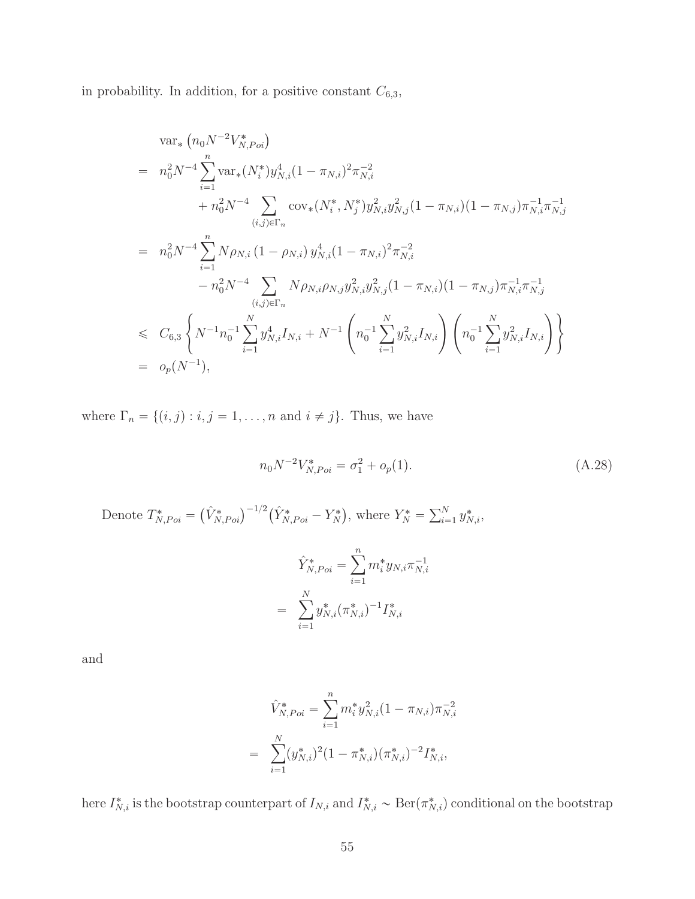in probability. In addition, for a positive constant $C_{6,3}$,

$$
\begin{aligned}
& \operatorname{var}_*\left(n_0 N^{-2} V_{N,Poi}^*\right) \\
= \; & n_0^2 N^{-4} \sum_{i=1}^{n} \operatorname{var}_*(N_i^*) y_{N,i}^4 (1-\pi_{N,i})^2 \pi_{N,i}^{-2} \\
& \quad + n_0^2 N^{-4} \sum_{(i,j)\in\Gamma_n} \operatorname{cov}_*(N_i^*, N_j^*) y_{N,i}^2 y_{N,j}^2 (1-\pi_{N,i})(1-\pi_{N,j}) \pi_{N,i}^{-1}\pi_{N,j}^{-1} \\
= \; & n_0^2 N^{-4} \sum_{i=1}^{n} N\rho_{N,i}\left(1-\rho_{N,i}\right) y_{N,i}^4 (1-\pi_{N,i})^2 \pi_{N,i}^{-2} \\
& \quad - n_0^2 N^{-4} \sum_{(i,j)\in\Gamma_n} N\rho_{N,i}\rho_{N,j} y_{N,i}^2 y_{N,j}^2 (1-\pi_{N,i})(1-\pi_{N,j}) \pi_{N,i}^{-1}\pi_{N,j}^{-1} \\
\leqslant \; & C_{6,3}\left\{ N^{-1} n_0^{-1} \sum_{i=1}^{N} y_{N,i}^4 I_{N,i} + N^{-1}\left(n_0^{-1}\sum_{i=1}^{N} y_{N,i}^2 I_{N,i}\right)\left(n_0^{-1}\sum_{i=1}^{N} y_{N,i}^2 I_{N,i}\right)\right\} \\
= \; & o_p(N^{-1}),
\end{aligned}
$$

where $\Gamma_n = \{(i,j) : i,j = 1,\ldots,n \text{ and } i \neq j\}$. Thus, we have

$$
n_0 N^{-2} V_{N,Poi}^* = \sigma_1^2 + o_p(1). \tag{A.28}
$$

Denote $T_{N,Poi}^* = \big(\hat{V}_{N,Poi}^*\big)^{-1/2}\big(\hat{Y}_{N,Poi}^* - Y_N^*\big)$, where $Y_N^* = \sum_{i=1}^{N} y_{N,i}^*$,

$$
\begin{aligned}
\hat{Y}_{N,Poi}^* &= \sum_{i=1}^{n} m_i^* y_{N,i} \pi_{N,i}^{-1} \\
&= \sum_{i=1}^{N} y_{N,i}^* (\pi_{N,i}^*)^{-1} I_{N,i}^*
\end{aligned}
$$

and

$$
\begin{aligned}
\hat{V}_{N,Poi}^* &= \sum_{i=1}^{n} m_i^* y_{N,i}^2 (1-\pi_{N,i}) \pi_{N,i}^{-2} \\
&= \sum_{i=1}^{N} (y_{N,i}^*)^2 (1-\pi_{N,i}^*)(\pi_{N,i}^*)^{-2} I_{N,i}^*,
\end{aligned}
$$

here $I_{N,i}^*$ is the bootstrap counterpart of $I_{N,i}$ and $I_{N,i}^* \sim \operatorname{Ber}(\pi_{N,i}^*)$ conditional on the bootstrap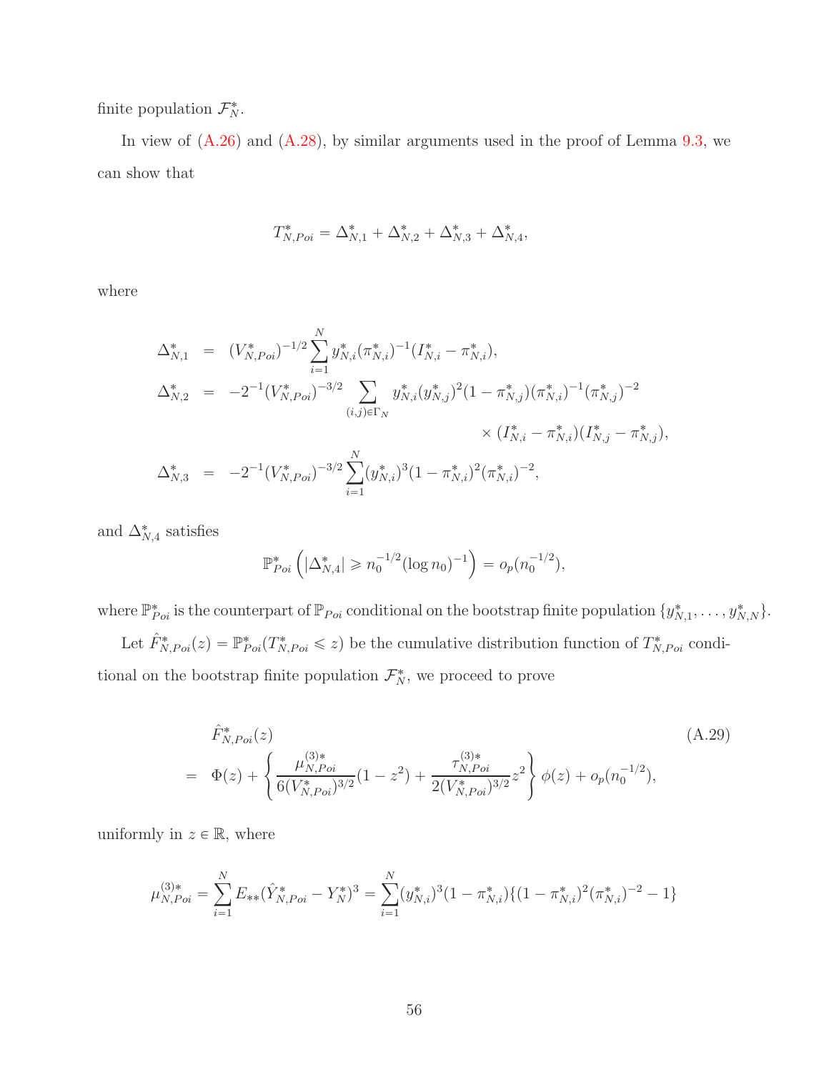finite population $\mathcal{F}_N^*$.

In view of (A.26) and (A.28), by similar arguments used in the proof of Lemma 9.3, we can show that

$$T_{N,Poi}^* = \Delta_{N,1}^* + \Delta_{N,2}^* + \Delta_{N,3}^* + \Delta_{N,4}^*,$$

where

$$\begin{aligned}
\Delta_{N,1}^* &= (V_{N,Poi}^*)^{-1/2} \sum_{i=1}^{N} y_{N,i}^* (\pi_{N,i}^*)^{-1} (I_{N,i}^* - \pi_{N,i}^*), \\
\Delta_{N,2}^* &= -2^{-1} (V_{N,Poi}^*)^{-3/2} \sum_{(i,j)\in\Gamma_N} y_{N,i}^* (y_{N,j}^*)^2 (1-\pi_{N,j}^*)(\pi_{N,i}^*)^{-1} (\pi_{N,j}^*)^{-2} \\
&\qquad\qquad\qquad\qquad \times (I_{N,i}^* - \pi_{N,i}^*)(I_{N,j}^* - \pi_{N,j}^*), \\
\Delta_{N,3}^* &= -2^{-1} (V_{N,Poi}^*)^{-3/2} \sum_{i=1}^{N} (y_{N,i}^*)^3 (1-\pi_{N,i}^*)^2 (\pi_{N,i}^*)^{-2},
\end{aligned}$$

and $\Delta_{N,4}^*$ satisfies

$$\mathbb{P}_{Poi}^*\left(|\Delta_{N,4}^*| \geqslant n_0^{-1/2} (\log n_0)^{-1}\right) = o_p(n_0^{-1/2}),$$

where $\mathbb{P}_{Poi}^*$ is the counterpart of $\mathbb{P}_{Poi}$ conditional on the bootstrap finite population $\{y_{N,1}^*, \ldots, y_{N,N}^*\}$.

Let $\hat{F}_{N,Poi}^*(z) = \mathbb{P}_{Poi}^*(T_{N,Poi}^* \leqslant z)$ be the cumulative distribution function of $T_{N,Poi}^*$ conditional on the bootstrap finite population $\mathcal{F}_N^*$, we proceed to prove

$$\begin{aligned}
&\hat{F}_{N,Poi}^*(z) && \text{(A.29)} \\
&= \Phi(z) + \left\{ \frac{\mu_{N,Poi}^{(3)*}}{6(V_{N,Poi}^*)^{3/2}} (1-z^2) + \frac{\tau_{N,Poi}^{(3)*}}{2(V_{N,Poi}^*)^{3/2}} z^2 \right\} \phi(z) + o_p(n_0^{-1/2}),
\end{aligned}$$

uniformly in $z \in \mathbb{R}$, where

$$\mu_{N,Poi}^{(3)*} = \sum_{i=1}^{N} E_{**}(\hat{Y}_{N,Poi}^* - Y_N^*)^3 = \sum_{i=1}^{N} (y_{N,i}^*)^3 (1-\pi_{N,i}^*) \{(1-\pi_{N,i}^*)^2 (\pi_{N,i}^*)^{-2} - 1\}$$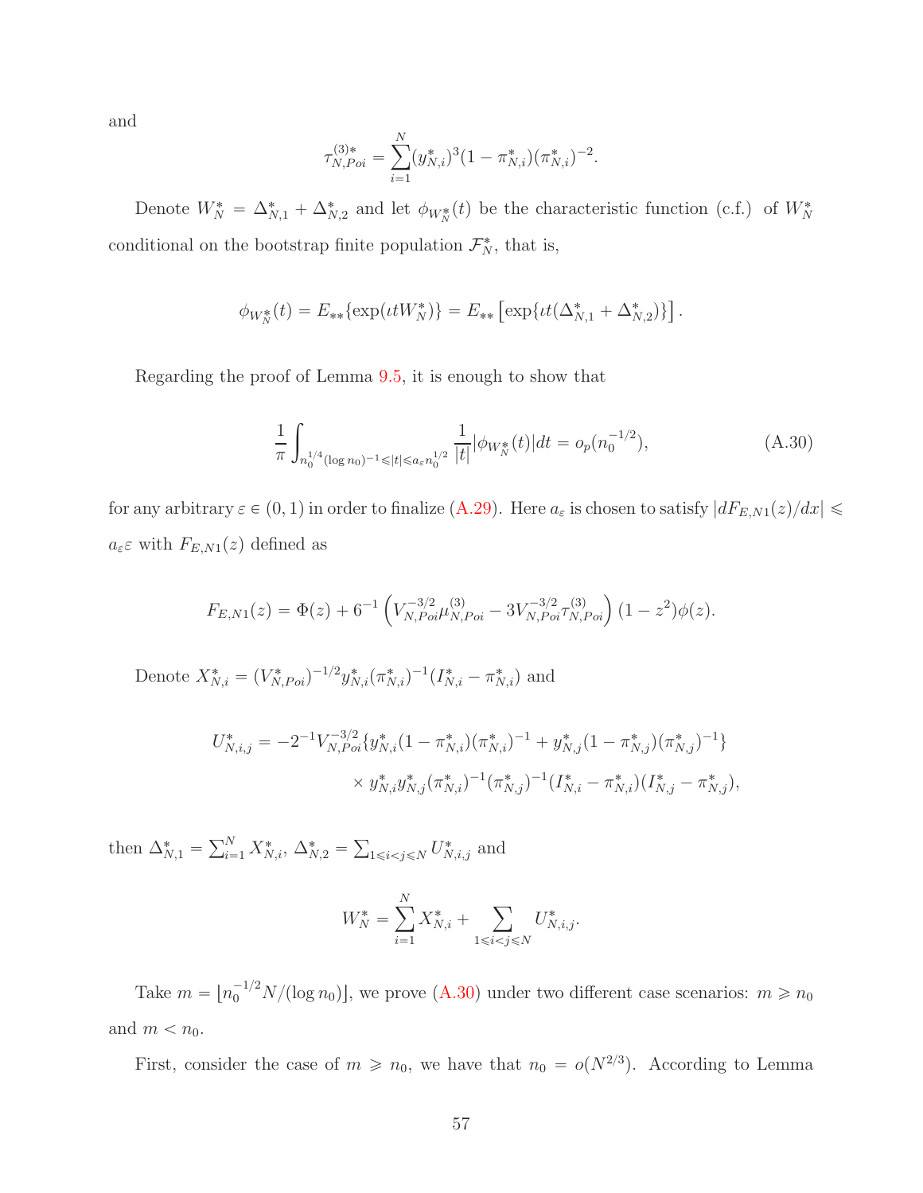and

$$\tau_{N,Poi}^{(3)*} = \sum_{i=1}^{N} (y_{N,i}^*)^3 (1 - \pi_{N,i}^*)(\pi_{N,i}^*)^{-2}.$$

Denote $W_N^* = \Delta_{N,1}^* + \Delta_{N,2}^*$ and let $\phi_{W_N^*}(t)$ be the characteristic function (c.f.) of $W_N^*$ conditional on the bootstrap finite population $\mathcal{F}_N^*$, that is,

$$\phi_{W_N^*}(t) = E_{**}\{\exp(\iota t W_N^*)\} = E_{**}\left[\exp\{\iota t(\Delta_{N,1}^* + \Delta_{N,2}^*)\}\right].$$

Regarding the proof of Lemma 9.5, it is enough to show that

$$\frac{1}{\pi} \int_{n_0^{1/4}(\log n_0)^{-1} \leqslant |t| \leqslant a_\varepsilon n_0^{1/2}} \frac{1}{|t|} |\phi_{W_N^*}(t)| dt = o_p(n_0^{-1/2}), \tag{A.30}$$

for any arbitrary $\varepsilon \in (0,1)$ in order to finalize (A.29). Here $a_\varepsilon$ is chosen to satisfy $|dF_{E,N1}(z)/dx| \leqslant a_\varepsilon \varepsilon$ with $F_{E,N1}(z)$ defined as

$$F_{E,N1}(z) = \Phi(z) + 6^{-1}\left(V_{N,Poi}^{-3/2}\mu_{N,Poi}^{(3)} - 3V_{N,Poi}^{-3/2}\tau_{N,Poi}^{(3)}\right)(1 - z^2)\phi(z).$$

Denote $X_{N,i}^* = (V_{N,Poi}^*)^{-1/2} y_{N,i}^* (\pi_{N,i}^*)^{-1}(I_{N,i}^* - \pi_{N,i}^*)$ and

$$\begin{aligned} U_{N,i,j}^* = &-2^{-1}V_{N,Poi}^{-3/2}\{y_{N,i}^*(1 - \pi_{N,i}^*)(\pi_{N,i}^*)^{-1} + y_{N,j}^*(1 - \pi_{N,j}^*)(\pi_{N,j}^*)^{-1}\} \\ &\times y_{N,i}^* y_{N,j}^* (\pi_{N,i}^*)^{-1}(\pi_{N,j}^*)^{-1}(I_{N,i}^* - \pi_{N,i}^*)(I_{N,j}^* - \pi_{N,j}^*), \end{aligned}$$

then $\Delta_{N,1}^* = \sum_{i=1}^{N} X_{N,i}^*$, $\Delta_{N,2}^* = \sum_{1 \leqslant i < j \leqslant N} U_{N,i,j}^*$ and

$$W_N^* = \sum_{i=1}^{N} X_{N,i}^* + \sum_{1 \leqslant i < j \leqslant N} U_{N,i,j}^*.$$

Take $m = \lfloor n_0^{-1/2} N / (\log n_0) \rfloor$, we prove (A.30) under two different case scenarios: $m \geqslant n_0$ and $m < n_0$.

First, consider the case of $m \geqslant n_0$, we have that $n_0 = o(N^{2/3})$. According to Lemma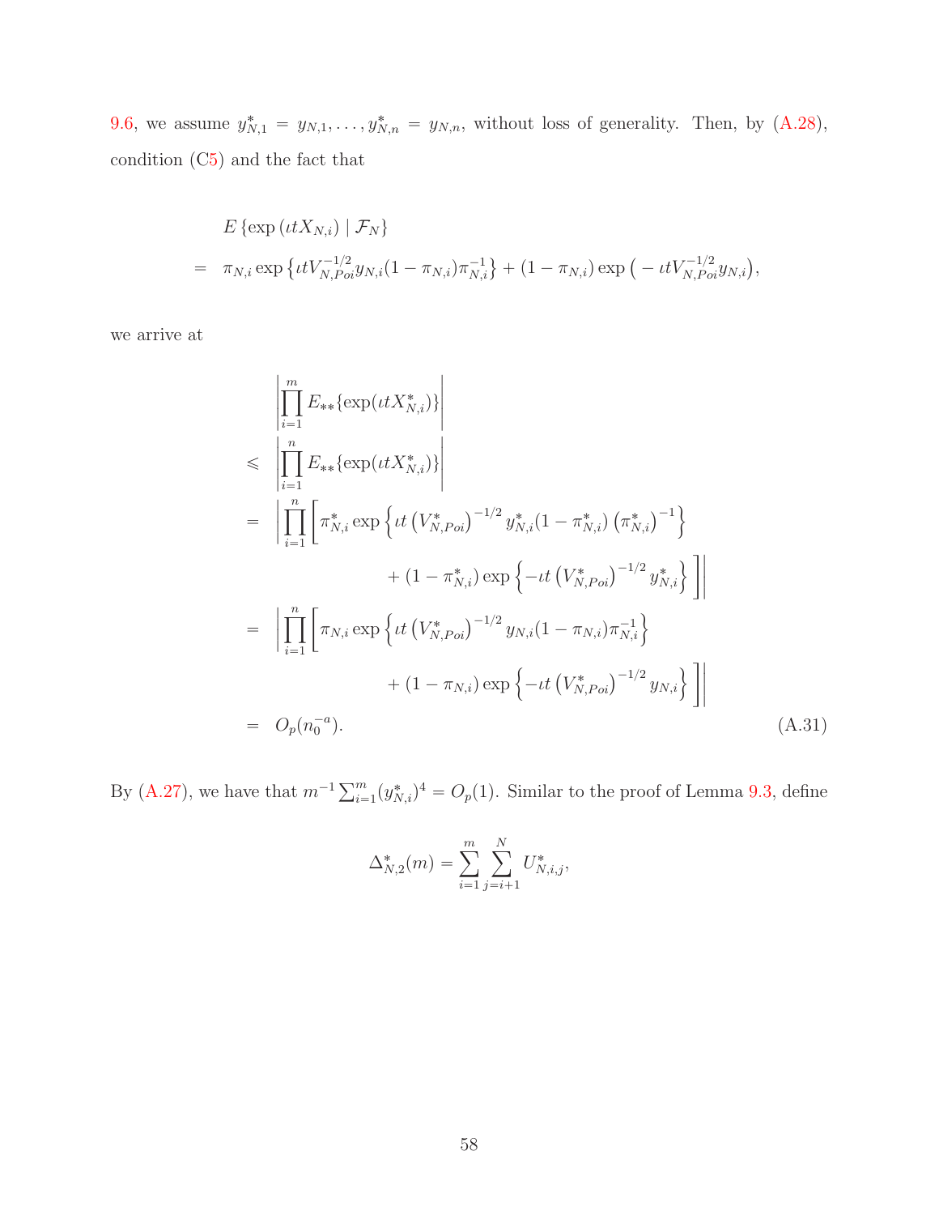9.6, we assume $y^*_{N,1} = y_{N,1}, \ldots, y^*_{N,n} = y_{N,n}$, without loss of generality. Then, by (A.28), condition (C5) and the fact that

$$
\begin{aligned}
& E\left\{\exp\left(\iota t X_{N,i}\right) \mid \mathcal{F}_N\right\} \\
= \ & \pi_{N,i} \exp\left\{\iota t V_{N,Poi}^{-1/2} y_{N,i}(1-\pi_{N,i})\pi_{N,i}^{-1}\right\} + (1-\pi_{N,i}) \exp\big(-\iota t V_{N,Poi}^{-1/2} y_{N,i}\big),
\end{aligned}
$$

we arrive at

$$
\begin{aligned}
& \left|\prod_{i=1}^{m} E_{**}\{\exp(\iota t X^*_{N,i})\}\right| \\
\leqslant \ & \left|\prod_{i=1}^{n} E_{**}\{\exp(\iota t X^*_{N,i})\}\right| \\
= \ & \left|\prod_{i=1}^{n}\left[\pi^*_{N,i} \exp\left\{\iota t \left(V^*_{N,Poi}\right)^{-1/2} y^*_{N,i}(1-\pi^*_{N,i})\left(\pi^*_{N,i}\right)^{-1}\right\}\right.\right. \\
& \qquad \left.\left. + (1-\pi^*_{N,i}) \exp\left\{-\iota t \left(V^*_{N,Poi}\right)^{-1/2} y^*_{N,i}\right\}\right]\right| \\
= \ & \left|\prod_{i=1}^{n}\left[\pi_{N,i} \exp\left\{\iota t \left(V^*_{N,Poi}\right)^{-1/2} y_{N,i}(1-\pi_{N,i})\pi_{N,i}^{-1}\right\}\right.\right. \\
& \qquad \left.\left. + (1-\pi_{N,i}) \exp\left\{-\iota t \left(V^*_{N,Poi}\right)^{-1/2} y_{N,i}\right\}\right]\right| \\
= \ & O_p(n_0^{-a}). 
\end{aligned}
\tag{A.31}
$$

By (A.27), we have that $m^{-1}\sum_{i=1}^{m}(y^*_{N,i})^4 = O_p(1)$. Similar to the proof of Lemma 9.3, define

$$
\Delta^*_{N,2}(m) = \sum_{i=1}^{m}\sum_{j=i+1}^{N} U^*_{N,i,j},
$$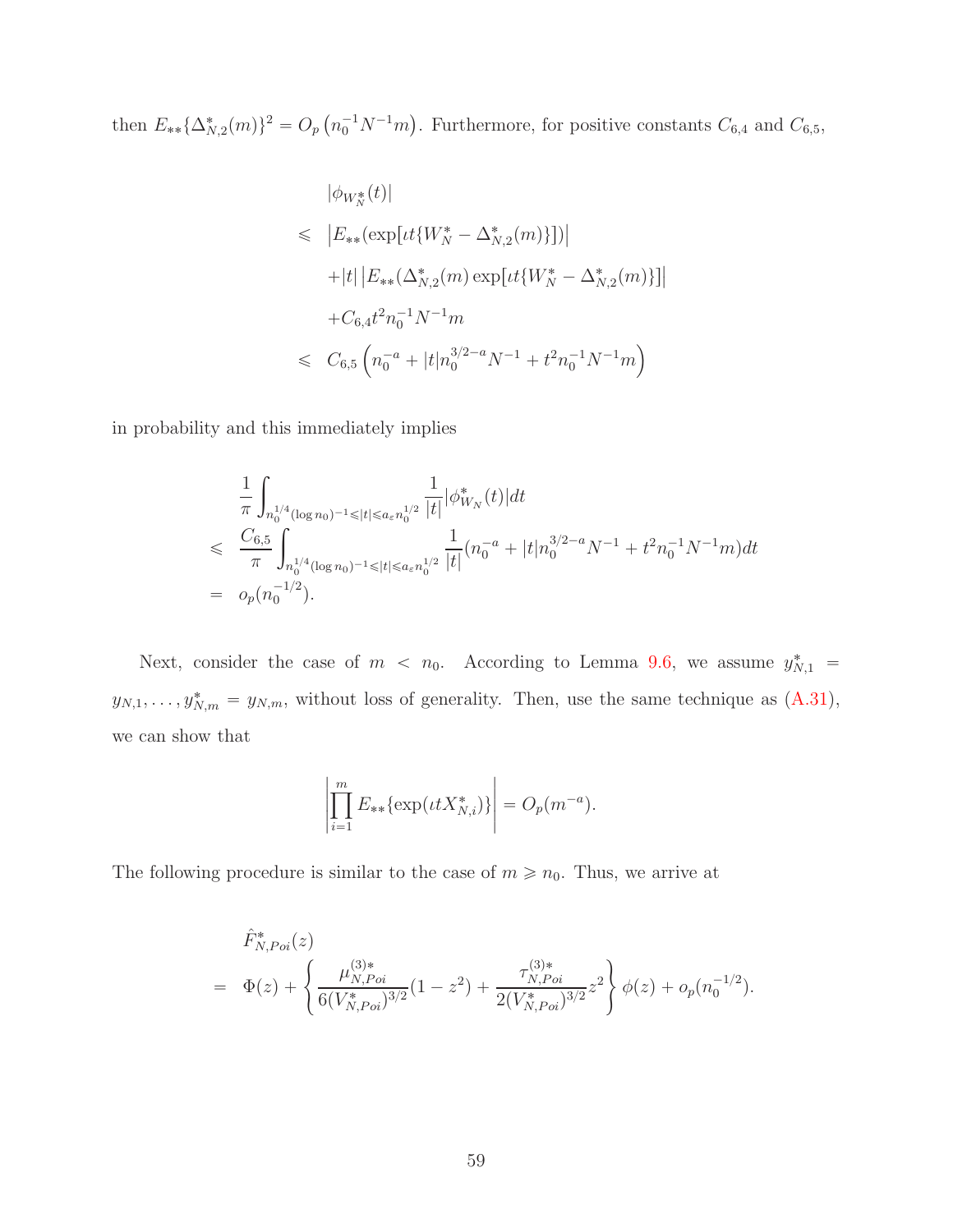then $E_{**}\{\Delta^*_{N,2}(m)\}^2 = O_p\left(n_0^{-1}N^{-1}m\right)$. Furthermore, for positive constants $C_{6,4}$ and $C_{6,5}$,

$$
\begin{aligned}
& |\phi_{W_N^*}(t)| \\
\leqslant\ & \left|E_{**}(\exp[\iota t\{W_N^* - \Delta^*_{N,2}(m)\}])\right| \\
& + |t|\left|E_{**}(\Delta^*_{N,2}(m)\exp[\iota t\{W_N^* - \Delta^*_{N,2}(m)\}]\right| \\
& + C_{6,4}t^2 n_0^{-1}N^{-1}m \\
\leqslant\ & C_{6,5}\left(n_0^{-a} + |t|n_0^{3/2-a}N^{-1} + t^2 n_0^{-1}N^{-1}m\right)
\end{aligned}
$$

in probability and this immediately implies

$$
\begin{aligned}
& \frac{1}{\pi}\int_{n_0^{1/4}(\log n_0)^{-1}\leqslant|t|\leqslant a_\varepsilon n_0^{1/2}} \frac{1}{|t|}|\phi^*_{W_N}(t)|dt \\
\leqslant\ & \frac{C_{6,5}}{\pi}\int_{n_0^{1/4}(\log n_0)^{-1}\leqslant|t|\leqslant a_\varepsilon n_0^{1/2}} \frac{1}{|t|}(n_0^{-a} + |t|n_0^{3/2-a}N^{-1} + t^2 n_0^{-1}N^{-1}m)dt \\
=\ & o_p(n_0^{-1/2}).
\end{aligned}
$$

Next, consider the case of $m < n_0$. According to Lemma 9.6, we assume $y^*_{N,1} = y_{N,1}, \ldots, y^*_{N,m} = y_{N,m}$, without loss of generality. Then, use the same technique as (A.31), we can show that

$$
\left|\prod_{i=1}^m E_{**}\{\exp(\iota t X^*_{N,i})\}\right| = O_p(m^{-a}).
$$

The following procedure is similar to the case of $m \geqslant n_0$. Thus, we arrive at

$$
\begin{aligned}
& \hat{F}^*_{N,Poi}(z) \\
=\ & \Phi(z) + \left\{\frac{\mu^{(3)*}_{N,Poi}}{6(V^*_{N,Poi})^{3/2}}(1-z^2) + \frac{\tau^{(3)*}_{N,Poi}}{2(V^*_{N,Poi})^{3/2}}z^2\right\}\phi(z) + o_p(n_0^{-1/2}).
\end{aligned}
$$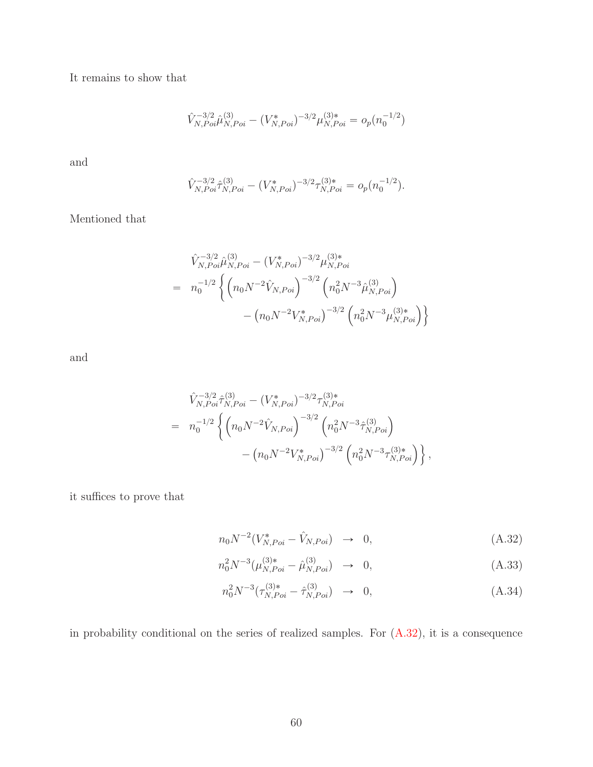It remains to show that

$$\hat{V}_{N,Poi}^{-3/2}\hat{\mu}_{N,Poi}^{(3)} - (V_{N,Poi}^{*})^{-3/2}\mu_{N,Poi}^{(3)*} = o_p(n_0^{-1/2})$$

and

$$\hat{V}_{N,Poi}^{-3/2}\hat{\tau}_{N,Poi}^{(3)} - (V_{N,Poi}^{*})^{-3/2}\tau_{N,Poi}^{(3)*} = o_p(n_0^{-1/2}).$$

Mentioned that

$$\begin{aligned}
& \hat{V}_{N,Poi}^{-3/2}\hat{\mu}_{N,Poi}^{(3)} - (V_{N,Poi}^{*})^{-3/2}\mu_{N,Poi}^{(3)*} \\
= \;& n_0^{-1/2}\left\{ \left(n_0 N^{-2}\hat{V}_{N,Poi}\right)^{-3/2}\left(n_0^2 N^{-3}\hat{\mu}_{N,Poi}^{(3)}\right) \right. \\
& \qquad \left. - \left(n_0 N^{-2} V_{N,Poi}^{*}\right)^{-3/2}\left(n_0^2 N^{-3}\mu_{N,Poi}^{(3)*}\right)\right\}
\end{aligned}$$

and

$$\begin{aligned}
& \hat{V}_{N,Poi}^{-3/2}\hat{\tau}_{N,Poi}^{(3)} - (V_{N,Poi}^{*})^{-3/2}\tau_{N,Poi}^{(3)*} \\
= \;& n_0^{-1/2}\left\{ \left(n_0 N^{-2}\hat{V}_{N,Poi}\right)^{-3/2}\left(n_0^2 N^{-3}\hat{\tau}_{N,Poi}^{(3)}\right) \right. \\
& \qquad \left. - \left(n_0 N^{-2} V_{N,Poi}^{*}\right)^{-3/2}\left(n_0^2 N^{-3}\tau_{N,Poi}^{(3)*}\right)\right\},
\end{aligned}$$

it suffices to prove that

$$n_0 N^{-2}(V_{N,Poi}^{*} - \hat{V}_{N,Poi}) \;\to\; 0, \tag{A.32}$$

$$n_0^2 N^{-3}(\mu_{N,Poi}^{(3)*} - \hat{\mu}_{N,Poi}^{(3)}) \;\to\; 0, \tag{A.33}$$

$$n_0^2 N^{-3}(\tau_{N,Poi}^{(3)*} - \hat{\tau}_{N,Poi}^{(3)}) \;\to\; 0, \tag{A.34}$$

in probability conditional on the series of realized samples. For (A.32), it is a consequence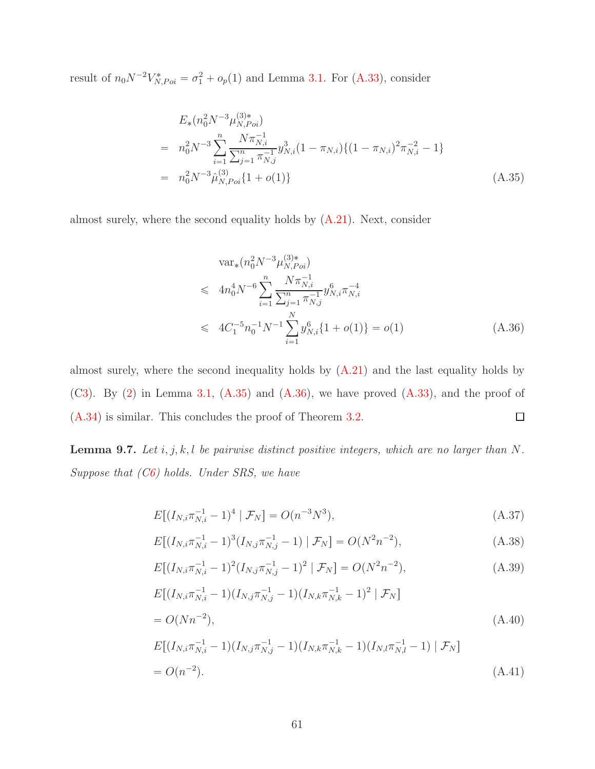result of $n_0 N^{-2} V^*_{N,Poi} = \sigma_1^2 + o_p(1)$ and Lemma 3.1. For (A.33), consider

$$
\begin{aligned}
& E_*(n_0^2 N^{-3} \mu^{(3)*}_{N,Poi}) \\
= \;& n_0^2 N^{-3} \sum_{i=1}^n \frac{N \pi_{N,i}^{-1}}{\sum_{j=1}^n \pi_{N,j}^{-1}} y_{N,i}^3 (1-\pi_{N,i})\{(1-\pi_{N,i})^2 \pi_{N,i}^{-2} - 1\} \\
= \;& n_0^2 N^{-3} \hat{\mu}^{(3)}_{N,Poi}\{1 + o(1)\}
\end{aligned}
\tag{A.35}
$$

almost surely, where the second equality holds by (A.21). Next, consider

$$
\begin{aligned}
& \mathrm{var}_*(n_0^2 N^{-3} \mu^{(3)*}_{N,Poi}) \\
\leqslant \;& 4 n_0^4 N^{-6} \sum_{i=1}^n \frac{N \pi_{N,i}^{-1}}{\sum_{j=1}^n \pi_{N,j}^{-1}} y_{N,i}^6 \pi_{N,i}^{-4} \\
\leqslant \;& 4 C_1^{-5} n_0^{-1} N^{-1} \sum_{i=1}^N y_{N,i}^6 \{1 + o(1)\} = o(1)
\end{aligned}
\tag{A.36}
$$

almost surely, where the second inequality holds by (A.21) and the last equality holds by (C3). By (2) in Lemma 3.1, (A.35) and (A.36), we have proved (A.33), and the proof of (A.34) is similar. This concludes the proof of Theorem 3.2. □

**Lemma 9.7.** *Let $i, j, k, l$ be pairwise distinct positive integers, which are no larger than $N$. Suppose that (C6) holds. Under SRS, we have*

$$
E[(I_{N,i}\pi_{N,i}^{-1} - 1)^4 \mid \mathcal{F}_N] = O(n^{-3}N^3), \tag{A.37}
$$

$$
E[(I_{N,i}\pi_{N,i}^{-1} - 1)^3 (I_{N,j}\pi_{N,j}^{-1} - 1) \mid \mathcal{F}_N] = O(N^2 n^{-2}), \tag{A.38}
$$

$$
E[(I_{N,i}\pi_{N,i}^{-1} - 1)^2 (I_{N,j}\pi_{N,j}^{-1} - 1)^2 \mid \mathcal{F}_N] = O(N^2 n^{-2}), \tag{A.39}
$$

$$
\begin{aligned}
& E[(I_{N,i}\pi_{N,i}^{-1} - 1)(I_{N,j}\pi_{N,j}^{-1} - 1)(I_{N,k}\pi_{N,k}^{-1} - 1)^2 \mid \mathcal{F}_N] \\
& = O(N n^{-2}),
\end{aligned}
\tag{A.40}
$$

$$
\begin{aligned}
& E[(I_{N,i}\pi_{N,i}^{-1} - 1)(I_{N,j}\pi_{N,j}^{-1} - 1)(I_{N,k}\pi_{N,k}^{-1} - 1)(I_{N,l}\pi_{N,l}^{-1} - 1) \mid \mathcal{F}_N] \\
& = O(n^{-2}).
\end{aligned}
\tag{A.41}
$$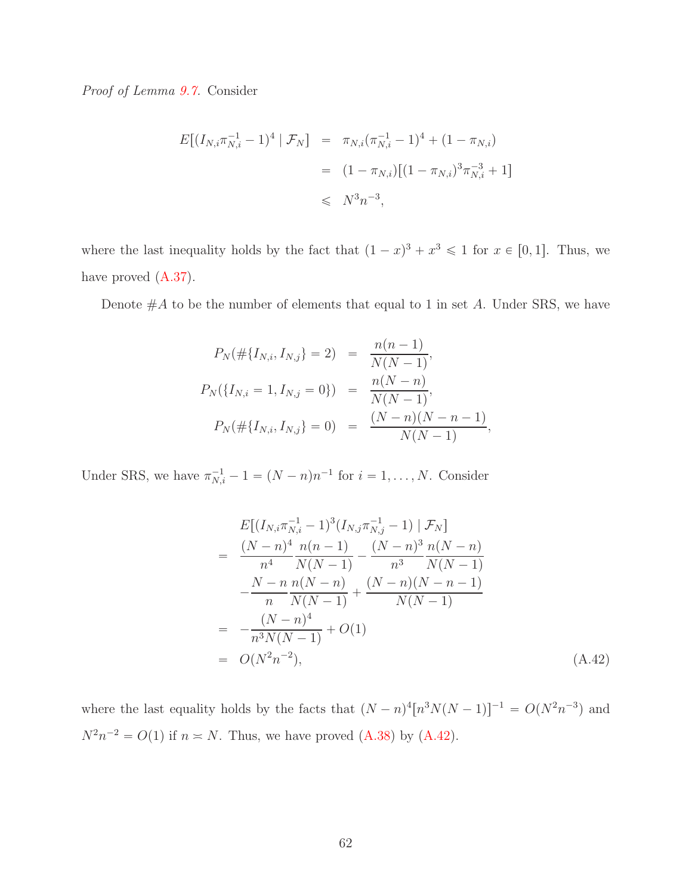*Proof of Lemma 9.7.* Consider

$$
\begin{aligned}
E[(I_{N,i}\pi_{N,i}^{-1} - 1)^4 \mid \mathcal{F}_N] &= \pi_{N,i}(\pi_{N,i}^{-1} - 1)^4 + (1 - \pi_{N,i}) \\
&= (1 - \pi_{N,i})[(1 - \pi_{N,i})^3\pi_{N,i}^{-3} + 1] \\
&\leqslant N^3 n^{-3},
\end{aligned}
$$

where the last inequality holds by the fact that $(1-x)^3 + x^3 \leqslant 1$ for $x \in [0,1]$. Thus, we have proved (A.37).

Denote $\#A$ to be the number of elements that equal to 1 in set $A$. Under SRS, we have

$$
\begin{aligned}
P_N(\#\{I_{N,i}, I_{N,j}\} = 2) &= \frac{n(n-1)}{N(N-1)}, \\
P_N(\{I_{N,i} = 1, I_{N,j} = 0\}) &= \frac{n(N-n)}{N(N-1)}, \\
P_N(\#\{I_{N,i}, I_{N,j}\} = 0) &= \frac{(N-n)(N-n-1)}{N(N-1)},
\end{aligned}
$$

Under SRS, we have $\pi_{N,i}^{-1} - 1 = (N-n)n^{-1}$ for $i = 1, \ldots, N$. Consider

$$
\begin{aligned}
& E[(I_{N,i}\pi_{N,i}^{-1} - 1)^3(I_{N,j}\pi_{N,j}^{-1} - 1) \mid \mathcal{F}_N] \\
= \; & \frac{(N-n)^4}{n^4}\frac{n(n-1)}{N(N-1)} - \frac{(N-n)^3}{n^3}\frac{n(N-n)}{N(N-1)} \\
& - \frac{N-n}{n}\frac{n(N-n)}{N(N-1)} + \frac{(N-n)(N-n-1)}{N(N-1)} \\
= \; & -\frac{(N-n)^4}{n^3 N(N-1)} + O(1) \\
= \; & O(N^2 n^{-2}),
\end{aligned}
\tag{A.42}
$$

where the last equality holds by the facts that $(N-n)^4[n^3N(N-1)]^{-1} = O(N^2n^{-3})$ and $N^2n^{-2} = O(1)$ if $n \asymp N$. Thus, we have proved (A.38) by (A.42).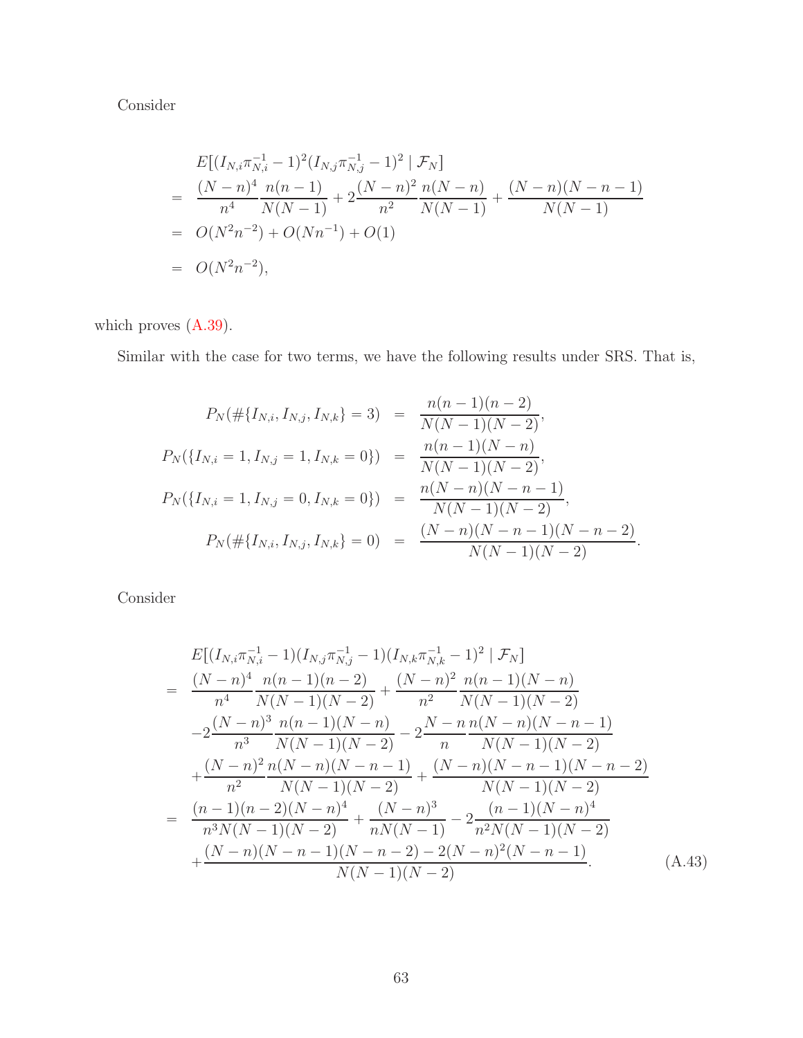Consider

$$
\begin{aligned}
& E[(I_{N,i}\pi_{N,i}^{-1}-1)^2(I_{N,j}\pi_{N,j}^{-1}-1)^2 \mid \mathcal{F}_N] \\
= \;& \frac{(N-n)^4}{n^4}\frac{n(n-1)}{N(N-1)} + 2\frac{(N-n)^2}{n^2}\frac{n(N-n)}{N(N-1)} + \frac{(N-n)(N-n-1)}{N(N-1)} \\
= \;& O(N^2n^{-2}) + O(Nn^{-1}) + O(1) \\
= \;& O(N^2n^{-2}),
\end{aligned}
$$

which proves (A.39).

Similar with the case for two terms, we have the following results under SRS. That is,

$$
\begin{aligned}
P_N(\#\{I_{N,i}, I_{N,j}, I_{N,k}\} = 3) &= \frac{n(n-1)(n-2)}{N(N-1)(N-2)}, \\
P_N(\{I_{N,i}=1, I_{N,j}=1, I_{N,k}=0\}) &= \frac{n(n-1)(N-n)}{N(N-1)(N-2)}, \\
P_N(\{I_{N,i}=1, I_{N,j}=0, I_{N,k}=0\}) &= \frac{n(N-n)(N-n-1)}{N(N-1)(N-2)}, \\
P_N(\#\{I_{N,i}, I_{N,j}, I_{N,k}\} = 0) &= \frac{(N-n)(N-n-1)(N-n-2)}{N(N-1)(N-2)}.
\end{aligned}
$$

Consider

$$
\begin{aligned}
& E[(I_{N,i}\pi_{N,i}^{-1}-1)(I_{N,j}\pi_{N,j}^{-1}-1)(I_{N,k}\pi_{N,k}^{-1}-1)^2 \mid \mathcal{F}_N] \\
= \;& \frac{(N-n)^4}{n^4}\frac{n(n-1)(n-2)}{N(N-1)(N-2)} + \frac{(N-n)^2}{n^2}\frac{n(n-1)(N-n)}{N(N-1)(N-2)} \\
& -2\frac{(N-n)^3}{n^3}\frac{n(n-1)(N-n)}{N(N-1)(N-2)} - 2\frac{N-n}{n}\frac{n(N-n)(N-n-1)}{N(N-1)(N-2)} \\
& +\frac{(N-n)^2}{n^2}\frac{n(N-n)(N-n-1)}{N(N-1)(N-2)} + \frac{(N-n)(N-n-1)(N-n-2)}{N(N-1)(N-2)} \\
= \;& \frac{(n-1)(n-2)(N-n)^4}{n^3N(N-1)(N-2)} + \frac{(N-n)^3}{nN(N-1)} - 2\frac{(n-1)(N-n)^4}{n^2N(N-1)(N-2)} \\
& +\frac{(N-n)(N-n-1)(N-n-2) - 2(N-n)^2(N-n-1)}{N(N-1)(N-2)}. \qquad \text{(A.43)}
\end{aligned}
$$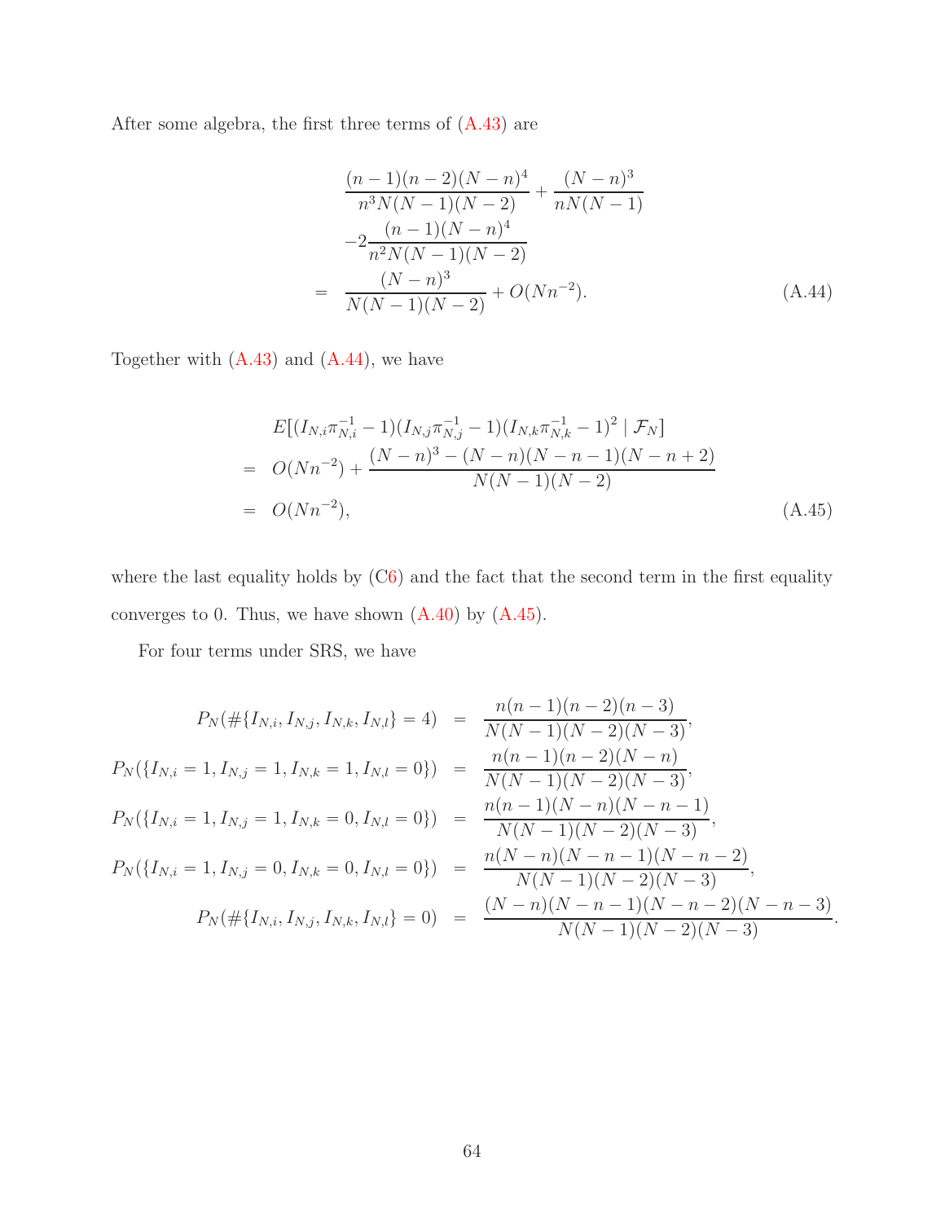After some algebra, the first three terms of (A.43) are

$$
\begin{aligned}
& \frac{(n-1)(n-2)(N-n)^4}{n^3 N(N-1)(N-2)} + \frac{(N-n)^3}{nN(N-1)} \\
& -2\frac{(n-1)(N-n)^4}{n^2 N(N-1)(N-2)} \\
= \; & \frac{(N-n)^3}{N(N-1)(N-2)} + O(Nn^{-2}). \qquad \text{(A.44)}
\end{aligned}
$$

Together with (A.43) and (A.44), we have

$$
\begin{aligned}
& E[(I_{N,i}\pi_{N,i}^{-1}-1)(I_{N,j}\pi_{N,j}^{-1}-1)(I_{N,k}\pi_{N,k}^{-1}-1)^2 \mid \mathcal{F}_N] \\
= \; & O(Nn^{-2}) + \frac{(N-n)^3 - (N-n)(N-n-1)(N-n+2)}{N(N-1)(N-2)} \\
= \; & O(Nn^{-2}), \qquad \text{(A.45)}
\end{aligned}
$$

where the last equality holds by (C6) and the fact that the second term in the first equality converges to 0. Thus, we have shown (A.40) by (A.45).

For four terms under SRS, we have

$$
\begin{aligned}
P_N(\#\{I_{N,i}, I_{N,j}, I_{N,k}, I_{N,l}\} = 4) &= \frac{n(n-1)(n-2)(n-3)}{N(N-1)(N-2)(N-3)}, \\
P_N(\{I_{N,i} = 1, I_{N,j} = 1, I_{N,k} = 1, I_{N,l} = 0\}) &= \frac{n(n-1)(n-2)(N-n)}{N(N-1)(N-2)(N-3)}, \\
P_N(\{I_{N,i} = 1, I_{N,j} = 1, I_{N,k} = 0, I_{N,l} = 0\}) &= \frac{n(n-1)(N-n)(N-n-1)}{N(N-1)(N-2)(N-3)}, \\
P_N(\{I_{N,i} = 1, I_{N,j} = 0, I_{N,k} = 0, I_{N,l} = 0\}) &= \frac{n(N-n)(N-n-1)(N-n-2)}{N(N-1)(N-2)(N-3)}, \\
P_N(\#\{I_{N,i}, I_{N,j}, I_{N,k}, I_{N,l}\} = 0) &= \frac{(N-n)(N-n-1)(N-n-2)(N-n-3)}{N(N-1)(N-2)(N-3)}.
\end{aligned}
$$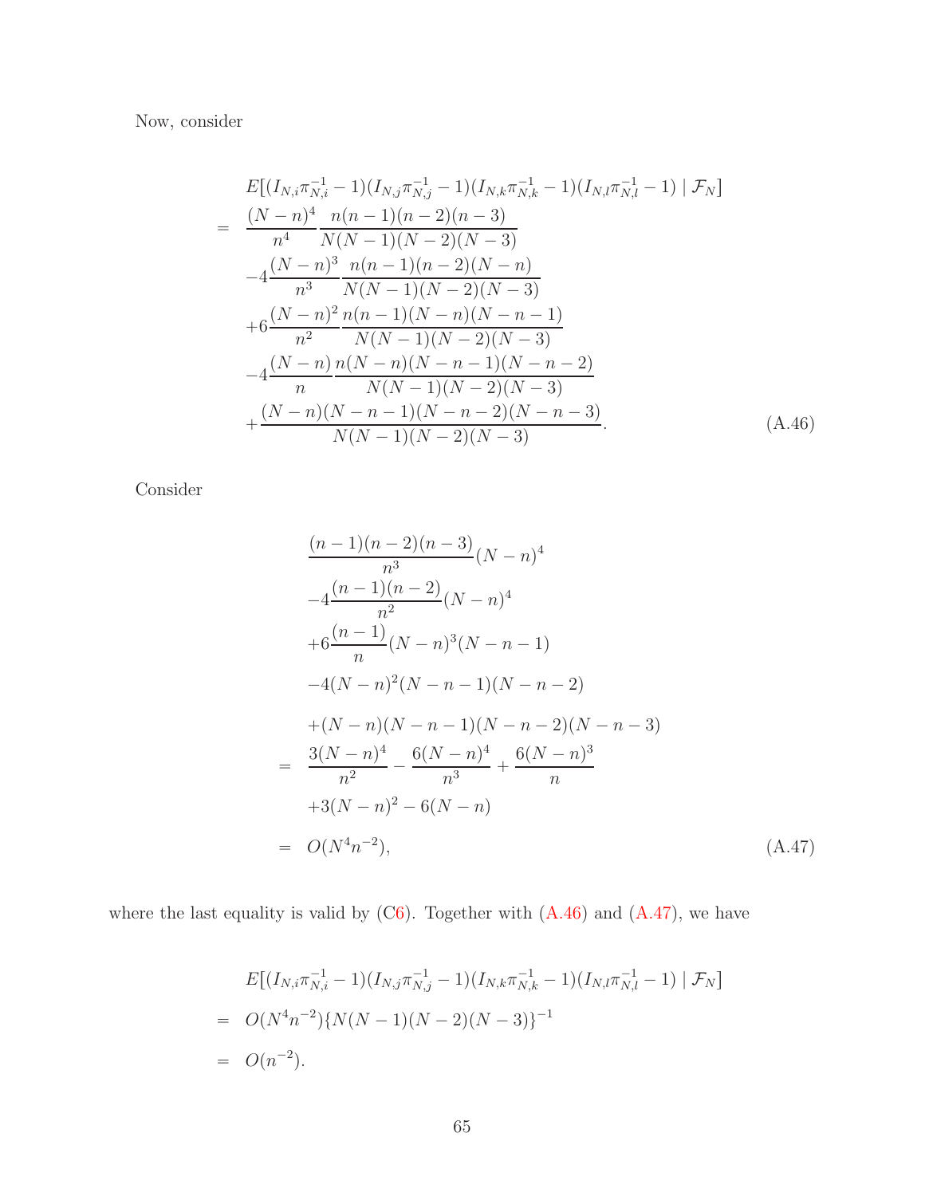Now, consider

$$
\begin{aligned}
& E[(I_{N,i}\pi_{N,i}^{-1}-1)(I_{N,j}\pi_{N,j}^{-1}-1)(I_{N,k}\pi_{N,k}^{-1}-1)(I_{N,l}\pi_{N,l}^{-1}-1) \mid \mathcal{F}_N] \\
= \; & \frac{(N-n)^4}{n^4}\frac{n(n-1)(n-2)(n-3)}{N(N-1)(N-2)(N-3)} \\
& -4\frac{(N-n)^3}{n^3}\frac{n(n-1)(n-2)(N-n)}{N(N-1)(N-2)(N-3)} \\
& +6\frac{(N-n)^2}{n^2}\frac{n(n-1)(N-n)(N-n-1)}{N(N-1)(N-2)(N-3)} \\
& -4\frac{(N-n)}{n}\frac{n(N-n)(N-n-1)(N-n-2)}{N(N-1)(N-2)(N-3)} \\
& +\frac{(N-n)(N-n-1)(N-n-2)(N-n-3)}{N(N-1)(N-2)(N-3)}.
\end{aligned} \tag{A.46}
$$

Consider

$$
\begin{aligned}
& \frac{(n-1)(n-2)(n-3)}{n^3}(N-n)^4 \\
& -4\frac{(n-1)(n-2)}{n^2}(N-n)^4 \\
& +6\frac{(n-1)}{n}(N-n)^3(N-n-1) \\
& -4(N-n)^2(N-n-1)(N-n-2) \\
& +(N-n)(N-n-1)(N-n-2)(N-n-3) \\
= \; & \frac{3(N-n)^4}{n^2} - \frac{6(N-n)^4}{n^3} + \frac{6(N-n)^3}{n} \\
& +3(N-n)^2 - 6(N-n) \\
= \; & O(N^4 n^{-2}),
\end{aligned} \tag{A.47}
$$

where the last equality is valid by (C6). Together with (A.46) and (A.47), we have

$$
\begin{aligned}
& E[(I_{N,i}\pi_{N,i}^{-1}-1)(I_{N,j}\pi_{N,j}^{-1}-1)(I_{N,k}\pi_{N,k}^{-1}-1)(I_{N,l}\pi_{N,l}^{-1}-1) \mid \mathcal{F}_N] \\
= \; & O(N^4 n^{-2})\{N(N-1)(N-2)(N-3)\}^{-1} \\
= \; & O(n^{-2}).
\end{aligned}
$$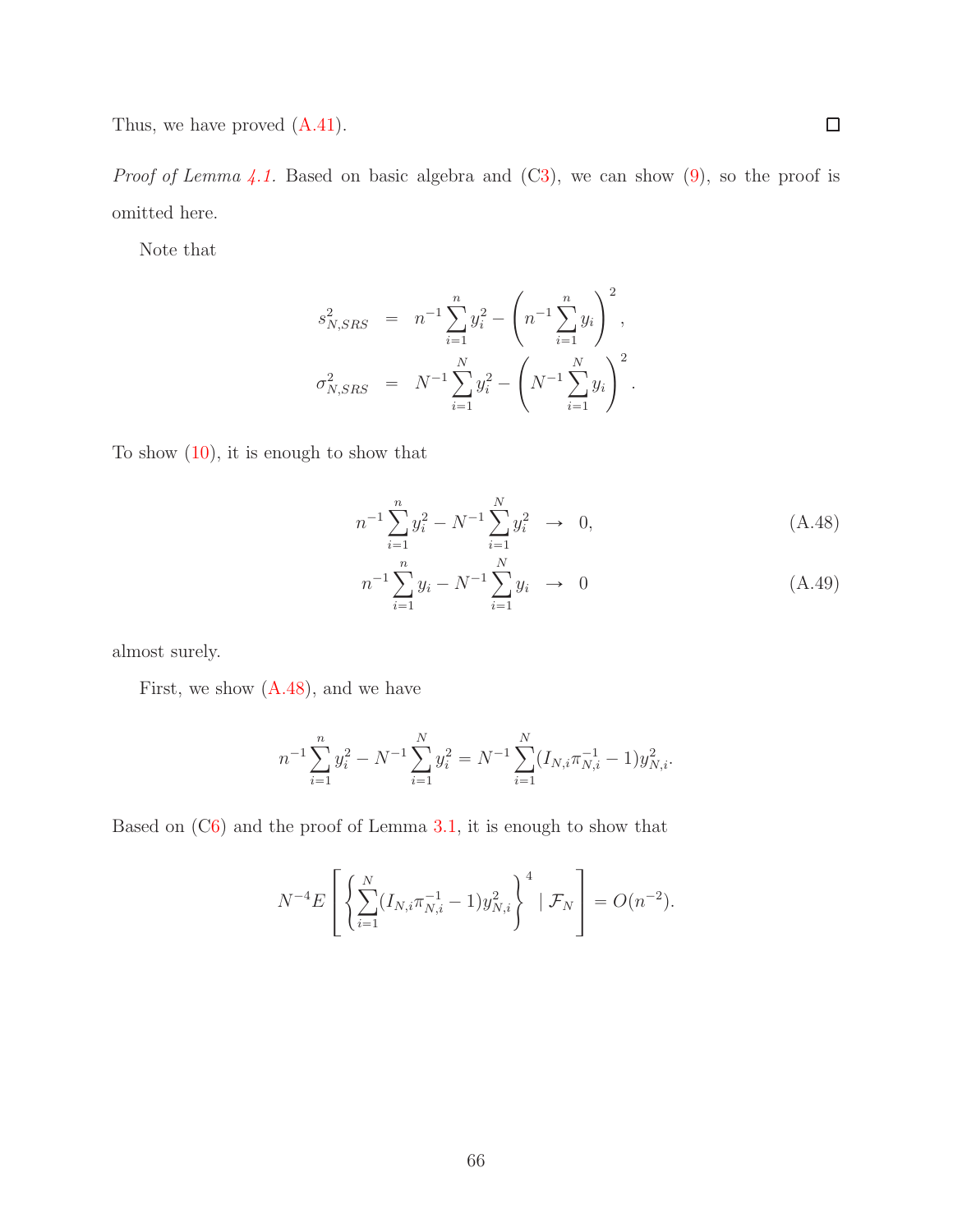Thus, we have proved (A.41). □

*Proof of Lemma 4.1.* Based on basic algebra and (C3), we can show (9), so the proof is omitted here.

Note that

$$
\begin{aligned}
s^2_{N,SRS} &= n^{-1}\sum_{i=1}^{n} y_i^2 - \left(n^{-1}\sum_{i=1}^{n} y_i\right)^2, \\
\sigma^2_{N,SRS} &= N^{-1}\sum_{i=1}^{N} y_i^2 - \left(N^{-1}\sum_{i=1}^{N} y_i\right)^2.
\end{aligned}
$$

To show (10), it is enough to show that

$$
n^{-1}\sum_{i=1}^{n} y_i^2 - N^{-1}\sum_{i=1}^{N} y_i^2 \;\to\; 0, \tag{A.48}
$$

$$
n^{-1}\sum_{i=1}^{n} y_i - N^{-1}\sum_{i=1}^{N} y_i \;\to\; 0 \tag{A.49}
$$

almost surely.

First, we show (A.48), and we have

$$
n^{-1}\sum_{i=1}^{n} y_i^2 - N^{-1}\sum_{i=1}^{N} y_i^2 = N^{-1}\sum_{i=1}^{N}(I_{N,i}\pi_{N,i}^{-1} - 1)y_{N,i}^2.
$$

Based on (C6) and the proof of Lemma 3.1, it is enough to show that

$$
N^{-4}E\left[\left\{\sum_{i=1}^{N}(I_{N,i}\pi_{N,i}^{-1} - 1)y_{N,i}^2\right\}^4 \mid \mathcal{F}_N\right] = O(n^{-2}).
$$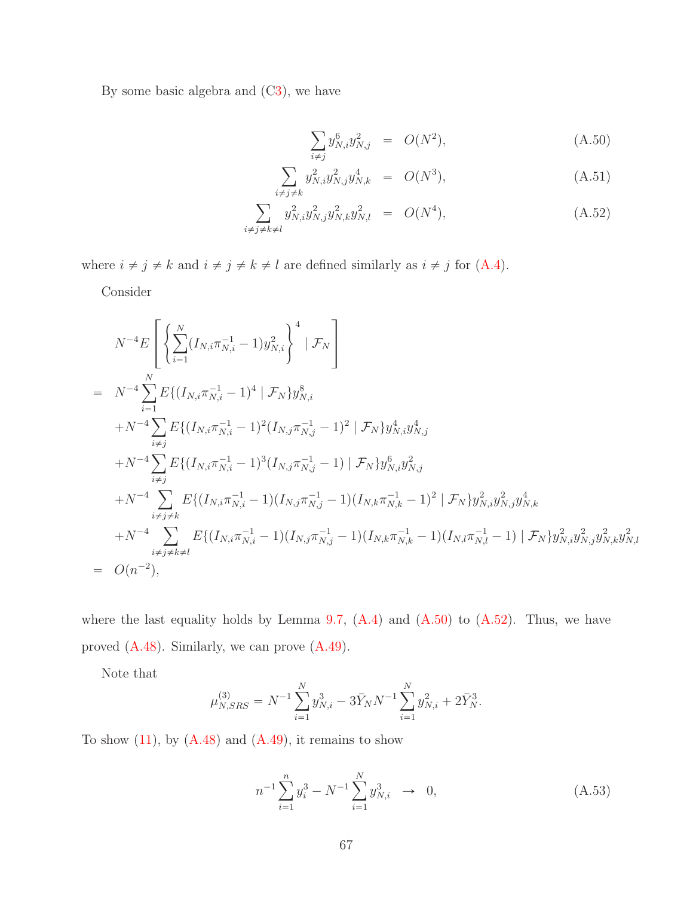By some basic algebra and (C3), we have

$$
\begin{aligned}
\sum_{i\neq j} y_{N,i}^6 y_{N,j}^2 &= O(N^2), && \text{(A.50)}\\
\sum_{i\neq j\neq k} y_{N,i}^2 y_{N,j}^2 y_{N,k}^4 &= O(N^3), && \text{(A.51)}\\
\sum_{i\neq j\neq k\neq l} y_{N,i}^2 y_{N,j}^2 y_{N,k}^2 y_{N,l}^2 &= O(N^4), && \text{(A.52)}
\end{aligned}
$$

where $i \neq j \neq k$ and $i \neq j \neq k \neq l$ are defined similarly as $i \neq j$ for (A.4).

Consider

$$
\begin{aligned}
& N^{-4} E\left[\left\{\sum_{i=1}^{N}(I_{N,i}\pi_{N,i}^{-1}-1)y_{N,i}^2\right\}^4 \mid \mathcal{F}_N\right] \\
= \; & N^{-4}\sum_{i=1}^{N} E\{(I_{N,i}\pi_{N,i}^{-1}-1)^4 \mid \mathcal{F}_N\} y_{N,i}^8 \\
& + N^{-4}\sum_{i\neq j} E\{(I_{N,i}\pi_{N,i}^{-1}-1)^2(I_{N,j}\pi_{N,j}^{-1}-1)^2 \mid \mathcal{F}_N\} y_{N,i}^4 y_{N,j}^4 \\
& + N^{-4}\sum_{i\neq j} E\{(I_{N,i}\pi_{N,i}^{-1}-1)^3(I_{N,j}\pi_{N,j}^{-1}-1) \mid \mathcal{F}_N\} y_{N,i}^6 y_{N,j}^2 \\
& + N^{-4}\sum_{i\neq j\neq k} E\{(I_{N,i}\pi_{N,i}^{-1}-1)(I_{N,j}\pi_{N,j}^{-1}-1)(I_{N,k}\pi_{N,k}^{-1}-1)^2 \mid \mathcal{F}_N\} y_{N,i}^2 y_{N,j}^2 y_{N,k}^4 \\
& + N^{-4}\sum_{i\neq j\neq k\neq l} E\{(I_{N,i}\pi_{N,i}^{-1}-1)(I_{N,j}\pi_{N,j}^{-1}-1)(I_{N,k}\pi_{N,k}^{-1}-1)(I_{N,l}\pi_{N,l}^{-1}-1) \mid \mathcal{F}_N\} y_{N,i}^2 y_{N,j}^2 y_{N,k}^2 y_{N,l}^2 \\
= \; & O(n^{-2}),
\end{aligned}
$$

where the last equality holds by Lemma 9.7, (A.4) and (A.50) to (A.52). Thus, we have proved (A.48). Similarly, we can prove (A.49).

Note that

$$
\mu_{N,SRS}^{(3)} = N^{-1}\sum_{i=1}^{N} y_{N,i}^3 - 3\bar{Y}_N N^{-1}\sum_{i=1}^{N} y_{N,i}^2 + 2\bar{Y}_N^3.
$$

To show (11), by (A.48) and (A.49), it remains to show

$$
n^{-1}\sum_{i=1}^{n} y_i^3 - N^{-1}\sum_{i=1}^{N} y_{N,i}^3 \;\to\; 0, \tag{A.53}
$$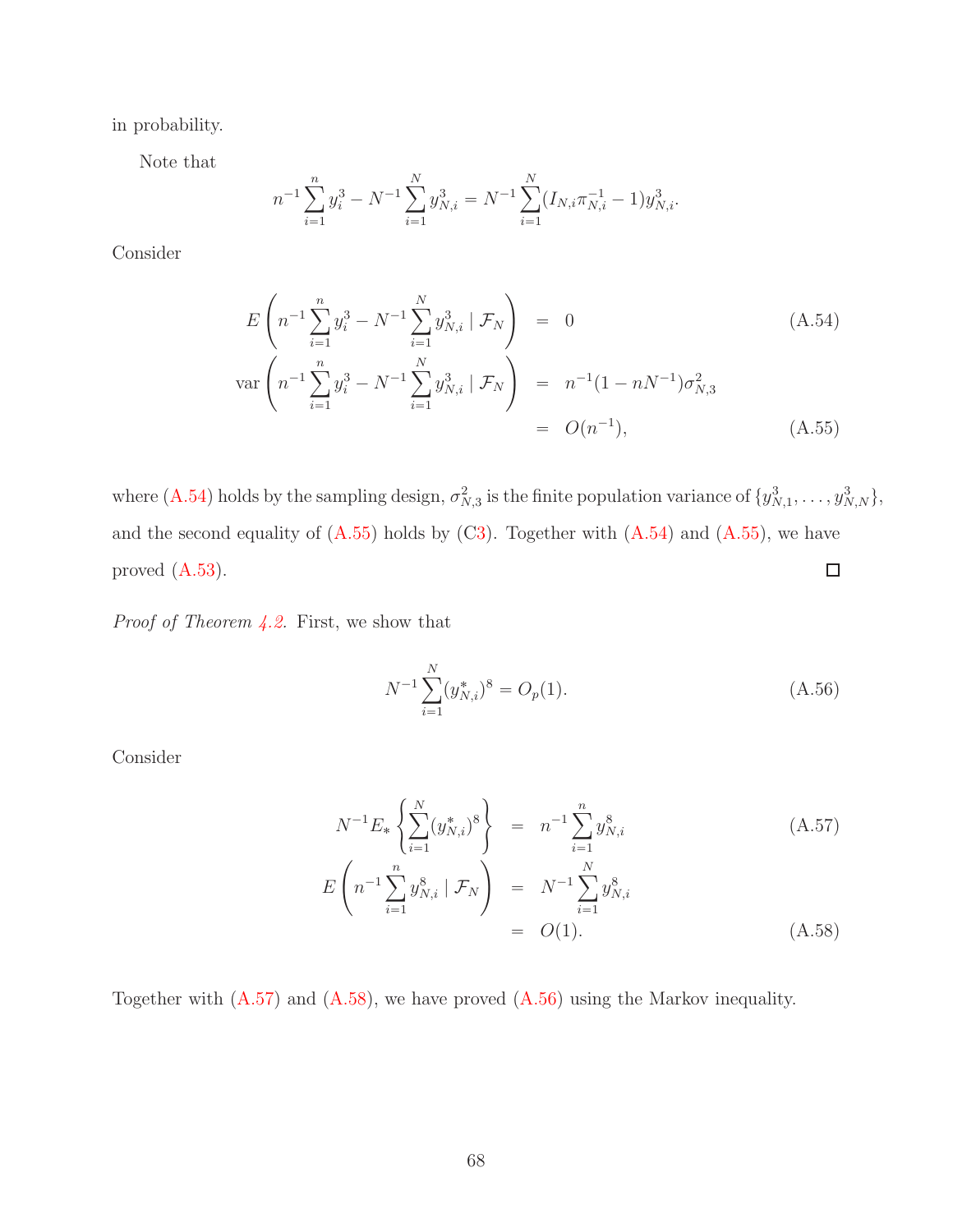in probability.

Note that

$$n^{-1}\sum_{i=1}^{n} y_i^3 - N^{-1}\sum_{i=1}^{N} y_{N,i}^3 = N^{-1}\sum_{i=1}^{N}(I_{N,i}\pi_{N,i}^{-1} - 1)y_{N,i}^3.$$

Consider

$$E\left(n^{-1}\sum_{i=1}^{n} y_i^3 - N^{-1}\sum_{i=1}^{N} y_{N,i}^3 \mid \mathcal{F}_N\right) = 0 \tag{A.54}$$

$$\begin{aligned}\text{var}\left(n^{-1}\sum_{i=1}^{n} y_i^3 - N^{-1}\sum_{i=1}^{N} y_{N,i}^3 \mid \mathcal{F}_N\right) &= n^{-1}(1 - nN^{-1})\sigma_{N,3}^2 \\ &= O(n^{-1}),\end{aligned} \tag{A.55}$$

where (A.54) holds by the sampling design, $\sigma_{N,3}^2$ is the finite population variance of $\{y_{N,1}^3, \ldots, y_{N,N}^3\}$, and the second equality of (A.55) holds by (C3). Together with (A.54) and (A.55), we have proved (A.53). □

*Proof of Theorem 4.2.* First, we show that

$$N^{-1}\sum_{i=1}^{N}(y_{N,i}^*)^8 = O_p(1). \tag{A.56}$$

Consider

$$N^{-1}E_*\left\{\sum_{i=1}^{N}(y_{N,i}^*)^8\right\} = n^{-1}\sum_{i=1}^{n} y_{N,i}^8 \tag{A.57}$$

$$\begin{aligned}E\left(n^{-1}\sum_{i=1}^{n} y_{N,i}^8 \mid \mathcal{F}_N\right) &= N^{-1}\sum_{i=1}^{N} y_{N,i}^8 \\ &= O(1).\end{aligned} \tag{A.58}$$

Together with (A.57) and (A.58), we have proved (A.56) using the Markov inequality.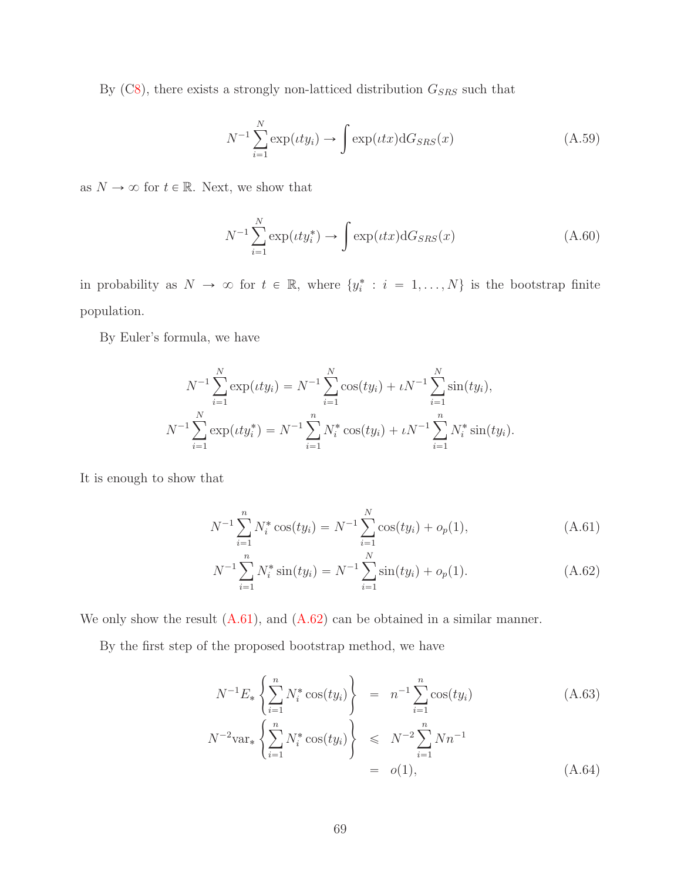By (C8), there exists a strongly non-latticed distribution $G_{SRS}$ such that

$$N^{-1}\sum_{i=1}^{N}\exp(\iota t y_i) \to \int \exp(\iota t x)\mathrm{d}G_{SRS}(x) \tag{A.59}$$

as $N \to \infty$ for $t \in \mathbb{R}$. Next, we show that

$$N^{-1}\sum_{i=1}^{N}\exp(\iota t y_i^*) \to \int \exp(\iota t x)\mathrm{d}G_{SRS}(x) \tag{A.60}$$

in probability as $N \to \infty$ for $t \in \mathbb{R}$, where $\{y_i^* : i = 1, \ldots, N\}$ is the bootstrap finite population.

By Euler's formula, we have

$$\begin{aligned}
N^{-1}\sum_{i=1}^{N}\exp(\iota t y_i) &= N^{-1}\sum_{i=1}^{N}\cos(t y_i) + \iota N^{-1}\sum_{i=1}^{N}\sin(t y_i),\\
N^{-1}\sum_{i=1}^{N}\exp(\iota t y_i^*) &= N^{-1}\sum_{i=1}^{n}N_i^*\cos(t y_i) + \iota N^{-1}\sum_{i=1}^{n}N_i^*\sin(t y_i).
\end{aligned}$$

It is enough to show that

$$N^{-1}\sum_{i=1}^{n}N_i^*\cos(t y_i) = N^{-1}\sum_{i=1}^{N}\cos(t y_i) + o_p(1), \tag{A.61}$$

$$N^{-1}\sum_{i=1}^{n}N_i^*\sin(t y_i) = N^{-1}\sum_{i=1}^{N}\sin(t y_i) + o_p(1). \tag{A.62}$$

We only show the result (A.61), and (A.62) can be obtained in a similar manner.

By the first step of the proposed bootstrap method, we have

$$N^{-1}E_*\left\{\sum_{i=1}^{n}N_i^*\cos(t y_i)\right\} = n^{-1}\sum_{i=1}^{n}\cos(t y_i) \tag{A.63}$$

$$\begin{aligned}
N^{-2}\mathrm{var}_*\left\{\sum_{i=1}^{n}N_i^*\cos(t y_i)\right\} &\leqslant N^{-2}\sum_{i=1}^{n}Nn^{-1}\\
&= o(1),
\end{aligned} \tag{A.64}$$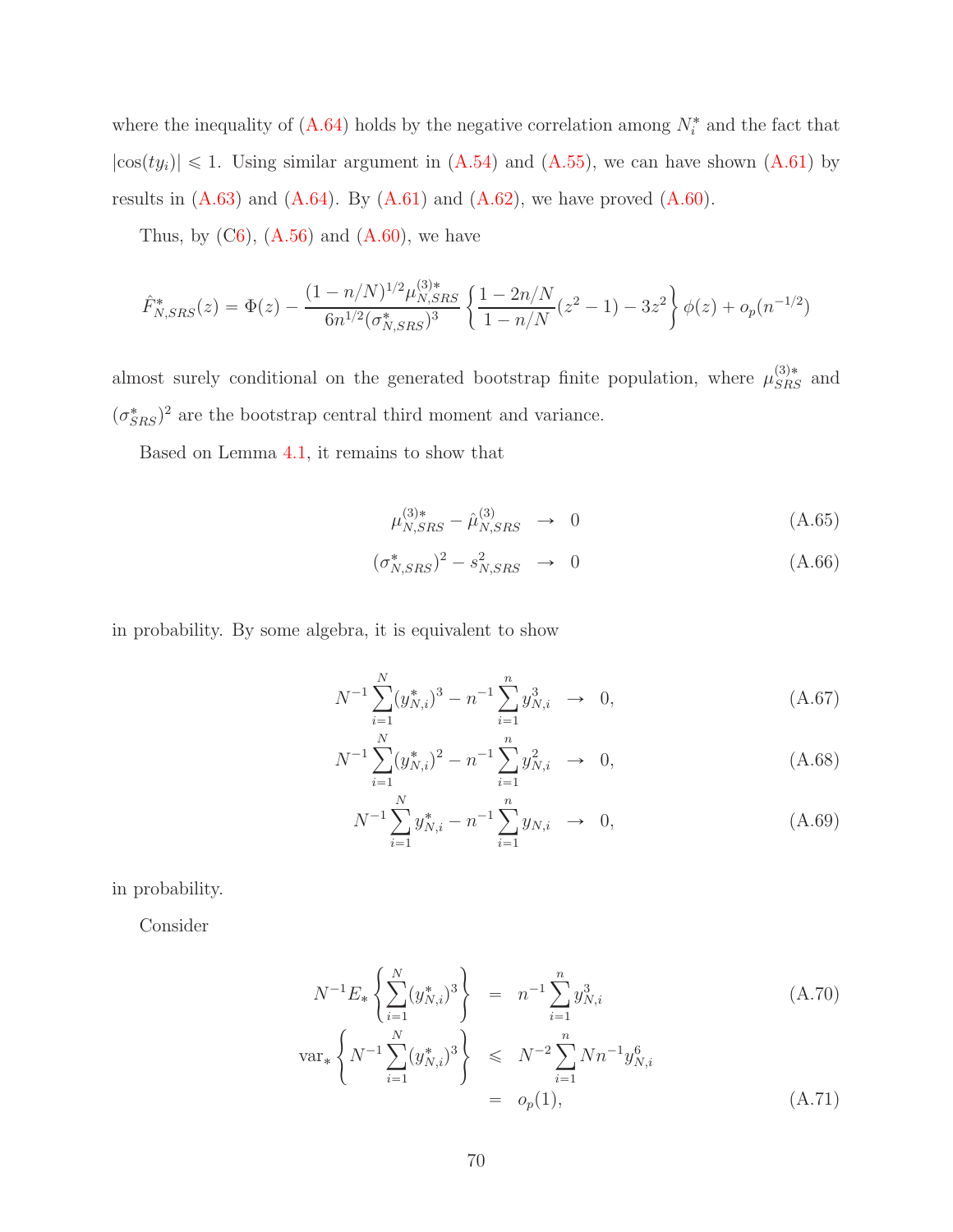where the inequality of (A.64) holds by the negative correlation among $N_i^*$ and the fact that $|\cos(ty_i)| \leqslant 1$. Using similar argument in (A.54) and (A.55), we can have shown (A.61) by results in (A.63) and (A.64). By (A.61) and (A.62), we have proved (A.60).

Thus, by (C6), (A.56) and (A.60), we have

$$\hat{F}^*_{N,SRS}(z) = \Phi(z) - \frac{(1-n/N)^{1/2}\mu^{(3)*}_{N,SRS}}{6n^{1/2}(\sigma^*_{N,SRS})^3}\left\{\frac{1-2n/N}{1-n/N}(z^2-1) - 3z^2\right\}\phi(z) + o_p(n^{-1/2})$$

almost surely conditional on the generated bootstrap finite population, where $\mu^{(3)*}_{SRS}$ and $(\sigma^*_{SRS})^2$ are the bootstrap central third moment and variance.

Based on Lemma 4.1, it remains to show that

$$\mu^{(3)*}_{N,SRS} - \hat{\mu}^{(3)}_{N,SRS} \;\to\; 0 \tag{A.65}$$

$$(\sigma^*_{N,SRS})^2 - s^2_{N,SRS} \;\to\; 0 \tag{A.66}$$

in probability. By some algebra, it is equivalent to show

$$N^{-1}\sum_{i=1}^{N}(y^*_{N,i})^3 - n^{-1}\sum_{i=1}^{n} y^3_{N,i} \;\to\; 0, \tag{A.67}$$

$$N^{-1}\sum_{i=1}^{N}(y^*_{N,i})^2 - n^{-1}\sum_{i=1}^{n} y^2_{N,i} \;\to\; 0, \tag{A.68}$$

$$N^{-1}\sum_{i=1}^{N}y^*_{N,i} - n^{-1}\sum_{i=1}^{n} y_{N,i} \;\to\; 0, \tag{A.69}$$

in probability.

Consider

$$N^{-1}E_*\left\{\sum_{i=1}^{N}(y^*_{N,i})^3\right\} = n^{-1}\sum_{i=1}^{n} y^3_{N,i} \tag{A.70}$$

$$\begin{aligned}\mathrm{var}_*\left\{N^{-1}\sum_{i=1}^{N}(y^*_{N,i})^3\right\} &\leqslant N^{-2}\sum_{i=1}^{n} Nn^{-1}y^6_{N,i} \\ &= o_p(1),\end{aligned} \tag{A.71}$$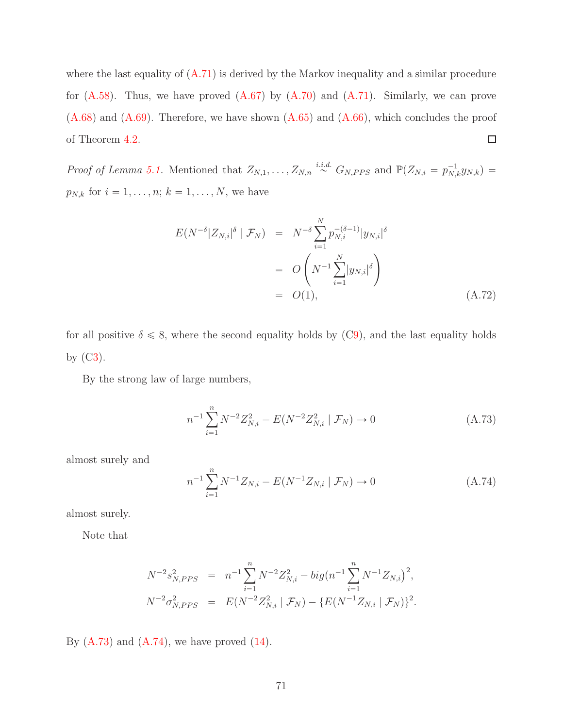where the last equality of (A.71) is derived by the Markov inequality and a similar procedure for (A.58). Thus, we have proved (A.67) by (A.70) and (A.71). Similarly, we can prove (A.68) and (A.69). Therefore, we have shown (A.65) and (A.66), which concludes the proof of Theorem 4.2. □

*Proof of Lemma 5.1.* Mentioned that $Z_{N,1}, \ldots, Z_{N,n} \overset{i.i.d.}{\sim} G_{N,PPS}$ and $\mathbb{P}(Z_{N,i} = p_{N,k}^{-1} y_{N,k}) = p_{N,k}$ for $i = 1, \ldots, n$; $k = 1, \ldots, N$, we have

$$
\begin{aligned}
E(N^{-\delta}|Z_{N,i}|^{\delta} \mid \mathcal{F}_N) &= N^{-\delta} \sum_{i=1}^{N} p_{N,i}^{-(\delta-1)} |y_{N,i}|^{\delta} \\
&= O\left(N^{-1} \sum_{i=1}^{N} |y_{N,i}|^{\delta}\right) \\
&= O(1), \qquad \text{(A.72)}
\end{aligned}
$$

for all positive $\delta \leqslant 8$, where the second equality holds by (C9), and the last equality holds by (C3).

By the strong law of large numbers,

$$
n^{-1} \sum_{i=1}^{n} N^{-2} Z_{N,i}^2 - E(N^{-2} Z_{N,i}^2 \mid \mathcal{F}_N) \to 0 \qquad \text{(A.73)}
$$

almost surely and

$$
n^{-1} \sum_{i=1}^{n} N^{-1} Z_{N,i} - E(N^{-1} Z_{N,i} \mid \mathcal{F}_N) \to 0 \qquad \text{(A.74)}
$$

almost surely.

Note that

$$
\begin{aligned}
N^{-2} s_{N,PPS}^2 &= n^{-1} \sum_{i=1}^{n} N^{-2} Z_{N,i}^2 - big(n^{-1} \sum_{i=1}^{n} N^{-1} Z_{N,i}\big)^2, \\
N^{-2} \sigma_{N,PPS}^2 &= E(N^{-2} Z_{N,i}^2 \mid \mathcal{F}_N) - \{E(N^{-1} Z_{N,i} \mid \mathcal{F}_N)\}^2.
\end{aligned}
$$

By (A.73) and (A.74), we have proved (14).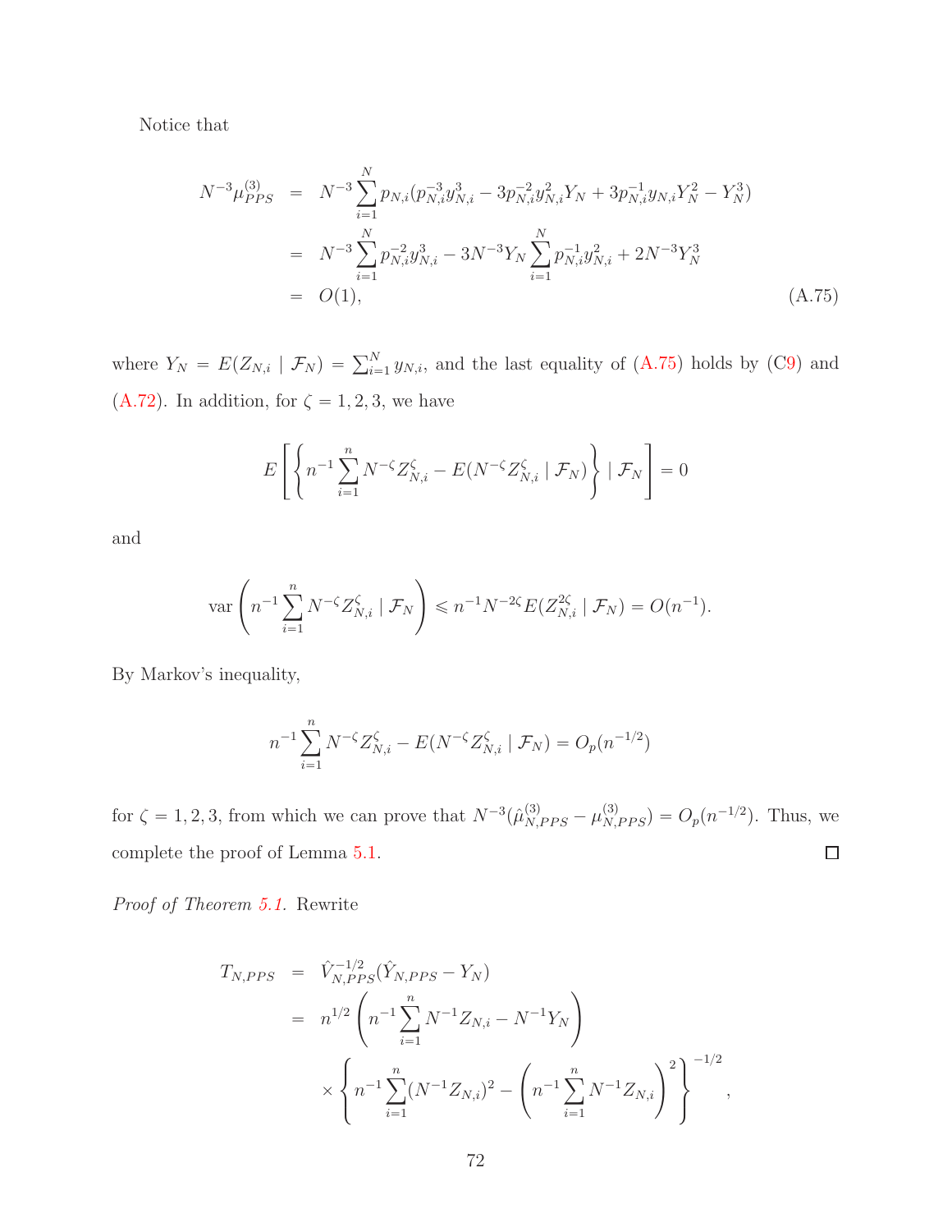Notice that

$$
\begin{aligned}
N^{-3}\mu^{(3)}_{PPS} &= N^{-3}\sum_{i=1}^{N} p_{N,i}(p_{N,i}^{-3}y_{N,i}^{3} - 3p_{N,i}^{-2}y_{N,i}^{2}Y_N + 3p_{N,i}^{-1}y_{N,i}Y_N^2 - Y_N^3) \\
&= N^{-3}\sum_{i=1}^{N} p_{N,i}^{-2}y_{N,i}^{3} - 3N^{-3}Y_N\sum_{i=1}^{N} p_{N,i}^{-1}y_{N,i}^{2} + 2N^{-3}Y_N^3 \\
&= O(1), \qquad\qquad\qquad\qquad\qquad\qquad\qquad\qquad\qquad\qquad \text{(A.75)}
\end{aligned}
$$

where $Y_N = E(Z_{N,i} \mid \mathcal{F}_N) = \sum_{i=1}^{N} y_{N,i}$, and the last equality of (A.75) holds by (C9) and (A.72). In addition, for $\zeta = 1, 2, 3$, we have

$$
E\left[\left\{n^{-1}\sum_{i=1}^{n} N^{-\zeta}Z_{N,i}^{\zeta} - E(N^{-\zeta}Z_{N,i}^{\zeta} \mid \mathcal{F}_N)\right\} \mid \mathcal{F}_N\right] = 0
$$

and

$$
\operatorname{var}\left(n^{-1}\sum_{i=1}^{n} N^{-\zeta}Z_{N,i}^{\zeta} \mid \mathcal{F}_N\right) \leqslant n^{-1}N^{-2\zeta}E(Z_{N,i}^{2\zeta} \mid \mathcal{F}_N) = O(n^{-1}).
$$

By Markov's inequality,

$$
n^{-1}\sum_{i=1}^{n} N^{-\zeta}Z_{N,i}^{\zeta} - E(N^{-\zeta}Z_{N,i}^{\zeta} \mid \mathcal{F}_N) = O_p(n^{-1/2})
$$

for $\zeta = 1, 2, 3$, from which we can prove that $N^{-3}(\hat{\mu}^{(3)}_{N,PPS} - \mu^{(3)}_{N,PPS}) = O_p(n^{-1/2})$. Thus, we complete the proof of Lemma 5.1. □

*Proof of Theorem 5.1.* Rewrite

$$
\begin{aligned}
T_{N,PPS} &= \hat{V}_{N,PPS}^{-1/2}(\hat{Y}_{N,PPS} - Y_N) \\
&= n^{1/2}\left(n^{-1}\sum_{i=1}^{n} N^{-1}Z_{N,i} - N^{-1}Y_N\right) \\
&\quad \times \left\{n^{-1}\sum_{i=1}^{n}(N^{-1}Z_{N,i})^2 - \left(n^{-1}\sum_{i=1}^{n} N^{-1}Z_{N,i}\right)^2\right\}^{-1/2},
\end{aligned}
$$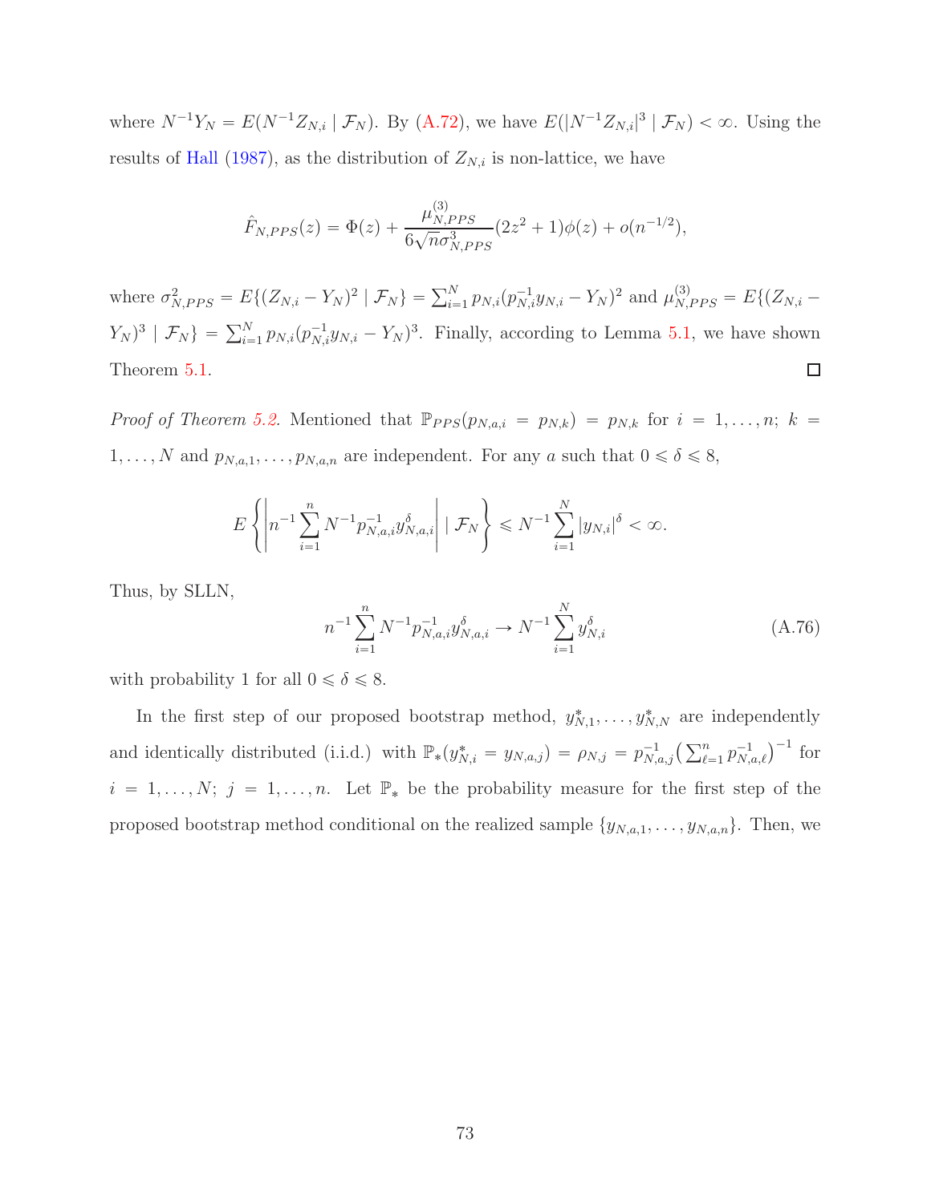where $N^{-1}Y_N = E(N^{-1}Z_{N,i} \mid \mathcal{F}_N)$. By (A.72), we have $E(|N^{-1}Z_{N,i}|^3 \mid \mathcal{F}_N) < \infty$. Using the results of Hall (1987), as the distribution of $Z_{N,i}$ is non-lattice, we have

$$\hat{F}_{N,PPS}(z) = \Phi(z) + \frac{\mu^{(3)}_{N,PPS}}{6\sqrt{n}\sigma^3_{N,PPS}}(2z^2+1)\phi(z) + o(n^{-1/2}),$$

where $\sigma^2_{N,PPS} = E\{(Z_{N,i} - Y_N)^2 \mid \mathcal{F}_N\} = \sum_{i=1}^N p_{N,i}(p_{N,i}^{-1}y_{N,i} - Y_N)^2$ and $\mu^{(3)}_{N,PPS} = E\{(Z_{N,i} - Y_N)^3 \mid \mathcal{F}_N\} = \sum_{i=1}^N p_{N,i}(p_{N,i}^{-1}y_{N,i} - Y_N)^3$. Finally, according to Lemma 5.1, we have shown Theorem 5.1. □

*Proof of Theorem 5.2.* Mentioned that $\mathbb{P}_{PPS}(p_{N,a,i} = p_{N,k}) = p_{N,k}$ for $i = 1, \dots, n$; $k = 1, \dots, N$ and $p_{N,a,1}, \dots, p_{N,a,n}$ are independent. For any $a$ such that $0 \leqslant \delta \leqslant 8$,

$$E\left\{\left| n^{-1}\sum_{i=1}^n N^{-1}p_{N,a,i}^{-1}y_{N,a,i}^{\delta}\right| \mid \mathcal{F}_N\right\} \leqslant N^{-1}\sum_{i=1}^N |y_{N,i}|^{\delta} < \infty.$$

Thus, by SLLN,

$$n^{-1}\sum_{i=1}^n N^{-1}p_{N,a,i}^{-1}y_{N,a,i}^{\delta} \to N^{-1}\sum_{i=1}^N y_{N,i}^{\delta} \tag{A.76}$$

with probability 1 for all $0 \leqslant \delta \leqslant 8$.

In the first step of our proposed bootstrap method, $y^*_{N,1}, \dots, y^*_{N,N}$ are independently and identically distributed (i.i.d.) with $\mathbb{P}_*(y^*_{N,i} = y_{N,a,j}) = \rho_{N,j} = p_{N,a,j}^{-1}\big(\sum_{\ell=1}^n p_{N,a,\ell}^{-1}\big)^{-1}$ for $i = 1, \dots, N$; $j = 1, \dots, n$. Let $\mathbb{P}_*$ be the probability measure for the first step of the proposed bootstrap method conditional on the realized sample $\{y_{N,a,1}, \dots, y_{N,a,n}\}$. Then, we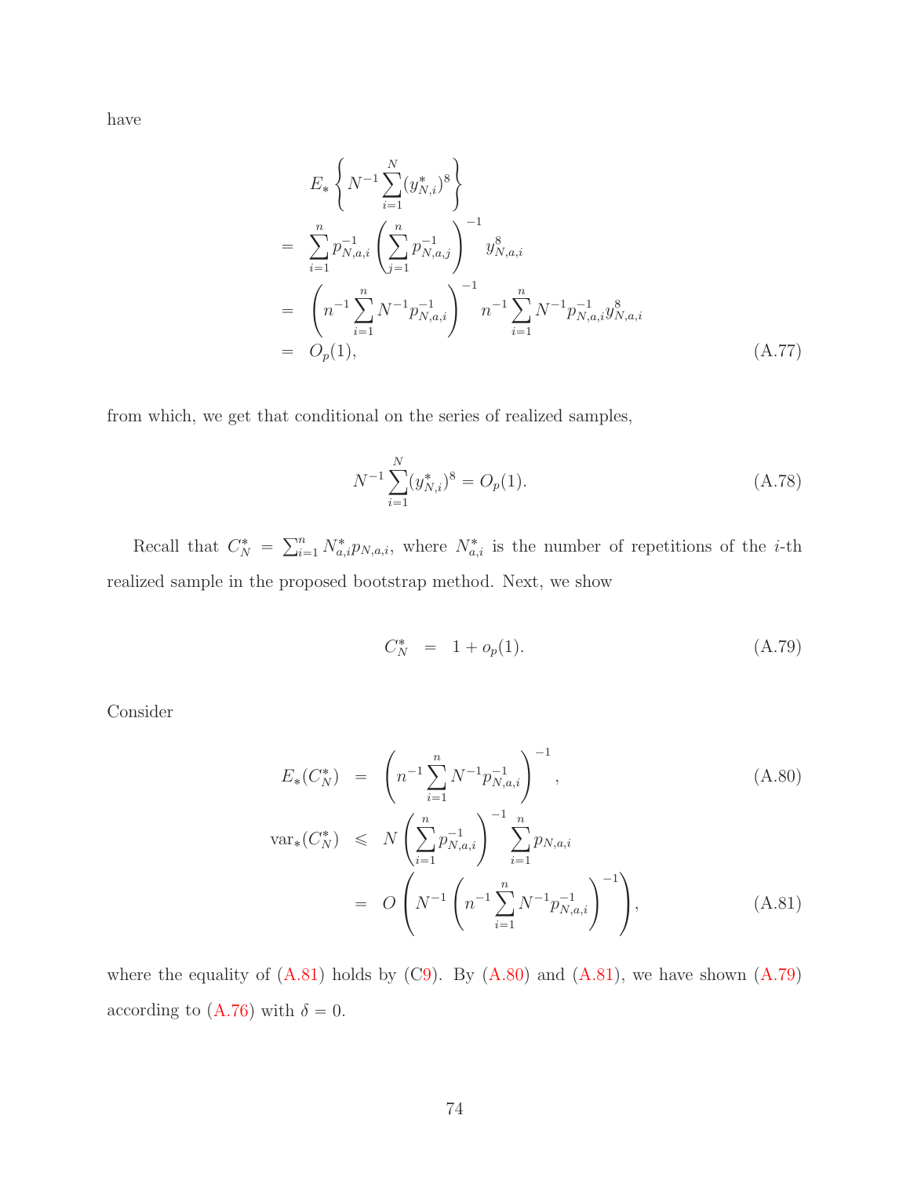have

$$
\begin{aligned}
& E_*\left\{N^{-1}\sum_{i=1}^{N}(y_{N,i}^*)^8\right\} \\
= \;& \sum_{i=1}^{n} p_{N,a,i}^{-1}\left(\sum_{j=1}^{n} p_{N,a,j}^{-1}\right)^{-1} y_{N,a,i}^8 \\
= \;& \left(n^{-1}\sum_{i=1}^{n} N^{-1} p_{N,a,i}^{-1}\right)^{-1} n^{-1}\sum_{i=1}^{n} N^{-1} p_{N,a,i}^{-1} y_{N,a,i}^8 \\
= \;& O_p(1), \qquad \text{(A.77)}
\end{aligned}
$$

from which, we get that conditional on the series of realized samples,

$$
N^{-1}\sum_{i=1}^{N}(y_{N,i}^*)^8 = O_p(1). \qquad \text{(A.78)}
$$

Recall that $C_N^* = \sum_{i=1}^{n} N_{a,i}^* p_{N,a,i}$, where $N_{a,i}^*$ is the number of repetitions of the $i$-th realized sample in the proposed bootstrap method. Next, we show

$$
C_N^* \;=\; 1 + o_p(1). \qquad \text{(A.79)}
$$

Consider

$$
\begin{aligned}
E_*(C_N^*) \;&=\; \left(n^{-1}\sum_{i=1}^{n} N^{-1} p_{N,a,i}^{-1}\right)^{-1}, \qquad \text{(A.80)} \\
\mathrm{var}_*(C_N^*) \;&\leqslant\; N\left(\sum_{i=1}^{n} p_{N,a,i}^{-1}\right)^{-1}\sum_{i=1}^{n} p_{N,a,i} \\
&=\; O\left(N^{-1}\left(n^{-1}\sum_{i=1}^{n} N^{-1} p_{N,a,i}^{-1}\right)^{-1}\right), \qquad \text{(A.81)}
\end{aligned}
$$

where the equality of (A.81) holds by (C9). By (A.80) and (A.81), we have shown (A.79) according to (A.76) with $\delta = 0$.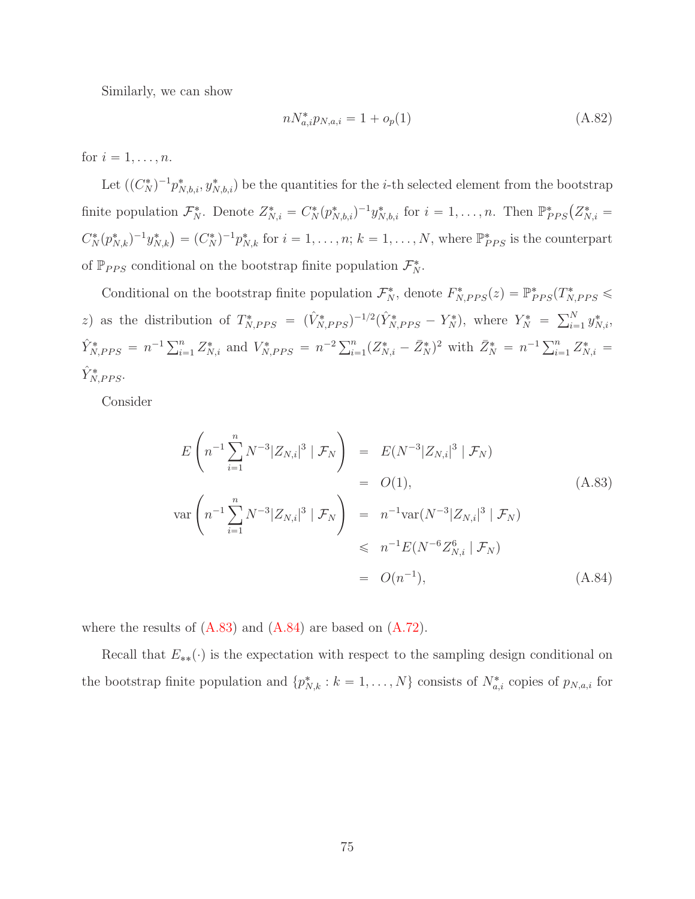Similarly, we can show

$$nN^*_{a,i}p_{N,a,i} = 1 + o_p(1) \tag{A.82}$$

for $i = 1, \ldots, n$.

Let $((C^*_N)^{-1}p^*_{N,b,i}, y^*_{N,b,i})$ be the quantities for the $i$-th selected element from the bootstrap finite population $\mathcal{F}^*_N$. Denote $Z^*_{N,i} = C^*_N(p^*_{N,b,i})^{-1}y^*_{N,b,i}$ for $i = 1, \ldots, n$. Then $\mathbb{P}^*_{PPS}\big(Z^*_{N,i} = C^*_N(p^*_{N,k})^{-1}y^*_{N,k}\big) = (C^*_N)^{-1}p^*_{N,k}$ for $i = 1, \ldots, n$; $k = 1, \ldots, N$, where $\mathbb{P}^*_{PPS}$ is the counterpart of $\mathbb{P}_{PPS}$ conditional on the bootstrap finite population $\mathcal{F}^*_N$.

Conditional on the bootstrap finite population $\mathcal{F}^*_N$, denote $F^*_{N,PPS}(z) = \mathbb{P}^*_{PPS}(T^*_{N,PPS} \leqslant z)$ as the distribution of $T^*_{N,PPS} = (\hat{V}^*_{N,PPS})^{-1/2}(\hat{Y}^*_{N,PPS} - Y^*_N)$, where $Y^*_N = \sum_{i=1}^N y^*_{N,i}$, $\hat{Y}^*_{N,PPS} = n^{-1}\sum_{i=1}^n Z^*_{N,i}$ and $V^*_{N,PPS} = n^{-2}\sum_{i=1}^n (Z^*_{N,i} - \bar{Z}^*_N)^2$ with $\bar{Z}^*_N = n^{-1}\sum_{i=1}^n Z^*_{N,i} = \hat{Y}^*_{N,PPS}$.

Consider

$$\begin{aligned}
E\left(n^{-1}\sum_{i=1}^n N^{-3}|Z_{N,i}|^3 \mid \mathcal{F}_N\right) &= E(N^{-3}|Z_{N,i}|^3 \mid \mathcal{F}_N) \\
&= O(1), \qquad\qquad\qquad\qquad\qquad\qquad\qquad (A.83)\\
\text{var}\left(n^{-1}\sum_{i=1}^n N^{-3}|Z_{N,i}|^3 \mid \mathcal{F}_N\right) &= n^{-1}\text{var}(N^{-3}|Z_{N,i}|^3 \mid \mathcal{F}_N) \\
&\leqslant n^{-1}E(N^{-6}Z^6_{N,i} \mid \mathcal{F}_N) \\
&= O(n^{-1}), \qquad\qquad\qquad\qquad\qquad\qquad\qquad (A.84)
\end{aligned}$$

where the results of (A.83) and (A.84) are based on (A.72).

Recall that $E_{**}(\cdot)$ is the expectation with respect to the sampling design conditional on the bootstrap finite population and $\{p^*_{N,k} : k = 1, \ldots, N\}$ consists of $N^*_{a,i}$ copies of $p_{N,a,i}$ for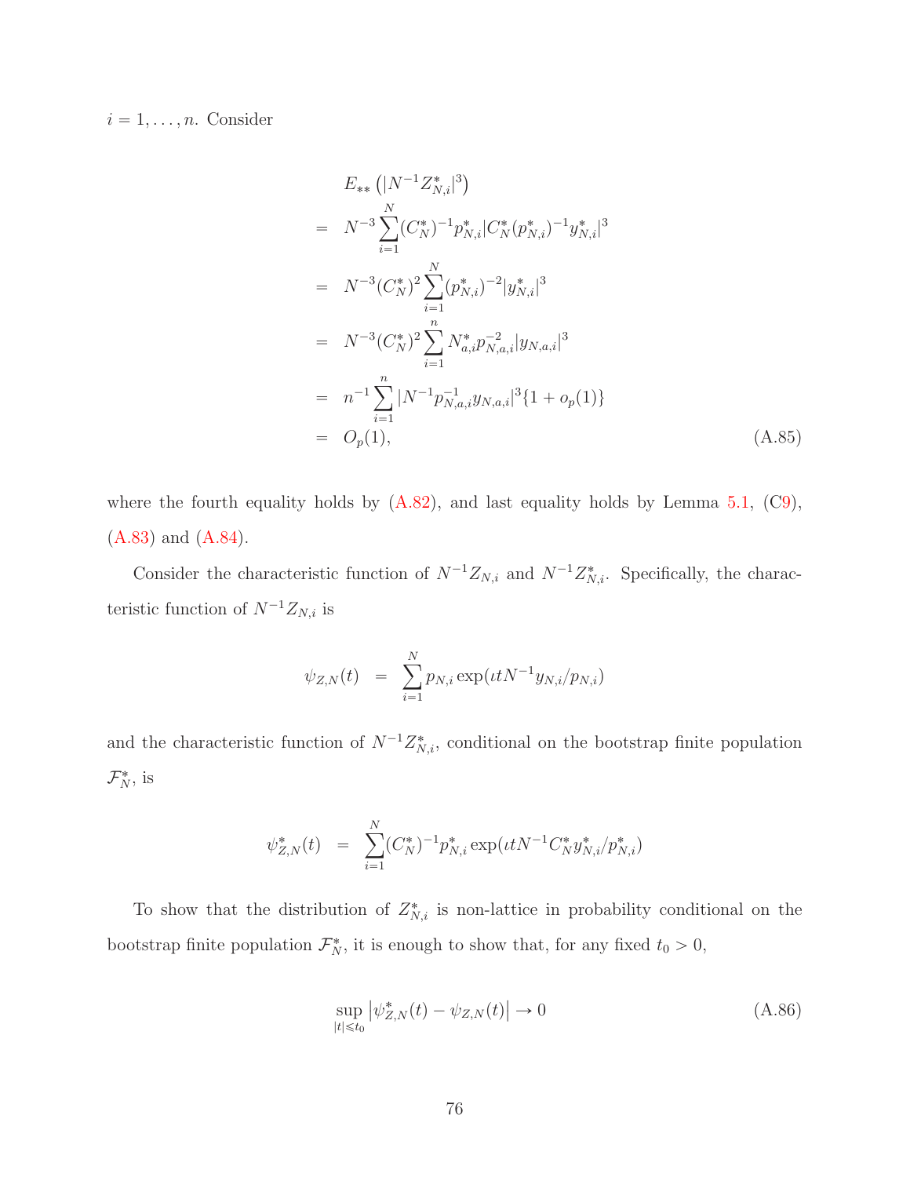$i = 1, \ldots, n$. Consider

$$
\begin{aligned}
& E_{**}\left(|N^{-1}Z^*_{N,i}|^3\right) \\
= \;& N^{-3}\sum_{i=1}^{N}(C^*_N)^{-1}p^*_{N,i}|C^*_N(p^*_{N,i})^{-1}y^*_{N,i}|^3 \\
= \;& N^{-3}(C^*_N)^2\sum_{i=1}^{N}(p^*_{N,i})^{-2}|y^*_{N,i}|^3 \\
= \;& N^{-3}(C^*_N)^2\sum_{i=1}^{n}N^*_{a,i}p^{-2}_{N,a,i}|y_{N,a,i}|^3 \\
= \;& n^{-1}\sum_{i=1}^{n}|N^{-1}p^{-1}_{N,a,i}y_{N,a,i}|^3\{1+o_p(1)\} \\
= \;& O_p(1), \qquad\qquad\qquad\qquad\qquad\qquad\qquad\qquad\qquad\qquad\qquad\qquad\qquad \text{(A.85)}
\end{aligned}
$$

where the fourth equality holds by (A.82), and last equality holds by Lemma 5.1, (C9), (A.83) and (A.84).

Consider the characteristic function of $N^{-1}Z_{N,i}$ and $N^{-1}Z^*_{N,i}$. Specifically, the characteristic function of $N^{-1}Z_{N,i}$ is

$$
\psi_{Z,N}(t) \;=\; \sum_{i=1}^{N}p_{N,i}\exp(\iota t N^{-1}y_{N,i}/p_{N,i})
$$

and the characteristic function of $N^{-1}Z^*_{N,i}$, conditional on the bootstrap finite population $\mathcal{F}^*_N$, is

$$
\psi^*_{Z,N}(t) \;=\; \sum_{i=1}^{N}(C^*_N)^{-1}p^*_{N,i}\exp(\iota t N^{-1}C^*_N y^*_{N,i}/p^*_{N,i})
$$

To show that the distribution of $Z^*_{N,i}$ is non-lattice in probability conditional on the bootstrap finite population $\mathcal{F}^*_N$, it is enough to show that, for any fixed $t_0 > 0$,

$$
\sup_{|t|\leqslant t_0}\left|\psi^*_{Z,N}(t) - \psi_{Z,N}(t)\right| \to 0 \qquad \text{(A.86)}
$$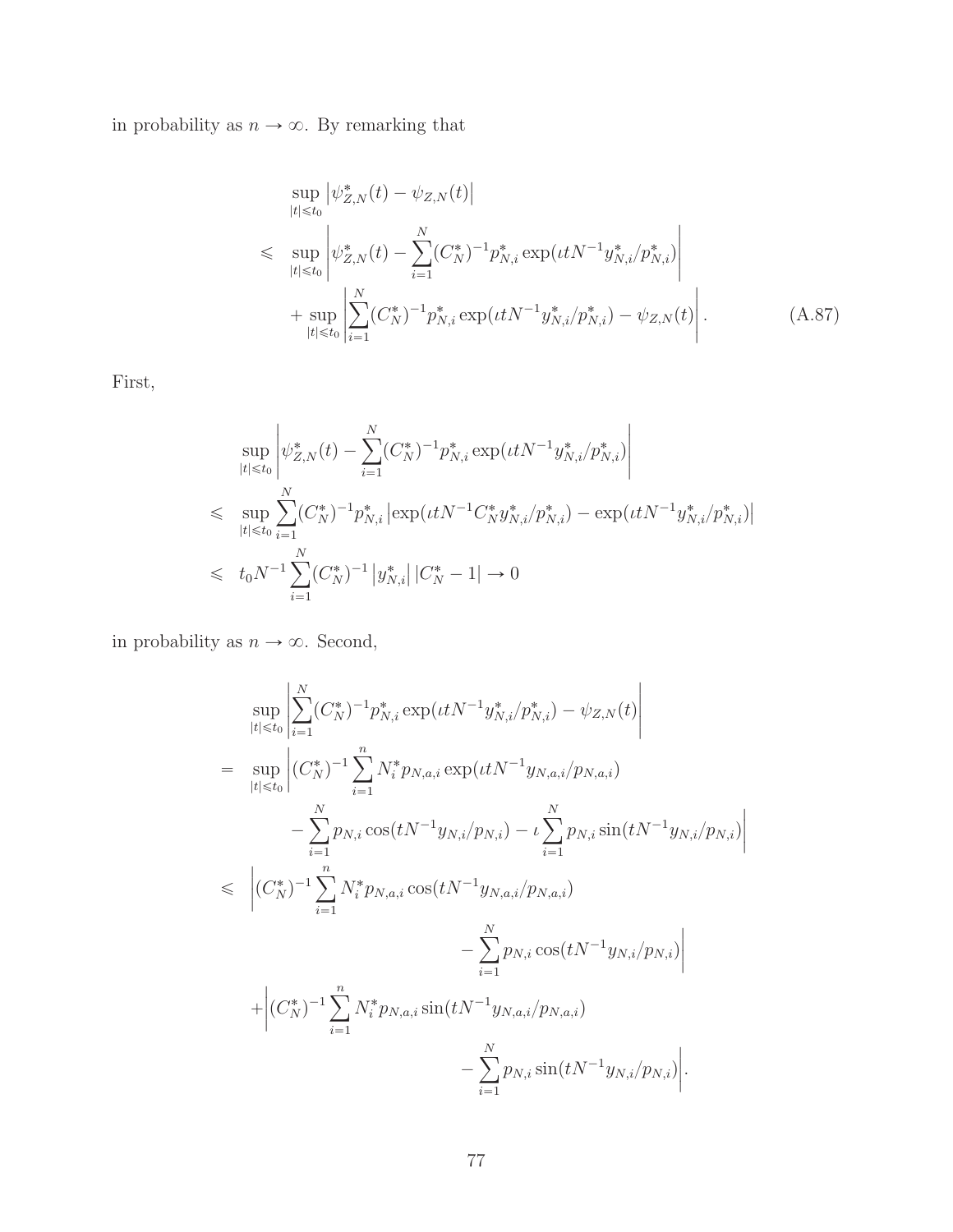in probability as $n \to \infty$. By remarking that

$$
\begin{aligned}
&\sup_{|t|\leqslant t_0} \left|\psi^*_{Z,N}(t) - \psi_{Z,N}(t)\right| \\
\leqslant\ & \sup_{|t|\leqslant t_0} \left|\psi^*_{Z,N}(t) - \sum_{i=1}^{N} (C^*_N)^{-1} p^*_{N,i} \exp(\iota t N^{-1} y^*_{N,i}/p^*_{N,i})\right| \\
&+ \sup_{|t|\leqslant t_0} \left|\sum_{i=1}^{N} (C^*_N)^{-1} p^*_{N,i} \exp(\iota t N^{-1} y^*_{N,i}/p^*_{N,i}) - \psi_{Z,N}(t)\right|. \qquad \text{(A.87)}
\end{aligned}
$$

First,

$$
\begin{aligned}
&\sup_{|t|\leqslant t_0} \left|\psi^*_{Z,N}(t) - \sum_{i=1}^{N} (C^*_N)^{-1} p^*_{N,i} \exp(\iota t N^{-1} y^*_{N,i}/p^*_{N,i})\right| \\
\leqslant\ & \sup_{|t|\leqslant t_0} \sum_{i=1}^{N} (C^*_N)^{-1} p^*_{N,i} \left|\exp(\iota t N^{-1} C^*_N y^*_{N,i}/p^*_{N,i}) - \exp(\iota t N^{-1} y^*_{N,i}/p^*_{N,i})\right| \\
\leqslant\ & t_0 N^{-1} \sum_{i=1}^{N} (C^*_N)^{-1} \left|y^*_{N,i}\right| \left|C^*_N - 1\right| \to 0
\end{aligned}
$$

in probability as $n \to \infty$. Second,

$$
\begin{aligned}
&\sup_{|t|\leqslant t_0} \left|\sum_{i=1}^{N} (C^*_N)^{-1} p^*_{N,i} \exp(\iota t N^{-1} y^*_{N,i}/p^*_{N,i}) - \psi_{Z,N}(t)\right| \\
=\ & \sup_{|t|\leqslant t_0} \Bigg|(C^*_N)^{-1} \sum_{i=1}^{n} N^*_i p_{N,a,i} \exp(\iota t N^{-1} y_{N,a,i}/p_{N,a,i}) \\
&\qquad - \sum_{i=1}^{N} p_{N,i} \cos(t N^{-1} y_{N,i}/p_{N,i}) - \iota \sum_{i=1}^{N} p_{N,i} \sin(t N^{-1} y_{N,i}/p_{N,i})\Bigg| \\
\leqslant\ & \Bigg|(C^*_N)^{-1} \sum_{i=1}^{n} N^*_i p_{N,a,i} \cos(t N^{-1} y_{N,a,i}/p_{N,a,i}) \\
&\qquad\qquad - \sum_{i=1}^{N} p_{N,i} \cos(t N^{-1} y_{N,i}/p_{N,i})\Bigg| \\
&+ \Bigg|(C^*_N)^{-1} \sum_{i=1}^{n} N^*_i p_{N,a,i} \sin(t N^{-1} y_{N,a,i}/p_{N,a,i}) \\
&\qquad\qquad - \sum_{i=1}^{N} p_{N,i} \sin(t N^{-1} y_{N,i}/p_{N,i})\Bigg|.
\end{aligned}
$$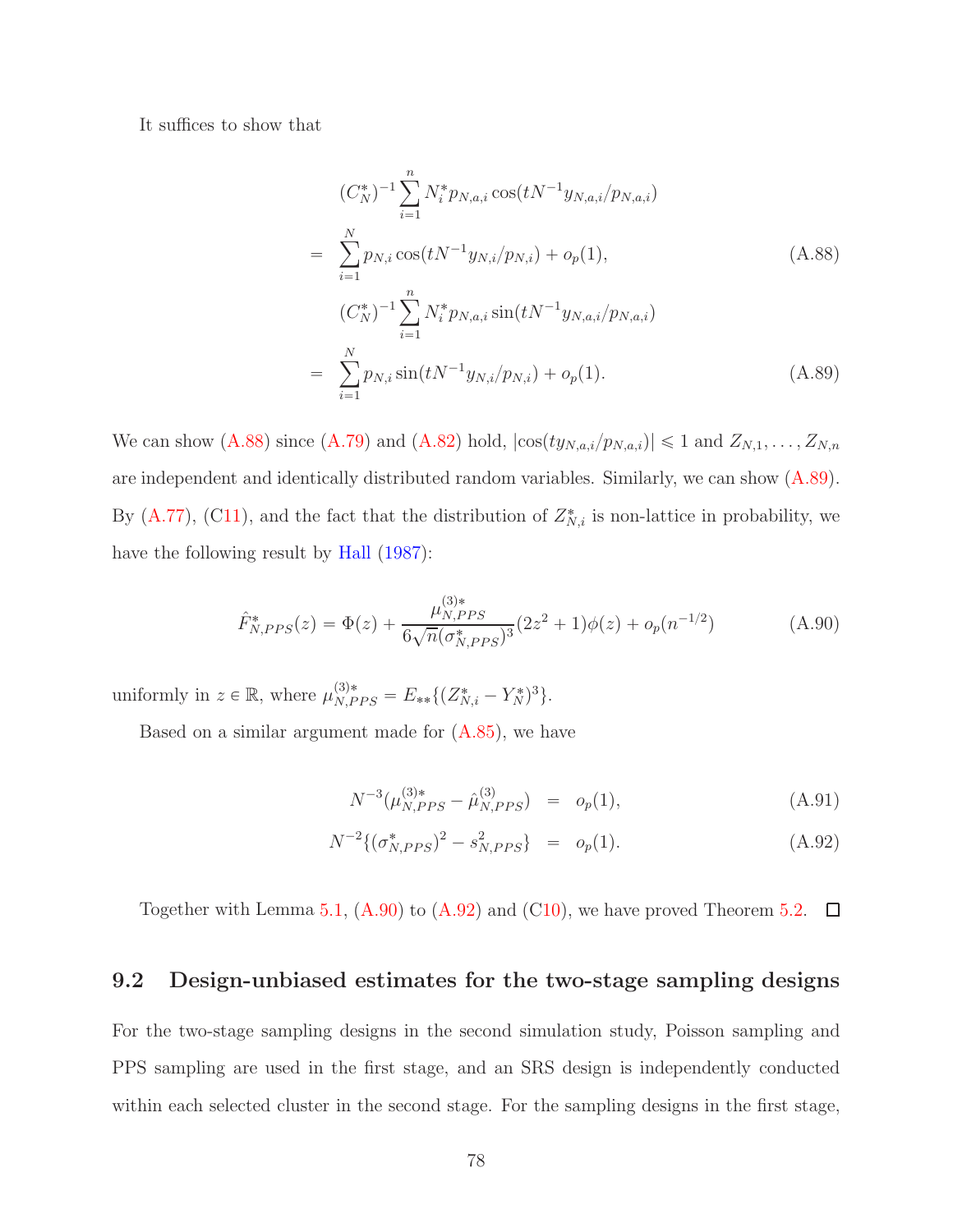It suffices to show that

$$
\begin{aligned}
& (C_N^*)^{-1} \sum_{i=1}^{n} N_i^* p_{N,a,i} \cos(tN^{-1} y_{N,a,i}/p_{N,a,i}) \\
= \;& \sum_{i=1}^{N} p_{N,i} \cos(tN^{-1} y_{N,i}/p_{N,i}) + o_p(1), \qquad \text{(A.88)} \\
& (C_N^*)^{-1} \sum_{i=1}^{n} N_i^* p_{N,a,i} \sin(tN^{-1} y_{N,a,i}/p_{N,a,i}) \\
= \;& \sum_{i=1}^{N} p_{N,i} \sin(tN^{-1} y_{N,i}/p_{N,i}) + o_p(1). \qquad \text{(A.89)}
\end{aligned}
$$

We can show (A.88) since (A.79) and (A.82) hold, $|\cos(ty_{N,a,i}/p_{N,a,i})| \leqslant 1$ and $Z_{N,1}, \ldots, Z_{N,n}$ are independent and identically distributed random variables. Similarly, we can show (A.89). By (A.77), (C11), and the fact that the distribution of $Z_{N,i}^*$ is non-lattice in probability, we have the following result by Hall (1987):

$$
\hat{F}_{N,PPS}^*(z) = \Phi(z) + \frac{\mu_{N,PPS}^{(3)*}}{6\sqrt{n}(\sigma_{N,PPS}^*)^3}(2z^2+1)\phi(z) + o_p(n^{-1/2}) \qquad \text{(A.90)}
$$

uniformly in $z \in \mathbb{R}$, where $\mu_{N,PPS}^{(3)*} = E_{**}\{(Z_{N,i}^* - Y_N^*)^3\}$.

Based on a similar argument made for (A.85), we have

$$
N^{-3}(\mu_{N,PPS}^{(3)*} - \hat{\mu}_{N,PPS}^{(3)}) = o_p(1), \qquad \text{(A.91)}
$$

$$
N^{-2}\{(\sigma_{N,PPS}^*)^2 - s_{N,PPS}^2\} = o_p(1). \qquad \text{(A.92)}
$$

Together with Lemma 5.1, (A.90) to (A.92) and (C10), we have proved Theorem 5.2. ☐

## 9.2 Design-unbiased estimates for the two-stage sampling designs

For the two-stage sampling designs in the second simulation study, Poisson sampling and PPS sampling are used in the first stage, and an SRS design is independently conducted within each selected cluster in the second stage. For the sampling designs in the first stage,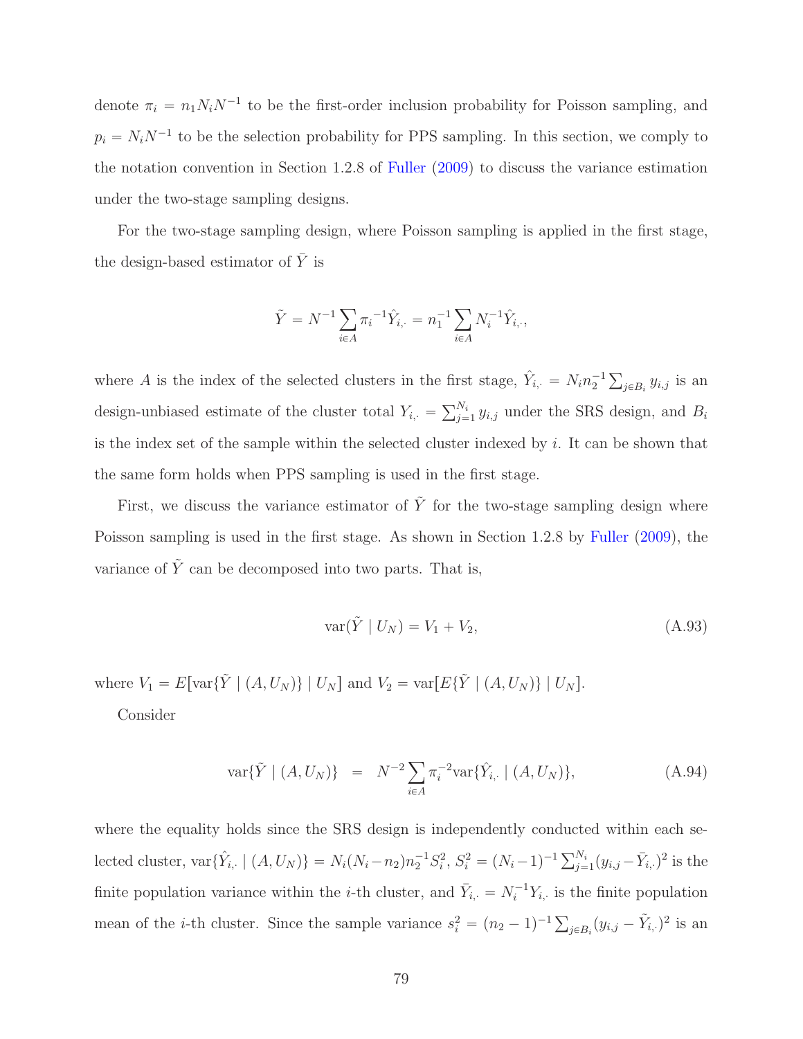denote $\pi_i = n_1 N_i N^{-1}$ to be the first-order inclusion probability for Poisson sampling, and $p_i = N_i N^{-1}$ to be the selection probability for PPS sampling. In this section, we comply to the notation convention in Section 1.2.8 of Fuller (2009) to discuss the variance estimation under the two-stage sampling designs.

For the two-stage sampling design, where Poisson sampling is applied in the first stage, the design-based estimator of $\bar{Y}$ is

$$\tilde{Y} = N^{-1} \sum_{i \in A} {\pi_i}^{-1} \hat{Y}_{i,\cdot} = n_1^{-1} \sum_{i \in A} N_i^{-1} \hat{Y}_{i,\cdot},$$

where $A$ is the index of the selected clusters in the first stage, $\hat{Y}_{i,\cdot} = N_i n_2^{-1} \sum_{j \in B_i} y_{i,j}$ is an design-unbiased estimate of the cluster total $Y_{i,\cdot} = \sum_{j=1}^{N_i} y_{i,j}$ under the SRS design, and $B_i$ is the index set of the sample within the selected cluster indexed by $i$. It can be shown that the same form holds when PPS sampling is used in the first stage.

First, we discuss the variance estimator of $\tilde{Y}$ for the two-stage sampling design where Poisson sampling is used in the first stage. As shown in Section 1.2.8 by Fuller (2009), the variance of $\tilde{Y}$ can be decomposed into two parts. That is,

$$\text{var}(\tilde{Y} \mid U_N) = V_1 + V_2, \tag{A.93}$$

where $V_1 = E[\text{var}\{\tilde{Y} \mid (A, U_N)\} \mid U_N]$ and $V_2 = \text{var}[E\{\tilde{Y} \mid (A, U_N)\} \mid U_N]$.

Consider

$$\text{var}\{\tilde{Y} \mid (A, U_N)\} \;\; = \;\; N^{-2} \sum_{i \in A} \pi_i^{-2} \text{var}\{\hat{Y}_{i,\cdot} \mid (A, U_N)\}, \tag{A.94}$$

where the equality holds since the SRS design is independently conducted within each selected cluster, $\text{var}\{\hat{Y}_{i,\cdot} \mid (A, U_N)\} = N_i(N_i - n_2) n_2^{-1} S_i^2$, $S_i^2 = (N_i - 1)^{-1} \sum_{j=1}^{N_i} (y_{i,j} - \bar{Y}_{i,\cdot})^2$ is the finite population variance within the $i$-th cluster, and $\bar{Y}_{i,\cdot} = N_i^{-1} Y_{i,\cdot}$ is the finite population mean of the $i$-th cluster. Since the sample variance $s_i^2 = (n_2 - 1)^{-1} \sum_{j \in B_i} (y_{i,j} - \tilde{Y}_{i,\cdot})^2$ is an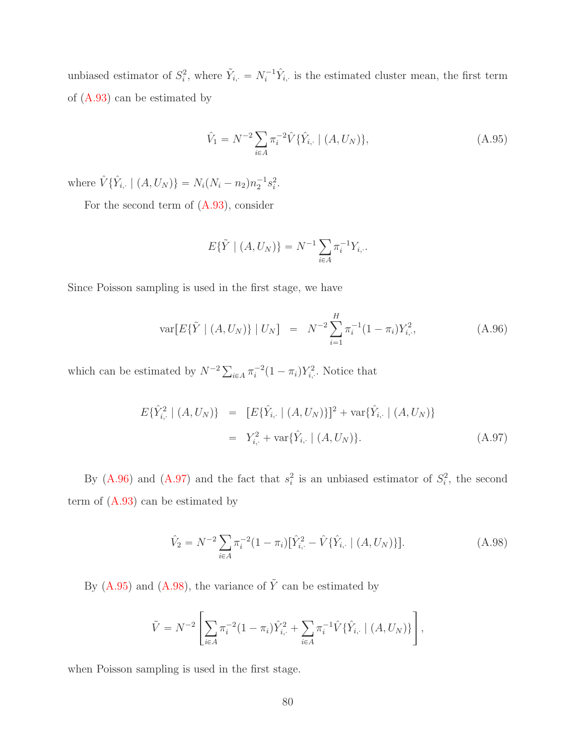unbiased estimator of $S_i^2$, where $\tilde{Y}_{i,\cdot} = N_i^{-1}\hat{Y}_{i,\cdot}$ is the estimated cluster mean, the first term of (A.93) can be estimated by

$$\hat{V}_1 = N^{-2}\sum_{i\in A}\pi_i^{-2}\hat{V}\{\hat{Y}_{i,\cdot} \mid (A, U_N)\}, \tag{A.95}$$

where $\hat{V}\{\hat{Y}_{i,\cdot} \mid (A, U_N)\} = N_i(N_i - n_2)n_2^{-1}s_i^2$.

For the second term of (A.93), consider

$$E\{\tilde{Y} \mid (A, U_N)\} = N^{-1}\sum_{i\in A}\pi_i^{-1}Y_{i,\cdot}.$$

Since Poisson sampling is used in the first stage, we have

$$\text{var}[E\{\tilde{Y} \mid (A, U_N)\} \mid U_N] \;=\; N^{-2}\sum_{i=1}^{H}\pi_i^{-1}(1-\pi_i)Y_{i,\cdot}^2, \tag{A.96}$$

which can be estimated by $N^{-2}\sum_{i\in A}\pi_i^{-2}(1-\pi_i)Y_{i,\cdot}^2$. Notice that

$$\begin{aligned}
E\{\hat{Y}_{i,\cdot}^2 \mid (A, U_N)\} &= [E\{\hat{Y}_{i,\cdot} \mid (A, U_N)\}]^2 + \text{var}\{\hat{Y}_{i,\cdot} \mid (A, U_N)\} \\
&= Y_{i,\cdot}^2 + \text{var}\{\hat{Y}_{i,\cdot} \mid (A, U_N)\}.
\end{aligned} \tag{A.97}$$

By (A.96) and (A.97) and the fact that $s_i^2$ is an unbiased estimator of $S_i^2$, the second term of (A.93) can be estimated by

$$\hat{V}_2 = N^{-2}\sum_{i\in A}\pi_i^{-2}(1-\pi_i)[\hat{Y}_{i,\cdot}^2 - \hat{V}\{\hat{Y}_{i,\cdot} \mid (A, U_N)\}]. \tag{A.98}$$

By (A.95) and (A.98), the variance of $\tilde{Y}$ can be estimated by

$$\tilde{V} = N^{-2}\left[\sum_{i\in A}\pi_i^{-2}(1-\pi_i)\hat{Y}_{i,\cdot}^2 + \sum_{i\in A}\pi_i^{-1}\hat{V}\{\hat{Y}_{i,\cdot} \mid (A, U_N)\}\right],$$

when Poisson sampling is used in the first stage.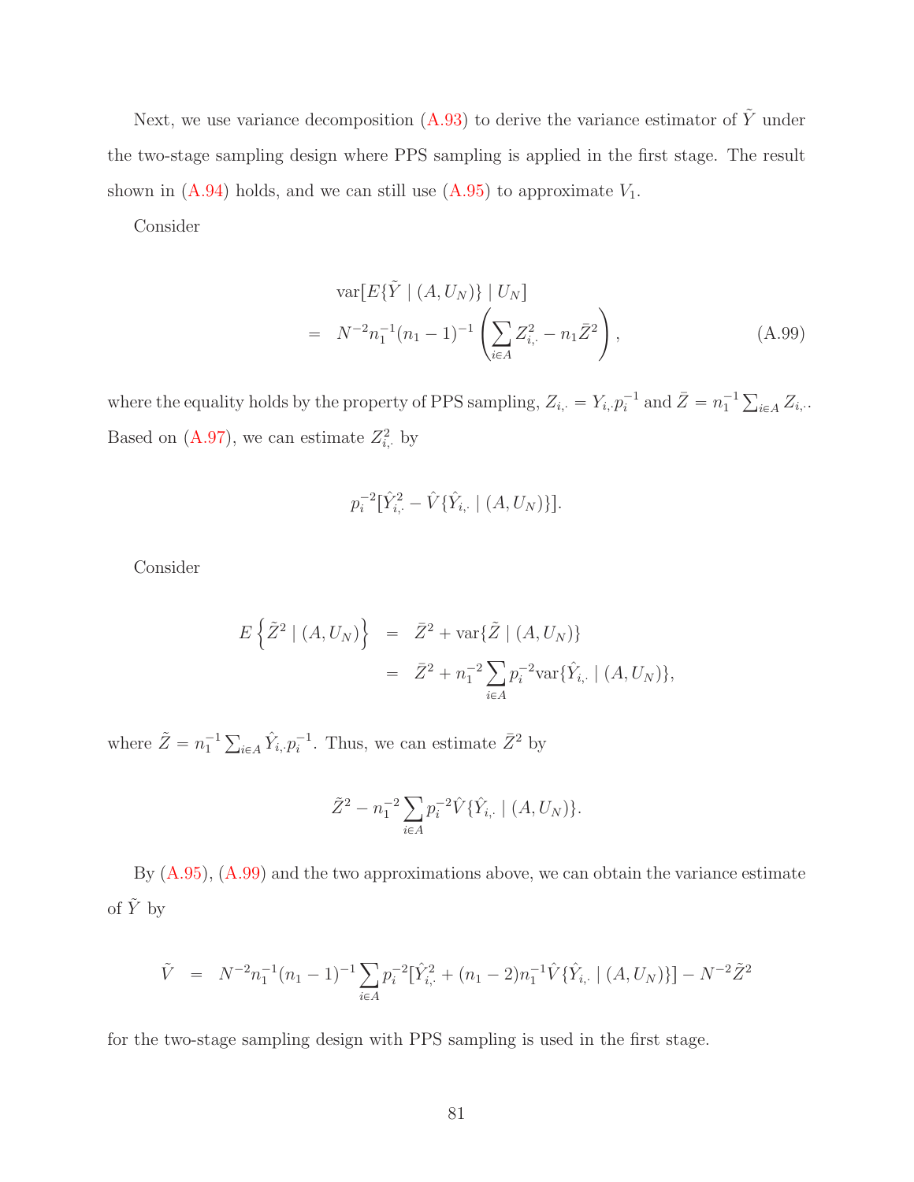Next, we use variance decomposition (A.93) to derive the variance estimator of $\tilde{Y}$ under the two-stage sampling design where PPS sampling is applied in the first stage. The result shown in (A.94) holds, and we can still use (A.95) to approximate $V_1$.

Consider

$$
\begin{aligned}
& \operatorname{var}[E\{\tilde{Y} \mid (A, U_N)\} \mid U_N] \\
= \;& N^{-2} n_1^{-1}(n_1-1)^{-1}\left(\sum_{i\in A} Z_{i,\cdot}^2 - n_1 \bar{Z}^2\right), \qquad \text{(A.99)}
\end{aligned}
$$

where the equality holds by the property of PPS sampling, $Z_{i,\cdot} = Y_{i,\cdot} p_i^{-1}$ and $\bar{Z} = n_1^{-1}\sum_{i\in A} Z_{i,\cdot}$. Based on (A.97), we can estimate $Z_{i,\cdot}^2$ by

$$
p_i^{-2}[\hat{Y}_{i,\cdot}^2 - \hat{V}\{\hat{Y}_{i,\cdot} \mid (A, U_N)\}].
$$

Consider

$$
\begin{aligned}
E\left\{\tilde{Z}^2 \mid (A, U_N)\right\} &= \bar{Z}^2 + \operatorname{var}\{\tilde{Z} \mid (A, U_N)\} \\
&= \bar{Z}^2 + n_1^{-2}\sum_{i\in A} p_i^{-2} \operatorname{var}\{\hat{Y}_{i,\cdot} \mid (A, U_N)\},
\end{aligned}
$$

where $\tilde{Z} = n_1^{-1}\sum_{i\in A}\hat{Y}_{i,\cdot} p_i^{-1}$. Thus, we can estimate $\bar{Z}^2$ by

$$
\tilde{Z}^2 - n_1^{-2}\sum_{i\in A} p_i^{-2}\hat{V}\{\hat{Y}_{i,\cdot} \mid (A, U_N)\}.
$$

By (A.95), (A.99) and the two approximations above, we can obtain the variance estimate of $\tilde{Y}$ by

$$
\tilde{V} = N^{-2} n_1^{-1}(n_1-1)^{-1}\sum_{i\in A} p_i^{-2}[\hat{Y}_{i,\cdot}^2 + (n_1-2)n_1^{-1}\hat{V}\{\hat{Y}_{i,\cdot} \mid (A, U_N)\}] - N^{-2}\tilde{Z}^2
$$

for the two-stage sampling design with PPS sampling is used in the first stage.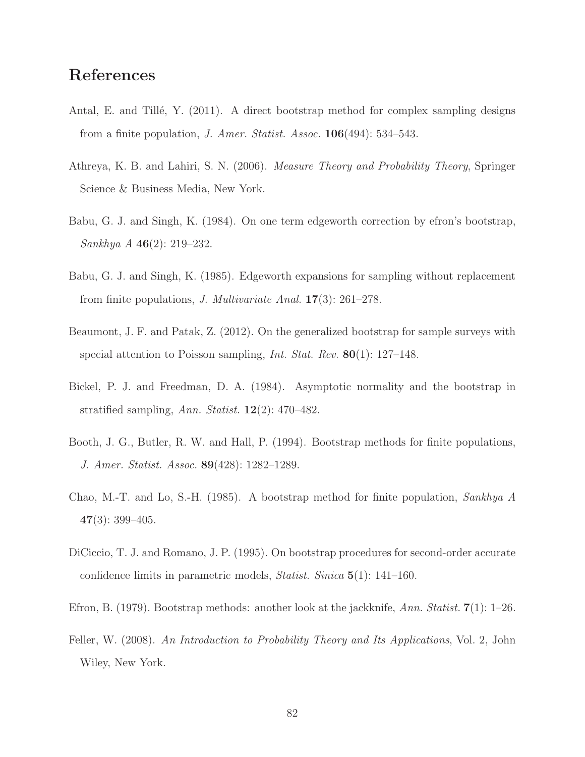# References

Antal, E. and Tillé, Y. (2011). A direct bootstrap method for complex sampling designs from a finite population, *J. Amer. Statist. Assoc.* **106**(494): 534–543.

Athreya, K. B. and Lahiri, S. N. (2006). *Measure Theory and Probability Theory*, Springer Science & Business Media, New York.

Babu, G. J. and Singh, K. (1984). On one term edgeworth correction by efron's bootstrap, *Sankhya A* **46**(2): 219–232.

Babu, G. J. and Singh, K. (1985). Edgeworth expansions for sampling without replacement from finite populations, *J. Multivariate Anal.* **17**(3): 261–278.

Beaumont, J. F. and Patak, Z. (2012). On the generalized bootstrap for sample surveys with special attention to Poisson sampling, *Int. Stat. Rev.* **80**(1): 127–148.

Bickel, P. J. and Freedman, D. A. (1984). Asymptotic normality and the bootstrap in stratified sampling, *Ann. Statist.* **12**(2): 470–482.

Booth, J. G., Butler, R. W. and Hall, P. (1994). Bootstrap methods for finite populations, *J. Amer. Statist. Assoc.* **89**(428): 1282–1289.

Chao, M.-T. and Lo, S.-H. (1985). A bootstrap method for finite population, *Sankhya A* **47**(3): 399–405.

DiCiccio, T. J. and Romano, J. P. (1995). On bootstrap procedures for second-order accurate confidence limits in parametric models, *Statist. Sinica* **5**(1): 141–160.

Efron, B. (1979). Bootstrap methods: another look at the jackknife, *Ann. Statist.* **7**(1): 1–26.

Feller, W. (2008). *An Introduction to Probability Theory and Its Applications*, Vol. 2, John Wiley, New York.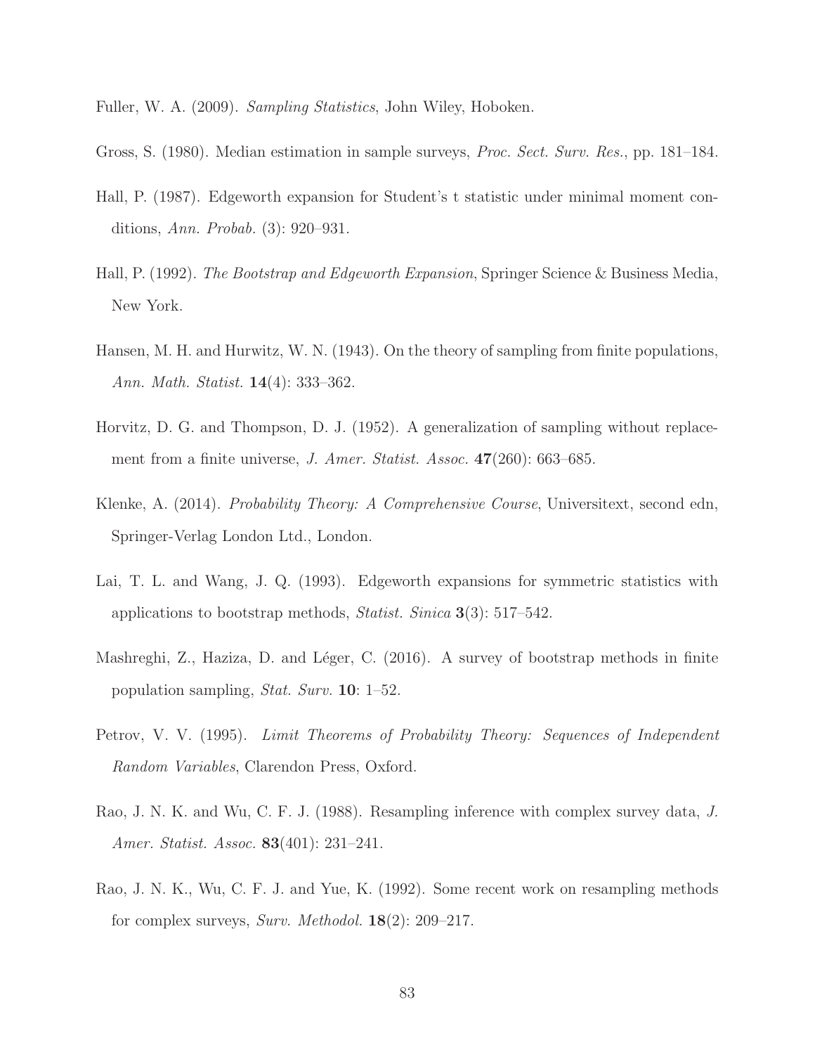Fuller, W. A. (2009). *Sampling Statistics*, John Wiley, Hoboken.

Gross, S. (1980). Median estimation in sample surveys, *Proc. Sect. Surv. Res.*, pp. 181–184.

Hall, P. (1987). Edgeworth expansion for Student's t statistic under minimal moment conditions, *Ann. Probab.* (3): 920–931.

Hall, P. (1992). *The Bootstrap and Edgeworth Expansion*, Springer Science & Business Media, New York.

Hansen, M. H. and Hurwitz, W. N. (1943). On the theory of sampling from finite populations, *Ann. Math. Statist.* **14**(4): 333–362.

Horvitz, D. G. and Thompson, D. J. (1952). A generalization of sampling without replacement from a finite universe, *J. Amer. Statist. Assoc.* **47**(260): 663–685.

Klenke, A. (2014). *Probability Theory: A Comprehensive Course*, Universitext, second edn, Springer-Verlag London Ltd., London.

Lai, T. L. and Wang, J. Q. (1993). Edgeworth expansions for symmetric statistics with applications to bootstrap methods, *Statist. Sinica* **3**(3): 517–542.

Mashreghi, Z., Haziza, D. and Léger, C. (2016). A survey of bootstrap methods in finite population sampling, *Stat. Surv.* **10**: 1–52.

Petrov, V. V. (1995). *Limit Theorems of Probability Theory: Sequences of Independent Random Variables*, Clarendon Press, Oxford.

Rao, J. N. K. and Wu, C. F. J. (1988). Resampling inference with complex survey data, *J. Amer. Statist. Assoc.* **83**(401): 231–241.

Rao, J. N. K., Wu, C. F. J. and Yue, K. (1992). Some recent work on resampling methods for complex surveys, *Surv. Methodol.* **18**(2): 209–217.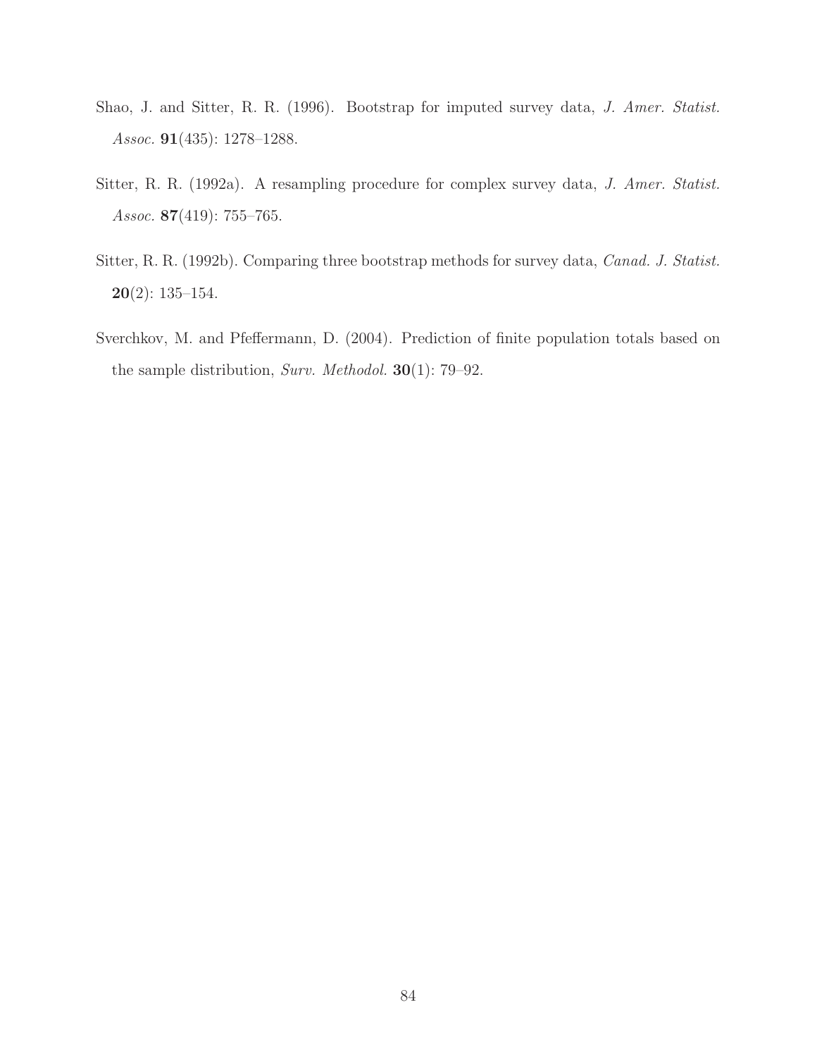Shao, J. and Sitter, R. R. (1996). Bootstrap for imputed survey data, *J. Amer. Statist. Assoc.* **91**(435): 1278–1288.

Sitter, R. R. (1992a). A resampling procedure for complex survey data, *J. Amer. Statist. Assoc.* **87**(419): 755–765.

Sitter, R. R. (1992b). Comparing three bootstrap methods for survey data, *Canad. J. Statist.* **20**(2): 135–154.

Sverchkov, M. and Pfeffermann, D. (2004). Prediction of finite population totals based on the sample distribution, *Surv. Methodol.* **30**(1): 79–92.